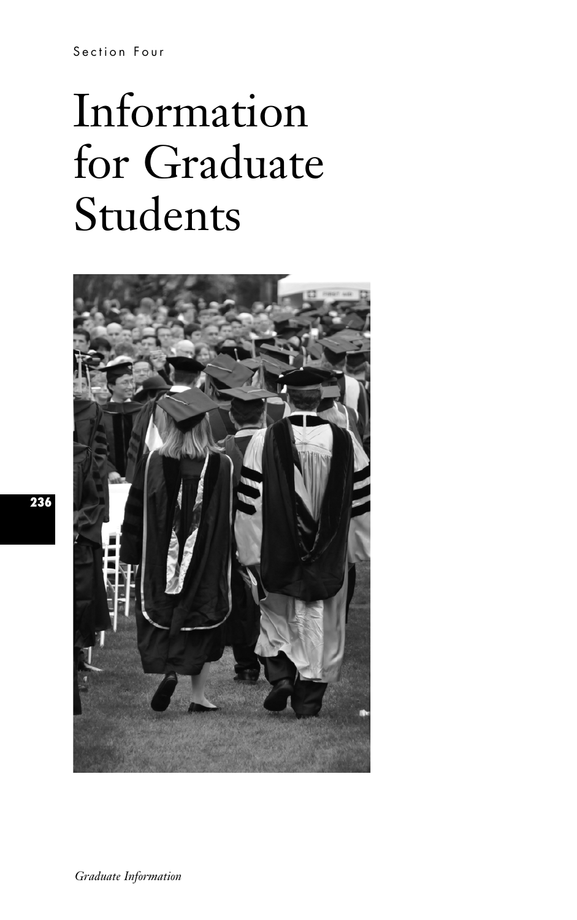Section Four

# Information for Graduate Students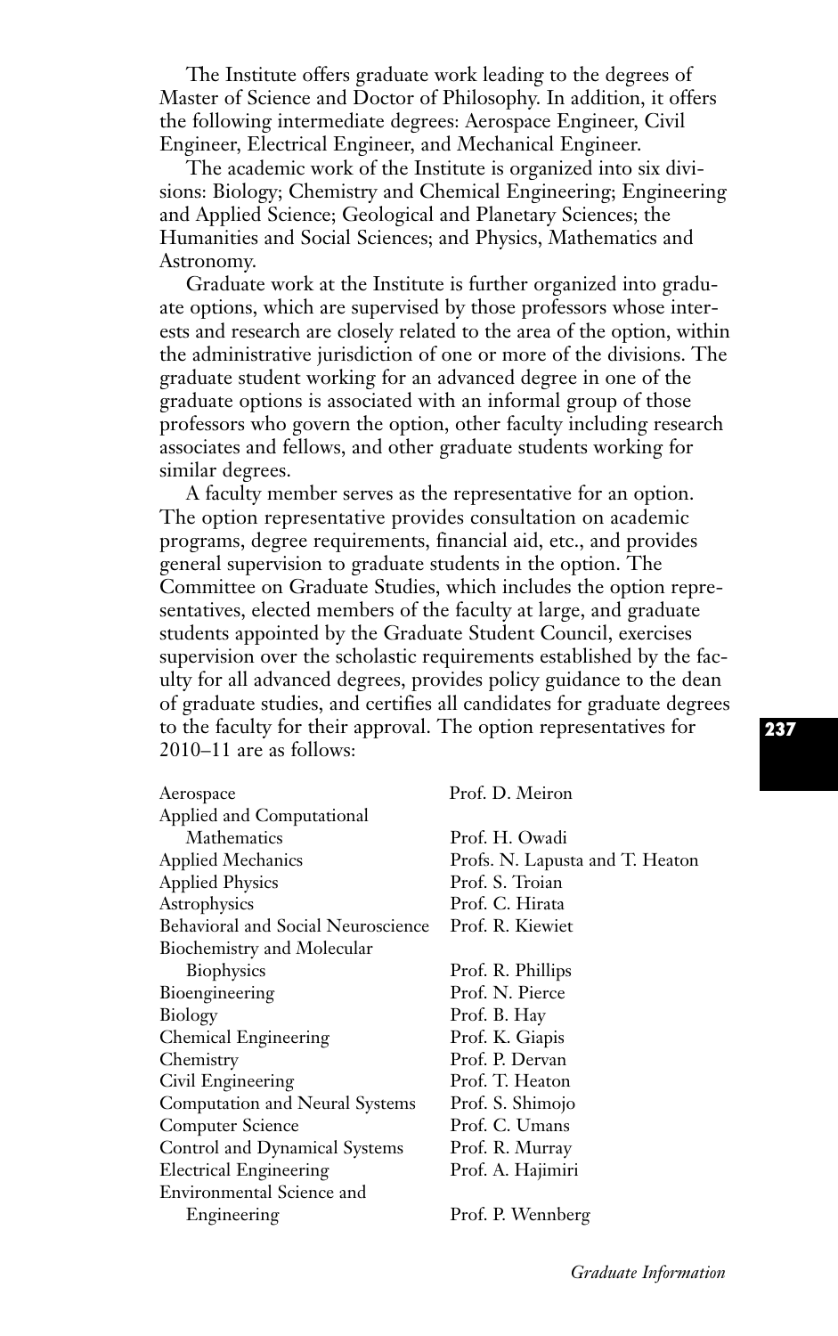The Institute offers graduate work leading to the degrees of Master of Science and Doctor of Philosophy. In addition, it offers the following intermediate degrees: Aerospace Engineer, Civil Engineer, Electrical Engineer, and Mechanical Engineer.

The academic work of the Institute is organized into six divisions: Biology; Chemistry and Chemical Engineering; Engineering and Applied Science; Geological and Planetary Sciences; the Humanities and Social Sciences; and Physics, Mathematics and Astronomy.

Graduate work at the Institute is further organized into graduate options, which are supervised by those professors whose interests and research are closely related to the area of the option, within the administrative jurisdiction of one or more of the divisions. The graduate student working for an advanced degree in one of the graduate options is associated with an informal group of those professors who govern the option, other faculty including research associates and fellows, and other graduate students working for similar degrees.

A faculty member serves as the representative for an option. The option representative provides consultation on academic programs, degree requirements, financial aid, etc., and provides general supervision to graduate students in the option. The Committee on Graduate Studies, which includes the option representatives, elected members of the faculty at large, and graduate students appointed by the Graduate Student Council, exercises supervision over the scholastic requirements established by the faculty for all advanced degrees, provides policy guidance to the dean of graduate studies, and certifies all candidates for graduate degrees to the faculty for their approval. The option representatives for 2010–11 are as follows:

| Option | Representative |
|---|---|
| Aerospace | Prof. D. Meiron |
| Applied and Computational Mathematics | Prof. H. Owadi |
| Applied Mechanics | Profs. N. Lapusta and T. Heaton |
| Applied Physics | Prof. S. Troian |
| Astrophysics | Prof. C. Hirata |
| Behavioral and Social Neuroscience | Prof. R. Kiewiet |
| Biochemistry and Molecular Biophysics | Prof. R. Phillips |
| Bioengineering | Prof. N. Pierce |
| Biology | Prof. B. Hay |
| Chemical Engineering | Prof. K. Giapis |
| Chemistry | Prof. P. Dervan |
| Civil Engineering | Prof. T. Heaton |
| Computation and Neural Systems | Prof. S. Shimojo |
| Computer Science | Prof. C. Umans |
| Control and Dynamical Systems | Prof. R. Murray |
| Electrical Engineering | Prof. A. Hajimiri |
| Environmental Science and Engineering | Prof. P. Wennberg |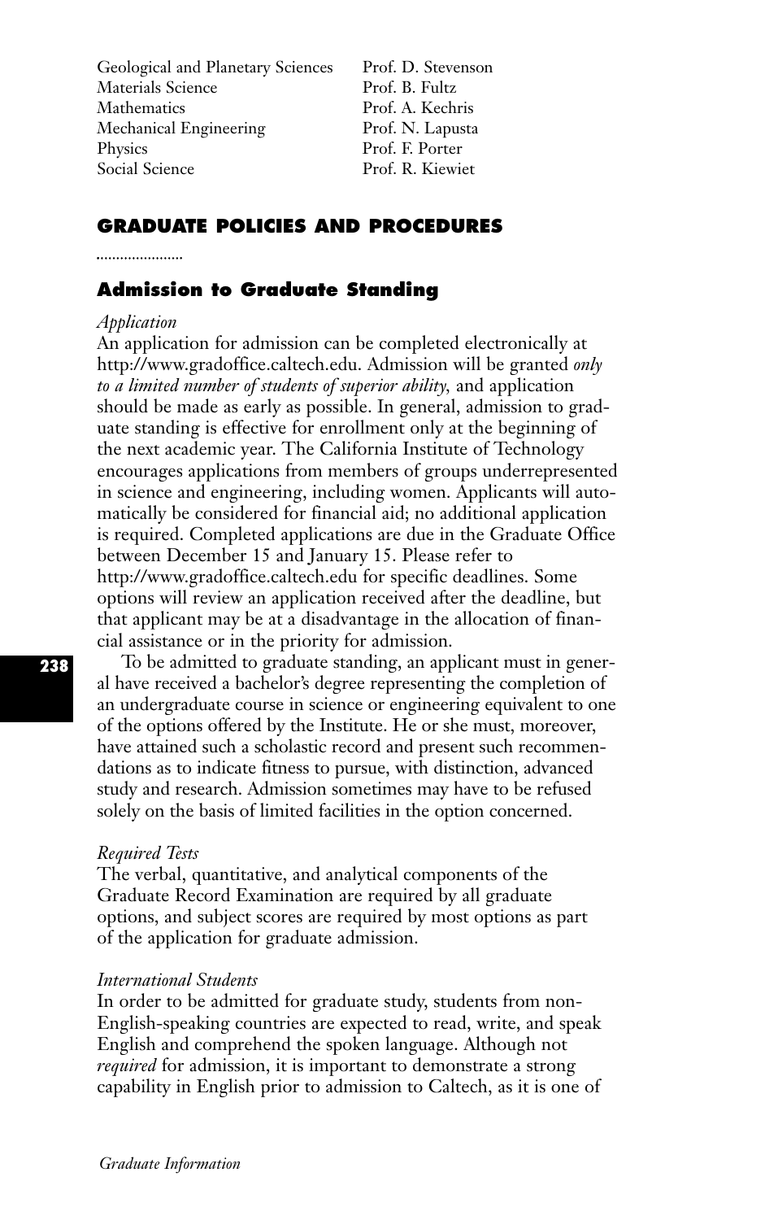| | |
|---|---|
| Geological and Planetary Sciences | Prof. D. Stevenson |
| Materials Science | Prof. B. Fultz |
| Mathematics | Prof. A. Kechris |
| Mechanical Engineering | Prof. N. Lapusta |
| Physics | Prof. F. Porter |
| Social Science | Prof. R. Kiewiet |

## GRADUATE POLICIES AND PROCEDURES

### Admission to Graduate Standing

*Application*

An application for admission can be completed electronically at http://www.gradoffice.caltech.edu. Admission will be granted *only to a limited number of students of superior ability*, and application should be made as early as possible. In general, admission to graduate standing is effective for enrollment only at the beginning of the next academic year. The California Institute of Technology encourages applications from members of groups underrepresented in science and engineering, including women. Applicants will automatically be considered for financial aid; no additional application is required. Completed applications are due in the Graduate Office between December 15 and January 15. Please refer to http://www.gradoffice.caltech.edu for specific deadlines. Some options will review an application received after the deadline, but that applicant may be at a disadvantage in the allocation of financial assistance or in the priority for admission.

To be admitted to graduate standing, an applicant must in general have received a bachelor's degree representing the completion of an undergraduate course in science or engineering equivalent to one of the options offered by the Institute. He or she must, moreover, have attained such a scholastic record and present such recommendations as to indicate fitness to pursue, with distinction, advanced study and research. Admission sometimes may have to be refused solely on the basis of limited facilities in the option concerned.

*Required Tests*

The verbal, quantitative, and analytical components of the Graduate Record Examination are required by all graduate options, and subject scores are required by most options as part of the application for graduate admission.

*International Students*

In order to be admitted for graduate study, students from non-English-speaking countries are expected to read, write, and speak English and comprehend the spoken language. Although not *required* for admission, it is important to demonstrate a strong capability in English prior to admission to Caltech, as it is one of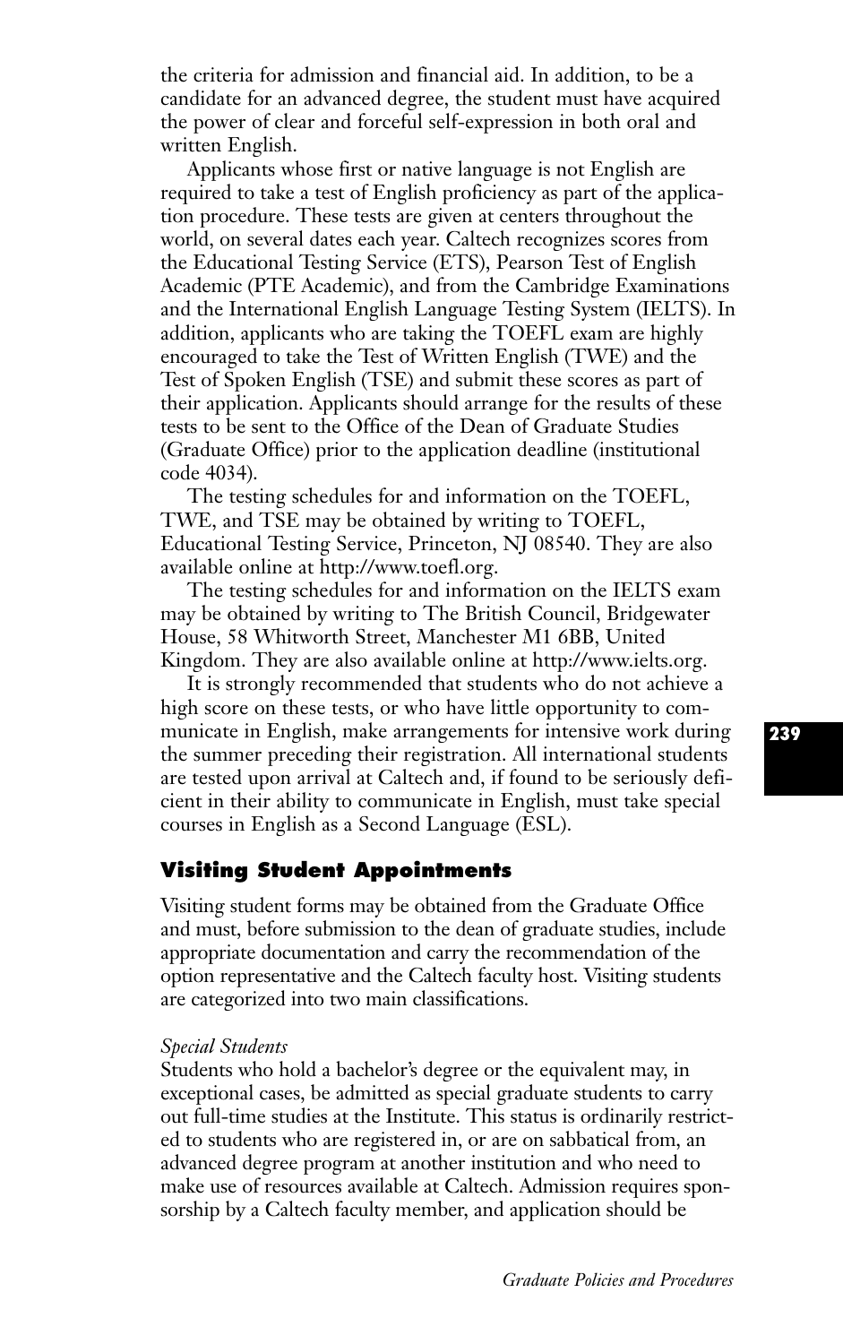the criteria for admission and financial aid. In addition, to be a candidate for an advanced degree, the student must have acquired the power of clear and forceful self-expression in both oral and written English.

Applicants whose first or native language is not English are required to take a test of English proficiency as part of the application procedure. These tests are given at centers throughout the world, on several dates each year. Caltech recognizes scores from the Educational Testing Service (ETS), Pearson Test of English Academic (PTE Academic), and from the Cambridge Examinations and the International English Language Testing System (IELTS). In addition, applicants who are taking the TOEFL exam are highly encouraged to take the Test of Written English (TWE) and the Test of Spoken English (TSE) and submit these scores as part of their application. Applicants should arrange for the results of these tests to be sent to the Office of the Dean of Graduate Studies (Graduate Office) prior to the application deadline (institutional code 4034).

The testing schedules for and information on the TOEFL, TWE, and TSE may be obtained by writing to TOEFL, Educational Testing Service, Princeton, NJ 08540. They are also available online at http://www.toefl.org.

The testing schedules for and information on the IELTS exam may be obtained by writing to The British Council, Bridgewater House, 58 Whitworth Street, Manchester M1 6BB, United Kingdom. They are also available online at http://www.ielts.org.

It is strongly recommended that students who do not achieve a high score on these tests, or who have little opportunity to communicate in English, make arrangements for intensive work during the summer preceding their registration. All international students are tested upon arrival at Caltech and, if found to be seriously deficient in their ability to communicate in English, must take special courses in English as a Second Language (ESL).

## Visiting Student Appointments

Visiting student forms may be obtained from the Graduate Office and must, before submission to the dean of graduate studies, include appropriate documentation and carry the recommendation of the option representative and the Caltech faculty host. Visiting students are categorized into two main classifications.

*Special Students*

Students who hold a bachelor's degree or the equivalent may, in exceptional cases, be admitted as special graduate students to carry out full-time studies at the Institute. This status is ordinarily restricted to students who are registered in, or are on sabbatical from, an advanced degree program at another institution and who need to make use of resources available at Caltech. Admission requires sponsorship by a Caltech faculty member, and application should be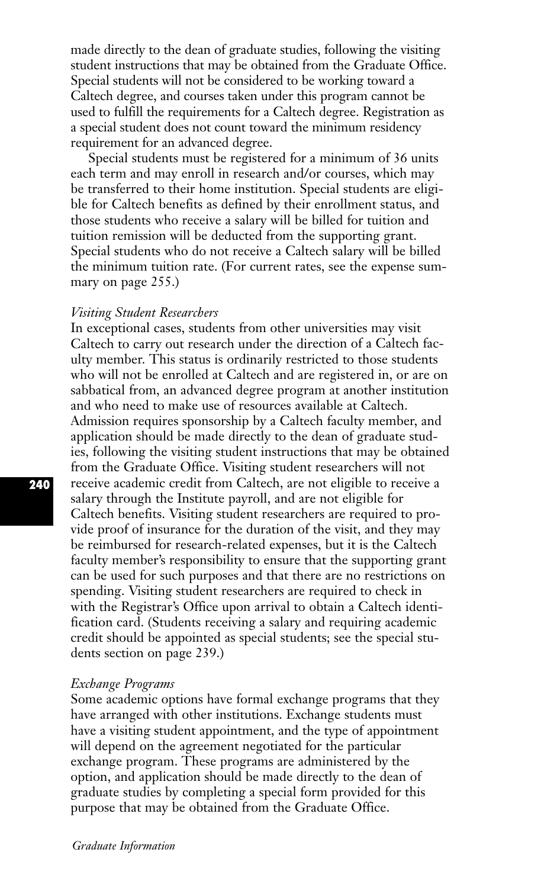made directly to the dean of graduate studies, following the visiting student instructions that may be obtained from the Graduate Office. Special students will not be considered to be working toward a Caltech degree, and courses taken under this program cannot be used to fulfill the requirements for a Caltech degree. Registration as a special student does not count toward the minimum residency requirement for an advanced degree.

Special students must be registered for a minimum of 36 units each term and may enroll in research and/or courses, which may be transferred to their home institution. Special students are eligible for Caltech benefits as defined by their enrollment status, and those students who receive a salary will be billed for tuition and tuition remission will be deducted from the supporting grant. Special students who do not receive a Caltech salary will be billed the minimum tuition rate. (For current rates, see the expense summary on page 255.)

*Visiting Student Researchers*

In exceptional cases, students from other universities may visit Caltech to carry out research under the direction of a Caltech faculty member. This status is ordinarily restricted to those students who will not be enrolled at Caltech and are registered in, or are on sabbatical from, an advanced degree program at another institution and who need to make use of resources available at Caltech. Admission requires sponsorship by a Caltech faculty member, and application should be made directly to the dean of graduate studies, following the visiting student instructions that may be obtained from the Graduate Office. Visiting student researchers will not receive academic credit from Caltech, are not eligible to receive a salary through the Institute payroll, and are not eligible for Caltech benefits. Visiting student researchers are required to provide proof of insurance for the duration of the visit, and they may be reimbursed for research-related expenses, but it is the Caltech faculty member's responsibility to ensure that the supporting grant can be used for such purposes and that there are no restrictions on spending. Visiting student researchers are required to check in with the Registrar's Office upon arrival to obtain a Caltech identification card. (Students receiving a salary and requiring academic credit should be appointed as special students; see the special students section on page 239.)

*Exchange Programs*

Some academic options have formal exchange programs that they have arranged with other institutions. Exchange students must have a visiting student appointment, and the type of appointment will depend on the agreement negotiated for the particular exchange program. These programs are administered by the option, and application should be made directly to the dean of graduate studies by completing a special form provided for this purpose that may be obtained from the Graduate Office.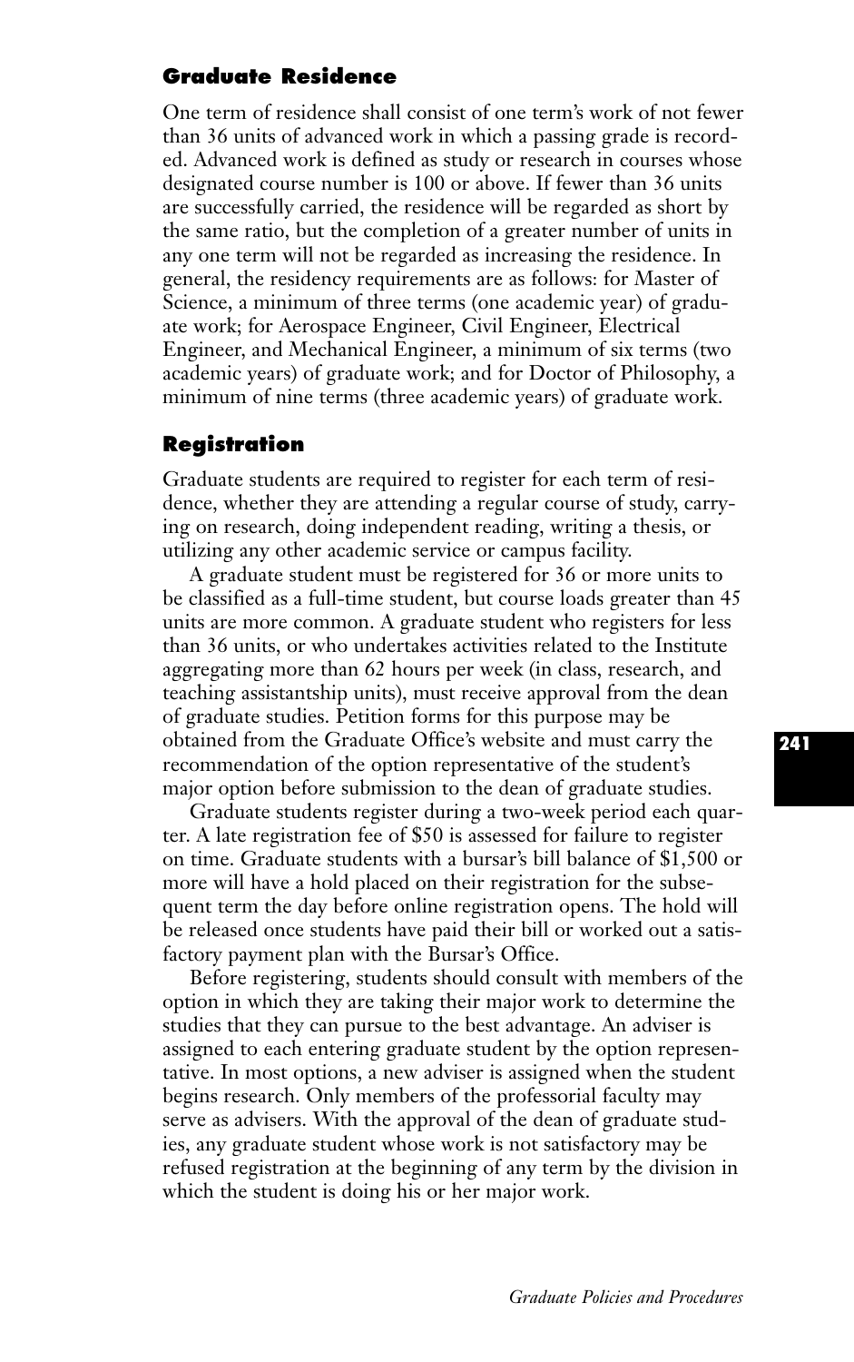## Graduate Residence

One term of residence shall consist of one term's work of not fewer than 36 units of advanced work in which a passing grade is recorded. Advanced work is defined as study or research in courses whose designated course number is 100 or above. If fewer than 36 units are successfully carried, the residence will be regarded as short by the same ratio, but the completion of a greater number of units in any one term will not be regarded as increasing the residence. In general, the residency requirements are as follows: for Master of Science, a minimum of three terms (one academic year) of graduate work; for Aerospace Engineer, Civil Engineer, Electrical Engineer, and Mechanical Engineer, a minimum of six terms (two academic years) of graduate work; and for Doctor of Philosophy, a minimum of nine terms (three academic years) of graduate work.

## Registration

Graduate students are required to register for each term of residence, whether they are attending a regular course of study, carrying on research, doing independent reading, writing a thesis, or utilizing any other academic service or campus facility.

A graduate student must be registered for 36 or more units to be classified as a full-time student, but course loads greater than 45 units are more common. A graduate student who registers for less than 36 units, or who undertakes activities related to the Institute aggregating more than 62 hours per week (in class, research, and teaching assistantship units), must receive approval from the dean of graduate studies. Petition forms for this purpose may be obtained from the Graduate Office's website and must carry the recommendation of the option representative of the student's major option before submission to the dean of graduate studies.

Graduate students register during a two-week period each quarter. A late registration fee of $50 is assessed for failure to register on time. Graduate students with a bursar's bill balance of $1,500 or more will have a hold placed on their registration for the subsequent term the day before online registration opens. The hold will be released once students have paid their bill or worked out a satisfactory payment plan with the Bursar's Office.

Before registering, students should consult with members of the option in which they are taking their major work to determine the studies that they can pursue to the best advantage. An adviser is assigned to each entering graduate student by the option representative. In most options, a new adviser is assigned when the student begins research. Only members of the professorial faculty may serve as advisers. With the approval of the dean of graduate studies, any graduate student whose work is not satisfactory may be refused registration at the beginning of any term by the division in which the student is doing his or her major work.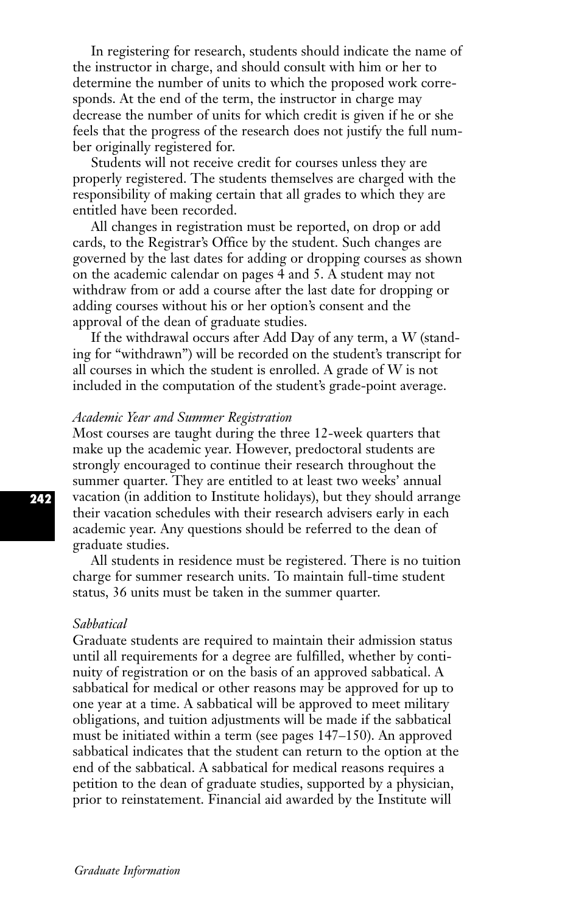In registering for research, students should indicate the name of the instructor in charge, and should consult with him or her to determine the number of units to which the proposed work corresponds. At the end of the term, the instructor in charge may decrease the number of units for which credit is given if he or she feels that the progress of the research does not justify the full number originally registered for.

Students will not receive credit for courses unless they are properly registered. The students themselves are charged with the responsibility of making certain that all grades to which they are entitled have been recorded.

All changes in registration must be reported, on drop or add cards, to the Registrar's Office by the student. Such changes are governed by the last dates for adding or dropping courses as shown on the academic calendar on pages 4 and 5. A student may not withdraw from or add a course after the last date for dropping or adding courses without his or her option's consent and the approval of the dean of graduate studies.

If the withdrawal occurs after Add Day of any term, a W (standing for "withdrawn") will be recorded on the student's transcript for all courses in which the student is enrolled. A grade of W is not included in the computation of the student's grade-point average.

*Academic Year and Summer Registration*

Most courses are taught during the three 12-week quarters that make up the academic year. However, predoctoral students are strongly encouraged to continue their research throughout the summer quarter. They are entitled to at least two weeks' annual vacation (in addition to Institute holidays), but they should arrange their vacation schedules with their research advisers early in each academic year. Any questions should be referred to the dean of graduate studies.

All students in residence must be registered. There is no tuition charge for summer research units. To maintain full-time student status, 36 units must be taken in the summer quarter.

*Sabbatical*

Graduate students are required to maintain their admission status until all requirements for a degree are fulfilled, whether by continuity of registration or on the basis of an approved sabbatical. A sabbatical for medical or other reasons may be approved for up to one year at a time. A sabbatical will be approved to meet military obligations, and tuition adjustments will be made if the sabbatical must be initiated within a term (see pages 147–150). An approved sabbatical indicates that the student can return to the option at the end of the sabbatical. A sabbatical for medical reasons requires a petition to the dean of graduate studies, supported by a physician, prior to reinstatement. Financial aid awarded by the Institute will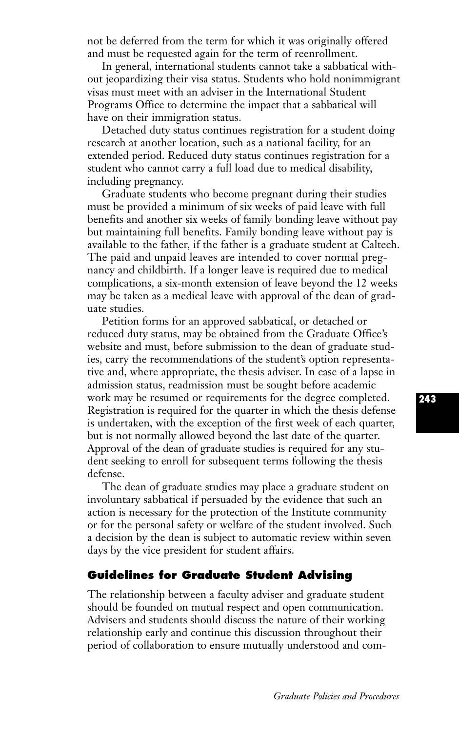not be deferred from the term for which it was originally offered and must be requested again for the term of reenrollment.

In general, international students cannot take a sabbatical without jeopardizing their visa status. Students who hold nonimmigrant visas must meet with an adviser in the International Student Programs Office to determine the impact that a sabbatical will have on their immigration status.

Detached duty status continues registration for a student doing research at another location, such as a national facility, for an extended period. Reduced duty status continues registration for a student who cannot carry a full load due to medical disability, including pregnancy.

Graduate students who become pregnant during their studies must be provided a minimum of six weeks of paid leave with full benefits and another six weeks of family bonding leave without pay but maintaining full benefits. Family bonding leave without pay is available to the father, if the father is a graduate student at Caltech. The paid and unpaid leaves are intended to cover normal pregnancy and childbirth. If a longer leave is required due to medical complications, a six-month extension of leave beyond the 12 weeks may be taken as a medical leave with approval of the dean of graduate studies.

Petition forms for an approved sabbatical, or detached or reduced duty status, may be obtained from the Graduate Office's website and must, before submission to the dean of graduate studies, carry the recommendations of the student's option representative and, where appropriate, the thesis adviser. In case of a lapse in admission status, readmission must be sought before academic work may be resumed or requirements for the degree completed. Registration is required for the quarter in which the thesis defense is undertaken, with the exception of the first week of each quarter, but is not normally allowed beyond the last date of the quarter. Approval of the dean of graduate studies is required for any student seeking to enroll for subsequent terms following the thesis defense.

The dean of graduate studies may place a graduate student on involuntary sabbatical if persuaded by the evidence that such an action is necessary for the protection of the Institute community or for the personal safety or welfare of the student involved. Such a decision by the dean is subject to automatic review within seven days by the vice president for student affairs.

## Guidelines for Graduate Student Advising

The relationship between a faculty adviser and graduate student should be founded on mutual respect and open communication. Advisers and students should discuss the nature of their working relationship early and continue this discussion throughout their period of collaboration to ensure mutually understood and com-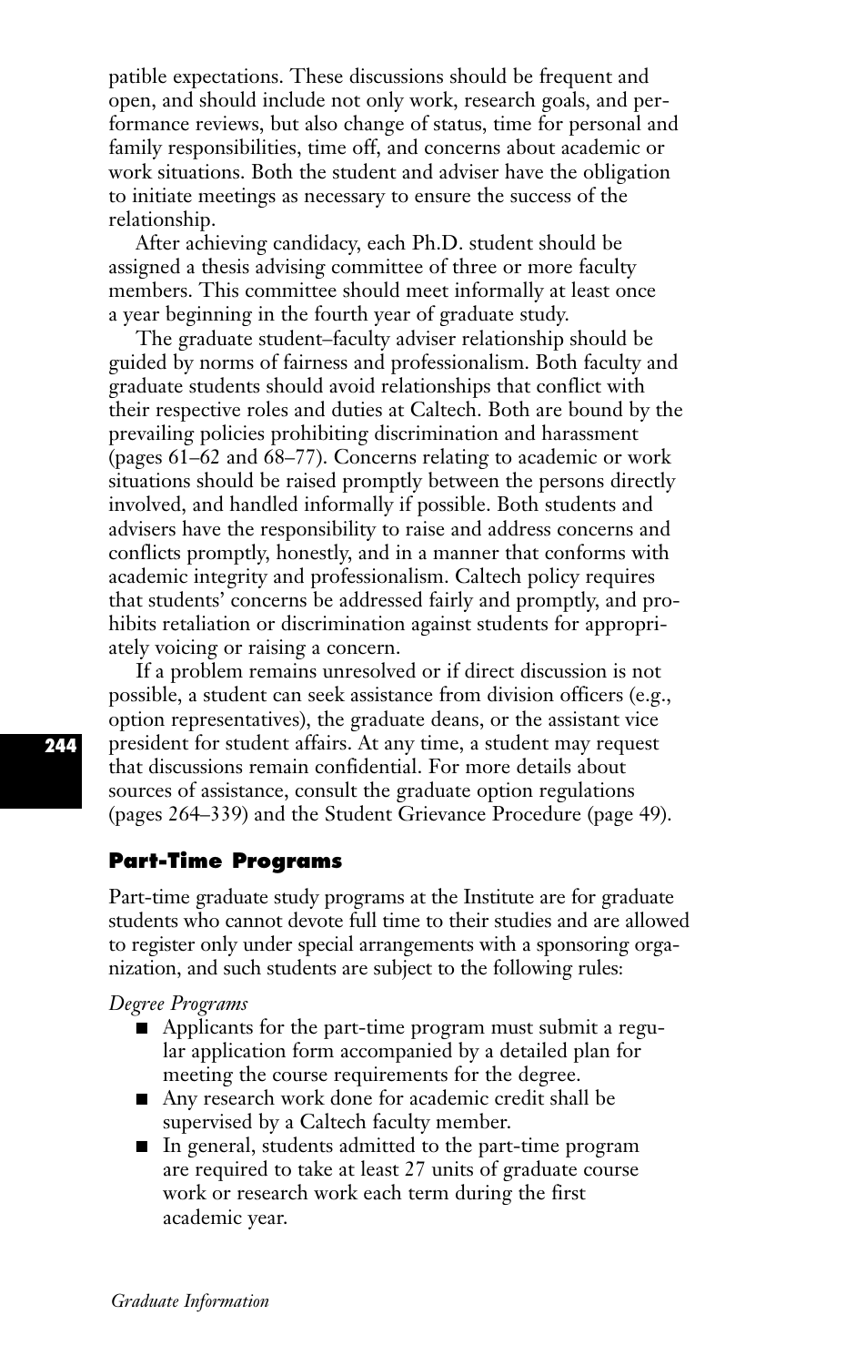patible expectations. These discussions should be frequent and open, and should include not only work, research goals, and performance reviews, but also change of status, time for personal and family responsibilities, time off, and concerns about academic or work situations. Both the student and adviser have the obligation to initiate meetings as necessary to ensure the success of the relationship.

After achieving candidacy, each Ph.D. student should be assigned a thesis advising committee of three or more faculty members. This committee should meet informally at least once a year beginning in the fourth year of graduate study.

The graduate student–faculty adviser relationship should be guided by norms of fairness and professionalism. Both faculty and graduate students should avoid relationships that conflict with their respective roles and duties at Caltech. Both are bound by the prevailing policies prohibiting discrimination and harassment (pages 61–62 and 68–77). Concerns relating to academic or work situations should be raised promptly between the persons directly involved, and handled informally if possible. Both students and advisers have the responsibility to raise and address concerns and conflicts promptly, honestly, and in a manner that conforms with academic integrity and professionalism. Caltech policy requires that students' concerns be addressed fairly and promptly, and prohibits retaliation or discrimination against students for appropriately voicing or raising a concern.

If a problem remains unresolved or if direct discussion is not possible, a student can seek assistance from division officers (e.g., option representatives), the graduate deans, or the assistant vice president for student affairs. At any time, a student may request that discussions remain confidential. For more details about sources of assistance, consult the graduate option regulations (pages 264–339) and the Student Grievance Procedure (page 49).

## Part-Time Programs

Part-time graduate study programs at the Institute are for graduate students who cannot devote full time to their studies and are allowed to register only under special arrangements with a sponsoring organization, and such students are subject to the following rules:

*Degree Programs*

- Applicants for the part-time program must submit a regular application form accompanied by a detailed plan for meeting the course requirements for the degree.
- Any research work done for academic credit shall be supervised by a Caltech faculty member.
- In general, students admitted to the part-time program are required to take at least 27 units of graduate course work or research work each term during the first academic year.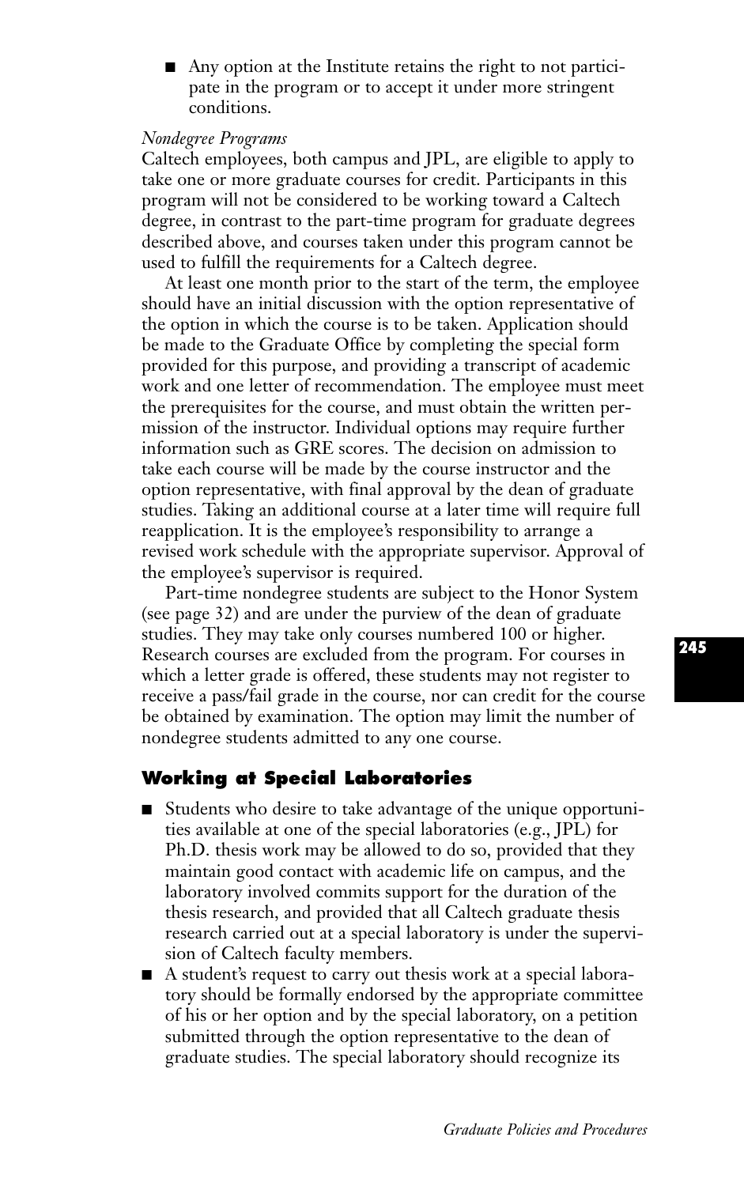- Any option at the Institute retains the right to not participate in the program or to accept it under more stringent conditions.

*Nondegree Programs*

Caltech employees, both campus and JPL, are eligible to apply to take one or more graduate courses for credit. Participants in this program will not be considered to be working toward a Caltech degree, in contrast to the part-time program for graduate degrees described above, and courses taken under this program cannot be used to fulfill the requirements for a Caltech degree.

At least one month prior to the start of the term, the employee should have an initial discussion with the option representative of the option in which the course is to be taken. Application should be made to the Graduate Office by completing the special form provided for this purpose, and providing a transcript of academic work and one letter of recommendation. The employee must meet the prerequisites for the course, and must obtain the written permission of the instructor. Individual options may require further information such as GRE scores. The decision on admission to take each course will be made by the course instructor and the option representative, with final approval by the dean of graduate studies. Taking an additional course at a later time will require full reapplication. It is the employee's responsibility to arrange a revised work schedule with the appropriate supervisor. Approval of the employee's supervisor is required.

Part-time nondegree students are subject to the Honor System (see page 32) and are under the purview of the dean of graduate studies. They may take only courses numbered 100 or higher. Research courses are excluded from the program. For courses in which a letter grade is offered, these students may not register to receive a pass/fail grade in the course, nor can credit for the course be obtained by examination. The option may limit the number of nondegree students admitted to any one course.

## Working at Special Laboratories

- Students who desire to take advantage of the unique opportunities available at one of the special laboratories (e.g., JPL) for Ph.D. thesis work may be allowed to do so, provided that they maintain good contact with academic life on campus, and the laboratory involved commits support for the duration of the thesis research, and provided that all Caltech graduate thesis research carried out at a special laboratory is under the supervision of Caltech faculty members.
- A student's request to carry out thesis work at a special laboratory should be formally endorsed by the appropriate committee of his or her option and by the special laboratory, on a petition submitted through the option representative to the dean of graduate studies. The special laboratory should recognize its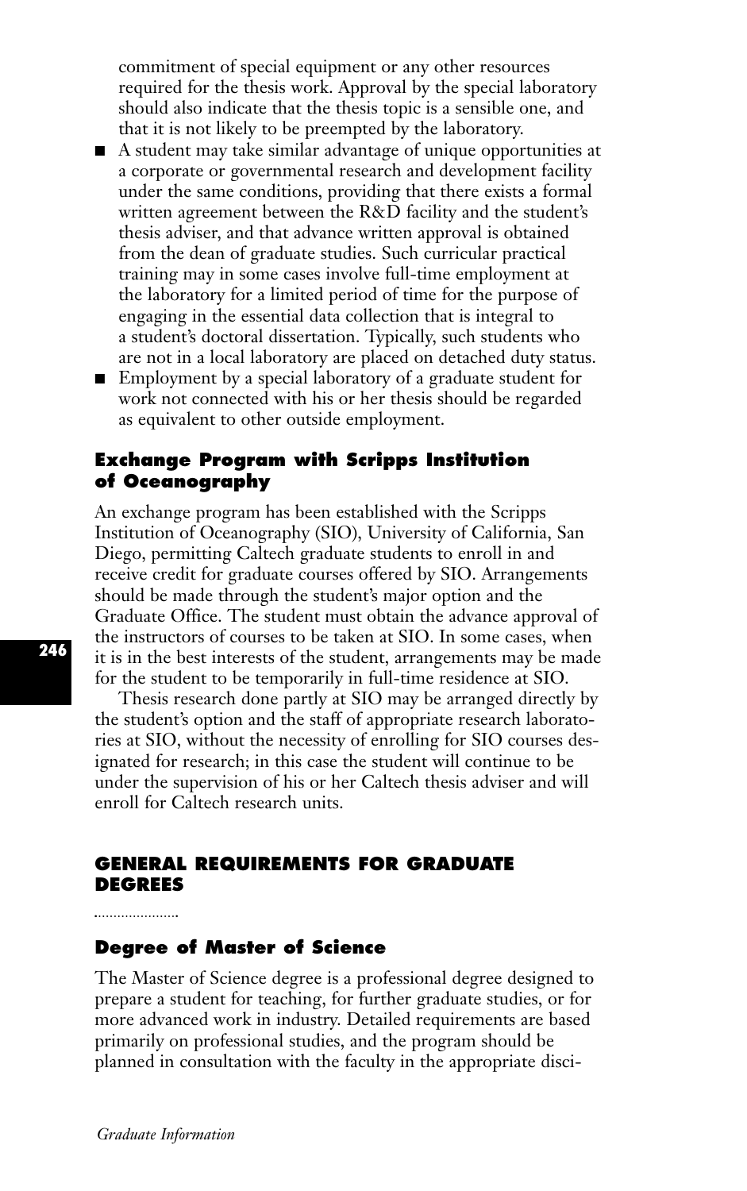commitment of special equipment or any other resources required for the thesis work. Approval by the special laboratory should also indicate that the thesis topic is a sensible one, and that it is not likely to be preempted by the laboratory.

- A student may take similar advantage of unique opportunities at a corporate or governmental research and development facility under the same conditions, providing that there exists a formal written agreement between the R&D facility and the student's thesis adviser, and that advance written approval is obtained from the dean of graduate studies. Such curricular practical training may in some cases involve full-time employment at the laboratory for a limited period of time for the purpose of engaging in the essential data collection that is integral to a student's doctoral dissertation. Typically, such students who are not in a local laboratory are placed on detached duty status.
- Employment by a special laboratory of a graduate student for work not connected with his or her thesis should be regarded as equivalent to other outside employment.

### Exchange Program with Scripps Institution of Oceanography

An exchange program has been established with the Scripps Institution of Oceanography (SIO), University of California, San Diego, permitting Caltech graduate students to enroll in and receive credit for graduate courses offered by SIO. Arrangements should be made through the student's major option and the Graduate Office. The student must obtain the advance approval of the instructors of courses to be taken at SIO. In some cases, when it is in the best interests of the student, arrangements may be made for the student to be temporarily in full-time residence at SIO.

Thesis research done partly at SIO may be arranged directly by the student's option and the staff of appropriate research laboratories at SIO, without the necessity of enrolling for SIO courses designated for research; in this case the student will continue to be under the supervision of his or her Caltech thesis adviser and will enroll for Caltech research units.

## GENERAL REQUIREMENTS FOR GRADUATE DEGREES

### Degree of Master of Science

The Master of Science degree is a professional degree designed to prepare a student for teaching, for further graduate studies, or for more advanced work in industry. Detailed requirements are based primarily on professional studies, and the program should be planned in consultation with the faculty in the appropriate disci-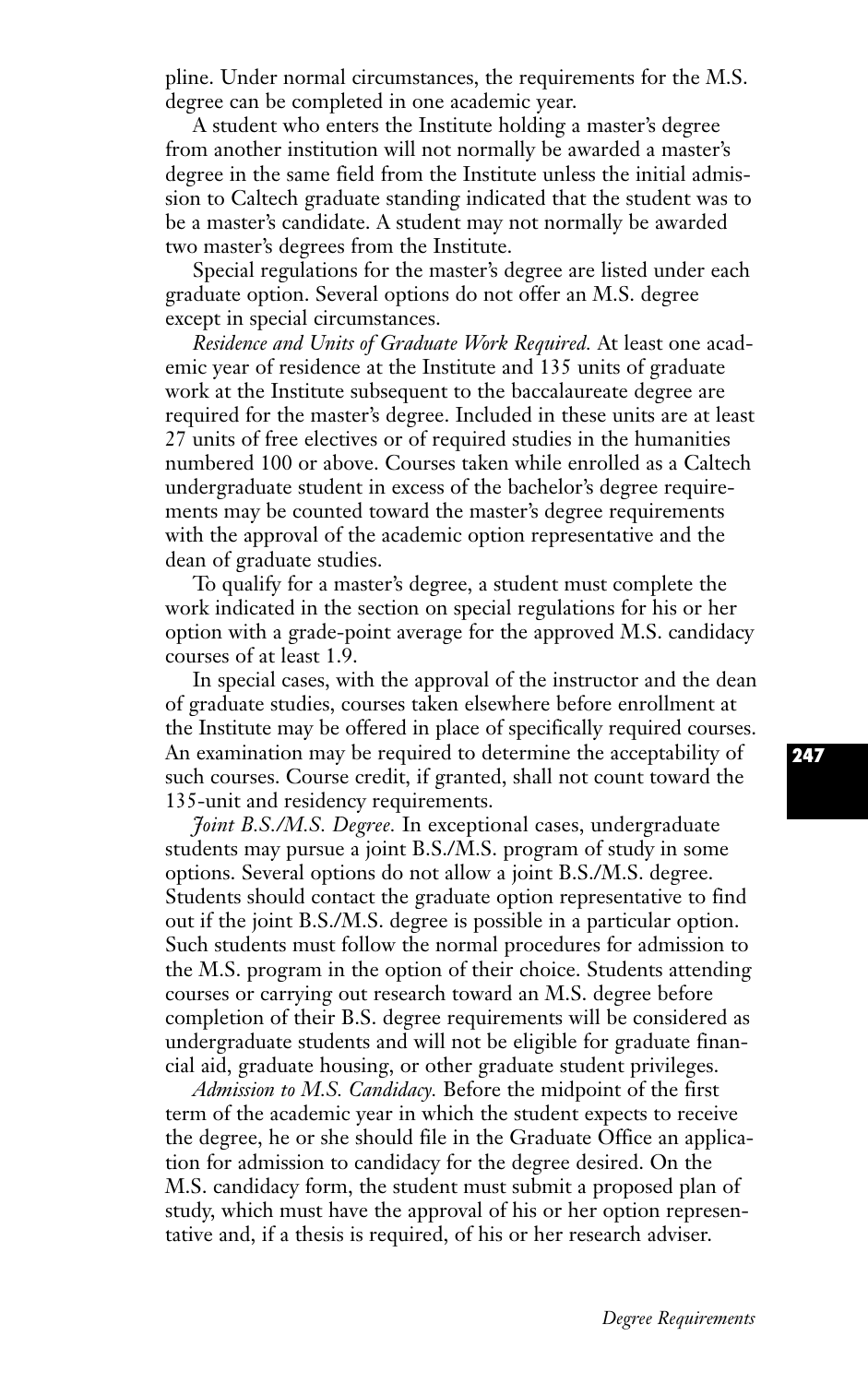pline. Under normal circumstances, the requirements for the M.S. degree can be completed in one academic year.

A student who enters the Institute holding a master's degree from another institution will not normally be awarded a master's degree in the same field from the Institute unless the initial admission to Caltech graduate standing indicated that the student was to be a master's candidate. A student may not normally be awarded two master's degrees from the Institute.

Special regulations for the master's degree are listed under each graduate option. Several options do not offer an M.S. degree except in special circumstances.

*Residence and Units of Graduate Work Required.* At least one academic year of residence at the Institute and 135 units of graduate work at the Institute subsequent to the baccalaureate degree are required for the master's degree. Included in these units are at least 27 units of free electives or of required studies in the humanities numbered 100 or above. Courses taken while enrolled as a Caltech undergraduate student in excess of the bachelor's degree requirements may be counted toward the master's degree requirements with the approval of the academic option representative and the dean of graduate studies.

To qualify for a master's degree, a student must complete the work indicated in the section on special regulations for his or her option with a grade-point average for the approved M.S. candidacy courses of at least 1.9.

In special cases, with the approval of the instructor and the dean of graduate studies, courses taken elsewhere before enrollment at the Institute may be offered in place of specifically required courses. An examination may be required to determine the acceptability of such courses. Course credit, if granted, shall not count toward the 135-unit and residency requirements.

*Joint B.S./M.S. Degree.* In exceptional cases, undergraduate students may pursue a joint B.S./M.S. program of study in some options. Several options do not allow a joint B.S./M.S. degree. Students should contact the graduate option representative to find out if the joint B.S./M.S. degree is possible in a particular option. Such students must follow the normal procedures for admission to the M.S. program in the option of their choice. Students attending courses or carrying out research toward an M.S. degree before completion of their B.S. degree requirements will be considered as undergraduate students and will not be eligible for graduate financial aid, graduate housing, or other graduate student privileges.

*Admission to M.S. Candidacy.* Before the midpoint of the first term of the academic year in which the student expects to receive the degree, he or she should file in the Graduate Office an application for admission to candidacy for the degree desired. On the M.S. candidacy form, the student must submit a proposed plan of study, which must have the approval of his or her option representative and, if a thesis is required, of his or her research adviser.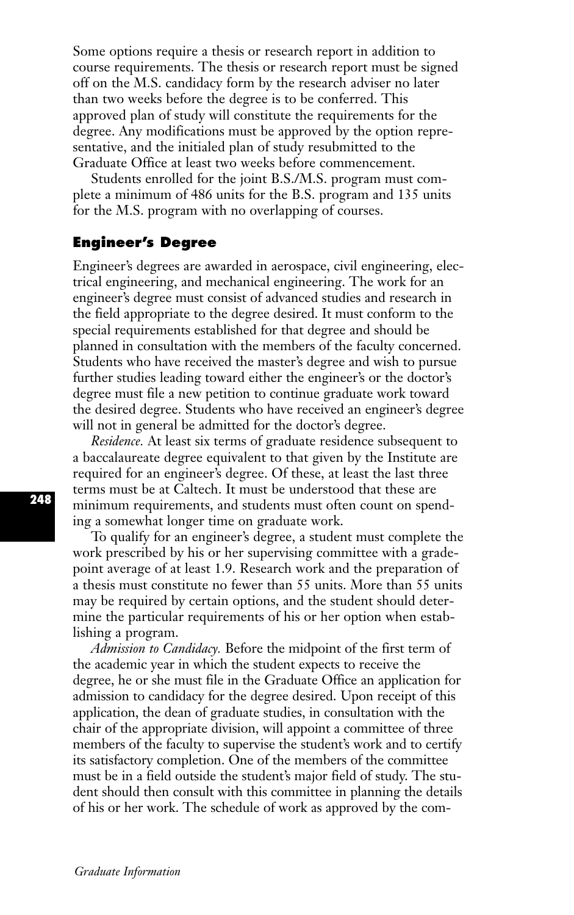Some options require a thesis or research report in addition to course requirements. The thesis or research report must be signed off on the M.S. candidacy form by the research adviser no later than two weeks before the degree is to be conferred. This approved plan of study will constitute the requirements for the degree. Any modifications must be approved by the option representative, and the initialed plan of study resubmitted to the Graduate Office at least two weeks before commencement.

Students enrolled for the joint B.S./M.S. program must complete a minimum of 486 units for the B.S. program and 135 units for the M.S. program with no overlapping of courses.

## Engineer's Degree

Engineer's degrees are awarded in aerospace, civil engineering, electrical engineering, and mechanical engineering. The work for an engineer's degree must consist of advanced studies and research in the field appropriate to the degree desired. It must conform to the special requirements established for that degree and should be planned in consultation with the members of the faculty concerned. Students who have received the master's degree and wish to pursue further studies leading toward either the engineer's or the doctor's degree must file a new petition to continue graduate work toward the desired degree. Students who have received an engineer's degree will not in general be admitted for the doctor's degree.

*Residence.* At least six terms of graduate residence subsequent to a baccalaureate degree equivalent to that given by the Institute are required for an engineer's degree. Of these, at least the last three terms must be at Caltech. It must be understood that these are minimum requirements, and students must often count on spending a somewhat longer time on graduate work.

To qualify for an engineer's degree, a student must complete the work prescribed by his or her supervising committee with a grade-point average of at least 1.9. Research work and the preparation of a thesis must constitute no fewer than 55 units. More than 55 units may be required by certain options, and the student should determine the particular requirements of his or her option when establishing a program.

*Admission to Candidacy.* Before the midpoint of the first term of the academic year in which the student expects to receive the degree, he or she must file in the Graduate Office an application for admission to candidacy for the degree desired. Upon receipt of this application, the dean of graduate studies, in consultation with the chair of the appropriate division, will appoint a committee of three members of the faculty to supervise the student's work and to certify its satisfactory completion. One of the members of the committee must be in a field outside the student's major field of study. The student should then consult with this committee in planning the details of his or her work. The schedule of work as approved by the com-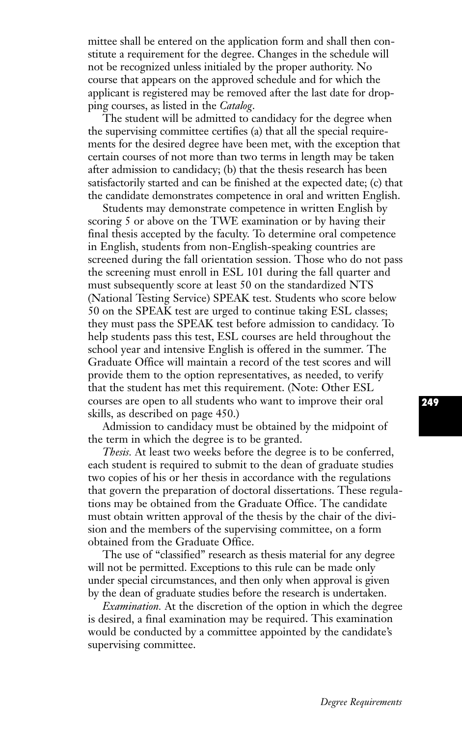mittee shall be entered on the application form and shall then constitute a requirement for the degree. Changes in the schedule will not be recognized unless initialed by the proper authority. No course that appears on the approved schedule and for which the applicant is registered may be removed after the last date for dropping courses, as listed in the *Catalog*.

The student will be admitted to candidacy for the degree when the supervising committee certifies (a) that all the special requirements for the desired degree have been met, with the exception that certain courses of not more than two terms in length may be taken after admission to candidacy; (b) that the thesis research has been satisfactorily started and can be finished at the expected date; (c) that the candidate demonstrates competence in oral and written English.

Students may demonstrate competence in written English by scoring 5 or above on the TWE examination or by having their final thesis accepted by the faculty. To determine oral competence in English, students from non-English-speaking countries are screened during the fall orientation session. Those who do not pass the screening must enroll in ESL 101 during the fall quarter and must subsequently score at least 50 on the standardized NTS (National Testing Service) SPEAK test. Students who score below 50 on the SPEAK test are urged to continue taking ESL classes; they must pass the SPEAK test before admission to candidacy. To help students pass this test, ESL courses are held throughout the school year and intensive English is offered in the summer. The Graduate Office will maintain a record of the test scores and will provide them to the option representatives, as needed, to verify that the student has met this requirement. (Note: Other ESL courses are open to all students who want to improve their oral skills, as described on page 450.)

Admission to candidacy must be obtained by the midpoint of the term in which the degree is to be granted.

*Thesis.* At least two weeks before the degree is to be conferred, each student is required to submit to the dean of graduate studies two copies of his or her thesis in accordance with the regulations that govern the preparation of doctoral dissertations. These regulations may be obtained from the Graduate Office. The candidate must obtain written approval of the thesis by the chair of the division and the members of the supervising committee, on a form obtained from the Graduate Office.

The use of "classified" research as thesis material for any degree will not be permitted. Exceptions to this rule can be made only under special circumstances, and then only when approval is given by the dean of graduate studies before the research is undertaken.

*Examination.* At the discretion of the option in which the degree is desired, a final examination may be required. This examination would be conducted by a committee appointed by the candidate's supervising committee.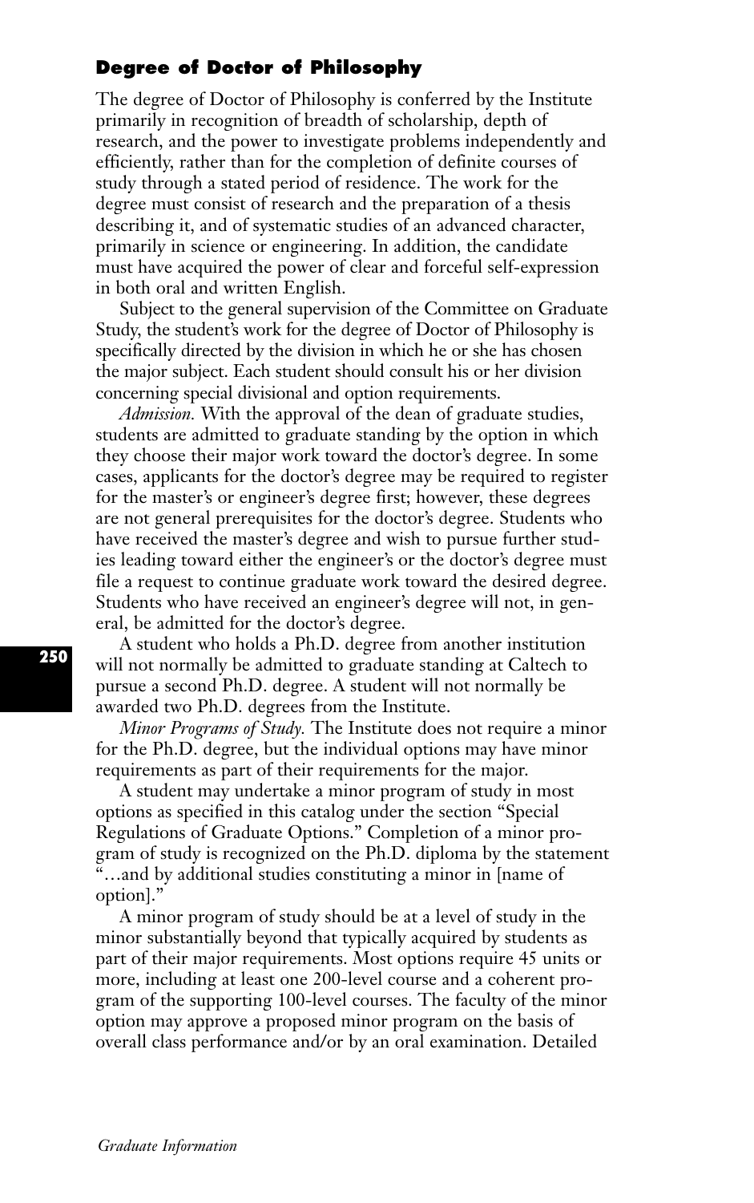## Degree of Doctor of Philosophy

The degree of Doctor of Philosophy is conferred by the Institute primarily in recognition of breadth of scholarship, depth of research, and the power to investigate problems independently and efficiently, rather than for the completion of definite courses of study through a stated period of residence. The work for the degree must consist of research and the preparation of a thesis describing it, and of systematic studies of an advanced character, primarily in science or engineering. In addition, the candidate must have acquired the power of clear and forceful self-expression in both oral and written English.

Subject to the general supervision of the Committee on Graduate Study, the student's work for the degree of Doctor of Philosophy is specifically directed by the division in which he or she has chosen the major subject. Each student should consult his or her division concerning special divisional and option requirements.

*Admission.* With the approval of the dean of graduate studies, students are admitted to graduate standing by the option in which they choose their major work toward the doctor's degree. In some cases, applicants for the doctor's degree may be required to register for the master's or engineer's degree first; however, these degrees are not general prerequisites for the doctor's degree. Students who have received the master's degree and wish to pursue further studies leading toward either the engineer's or the doctor's degree must file a request to continue graduate work toward the desired degree. Students who have received an engineer's degree will not, in general, be admitted for the doctor's degree.

A student who holds a Ph.D. degree from another institution will not normally be admitted to graduate standing at Caltech to pursue a second Ph.D. degree. A student will not normally be awarded two Ph.D. degrees from the Institute.

*Minor Programs of Study.* The Institute does not require a minor for the Ph.D. degree, but the individual options may have minor requirements as part of their requirements for the major.

A student may undertake a minor program of study in most options as specified in this catalog under the section "Special Regulations of Graduate Options." Completion of a minor program of study is recognized on the Ph.D. diploma by the statement "…and by additional studies constituting a minor in [name of option]."

A minor program of study should be at a level of study in the minor substantially beyond that typically acquired by students as part of their major requirements. Most options require 45 units or more, including at least one 200-level course and a coherent program of the supporting 100-level courses. The faculty of the minor option may approve a proposed minor program on the basis of overall class performance and/or by an oral examination. Detailed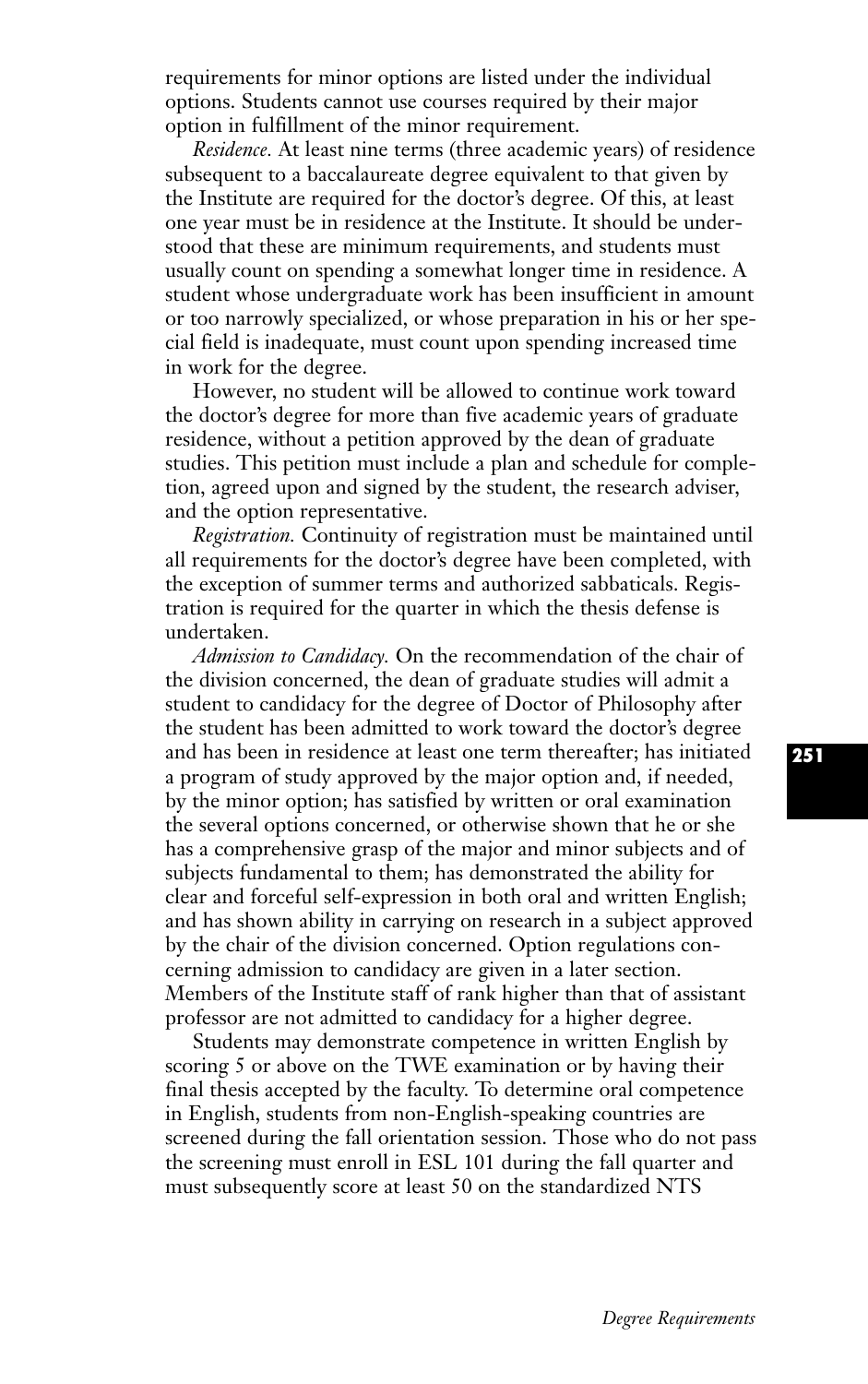requirements for minor options are listed under the individual options. Students cannot use courses required by their major option in fulfillment of the minor requirement.

*Residence.* At least nine terms (three academic years) of residence subsequent to a baccalaureate degree equivalent to that given by the Institute are required for the doctor's degree. Of this, at least one year must be in residence at the Institute. It should be understood that these are minimum requirements, and students must usually count on spending a somewhat longer time in residence. A student whose undergraduate work has been insufficient in amount or too narrowly specialized, or whose preparation in his or her special field is inadequate, must count upon spending increased time in work for the degree.

However, no student will be allowed to continue work toward the doctor's degree for more than five academic years of graduate residence, without a petition approved by the dean of graduate studies. This petition must include a plan and schedule for completion, agreed upon and signed by the student, the research adviser, and the option representative.

*Registration.* Continuity of registration must be maintained until all requirements for the doctor's degree have been completed, with the exception of summer terms and authorized sabbaticals. Registration is required for the quarter in which the thesis defense is undertaken.

*Admission to Candidacy.* On the recommendation of the chair of the division concerned, the dean of graduate studies will admit a student to candidacy for the degree of Doctor of Philosophy after the student has been admitted to work toward the doctor's degree and has been in residence at least one term thereafter; has initiated a program of study approved by the major option and, if needed, by the minor option; has satisfied by written or oral examination the several options concerned, or otherwise shown that he or she has a comprehensive grasp of the major and minor subjects and of subjects fundamental to them; has demonstrated the ability for clear and forceful self-expression in both oral and written English; and has shown ability in carrying on research in a subject approved by the chair of the division concerned. Option regulations concerning admission to candidacy are given in a later section. Members of the Institute staff of rank higher than that of assistant professor are not admitted to candidacy for a higher degree.

Students may demonstrate competence in written English by scoring 5 or above on the TWE examination or by having their final thesis accepted by the faculty. To determine oral competence in English, students from non-English-speaking countries are screened during the fall orientation session. Those who do not pass the screening must enroll in ESL 101 during the fall quarter and must subsequently score at least 50 on the standardized NTS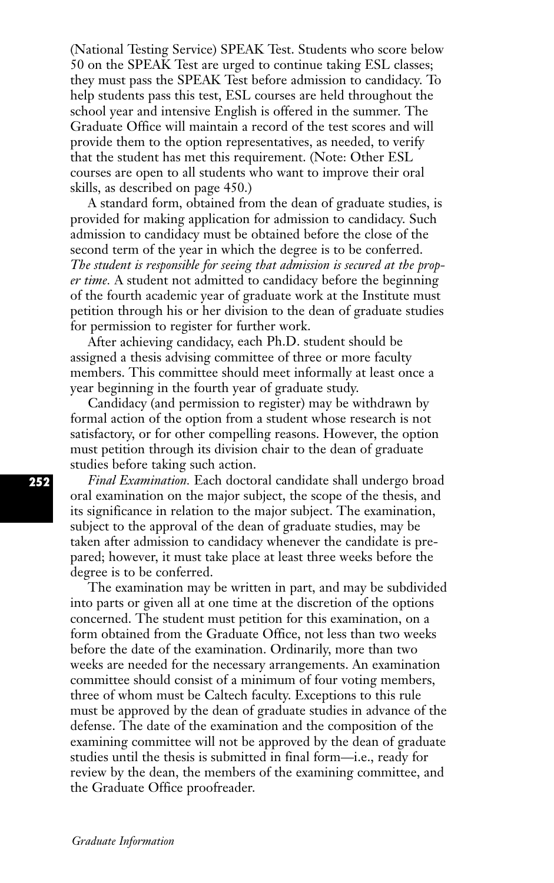(National Testing Service) SPEAK Test. Students who score below 50 on the SPEAK Test are urged to continue taking ESL classes; they must pass the SPEAK Test before admission to candidacy. To help students pass this test, ESL courses are held throughout the school year and intensive English is offered in the summer. The Graduate Office will maintain a record of the test scores and will provide them to the option representatives, as needed, to verify that the student has met this requirement. (Note: Other ESL courses are open to all students who want to improve their oral skills, as described on page 450.)

A standard form, obtained from the dean of graduate studies, is provided for making application for admission to candidacy. Such admission to candidacy must be obtained before the close of the second term of the year in which the degree is to be conferred. *The student is responsible for seeing that admission is secured at the proper time.* A student not admitted to candidacy before the beginning of the fourth academic year of graduate work at the Institute must petition through his or her division to the dean of graduate studies for permission to register for further work.

After achieving candidacy, each Ph.D. student should be assigned a thesis advising committee of three or more faculty members. This committee should meet informally at least once a year beginning in the fourth year of graduate study.

Candidacy (and permission to register) may be withdrawn by formal action of the option from a student whose research is not satisfactory, or for other compelling reasons. However, the option must petition through its division chair to the dean of graduate studies before taking such action.

*Final Examination.* Each doctoral candidate shall undergo broad oral examination on the major subject, the scope of the thesis, and its significance in relation to the major subject. The examination, subject to the approval of the dean of graduate studies, may be taken after admission to candidacy whenever the candidate is prepared; however, it must take place at least three weeks before the degree is to be conferred.

The examination may be written in part, and may be subdivided into parts or given all at one time at the discretion of the options concerned. The student must petition for this examination, on a form obtained from the Graduate Office, not less than two weeks before the date of the examination. Ordinarily, more than two weeks are needed for the necessary arrangements. An examination committee should consist of a minimum of four voting members, three of whom must be Caltech faculty. Exceptions to this rule must be approved by the dean of graduate studies in advance of the defense. The date of the examination and the composition of the examining committee will not be approved by the dean of graduate studies until the thesis is submitted in final form—i.e., ready for review by the dean, the members of the examining committee, and the Graduate Office proofreader.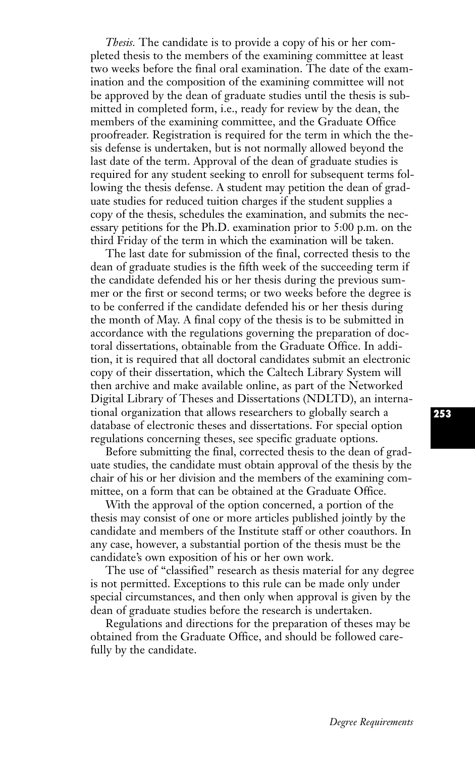*Thesis.* The candidate is to provide a copy of his or her completed thesis to the members of the examining committee at least two weeks before the final oral examination. The date of the examination and the composition of the examining committee will not be approved by the dean of graduate studies until the thesis is submitted in completed form, i.e., ready for review by the dean, the members of the examining committee, and the Graduate Office proofreader. Registration is required for the term in which the thesis defense is undertaken, but is not normally allowed beyond the last date of the term. Approval of the dean of graduate studies is required for any student seeking to enroll for subsequent terms following the thesis defense. A student may petition the dean of graduate studies for reduced tuition charges if the student supplies a copy of the thesis, schedules the examination, and submits the necessary petitions for the Ph.D. examination prior to 5:00 p.m. on the third Friday of the term in which the examination will be taken.

The last date for submission of the final, corrected thesis to the dean of graduate studies is the fifth week of the succeeding term if the candidate defended his or her thesis during the previous summer or the first or second terms; or two weeks before the degree is to be conferred if the candidate defended his or her thesis during the month of May. A final copy of the thesis is to be submitted in accordance with the regulations governing the preparation of doctoral dissertations, obtainable from the Graduate Office. In addition, it is required that all doctoral candidates submit an electronic copy of their dissertation, which the Caltech Library System will then archive and make available online, as part of the Networked Digital Library of Theses and Dissertations (NDLTD), an international organization that allows researchers to globally search a database of electronic theses and dissertations. For special option regulations concerning theses, see specific graduate options.

Before submitting the final, corrected thesis to the dean of graduate studies, the candidate must obtain approval of the thesis by the chair of his or her division and the members of the examining committee, on a form that can be obtained at the Graduate Office.

With the approval of the option concerned, a portion of the thesis may consist of one or more articles published jointly by the candidate and members of the Institute staff or other coauthors. In any case, however, a substantial portion of the thesis must be the candidate's own exposition of his or her own work.

The use of "classified" research as thesis material for any degree is not permitted. Exceptions to this rule can be made only under special circumstances, and then only when approval is given by the dean of graduate studies before the research is undertaken.

Regulations and directions for the preparation of theses may be obtained from the Graduate Office, and should be followed carefully by the candidate.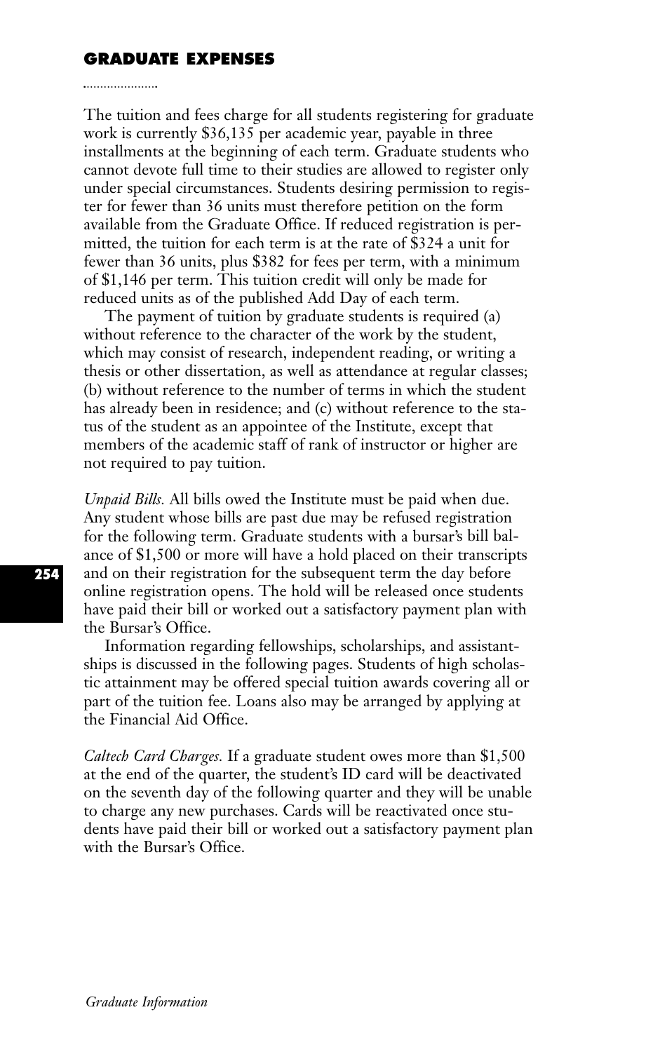## GRADUATE EXPENSES

The tuition and fees charge for all students registering for graduate work is currently $36,135 per academic year, payable in three installments at the beginning of each term. Graduate students who cannot devote full time to their studies are allowed to register only under special circumstances. Students desiring permission to register for fewer than 36 units must therefore petition on the form available from the Graduate Office. If reduced registration is permitted, the tuition for each term is at the rate of $324 a unit for fewer than 36 units, plus $382 for fees per term, with a minimum of $1,146 per term. This tuition credit will only be made for reduced units as of the published Add Day of each term.

The payment of tuition by graduate students is required (a) without reference to the character of the work by the student, which may consist of research, independent reading, or writing a thesis or other dissertation, as well as attendance at regular classes; (b) without reference to the number of terms in which the student has already been in residence; and (c) without reference to the status of the student as an appointee of the Institute, except that members of the academic staff of rank of instructor or higher are not required to pay tuition.

*Unpaid Bills.* All bills owed the Institute must be paid when due. Any student whose bills are past due may be refused registration for the following term. Graduate students with a bursar's bill balance of $1,500 or more will have a hold placed on their transcripts and on their registration for the subsequent term the day before online registration opens. The hold will be released once students have paid their bill or worked out a satisfactory payment plan with the Bursar's Office.

Information regarding fellowships, scholarships, and assistantships is discussed in the following pages. Students of high scholastic attainment may be offered special tuition awards covering all or part of the tuition fee. Loans also may be arranged by applying at the Financial Aid Office.

*Caltech Card Charges.* If a graduate student owes more than $1,500 at the end of the quarter, the student's ID card will be deactivated on the seventh day of the following quarter and they will be unable to charge any new purchases. Cards will be reactivated once students have paid their bill or worked out a satisfactory payment plan with the Bursar's Office.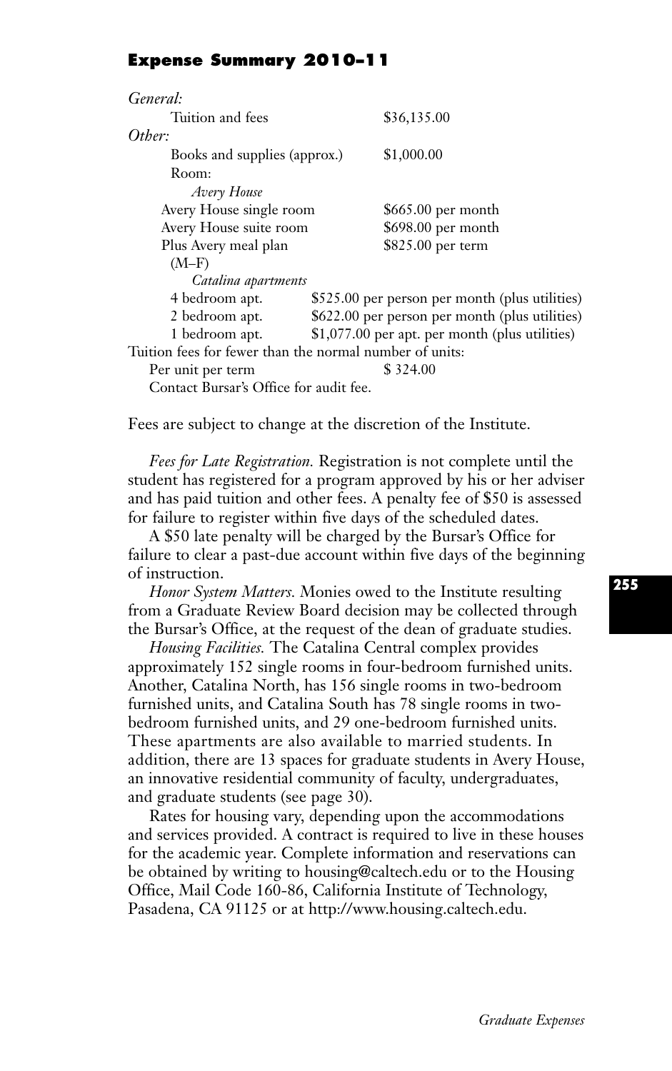## Expense Summary 2010–11

| | |
|---|---|
| *General:* | |
| Tuition and fees | $36,135.00 |
| *Other:* | |
| Books and supplies (approx.) | $1,000.00 |
| Room: | |
| *Avery House* | |
| Avery House single room | $665.00 per month |
| Avery House suite room | $698.00 per month |
| Plus Avery meal plan (M–F) | $825.00 per term |
| *Catalina apartments* | |
| 4 bedroom apt. | $525.00 per person per month (plus utilities) |
| 2 bedroom apt. | $622.00 per person per month (plus utilities) |
| 1 bedroom apt. | $1,077.00 per apt. per month (plus utilities) |
| Tuition fees for fewer than the normal number of units: | |
| Per unit per term | $ 324.00 |
| Contact Bursar's Office for audit fee. | |

Fees are subject to change at the discretion of the Institute.

*Fees for Late Registration.* Registration is not complete until the student has registered for a program approved by his or her adviser and has paid tuition and other fees. A penalty fee of $50 is assessed for failure to register within five days of the scheduled dates.

A $50 late penalty will be charged by the Bursar's Office for failure to clear a past-due account within five days of the beginning of instruction.

*Honor System Matters.* Monies owed to the Institute resulting from a Graduate Review Board decision may be collected through the Bursar's Office, at the request of the dean of graduate studies.

*Housing Facilities.* The Catalina Central complex provides approximately 152 single rooms in four-bedroom furnished units. Another, Catalina North, has 156 single rooms in two-bedroom furnished units, and Catalina South has 78 single rooms in two-bedroom furnished units, and 29 one-bedroom furnished units. These apartments are also available to married students. In addition, there are 13 spaces for graduate students in Avery House, an innovative residential community of faculty, undergraduates, and graduate students (see page 30).

Rates for housing vary, depending upon the accommodations and services provided. A contract is required to live in these houses for the academic year. Complete information and reservations can be obtained by writing to housing@caltech.edu or to the Housing Office, Mail Code 160-86, California Institute of Technology, Pasadena, CA 91125 or at http://www.housing.caltech.edu.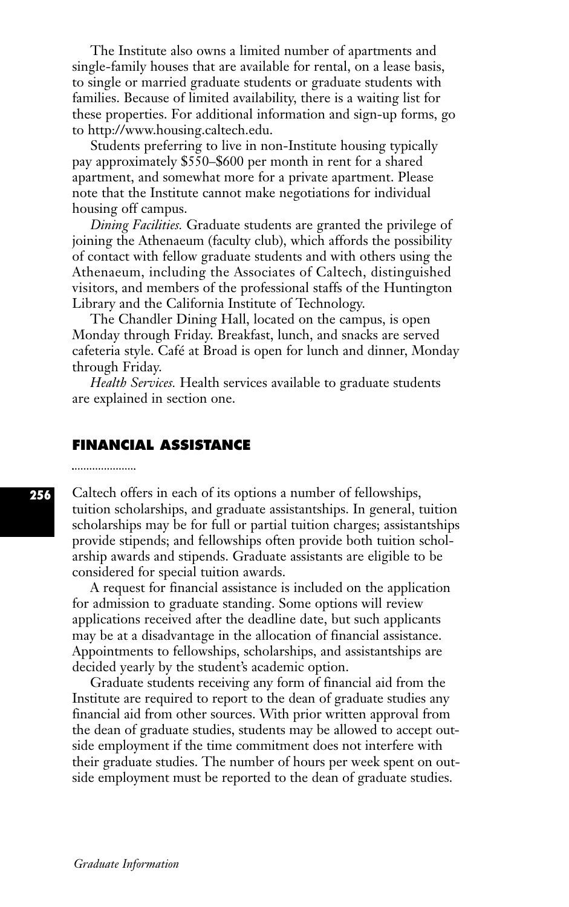The Institute also owns a limited number of apartments and single-family houses that are available for rental, on a lease basis, to single or married graduate students or graduate students with families. Because of limited availability, there is a waiting list for these properties. For additional information and sign-up forms, go to http://www.housing.caltech.edu.

Students preferring to live in non-Institute housing typically pay approximately $550–$600 per month in rent for a shared apartment, and somewhat more for a private apartment. Please note that the Institute cannot make negotiations for individual housing off campus.

*Dining Facilities.* Graduate students are granted the privilege of joining the Athenaeum (faculty club), which affords the possibility of contact with fellow graduate students and with others using the Athenaeum, including the Associates of Caltech, distinguished visitors, and members of the professional staffs of the Huntington Library and the California Institute of Technology.

The Chandler Dining Hall, located on the campus, is open Monday through Friday. Breakfast, lunch, and snacks are served cafeteria style. Café at Broad is open for lunch and dinner, Monday through Friday.

*Health Services.* Health services available to graduate students are explained in section one.

## FINANCIAL ASSISTANCE

Caltech offers in each of its options a number of fellowships, tuition scholarships, and graduate assistantships. In general, tuition scholarships may be for full or partial tuition charges; assistantships provide stipends; and fellowships often provide both tuition scholarship awards and stipends. Graduate assistants are eligible to be considered for special tuition awards.

A request for financial assistance is included on the application for admission to graduate standing. Some options will review applications received after the deadline date, but such applicants may be at a disadvantage in the allocation of financial assistance. Appointments to fellowships, scholarships, and assistantships are decided yearly by the student's academic option.

Graduate students receiving any form of financial aid from the Institute are required to report to the dean of graduate studies any financial aid from other sources. With prior written approval from the dean of graduate studies, students may be allowed to accept outside employment if the time commitment does not interfere with their graduate studies. The number of hours per week spent on outside employment must be reported to the dean of graduate studies.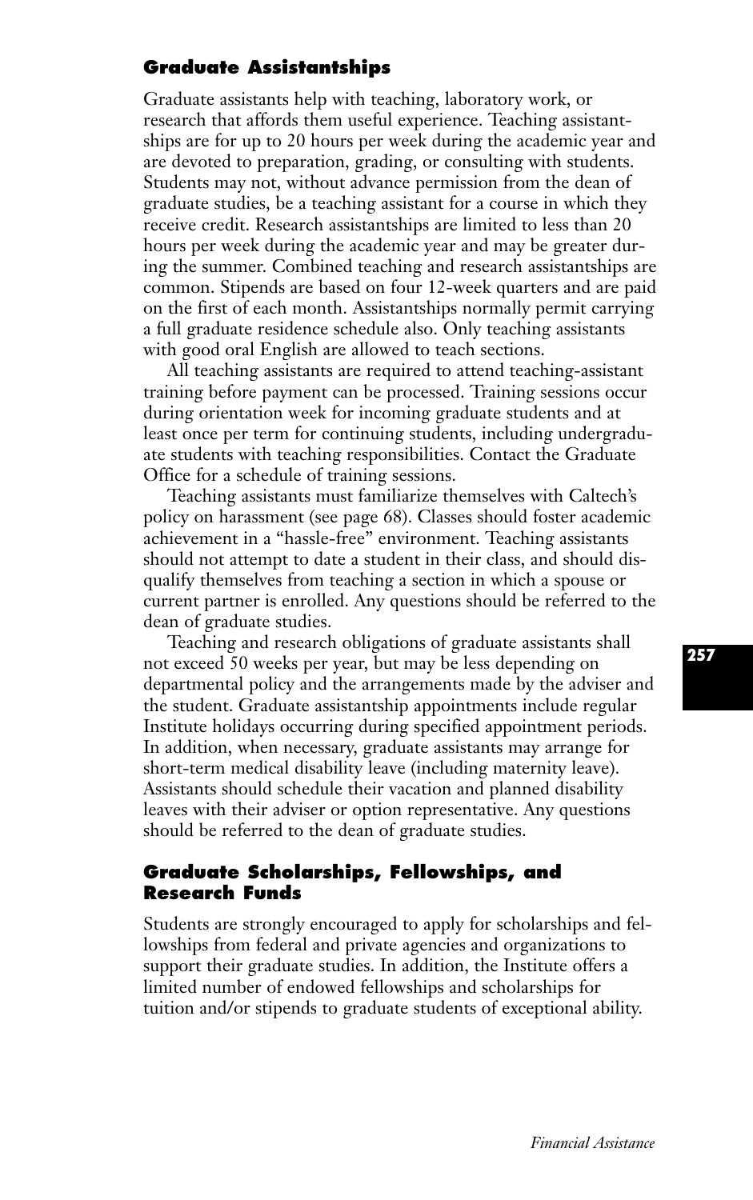### Graduate Assistantships

Graduate assistants help with teaching, laboratory work, or research that affords them useful experience. Teaching assistantships are for up to 20 hours per week during the academic year and are devoted to preparation, grading, or consulting with students. Students may not, without advance permission from the dean of graduate studies, be a teaching assistant for a course in which they receive credit. Research assistantships are limited to less than 20 hours per week during the academic year and may be greater during the summer. Combined teaching and research assistantships are common. Stipends are based on four 12-week quarters and are paid on the first of each month. Assistantships normally permit carrying a full graduate residence schedule also. Only teaching assistants with good oral English are allowed to teach sections.

All teaching assistants are required to attend teaching-assistant training before payment can be processed. Training sessions occur during orientation week for incoming graduate students and at least once per term for continuing students, including undergraduate students with teaching responsibilities. Contact the Graduate Office for a schedule of training sessions.

Teaching assistants must familiarize themselves with Caltech's policy on harassment (see page 68). Classes should foster academic achievement in a "hassle-free" environment. Teaching assistants should not attempt to date a student in their class, and should disqualify themselves from teaching a section in which a spouse or current partner is enrolled. Any questions should be referred to the dean of graduate studies.

Teaching and research obligations of graduate assistants shall not exceed 50 weeks per year, but may be less depending on departmental policy and the arrangements made by the adviser and the student. Graduate assistantship appointments include regular Institute holidays occurring during specified appointment periods. In addition, when necessary, graduate assistants may arrange for short-term medical disability leave (including maternity leave). Assistants should schedule their vacation and planned disability leaves with their adviser or option representative. Any questions should be referred to the dean of graduate studies.

### Graduate Scholarships, Fellowships, and Research Funds

Students are strongly encouraged to apply for scholarships and fellowships from federal and private agencies and organizations to support their graduate studies. In addition, the Institute offers a limited number of endowed fellowships and scholarships for tuition and/or stipends to graduate students of exceptional ability.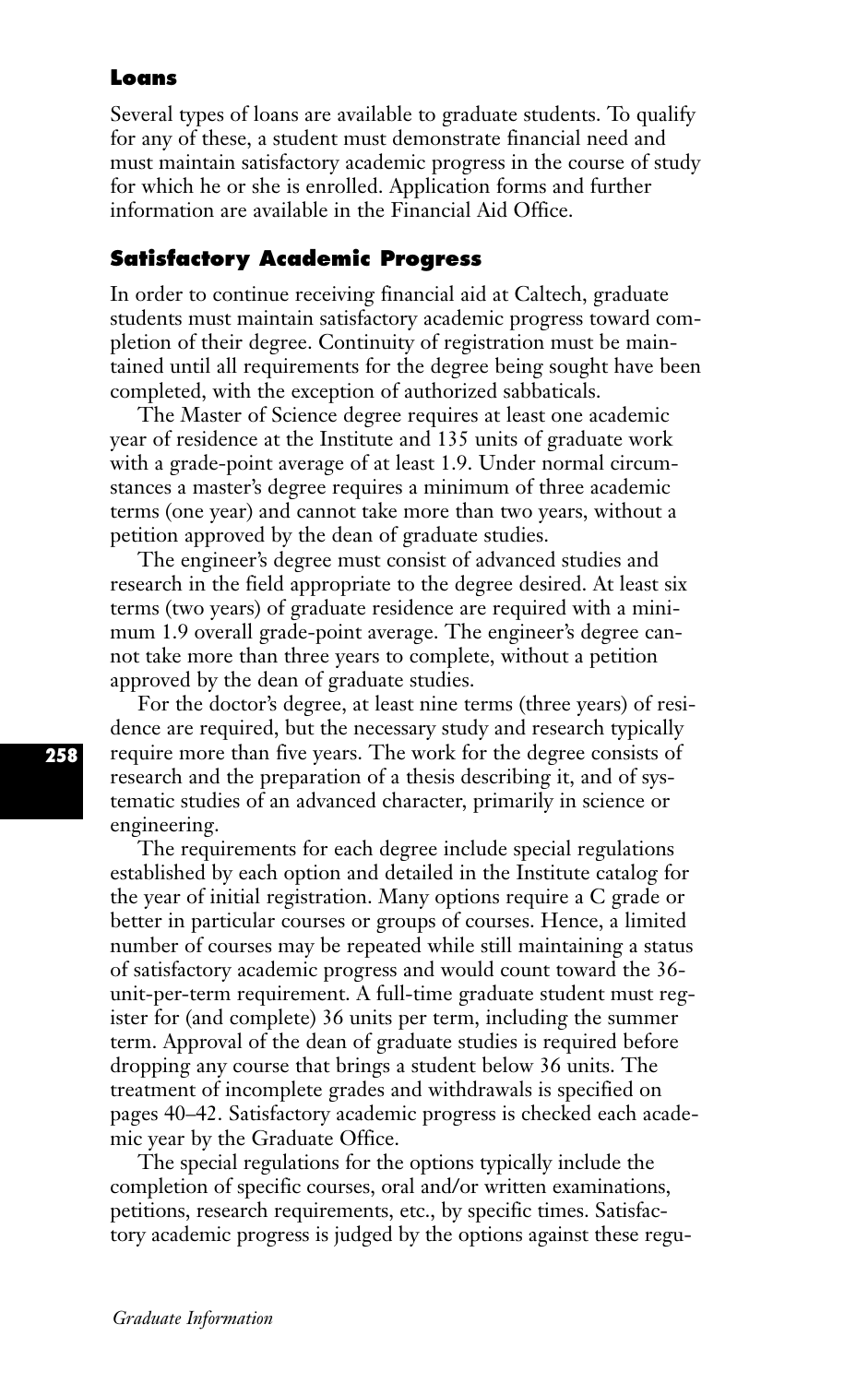### Loans

Several types of loans are available to graduate students. To qualify for any of these, a student must demonstrate financial need and must maintain satisfactory academic progress in the course of study for which he or she is enrolled. Application forms and further information are available in the Financial Aid Office.

### Satisfactory Academic Progress

In order to continue receiving financial aid at Caltech, graduate students must maintain satisfactory academic progress toward completion of their degree. Continuity of registration must be maintained until all requirements for the degree being sought have been completed, with the exception of authorized sabbaticals.

The Master of Science degree requires at least one academic year of residence at the Institute and 135 units of graduate work with a grade-point average of at least 1.9. Under normal circumstances a master's degree requires a minimum of three academic terms (one year) and cannot take more than two years, without a petition approved by the dean of graduate studies.

The engineer's degree must consist of advanced studies and research in the field appropriate to the degree desired. At least six terms (two years) of graduate residence are required with a minimum 1.9 overall grade-point average. The engineer's degree cannot take more than three years to complete, without a petition approved by the dean of graduate studies.

For the doctor's degree, at least nine terms (three years) of residence are required, but the necessary study and research typically require more than five years. The work for the degree consists of research and the preparation of a thesis describing it, and of systematic studies of an advanced character, primarily in science or engineering.

The requirements for each degree include special regulations established by each option and detailed in the Institute catalog for the year of initial registration. Many options require a C grade or better in particular courses or groups of courses. Hence, a limited number of courses may be repeated while still maintaining a status of satisfactory academic progress and would count toward the 36-unit-per-term requirement. A full-time graduate student must register for (and complete) 36 units per term, including the summer term. Approval of the dean of graduate studies is required before dropping any course that brings a student below 36 units. The treatment of incomplete grades and withdrawals is specified on pages 40–42. Satisfactory academic progress is checked each academic year by the Graduate Office.

The special regulations for the options typically include the completion of specific courses, oral and/or written examinations, petitions, research requirements, etc., by specific times. Satisfactory academic progress is judged by the options against these regu-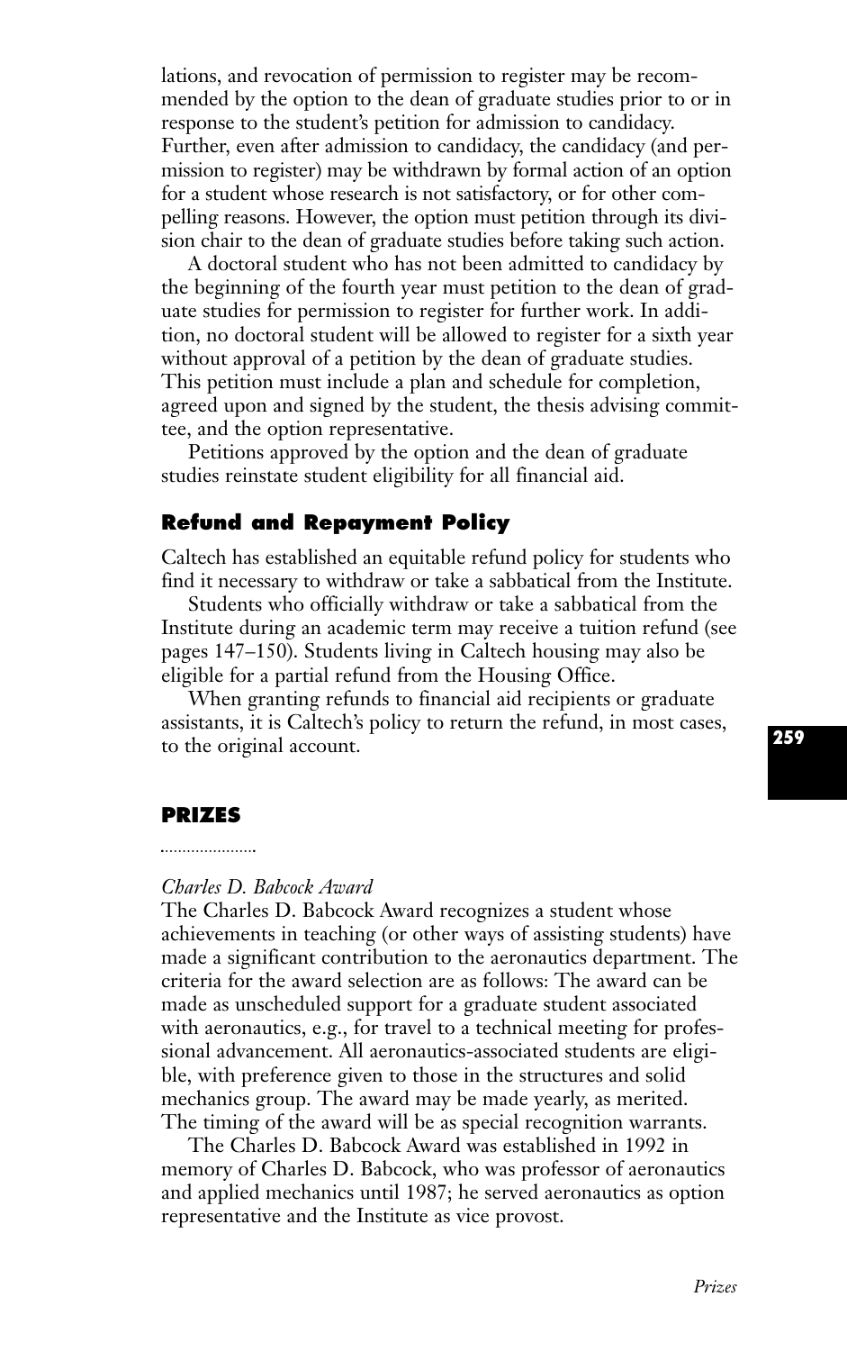lations, and revocation of permission to register may be recommended by the option to the dean of graduate studies prior to or in response to the student's petition for admission to candidacy. Further, even after admission to candidacy, the candidacy (and permission to register) may be withdrawn by formal action of an option for a student whose research is not satisfactory, or for other compelling reasons. However, the option must petition through its division chair to the dean of graduate studies before taking such action.

A doctoral student who has not been admitted to candidacy by the beginning of the fourth year must petition to the dean of graduate studies for permission to register for further work. In addition, no doctoral student will be allowed to register for a sixth year without approval of a petition by the dean of graduate studies. This petition must include a plan and schedule for completion, agreed upon and signed by the student, the thesis advising committee, and the option representative.

Petitions approved by the option and the dean of graduate studies reinstate student eligibility for all financial aid.

### Refund and Repayment Policy

Caltech has established an equitable refund policy for students who find it necessary to withdraw or take a sabbatical from the Institute.

Students who officially withdraw or take a sabbatical from the Institute during an academic term may receive a tuition refund (see pages 147–150). Students living in Caltech housing may also be eligible for a partial refund from the Housing Office.

When granting refunds to financial aid recipients or graduate assistants, it is Caltech's policy to return the refund, in most cases, to the original account.

## PRIZES

*Charles D. Babcock Award*

The Charles D. Babcock Award recognizes a student whose achievements in teaching (or other ways of assisting students) have made a significant contribution to the aeronautics department. The criteria for the award selection are as follows: The award can be made as unscheduled support for a graduate student associated with aeronautics, e.g., for travel to a technical meeting for professional advancement. All aeronautics-associated students are eligible, with preference given to those in the structures and solid mechanics group. The award may be made yearly, as merited. The timing of the award will be as special recognition warrants.

The Charles D. Babcock Award was established in 1992 in memory of Charles D. Babcock, who was professor of aeronautics and applied mechanics until 1987; he served aeronautics as option representative and the Institute as vice provost.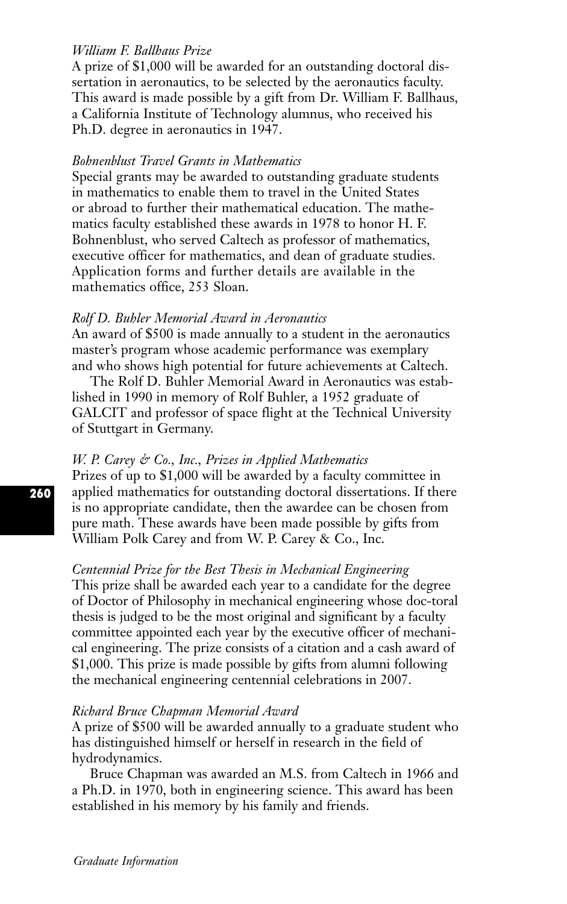*William F. Ballhaus Prize*

A prize of $1,000 will be awarded for an outstanding doctoral dissertation in aeronautics, to be selected by the aeronautics faculty. This award is made possible by a gift from Dr. William F. Ballhaus, a California Institute of Technology alumnus, who received his Ph.D. degree in aeronautics in 1947.

*Bohnenblust Travel Grants in Mathematics*

Special grants may be awarded to outstanding graduate students in mathematics to enable them to travel in the United States or abroad to further their mathematical education. The mathematics faculty established these awards in 1978 to honor H. F. Bohnenblust, who served Caltech as professor of mathematics, executive officer for mathematics, and dean of graduate studies. Application forms and further details are available in the mathematics office, 253 Sloan.

*Rolf D. Buhler Memorial Award in Aeronautics*

An award of $500 is made annually to a student in the aeronautics master's program whose academic performance was exemplary and who shows high potential for future achievements at Caltech.

The Rolf D. Buhler Memorial Award in Aeronautics was established in 1990 in memory of Rolf Buhler, a 1952 graduate of GALCIT and professor of space flight at the Technical University of Stuttgart in Germany.

*W. P. Carey & Co., Inc., Prizes in Applied Mathematics*

Prizes of up to $1,000 will be awarded by a faculty committee in applied mathematics for outstanding doctoral dissertations. If there is no appropriate candidate, then the awardee can be chosen from pure math. These awards have been made possible by gifts from William Polk Carey and from W. P. Carey & Co., Inc.

*Centennial Prize for the Best Thesis in Mechanical Engineering*

This prize shall be awarded each year to a candidate for the degree of Doctor of Philosophy in mechanical engineering whose doctoral thesis is judged to be the most original and significant by a faculty committee appointed each year by the executive officer of mechanical engineering. The prize consists of a citation and a cash award of $1,000. This prize is made possible by gifts from alumni following the mechanical engineering centennial celebrations in 2007.

*Richard Bruce Chapman Memorial Award*

A prize of $500 will be awarded annually to a graduate student who has distinguished himself or herself in research in the field of hydrodynamics.

Bruce Chapman was awarded an M.S. from Caltech in 1966 and a Ph.D. in 1970, both in engineering science. This award has been established in his memory by his family and friends.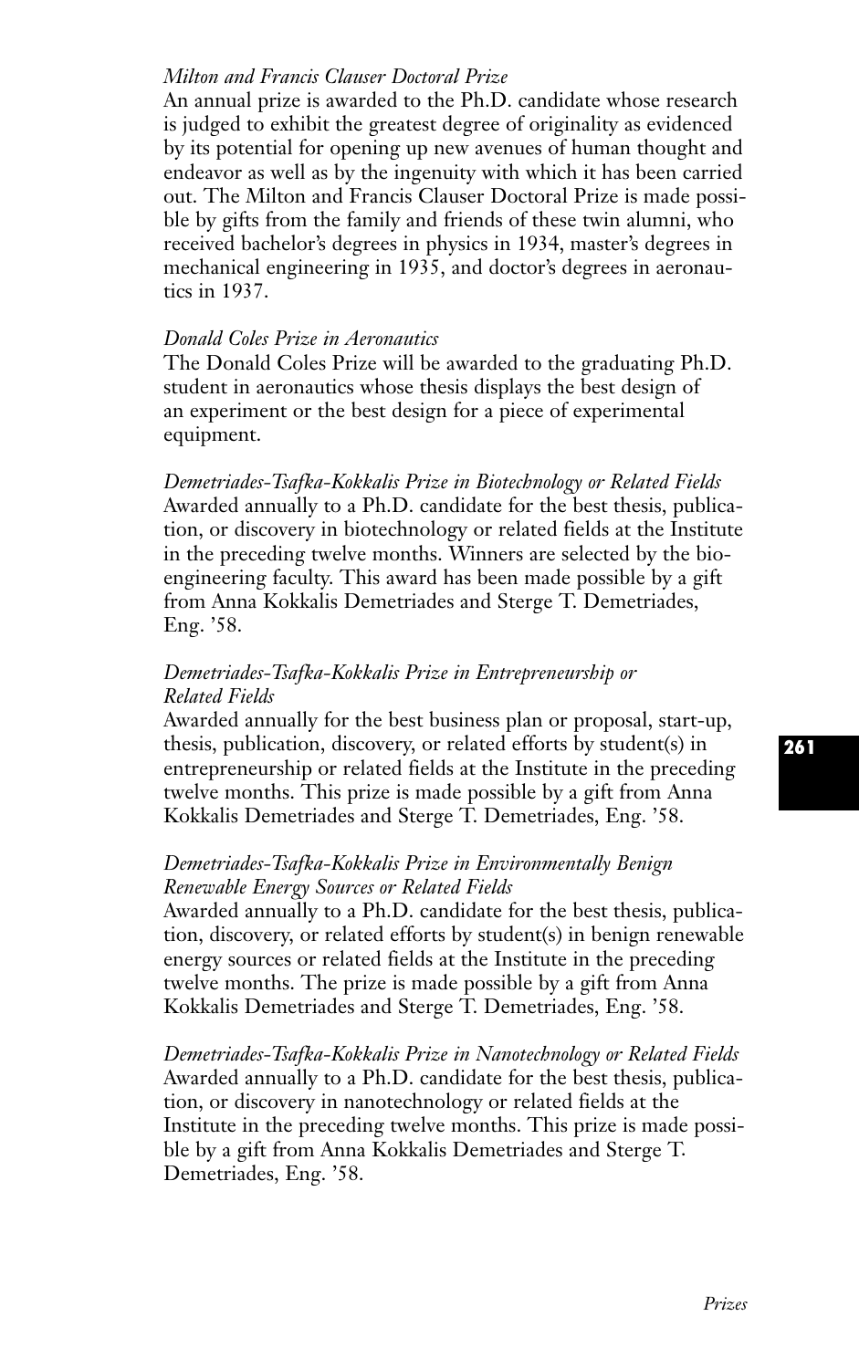*Milton and Francis Clauser Doctoral Prize*

An annual prize is awarded to the Ph.D. candidate whose research is judged to exhibit the greatest degree of originality as evidenced by its potential for opening up new avenues of human thought and endeavor as well as by the ingenuity with which it has been carried out. The Milton and Francis Clauser Doctoral Prize is made possible by gifts from the family and friends of these twin alumni, who received bachelor's degrees in physics in 1934, master's degrees in mechanical engineering in 1935, and doctor's degrees in aeronautics in 1937.

*Donald Coles Prize in Aeronautics*

The Donald Coles Prize will be awarded to the graduating Ph.D. student in aeronautics whose thesis displays the best design of an experiment or the best design for a piece of experimental equipment.

*Demetriades-Tsafka-Kokkalis Prize in Biotechnology or Related Fields*

Awarded annually to a Ph.D. candidate for the best thesis, publication, or discovery in biotechnology or related fields at the Institute in the preceding twelve months. Winners are selected by the bioengineering faculty. This award has been made possible by a gift from Anna Kokkalis Demetriades and Sterge T. Demetriades, Eng. '58.

*Demetriades-Tsafka-Kokkalis Prize in Entrepreneurship or Related Fields*

Awarded annually for the best business plan or proposal, start-up, thesis, publication, discovery, or related efforts by student(s) in entrepreneurship or related fields at the Institute in the preceding twelve months. This prize is made possible by a gift from Anna Kokkalis Demetriades and Sterge T. Demetriades, Eng. '58.

*Demetriades-Tsafka-Kokkalis Prize in Environmentally Benign Renewable Energy Sources or Related Fields*

Awarded annually to a Ph.D. candidate for the best thesis, publication, discovery, or related efforts by student(s) in benign renewable energy sources or related fields at the Institute in the preceding twelve months. The prize is made possible by a gift from Anna Kokkalis Demetriades and Sterge T. Demetriades, Eng. '58.

*Demetriades-Tsafka-Kokkalis Prize in Nanotechnology or Related Fields*

Awarded annually to a Ph.D. candidate for the best thesis, publication, or discovery in nanotechnology or related fields at the Institute in the preceding twelve months. This prize is made possible by a gift from Anna Kokkalis Demetriades and Sterge T. Demetriades, Eng. '58.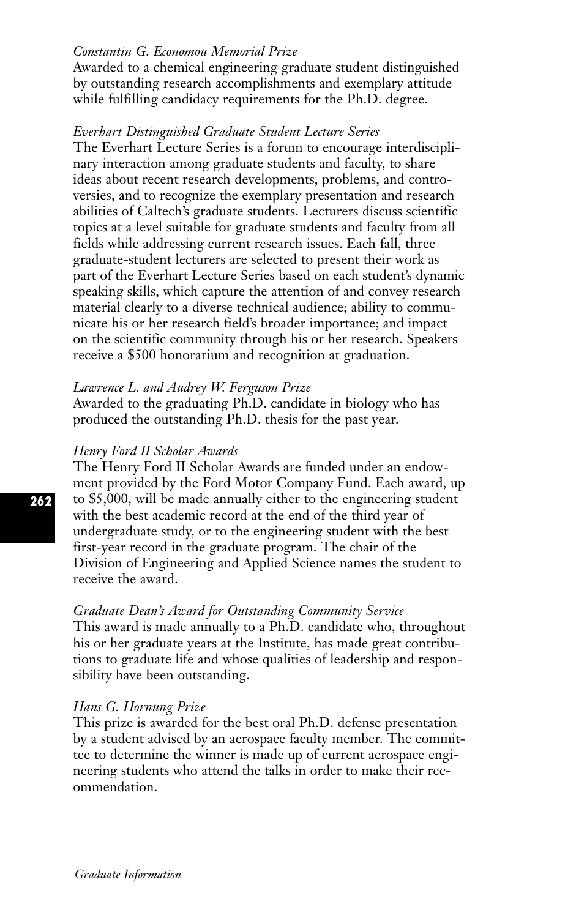*Constantin G. Economou Memorial Prize*
Awarded to a chemical engineering graduate student distinguished by outstanding research accomplishments and exemplary attitude while fulfilling candidacy requirements for the Ph.D. degree.

*Everhart Distinguished Graduate Student Lecture Series*
The Everhart Lecture Series is a forum to encourage interdisciplinary interaction among graduate students and faculty, to share ideas about recent research developments, problems, and controversies, and to recognize the exemplary presentation and research abilities of Caltech's graduate students. Lecturers discuss scientific topics at a level suitable for graduate students and faculty from all fields while addressing current research issues. Each fall, three graduate-student lecturers are selected to present their work as part of the Everhart Lecture Series based on each student's dynamic speaking skills, which capture the attention of and convey research material clearly to a diverse technical audience; ability to communicate his or her research field's broader importance; and impact on the scientific community through his or her research. Speakers receive a $500 honorarium and recognition at graduation.

*Lawrence L. and Audrey W. Ferguson Prize*
Awarded to the graduating Ph.D. candidate in biology who has produced the outstanding Ph.D. thesis for the past year.

*Henry Ford II Scholar Awards*
The Henry Ford II Scholar Awards are funded under an endowment provided by the Ford Motor Company Fund. Each award, up to $5,000, will be made annually either to the engineering student with the best academic record at the end of the third year of undergraduate study, or to the engineering student with the best first-year record in the graduate program. The chair of the Division of Engineering and Applied Science names the student to receive the award.

*Graduate Dean's Award for Outstanding Community Service*
This award is made annually to a Ph.D. candidate who, throughout his or her graduate years at the Institute, has made great contributions to graduate life and whose qualities of leadership and responsibility have been outstanding.

*Hans G. Hornung Prize*
This prize is awarded for the best oral Ph.D. defense presentation by a student advised by an aerospace faculty member. The committee to determine the winner is made up of current aerospace engineering students who attend the talks in order to make their recommendation.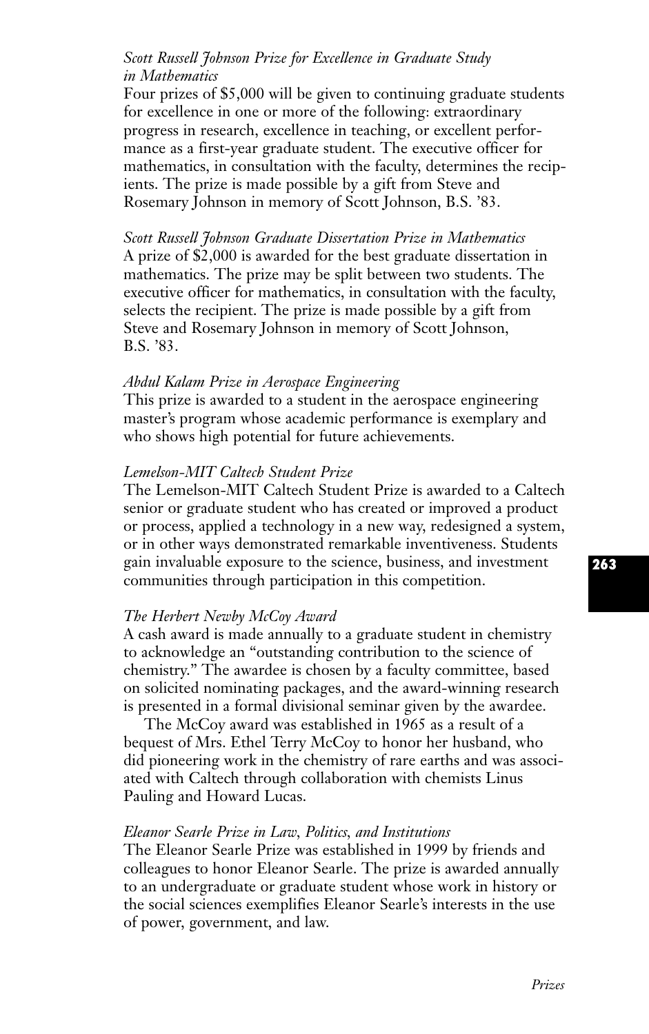*Scott Russell Johnson Prize for Excellence in Graduate Study in Mathematics*

Four prizes of $5,000 will be given to continuing graduate students for excellence in one or more of the following: extraordinary progress in research, excellence in teaching, or excellent performance as a first-year graduate student. The executive officer for mathematics, in consultation with the faculty, determines the recipients. The prize is made possible by a gift from Steve and Rosemary Johnson in memory of Scott Johnson, B.S. '83.

*Scott Russell Johnson Graduate Dissertation Prize in Mathematics*

A prize of $2,000 is awarded for the best graduate dissertation in mathematics. The prize may be split between two students. The executive officer for mathematics, in consultation with the faculty, selects the recipient. The prize is made possible by a gift from Steve and Rosemary Johnson in memory of Scott Johnson, B.S. '83.

*Abdul Kalam Prize in Aerospace Engineering*

This prize is awarded to a student in the aerospace engineering master's program whose academic performance is exemplary and who shows high potential for future achievements.

*Lemelson-MIT Caltech Student Prize*

The Lemelson-MIT Caltech Student Prize is awarded to a Caltech senior or graduate student who has created or improved a product or process, applied a technology in a new way, redesigned a system, or in other ways demonstrated remarkable inventiveness. Students gain invaluable exposure to the science, business, and investment communities through participation in this competition.

*The Herbert Newby McCoy Award*

A cash award is made annually to a graduate student in chemistry to acknowledge an "outstanding contribution to the science of chemistry." The awardee is chosen by a faculty committee, based on solicited nominating packages, and the award-winning research is presented in a formal divisional seminar given by the awardee.

The McCoy award was established in 1965 as a result of a bequest of Mrs. Ethel Terry McCoy to honor her husband, who did pioneering work in the chemistry of rare earths and was associated with Caltech through collaboration with chemists Linus Pauling and Howard Lucas.

*Eleanor Searle Prize in Law, Politics, and Institutions*

The Eleanor Searle Prize was established in 1999 by friends and colleagues to honor Eleanor Searle. The prize is awarded annually to an undergraduate or graduate student whose work in history or the social sciences exemplifies Eleanor Searle's interests in the use of power, government, and law.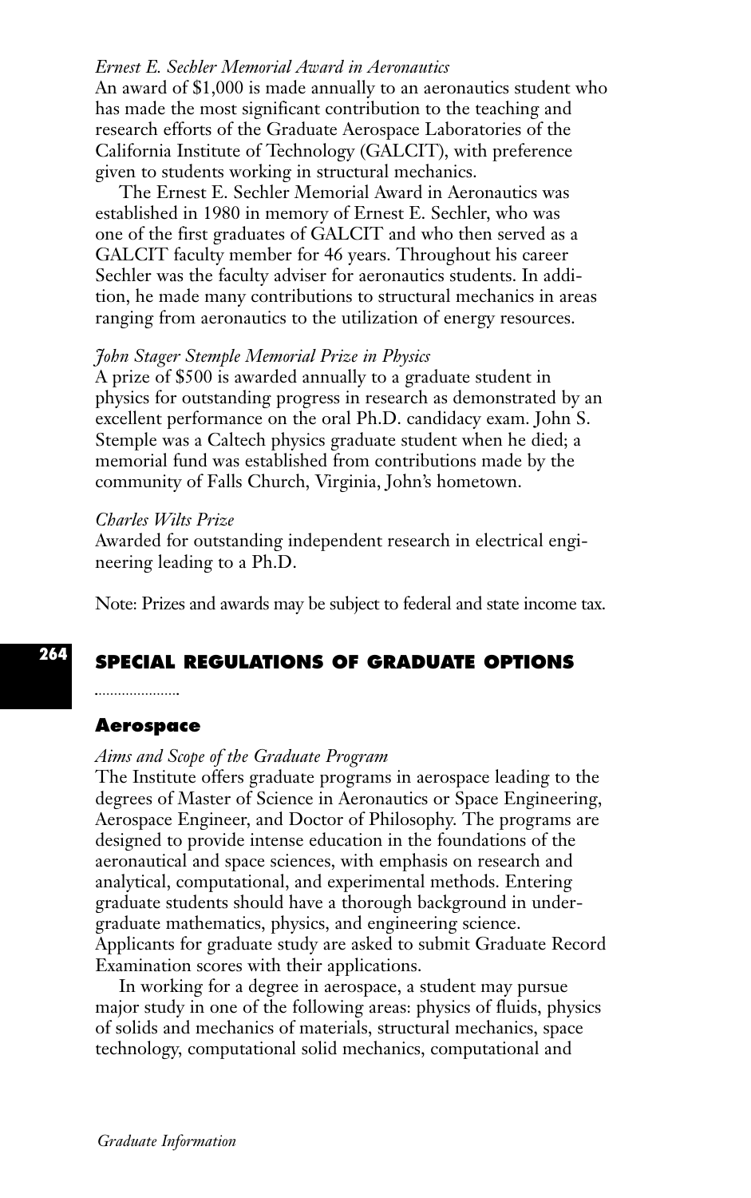*Ernest E. Sechler Memorial Award in Aeronautics*
An award of $1,000 is made annually to an aeronautics student who has made the most significant contribution to the teaching and research efforts of the Graduate Aerospace Laboratories of the California Institute of Technology (GALCIT), with preference given to students working in structural mechanics.

The Ernest E. Sechler Memorial Award in Aeronautics was established in 1980 in memory of Ernest E. Sechler, who was one of the first graduates of GALCIT and who then served as a GALCIT faculty member for 46 years. Throughout his career Sechler was the faculty adviser for aeronautics students. In addition, he made many contributions to structural mechanics in areas ranging from aeronautics to the utilization of energy resources.

*John Stager Stemple Memorial Prize in Physics*
A prize of $500 is awarded annually to a graduate student in physics for outstanding progress in research as demonstrated by an excellent performance on the oral Ph.D. candidacy exam. John S. Stemple was a Caltech physics graduate student when he died; a memorial fund was established from contributions made by the community of Falls Church, Virginia, John's hometown.

*Charles Wilts Prize*
Awarded for outstanding independent research in electrical engineering leading to a Ph.D.

Note: Prizes and awards may be subject to federal and state income tax.

# SPECIAL REGULATIONS OF GRADUATE OPTIONS

## Aerospace

*Aims and Scope of the Graduate Program*
The Institute offers graduate programs in aerospace leading to the degrees of Master of Science in Aeronautics or Space Engineering, Aerospace Engineer, and Doctor of Philosophy. The programs are designed to provide intense education in the foundations of the aeronautical and space sciences, with emphasis on research and analytical, computational, and experimental methods. Entering graduate students should have a thorough background in undergraduate mathematics, physics, and engineering science. Applicants for graduate study are asked to submit Graduate Record Examination scores with their applications.

In working for a degree in aerospace, a student may pursue major study in one of the following areas: physics of fluids, physics of solids and mechanics of materials, structural mechanics, space technology, computational solid mechanics, computational and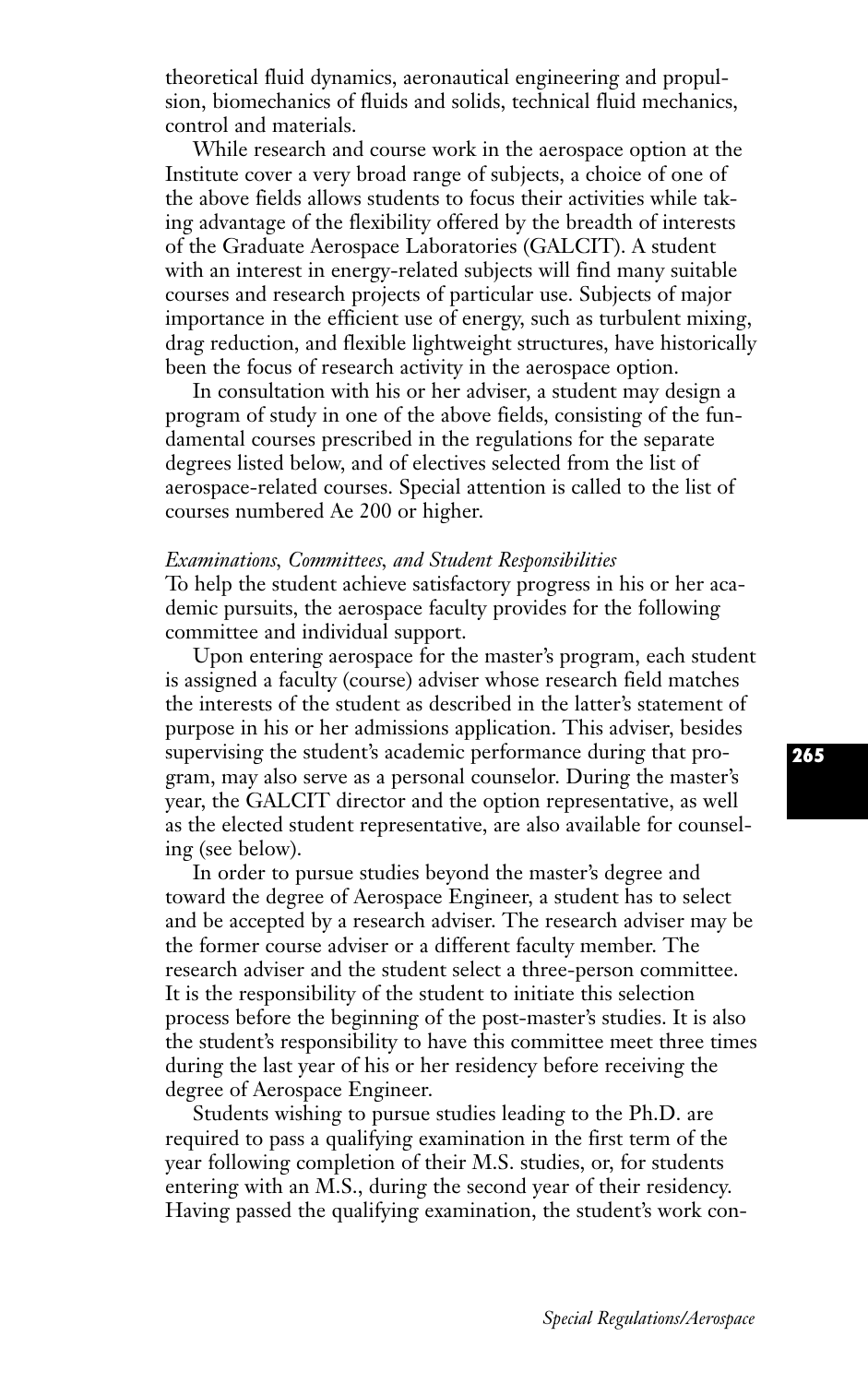theoretical fluid dynamics, aeronautical engineering and propulsion, biomechanics of fluids and solids, technical fluid mechanics, control and materials.

While research and course work in the aerospace option at the Institute cover a very broad range of subjects, a choice of one of the above fields allows students to focus their activities while taking advantage of the flexibility offered by the breadth of interests of the Graduate Aerospace Laboratories (GALCIT). A student with an interest in energy-related subjects will find many suitable courses and research projects of particular use. Subjects of major importance in the efficient use of energy, such as turbulent mixing, drag reduction, and flexible lightweight structures, have historically been the focus of research activity in the aerospace option.

In consultation with his or her adviser, a student may design a program of study in one of the above fields, consisting of the fundamental courses prescribed in the regulations for the separate degrees listed below, and of electives selected from the list of aerospace-related courses. Special attention is called to the list of courses numbered Ae 200 or higher.

*Examinations, Committees, and Student Responsibilities*

To help the student achieve satisfactory progress in his or her academic pursuits, the aerospace faculty provides for the following committee and individual support.

Upon entering aerospace for the master's program, each student is assigned a faculty (course) adviser whose research field matches the interests of the student as described in the latter's statement of purpose in his or her admissions application. This adviser, besides supervising the student's academic performance during that program, may also serve as a personal counselor. During the master's year, the GALCIT director and the option representative, as well as the elected student representative, are also available for counseling (see below).

In order to pursue studies beyond the master's degree and toward the degree of Aerospace Engineer, a student has to select and be accepted by a research adviser. The research adviser may be the former course adviser or a different faculty member. The research adviser and the student select a three-person committee. It is the responsibility of the student to initiate this selection process before the beginning of the post-master's studies. It is also the student's responsibility to have this committee meet three times during the last year of his or her residency before receiving the degree of Aerospace Engineer.

Students wishing to pursue studies leading to the Ph.D. are required to pass a qualifying examination in the first term of the year following completion of their M.S. studies, or, for students entering with an M.S., during the second year of their residency. Having passed the qualifying examination, the student's work con-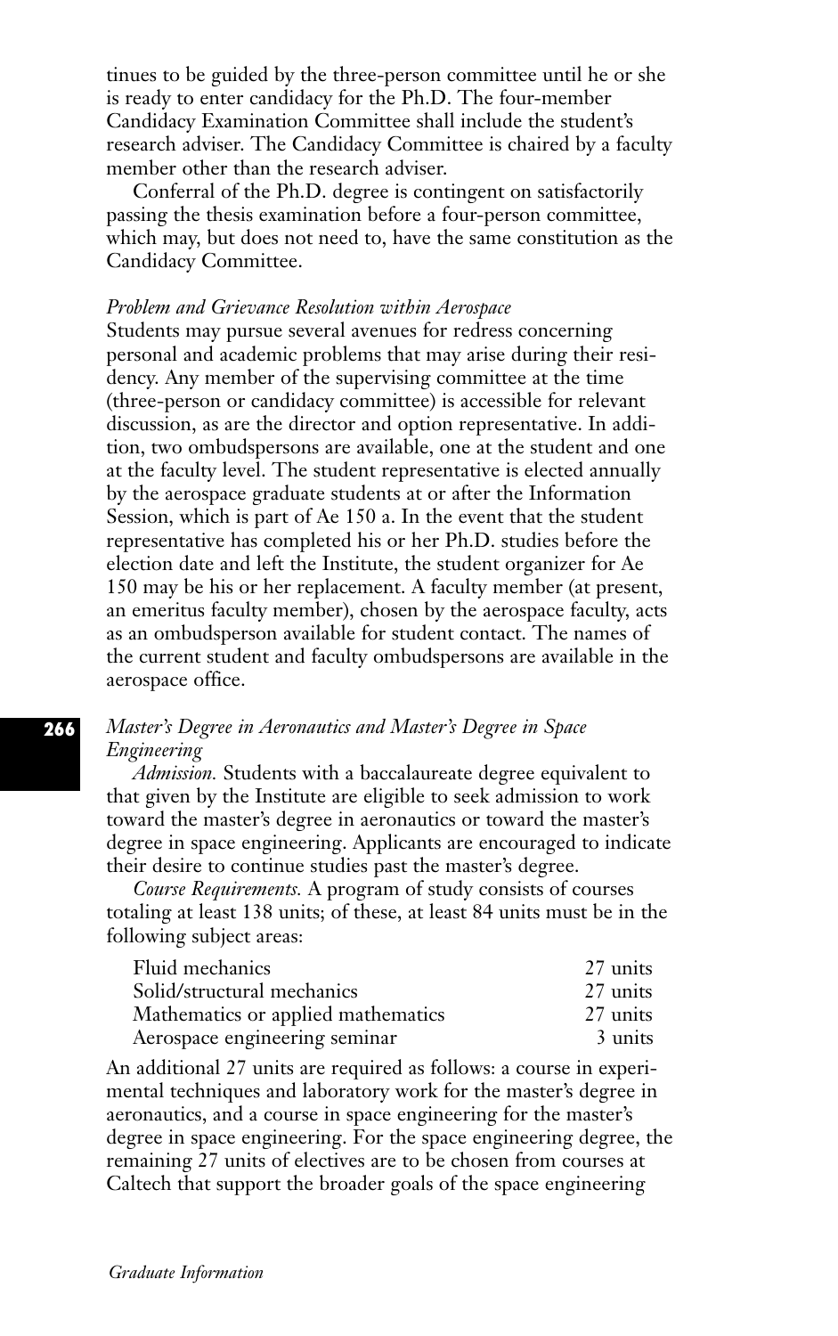tinues to be guided by the three-person committee until he or she is ready to enter candidacy for the Ph.D. The four-member Candidacy Examination Committee shall include the student's research adviser. The Candidacy Committee is chaired by a faculty member other than the research adviser.

Conferral of the Ph.D. degree is contingent on satisfactorily passing the thesis examination before a four-person committee, which may, but does not need to, have the same constitution as the Candidacy Committee.

*Problem and Grievance Resolution within Aerospace*

Students may pursue several avenues for redress concerning personal and academic problems that may arise during their residency. Any member of the supervising committee at the time (three-person or candidacy committee) is accessible for relevant discussion, as are the director and option representative. In addition, two ombudspersons are available, one at the student and one at the faculty level. The student representative is elected annually by the aerospace graduate students at or after the Information Session, which is part of Ae 150 a. In the event that the student representative has completed his or her Ph.D. studies before the election date and left the Institute, the student organizer for Ae 150 may be his or her replacement. A faculty member (at present, an emeritus faculty member), chosen by the aerospace faculty, acts as an ombudsperson available for student contact. The names of the current student and faculty ombudspersons are available in the aerospace office.

*Master's Degree in Aeronautics and Master's Degree in Space Engineering*

*Admission.* Students with a baccalaureate degree equivalent to that given by the Institute are eligible to seek admission to work toward the master's degree in aeronautics or toward the master's degree in space engineering. Applicants are encouraged to indicate their desire to continue studies past the master's degree.

*Course Requirements.* A program of study consists of courses totaling at least 138 units; of these, at least 84 units must be in the following subject areas:

| | |
|---|---|
| Fluid mechanics | 27 units |
| Solid/structural mechanics | 27 units |
| Mathematics or applied mathematics | 27 units |
| Aerospace engineering seminar | 3 units |

An additional 27 units are required as follows: a course in experimental techniques and laboratory work for the master's degree in aeronautics, and a course in space engineering for the master's degree in space engineering. For the space engineering degree, the remaining 27 units of electives are to be chosen from courses at Caltech that support the broader goals of the space engineering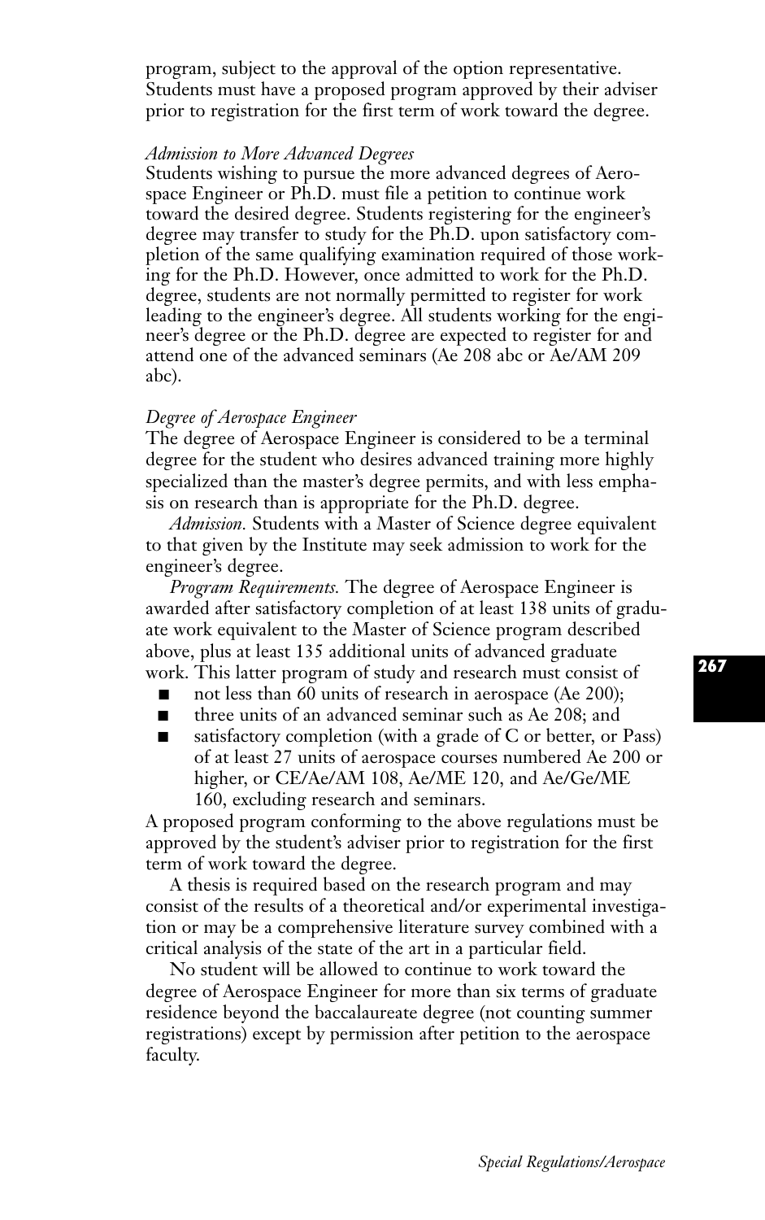program, subject to the approval of the option representative. Students must have a proposed program approved by their adviser prior to registration for the first term of work toward the degree.

*Admission to More Advanced Degrees*

Students wishing to pursue the more advanced degrees of Aerospace Engineer or Ph.D. must file a petition to continue work toward the desired degree. Students registering for the engineer's degree may transfer to study for the Ph.D. upon satisfactory completion of the same qualifying examination required of those working for the Ph.D. However, once admitted to work for the Ph.D. degree, students are not normally permitted to register for work leading to the engineer's degree. All students working for the engineer's degree or the Ph.D. degree are expected to register for and attend one of the advanced seminars (Ae 208 abc or Ae/AM 209 abc).

*Degree of Aerospace Engineer*

The degree of Aerospace Engineer is considered to be a terminal degree for the student who desires advanced training more highly specialized than the master's degree permits, and with less emphasis on research than is appropriate for the Ph.D. degree.

*Admission.* Students with a Master of Science degree equivalent to that given by the Institute may seek admission to work for the engineer's degree.

*Program Requirements.* The degree of Aerospace Engineer is awarded after satisfactory completion of at least 138 units of graduate work equivalent to the Master of Science program described above, plus at least 135 additional units of advanced graduate work. This latter program of study and research must consist of

- not less than 60 units of research in aerospace (Ae 200);
- three units of an advanced seminar such as Ae 208; and
- satisfactory completion (with a grade of C or better, or Pass) of at least 27 units of aerospace courses numbered Ae 200 or higher, or CE/Ae/AM 108, Ae/ME 120, and Ae/Ge/ME 160, excluding research and seminars.

A proposed program conforming to the above regulations must be approved by the student's adviser prior to registration for the first term of work toward the degree.

A thesis is required based on the research program and may consist of the results of a theoretical and/or experimental investigation or may be a comprehensive literature survey combined with a critical analysis of the state of the art in a particular field.

No student will be allowed to continue to work toward the degree of Aerospace Engineer for more than six terms of graduate residence beyond the baccalaureate degree (not counting summer registrations) except by permission after petition to the aerospace faculty.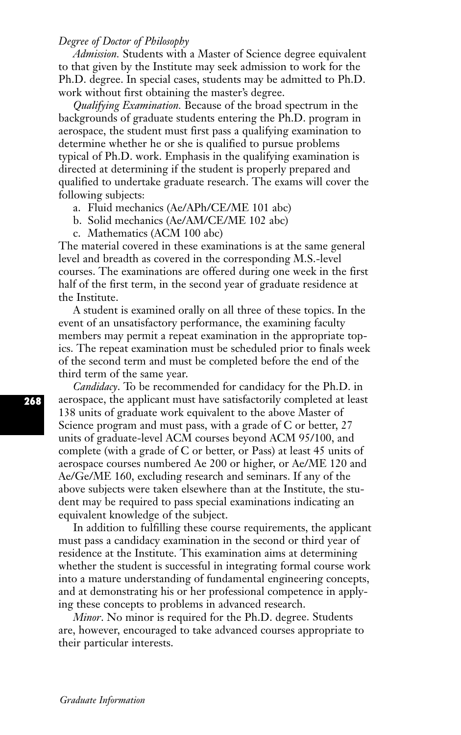*Degree of Doctor of Philosophy*

*Admission.* Students with a Master of Science degree equivalent to that given by the Institute may seek admission to work for the Ph.D. degree. In special cases, students may be admitted to Ph.D. work without first obtaining the master's degree.

*Qualifying Examination.* Because of the broad spectrum in the backgrounds of graduate students entering the Ph.D. program in aerospace, the student must first pass a qualifying examination to determine whether he or she is qualified to pursue problems typical of Ph.D. work. Emphasis in the qualifying examination is directed at determining if the student is properly prepared and qualified to undertake graduate research. The exams will cover the following subjects:

a. Fluid mechanics (Ae/APh/CE/ME 101 abc)
b. Solid mechanics (Ae/AM/CE/ME 102 abc)
c. Mathematics (ACM 100 abc)

The material covered in these examinations is at the same general level and breadth as covered in the corresponding M.S.-level courses. The examinations are offered during one week in the first half of the first term, in the second year of graduate residence at the Institute.

A student is examined orally on all three of these topics. In the event of an unsatisfactory performance, the examining faculty members may permit a repeat examination in the appropriate topics. The repeat examination must be scheduled prior to finals week of the second term and must be completed before the end of the third term of the same year.

*Candidacy*. To be recommended for candidacy for the Ph.D. in aerospace, the applicant must have satisfactorily completed at least 138 units of graduate work equivalent to the above Master of Science program and must pass, with a grade of C or better, 27 units of graduate-level ACM courses beyond ACM 95/100, and complete (with a grade of C or better, or Pass) at least 45 units of aerospace courses numbered Ae 200 or higher, or Ae/ME 120 and Ae/Ge/ME 160, excluding research and seminars. If any of the above subjects were taken elsewhere than at the Institute, the student may be required to pass special examinations indicating an equivalent knowledge of the subject.

In addition to fulfilling these course requirements, the applicant must pass a candidacy examination in the second or third year of residence at the Institute. This examination aims at determining whether the student is successful in integrating formal course work into a mature understanding of fundamental engineering concepts, and at demonstrating his or her professional competence in applying these concepts to problems in advanced research.

*Minor*. No minor is required for the Ph.D. degree. Students are, however, encouraged to take advanced courses appropriate to their particular interests.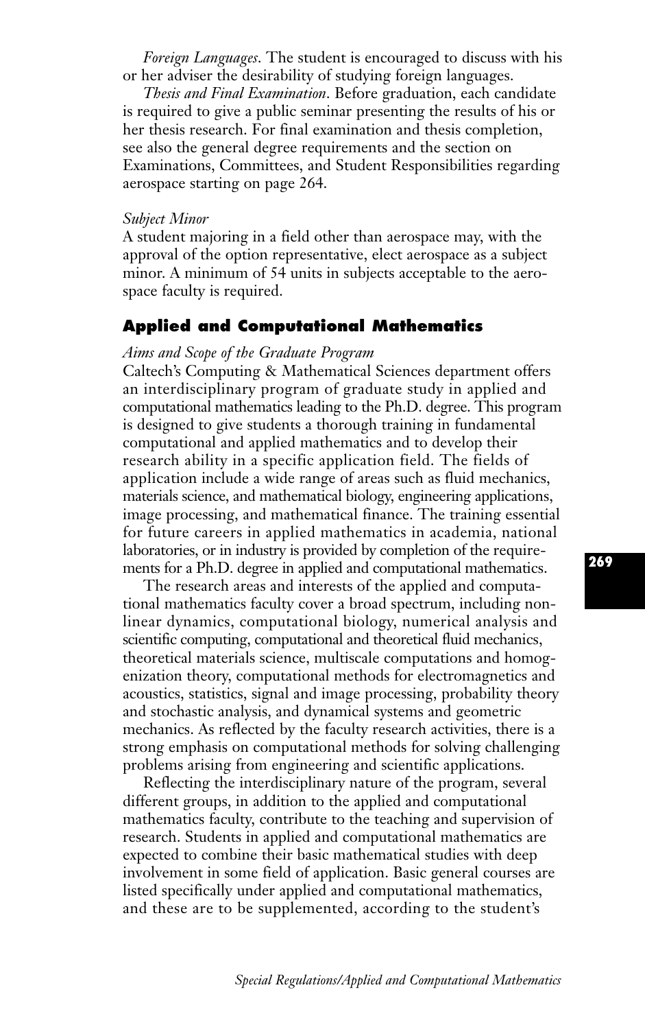*Foreign Languages*. The student is encouraged to discuss with his or her adviser the desirability of studying foreign languages.

*Thesis and Final Examination*. Before graduation, each candidate is required to give a public seminar presenting the results of his or her thesis research. For final examination and thesis completion, see also the general degree requirements and the section on Examinations, Committees, and Student Responsibilities regarding aerospace starting on page 264.

*Subject Minor*

A student majoring in a field other than aerospace may, with the approval of the option representative, elect aerospace as a subject minor. A minimum of 54 units in subjects acceptable to the aerospace faculty is required.

## Applied and Computational Mathematics

*Aims and Scope of the Graduate Program*

Caltech's Computing & Mathematical Sciences department offers an interdisciplinary program of graduate study in applied and computational mathematics leading to the Ph.D. degree. This program is designed to give students a thorough training in fundamental computational and applied mathematics and to develop their research ability in a specific application field. The fields of application include a wide range of areas such as fluid mechanics, materials science, and mathematical biology, engineering applications, image processing, and mathematical finance. The training essential for future careers in applied mathematics in academia, national laboratories, or in industry is provided by completion of the requirements for a Ph.D. degree in applied and computational mathematics.

The research areas and interests of the applied and computational mathematics faculty cover a broad spectrum, including nonlinear dynamics, computational biology, numerical analysis and scientific computing, computational and theoretical fluid mechanics, theoretical materials science, multiscale computations and homogenization theory, computational methods for electromagnetics and acoustics, statistics, signal and image processing, probability theory and stochastic analysis, and dynamical systems and geometric mechanics. As reflected by the faculty research activities, there is a strong emphasis on computational methods for solving challenging problems arising from engineering and scientific applications.

Reflecting the interdisciplinary nature of the program, several different groups, in addition to the applied and computational mathematics faculty, contribute to the teaching and supervision of research. Students in applied and computational mathematics are expected to combine their basic mathematical studies with deep involvement in some field of application. Basic general courses are listed specifically under applied and computational mathematics, and these are to be supplemented, according to the student's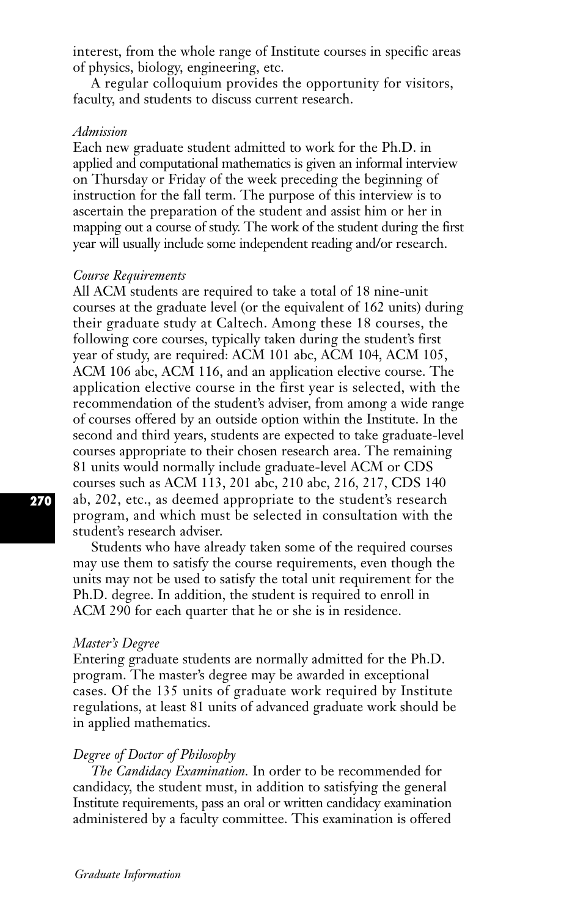interest, from the whole range of Institute courses in specific areas of physics, biology, engineering, etc.

A regular colloquium provides the opportunity for visitors, faculty, and students to discuss current research.

*Admission*

Each new graduate student admitted to work for the Ph.D. in applied and computational mathematics is given an informal interview on Thursday or Friday of the week preceding the beginning of instruction for the fall term. The purpose of this interview is to ascertain the preparation of the student and assist him or her in mapping out a course of study. The work of the student during the first year will usually include some independent reading and/or research.

*Course Requirements*

All ACM students are required to take a total of 18 nine-unit courses at the graduate level (or the equivalent of 162 units) during their graduate study at Caltech. Among these 18 courses, the following core courses, typically taken during the student's first year of study, are required: ACM 101 abc, ACM 104, ACM 105, ACM 106 abc, ACM 116, and an application elective course. The application elective course in the first year is selected, with the recommendation of the student's adviser, from among a wide range of courses offered by an outside option within the Institute. In the second and third years, students are expected to take graduate-level courses appropriate to their chosen research area. The remaining 81 units would normally include graduate-level ACM or CDS courses such as ACM 113, 201 abc, 210 abc, 216, 217, CDS 140 ab, 202, etc., as deemed appropriate to the student's research program, and which must be selected in consultation with the student's research adviser.

Students who have already taken some of the required courses may use them to satisfy the course requirements, even though the units may not be used to satisfy the total unit requirement for the Ph.D. degree. In addition, the student is required to enroll in ACM 290 for each quarter that he or she is in residence.

*Master's Degree*

Entering graduate students are normally admitted for the Ph.D. program. The master's degree may be awarded in exceptional cases. Of the 135 units of graduate work required by Institute regulations, at least 81 units of advanced graduate work should be in applied mathematics.

*Degree of Doctor of Philosophy*

*The Candidacy Examination.* In order to be recommended for candidacy, the student must, in addition to satisfying the general Institute requirements, pass an oral or written candidacy examination administered by a faculty committee. This examination is offered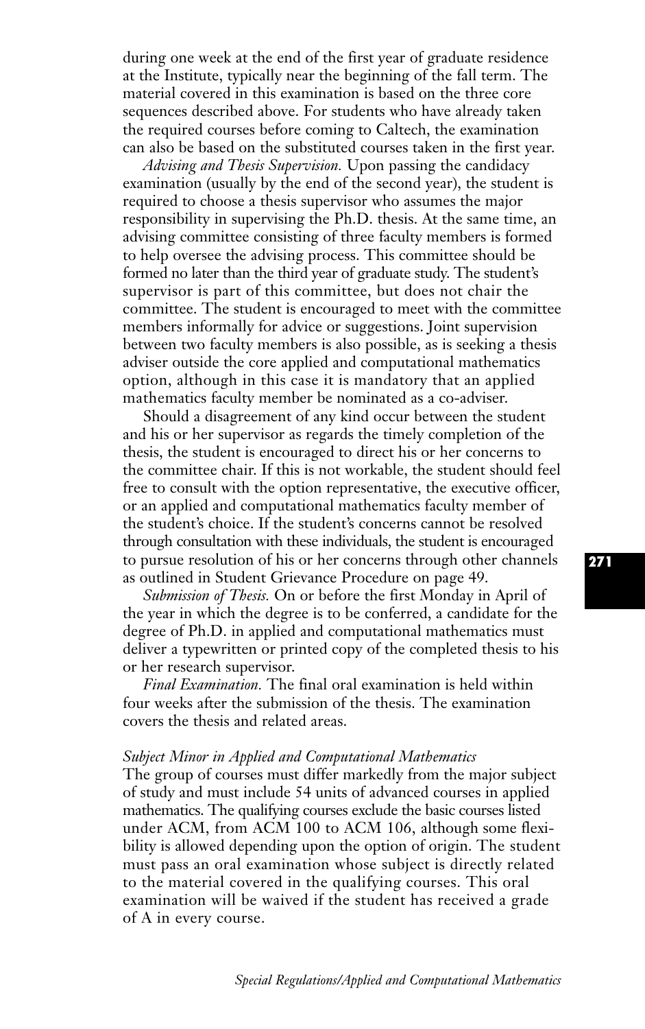during one week at the end of the first year of graduate residence at the Institute, typically near the beginning of the fall term. The material covered in this examination is based on the three core sequences described above. For students who have already taken the required courses before coming to Caltech, the examination can also be based on the substituted courses taken in the first year.

*Advising and Thesis Supervision.* Upon passing the candidacy examination (usually by the end of the second year), the student is required to choose a thesis supervisor who assumes the major responsibility in supervising the Ph.D. thesis. At the same time, an advising committee consisting of three faculty members is formed to help oversee the advising process. This committee should be formed no later than the third year of graduate study. The student's supervisor is part of this committee, but does not chair the committee. The student is encouraged to meet with the committee members informally for advice or suggestions. Joint supervision between two faculty members is also possible, as is seeking a thesis adviser outside the core applied and computational mathematics option, although in this case it is mandatory that an applied mathematics faculty member be nominated as a co-adviser.

Should a disagreement of any kind occur between the student and his or her supervisor as regards the timely completion of the thesis, the student is encouraged to direct his or her concerns to the committee chair. If this is not workable, the student should feel free to consult with the option representative, the executive officer, or an applied and computational mathematics faculty member of the student's choice. If the student's concerns cannot be resolved through consultation with these individuals, the student is encouraged to pursue resolution of his or her concerns through other channels as outlined in Student Grievance Procedure on page 49.

*Submission of Thesis.* On or before the first Monday in April of the year in which the degree is to be conferred, a candidate for the degree of Ph.D. in applied and computational mathematics must deliver a typewritten or printed copy of the completed thesis to his or her research supervisor.

*Final Examination.* The final oral examination is held within four weeks after the submission of the thesis. The examination covers the thesis and related areas.

### *Subject Minor in Applied and Computational Mathematics*

The group of courses must differ markedly from the major subject of study and must include 54 units of advanced courses in applied mathematics. The qualifying courses exclude the basic courses listed under ACM, from ACM 100 to ACM 106, although some flexibility is allowed depending upon the option of origin. The student must pass an oral examination whose subject is directly related to the material covered in the qualifying courses. This oral examination will be waived if the student has received a grade of A in every course.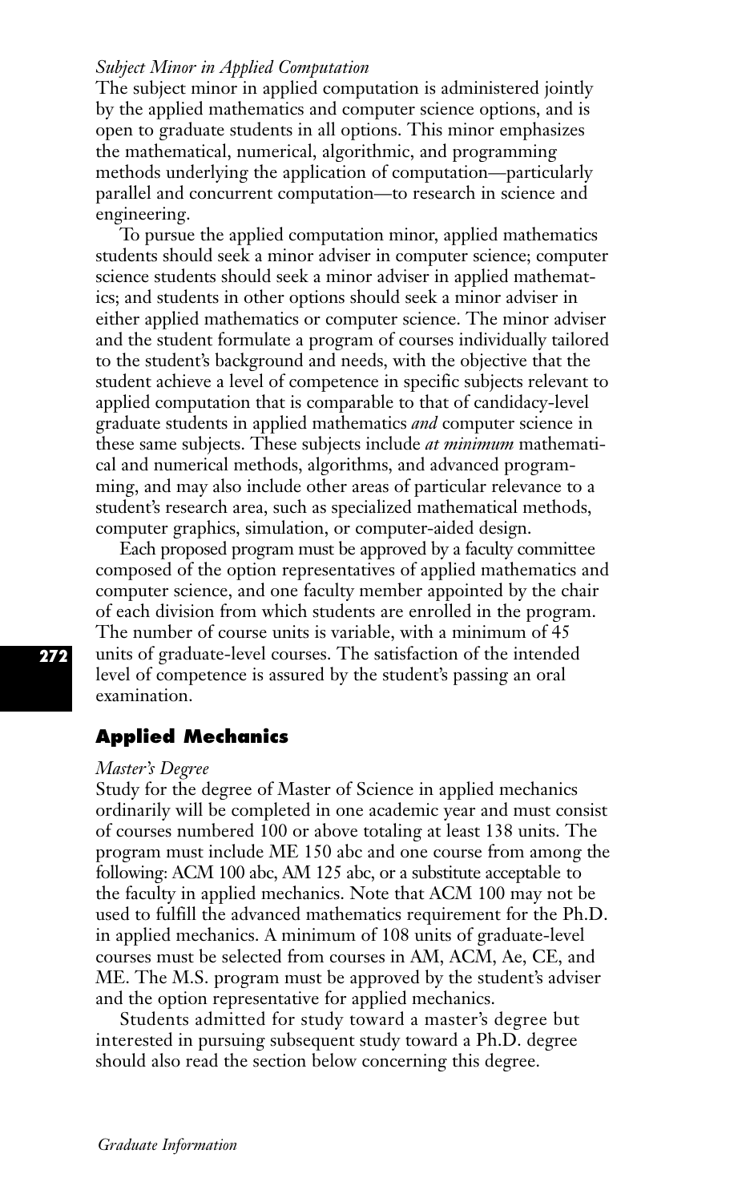*Subject Minor in Applied Computation*

The subject minor in applied computation is administered jointly by the applied mathematics and computer science options, and is open to graduate students in all options. This minor emphasizes the mathematical, numerical, algorithmic, and programming methods underlying the application of computation—particularly parallel and concurrent computation—to research in science and engineering.

To pursue the applied computation minor, applied mathematics students should seek a minor adviser in computer science; computer science students should seek a minor adviser in applied mathematics; and students in other options should seek a minor adviser in either applied mathematics or computer science. The minor adviser and the student formulate a program of courses individually tailored to the student's background and needs, with the objective that the student achieve a level of competence in specific subjects relevant to applied computation that is comparable to that of candidacy-level graduate students in applied mathematics *and* computer science in these same subjects. These subjects include *at minimum* mathematical and numerical methods, algorithms, and advanced programming, and may also include other areas of particular relevance to a student's research area, such as specialized mathematical methods, computer graphics, simulation, or computer-aided design.

Each proposed program must be approved by a faculty committee composed of the option representatives of applied mathematics and computer science, and one faculty member appointed by the chair of each division from which students are enrolled in the program. The number of course units is variable, with a minimum of 45 units of graduate-level courses. The satisfaction of the intended level of competence is assured by the student's passing an oral examination.

## Applied Mechanics

*Master's Degree*

Study for the degree of Master of Science in applied mechanics ordinarily will be completed in one academic year and must consist of courses numbered 100 or above totaling at least 138 units. The program must include ME 150 abc and one course from among the following: ACM 100 abc, AM 125 abc, or a substitute acceptable to the faculty in applied mechanics. Note that ACM 100 may not be used to fulfill the advanced mathematics requirement for the Ph.D. in applied mechanics. A minimum of 108 units of graduate-level courses must be selected from courses in AM, ACM, Ae, CE, and ME. The M.S. program must be approved by the student's adviser and the option representative for applied mechanics.

Students admitted for study toward a master's degree but interested in pursuing subsequent study toward a Ph.D. degree should also read the section below concerning this degree.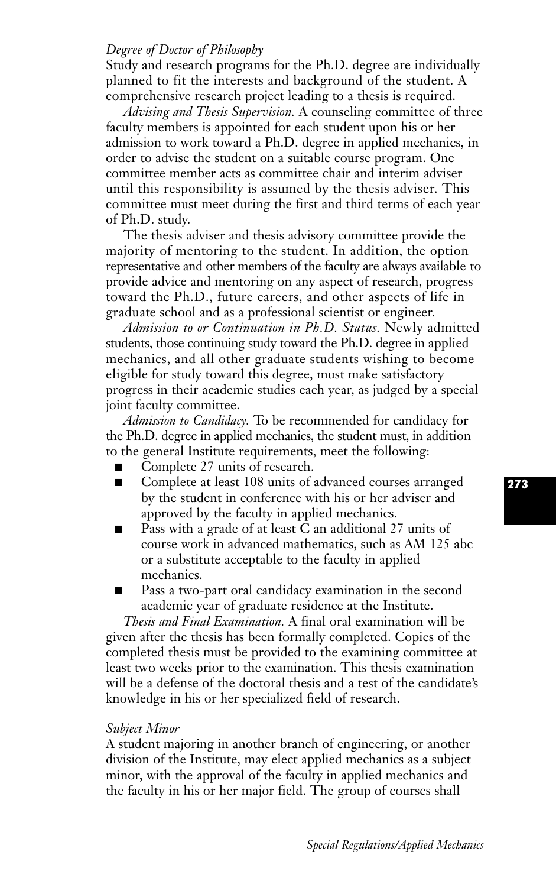*Degree of Doctor of Philosophy*

Study and research programs for the Ph.D. degree are individually planned to fit the interests and background of the student. A comprehensive research project leading to a thesis is required.

*Advising and Thesis Supervision.* A counseling committee of three faculty members is appointed for each student upon his or her admission to work toward a Ph.D. degree in applied mechanics, in order to advise the student on a suitable course program. One committee member acts as committee chair and interim adviser until this responsibility is assumed by the thesis adviser. This committee must meet during the first and third terms of each year of Ph.D. study.

The thesis adviser and thesis advisory committee provide the majority of mentoring to the student. In addition, the option representative and other members of the faculty are always available to provide advice and mentoring on any aspect of research, progress toward the Ph.D., future careers, and other aspects of life in graduate school and as a professional scientist or engineer.

*Admission to or Continuation in Ph.D. Status.* Newly admitted students, those continuing study toward the Ph.D. degree in applied mechanics, and all other graduate students wishing to become eligible for study toward this degree, must make satisfactory progress in their academic studies each year, as judged by a special joint faculty committee.

*Admission to Candidacy.* To be recommended for candidacy for the Ph.D. degree in applied mechanics, the student must, in addition to the general Institute requirements, meet the following:

- Complete 27 units of research.
- Complete at least 108 units of advanced courses arranged by the student in conference with his or her adviser and approved by the faculty in applied mechanics.
- Pass with a grade of at least C an additional 27 units of course work in advanced mathematics, such as AM 125 abc or a substitute acceptable to the faculty in applied mechanics.
- Pass a two-part oral candidacy examination in the second academic year of graduate residence at the Institute.

*Thesis and Final Examination.* A final oral examination will be given after the thesis has been formally completed. Copies of the completed thesis must be provided to the examining committee at least two weeks prior to the examination. This thesis examination will be a defense of the doctoral thesis and a test of the candidate's knowledge in his or her specialized field of research.

*Subject Minor*

A student majoring in another branch of engineering, or another division of the Institute, may elect applied mechanics as a subject minor, with the approval of the faculty in applied mechanics and the faculty in his or her major field. The group of courses shall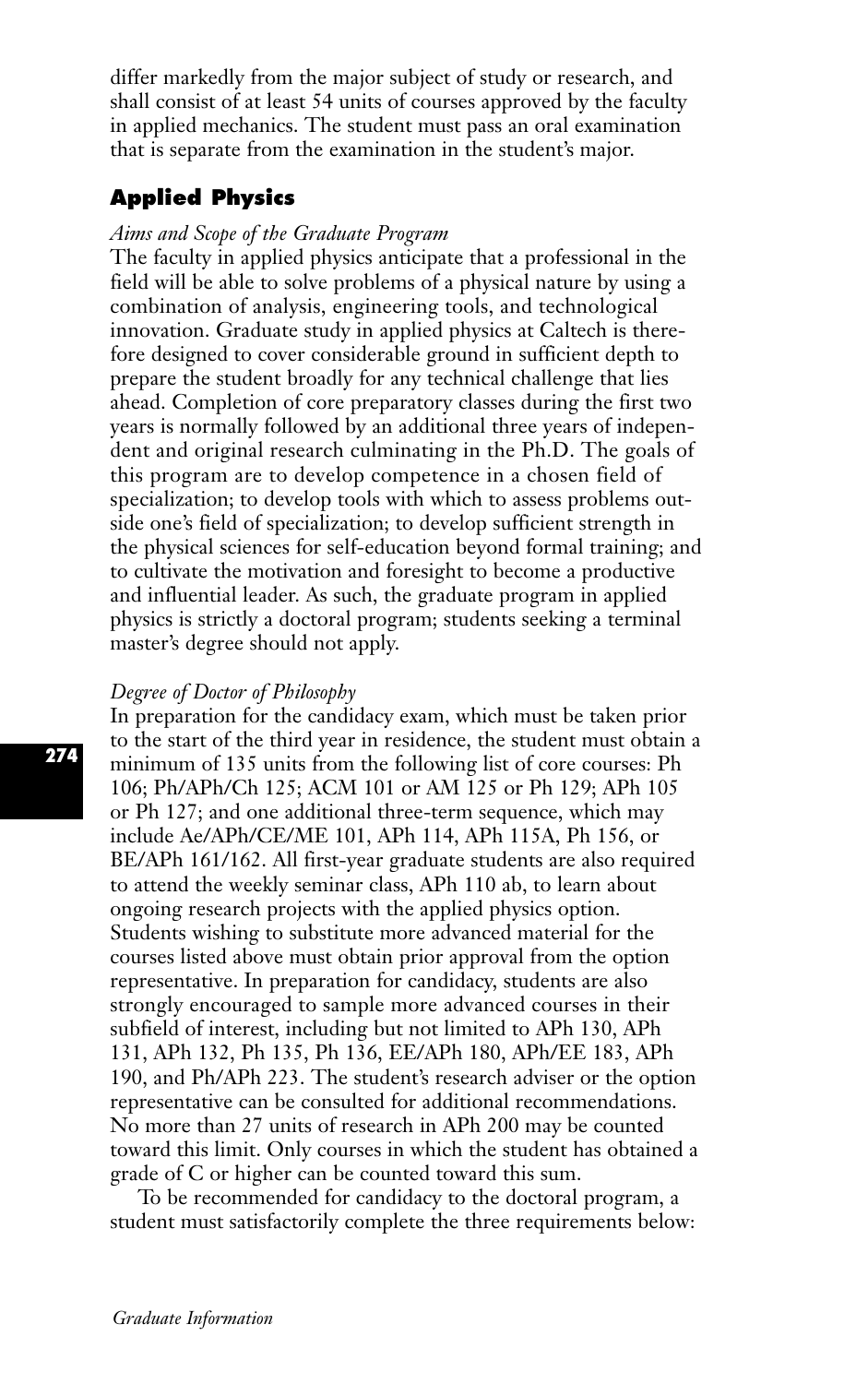differ markedly from the major subject of study or research, and shall consist of at least 54 units of courses approved by the faculty in applied mechanics. The student must pass an oral examination that is separate from the examination in the student's major.

## Applied Physics

*Aims and Scope of the Graduate Program*

The faculty in applied physics anticipate that a professional in the field will be able to solve problems of a physical nature by using a combination of analysis, engineering tools, and technological innovation. Graduate study in applied physics at Caltech is therefore designed to cover considerable ground in sufficient depth to prepare the student broadly for any technical challenge that lies ahead. Completion of core preparatory classes during the first two years is normally followed by an additional three years of independent and original research culminating in the Ph.D. The goals of this program are to develop competence in a chosen field of specialization; to develop tools with which to assess problems outside one's field of specialization; to develop sufficient strength in the physical sciences for self-education beyond formal training; and to cultivate the motivation and foresight to become a productive and influential leader. As such, the graduate program in applied physics is strictly a doctoral program; students seeking a terminal master's degree should not apply.

*Degree of Doctor of Philosophy*

In preparation for the candidacy exam, which must be taken prior to the start of the third year in residence, the student must obtain a minimum of 135 units from the following list of core courses: Ph 106; Ph/APh/Ch 125; ACM 101 or AM 125 or Ph 129; APh 105 or Ph 127; and one additional three-term sequence, which may include Ae/APh/CE/ME 101, APh 114, APh 115A, Ph 156, or BE/APh 161/162. All first-year graduate students are also required to attend the weekly seminar class, APh 110 ab, to learn about ongoing research projects with the applied physics option. Students wishing to substitute more advanced material for the courses listed above must obtain prior approval from the option representative. In preparation for candidacy, students are also strongly encouraged to sample more advanced courses in their subfield of interest, including but not limited to APh 130, APh 131, APh 132, Ph 135, Ph 136, EE/APh 180, APh/EE 183, APh 190, and Ph/APh 223. The student's research adviser or the option representative can be consulted for additional recommendations. No more than 27 units of research in APh 200 may be counted toward this limit. Only courses in which the student has obtained a grade of C or higher can be counted toward this sum.

To be recommended for candidacy to the doctoral program, a student must satisfactorily complete the three requirements below: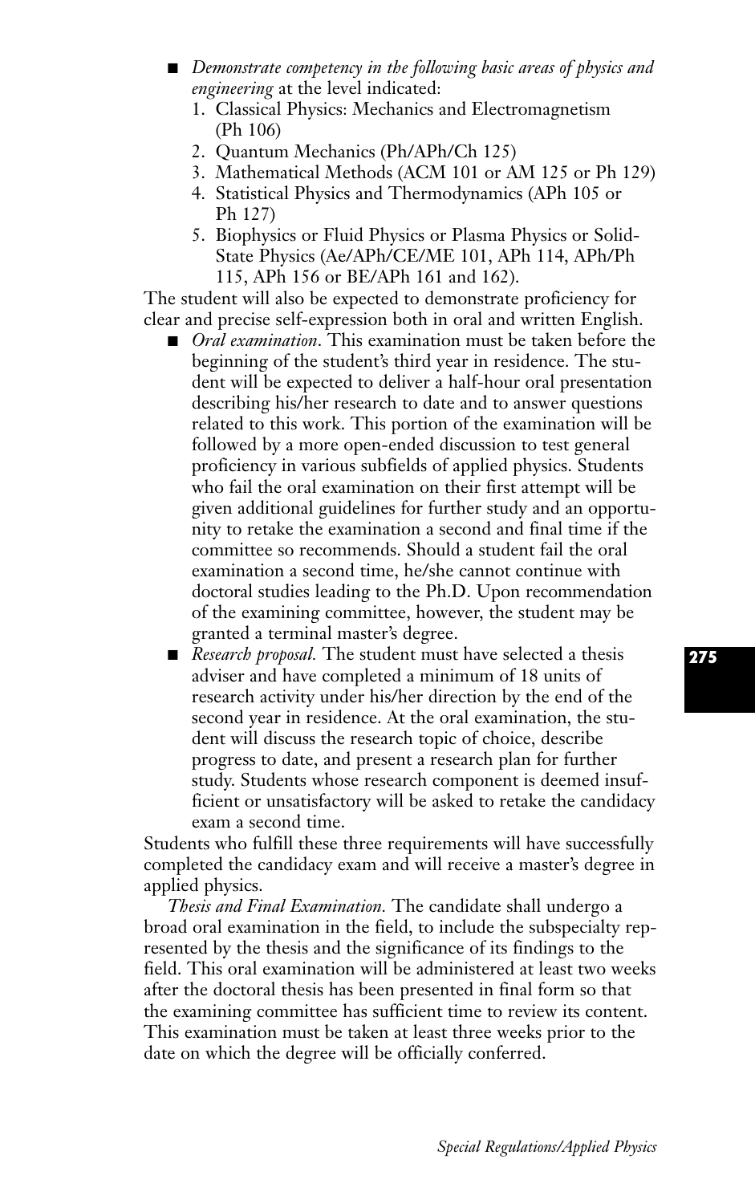- *Demonstrate competency in the following basic areas of physics and engineering* at the level indicated:
  1. Classical Physics: Mechanics and Electromagnetism (Ph 106)
  2. Quantum Mechanics (Ph/APh/Ch 125)
  3. Mathematical Methods (ACM 101 or AM 125 or Ph 129)
  4. Statistical Physics and Thermodynamics (APh 105 or Ph 127)
  5. Biophysics or Fluid Physics or Plasma Physics or Solid-State Physics (Ae/APh/CE/ME 101, APh 114, APh/Ph 115, APh 156 or BE/APh 161 and 162).

The student will also be expected to demonstrate proficiency for clear and precise self-expression both in oral and written English.

- *Oral examination.* This examination must be taken before the beginning of the student's third year in residence. The student will be expected to deliver a half-hour oral presentation describing his/her research to date and to answer questions related to this work. This portion of the examination will be followed by a more open-ended discussion to test general proficiency in various subfields of applied physics. Students who fail the oral examination on their first attempt will be given additional guidelines for further study and an opportunity to retake the examination a second and final time if the committee so recommends. Should a student fail the oral examination a second time, he/she cannot continue with doctoral studies leading to the Ph.D. Upon recommendation of the examining committee, however, the student may be granted a terminal master's degree.
- *Research proposal.* The student must have selected a thesis adviser and have completed a minimum of 18 units of research activity under his/her direction by the end of the second year in residence. At the oral examination, the student will discuss the research topic of choice, describe progress to date, and present a research plan for further study. Students whose research component is deemed insufficient or unsatisfactory will be asked to retake the candidacy exam a second time.

Students who fulfill these three requirements will have successfully completed the candidacy exam and will receive a master's degree in applied physics.

*Thesis and Final Examination.* The candidate shall undergo a broad oral examination in the field, to include the subspecialty represented by the thesis and the significance of its findings to the field. This oral examination will be administered at least two weeks after the doctoral thesis has been presented in final form so that the examining committee has sufficient time to review its content. This examination must be taken at least three weeks prior to the date on which the degree will be officially conferred.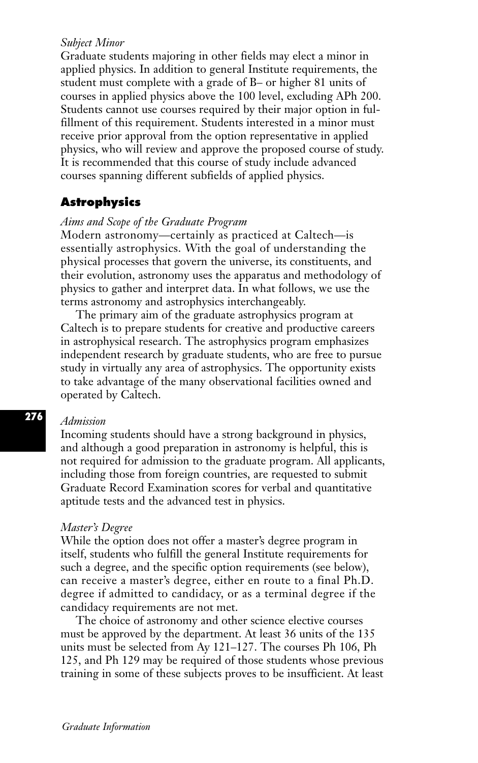*Subject Minor*

Graduate students majoring in other fields may elect a minor in applied physics. In addition to general Institute requirements, the student must complete with a grade of B– or higher 81 units of courses in applied physics above the 100 level, excluding APh 200. Students cannot use courses required by their major option in fulfillment of this requirement. Students interested in a minor must receive prior approval from the option representative in applied physics, who will review and approve the proposed course of study. It is recommended that this course of study include advanced courses spanning different subfields of applied physics.

## Astrophysics

*Aims and Scope of the Graduate Program*

Modern astronomy—certainly as practiced at Caltech—is essentially astrophysics. With the goal of understanding the physical processes that govern the universe, its constituents, and their evolution, astronomy uses the apparatus and methodology of physics to gather and interpret data. In what follows, we use the terms astronomy and astrophysics interchangeably.

The primary aim of the graduate astrophysics program at Caltech is to prepare students for creative and productive careers in astrophysical research. The astrophysics program emphasizes independent research by graduate students, who are free to pursue study in virtually any area of astrophysics. The opportunity exists to take advantage of the many observational facilities owned and operated by Caltech.

*Admission*

Incoming students should have a strong background in physics, and although a good preparation in astronomy is helpful, this is not required for admission to the graduate program. All applicants, including those from foreign countries, are requested to submit Graduate Record Examination scores for verbal and quantitative aptitude tests and the advanced test in physics.

*Master's Degree*

While the option does not offer a master's degree program in itself, students who fulfill the general Institute requirements for such a degree, and the specific option requirements (see below), can receive a master's degree, either en route to a final Ph.D. degree if admitted to candidacy, or as a terminal degree if the candidacy requirements are not met.

The choice of astronomy and other science elective courses must be approved by the department. At least 36 units of the 135 units must be selected from Ay 121–127. The courses Ph 106, Ph 125, and Ph 129 may be required of those students whose previous training in some of these subjects proves to be insufficient. At least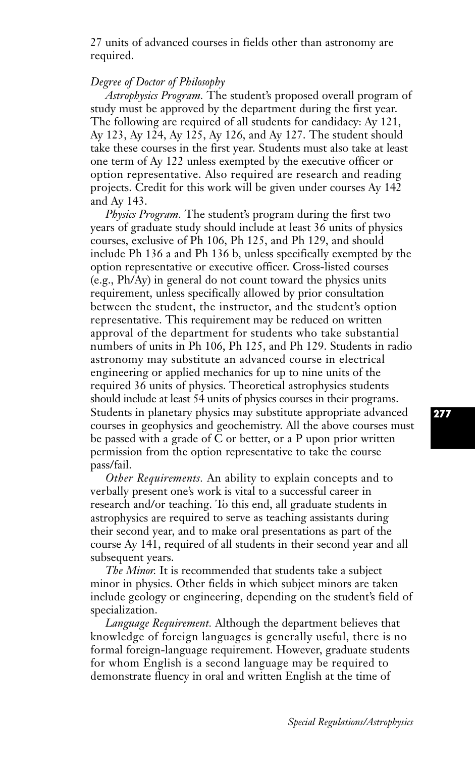27 units of advanced courses in fields other than astronomy are required.

*Degree of Doctor of Philosophy*

*Astrophysics Program.* The student's proposed overall program of study must be approved by the department during the first year. The following are required of all students for candidacy: Ay 121, Ay 123, Ay 124, Ay 125, Ay 126, and Ay 127. The student should take these courses in the first year. Students must also take at least one term of Ay 122 unless exempted by the executive officer or option representative. Also required are research and reading projects. Credit for this work will be given under courses Ay 142 and Ay 143.

*Physics Program.* The student's program during the first two years of graduate study should include at least 36 units of physics courses, exclusive of Ph 106, Ph 125, and Ph 129, and should include Ph 136 a and Ph 136 b, unless specifically exempted by the option representative or executive officer. Cross-listed courses (e.g., Ph/Ay) in general do not count toward the physics units requirement, unless specifically allowed by prior consultation between the student, the instructor, and the student's option representative. This requirement may be reduced on written approval of the department for students who take substantial numbers of units in Ph 106, Ph 125, and Ph 129. Students in radio astronomy may substitute an advanced course in electrical engineering or applied mechanics for up to nine units of the required 36 units of physics. Theoretical astrophysics students should include at least 54 units of physics courses in their programs. Students in planetary physics may substitute appropriate advanced courses in geophysics and geochemistry. All the above courses must be passed with a grade of C or better, or a P upon prior written permission from the option representative to take the course pass/fail.

*Other Requirements.* An ability to explain concepts and to verbally present one's work is vital to a successful career in research and/or teaching. To this end, all graduate students in astrophysics are required to serve as teaching assistants during their second year, and to make oral presentations as part of the course Ay 141, required of all students in their second year and all subsequent years.

*The Minor.* It is recommended that students take a subject minor in physics. Other fields in which subject minors are taken include geology or engineering, depending on the student's field of specialization.

*Language Requirement.* Although the department believes that knowledge of foreign languages is generally useful, there is no formal foreign-language requirement. However, graduate students for whom English is a second language may be required to demonstrate fluency in oral and written English at the time of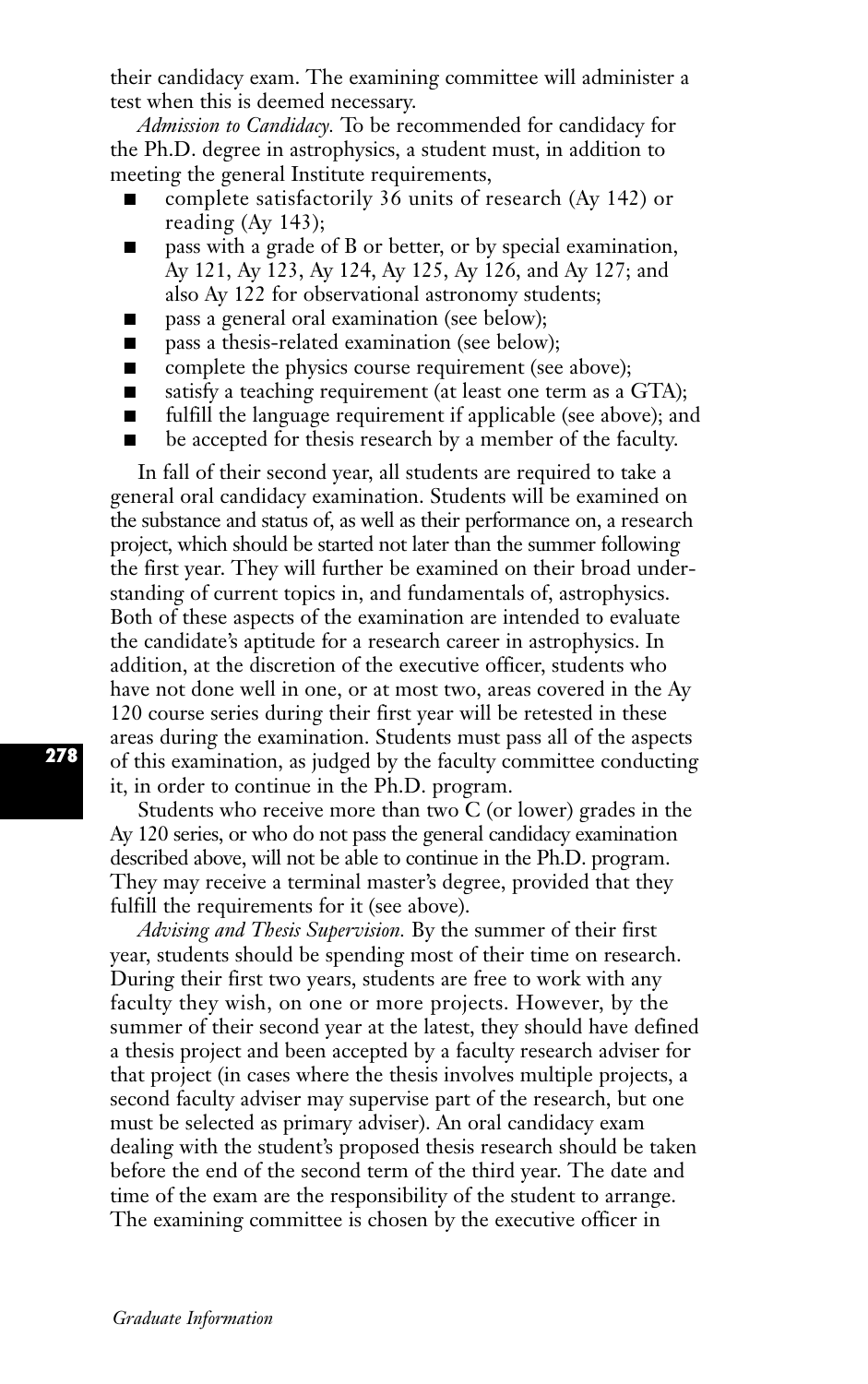their candidacy exam. The examining committee will administer a test when this is deemed necessary.

*Admission to Candidacy.* To be recommended for candidacy for the Ph.D. degree in astrophysics, a student must, in addition to meeting the general Institute requirements,

- complete satisfactorily 36 units of research (Ay 142) or reading (Ay 143);
- pass with a grade of B or better, or by special examination, Ay 121, Ay 123, Ay 124, Ay 125, Ay 126, and Ay 127; and also Ay 122 for observational astronomy students;
- pass a general oral examination (see below);
- pass a thesis-related examination (see below);
- complete the physics course requirement (see above);
- satisfy a teaching requirement (at least one term as a GTA);
- fulfill the language requirement if applicable (see above); and
- be accepted for thesis research by a member of the faculty.

In fall of their second year, all students are required to take a general oral candidacy examination. Students will be examined on the substance and status of, as well as their performance on, a research project, which should be started not later than the summer following the first year. They will further be examined on their broad understanding of current topics in, and fundamentals of, astrophysics. Both of these aspects of the examination are intended to evaluate the candidate's aptitude for a research career in astrophysics. In addition, at the discretion of the executive officer, students who have not done well in one, or at most two, areas covered in the Ay 120 course series during their first year will be retested in these areas during the examination. Students must pass all of the aspects of this examination, as judged by the faculty committee conducting it, in order to continue in the Ph.D. program.

Students who receive more than two C (or lower) grades in the Ay 120 series, or who do not pass the general candidacy examination described above, will not be able to continue in the Ph.D. program. They may receive a terminal master's degree, provided that they fulfill the requirements for it (see above).

*Advising and Thesis Supervision.* By the summer of their first year, students should be spending most of their time on research. During their first two years, students are free to work with any faculty they wish, on one or more projects. However, by the summer of their second year at the latest, they should have defined a thesis project and been accepted by a faculty research adviser for that project (in cases where the thesis involves multiple projects, a second faculty adviser may supervise part of the research, but one must be selected as primary adviser). An oral candidacy exam dealing with the student's proposed thesis research should be taken before the end of the second term of the third year. The date and time of the exam are the responsibility of the student to arrange. The examining committee is chosen by the executive officer in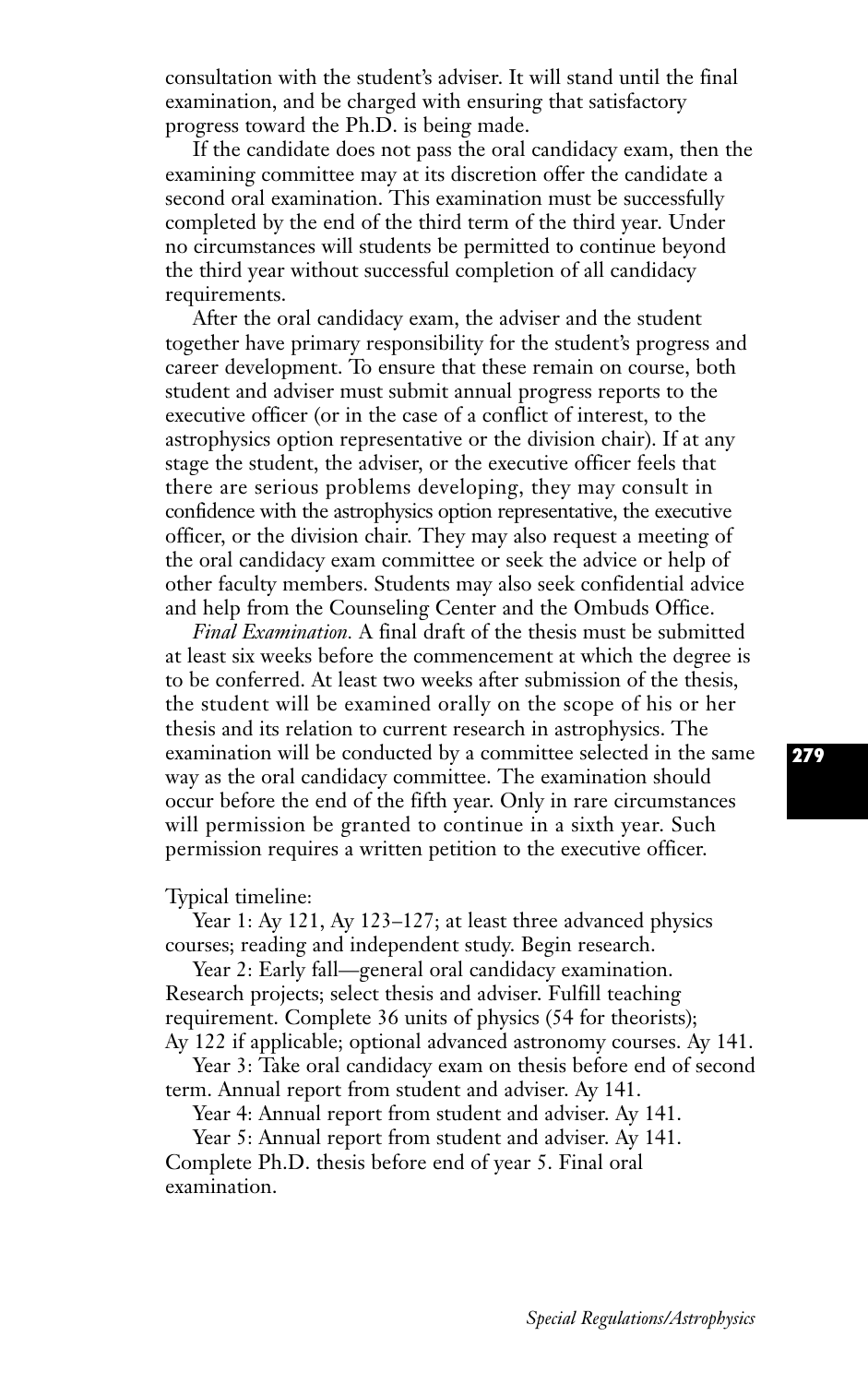consultation with the student's adviser. It will stand until the final examination, and be charged with ensuring that satisfactory progress toward the Ph.D. is being made.

If the candidate does not pass the oral candidacy exam, then the examining committee may at its discretion offer the candidate a second oral examination. This examination must be successfully completed by the end of the third term of the third year. Under no circumstances will students be permitted to continue beyond the third year without successful completion of all candidacy requirements.

After the oral candidacy exam, the adviser and the student together have primary responsibility for the student's progress and career development. To ensure that these remain on course, both student and adviser must submit annual progress reports to the executive officer (or in the case of a conflict of interest, to the astrophysics option representative or the division chair). If at any stage the student, the adviser, or the executive officer feels that there are serious problems developing, they may consult in confidence with the astrophysics option representative, the executive officer, or the division chair. They may also request a meeting of the oral candidacy exam committee or seek the advice or help of other faculty members. Students may also seek confidential advice and help from the Counseling Center and the Ombuds Office.

*Final Examination.* A final draft of the thesis must be submitted at least six weeks before the commencement at which the degree is to be conferred. At least two weeks after submission of the thesis, the student will be examined orally on the scope of his or her thesis and its relation to current research in astrophysics. The examination will be conducted by a committee selected in the same way as the oral candidacy committee. The examination should occur before the end of the fifth year. Only in rare circumstances will permission be granted to continue in a sixth year. Such permission requires a written petition to the executive officer.

Typical timeline:

Year 1: Ay 121, Ay 123–127; at least three advanced physics courses; reading and independent study. Begin research.

Year 2: Early fall—general oral candidacy examination. Research projects; select thesis and adviser. Fulfill teaching requirement. Complete 36 units of physics (54 for theorists); Ay 122 if applicable; optional advanced astronomy courses. Ay 141.

Year 3: Take oral candidacy exam on thesis before end of second term. Annual report from student and adviser. Ay 141.

Year 4: Annual report from student and adviser. Ay 141.

Year 5: Annual report from student and adviser. Ay 141. Complete Ph.D. thesis before end of year 5. Final oral examination.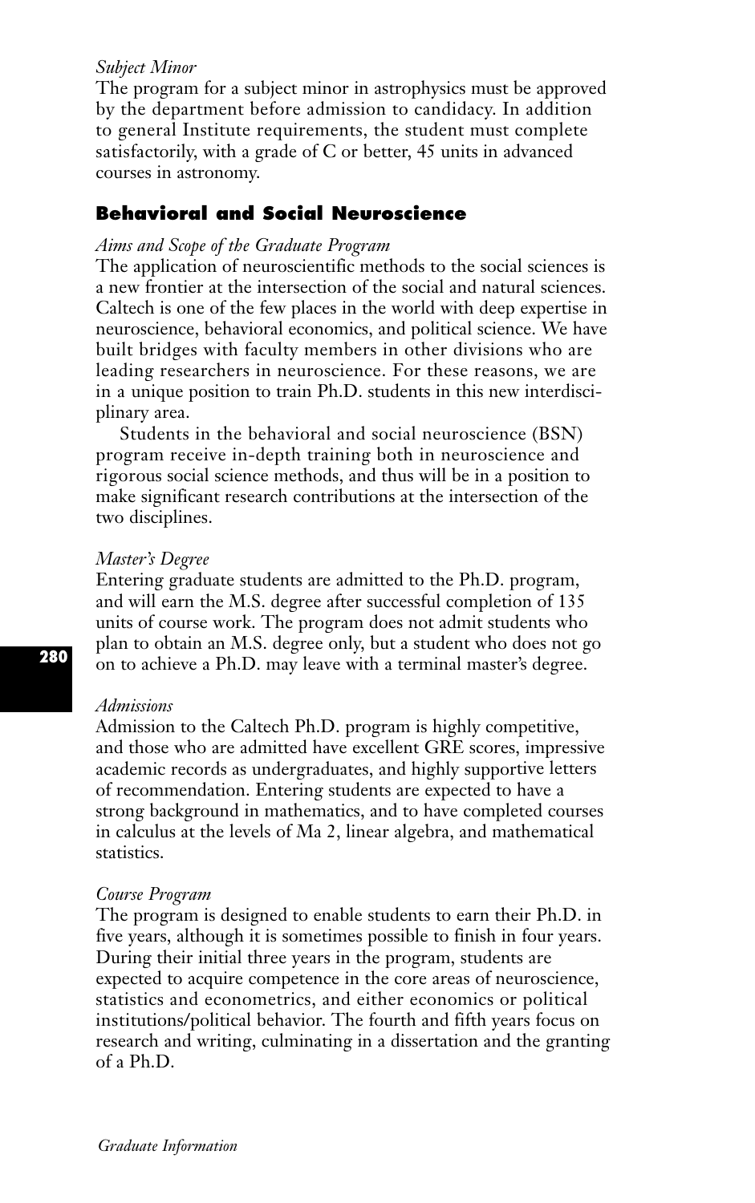*Subject Minor*

The program for a subject minor in astrophysics must be approved by the department before admission to candidacy. In addition to general Institute requirements, the student must complete satisfactorily, with a grade of C or better, 45 units in advanced courses in astronomy.

## Behavioral and Social Neuroscience

*Aims and Scope of the Graduate Program*

The application of neuroscientific methods to the social sciences is a new frontier at the intersection of the social and natural sciences. Caltech is one of the few places in the world with deep expertise in neuroscience, behavioral economics, and political science. We have built bridges with faculty members in other divisions who are leading researchers in neuroscience. For these reasons, we are in a unique position to train Ph.D. students in this new interdisciplinary area.

Students in the behavioral and social neuroscience (BSN) program receive in-depth training both in neuroscience and rigorous social science methods, and thus will be in a position to make significant research contributions at the intersection of the two disciplines.

*Master's Degree*

Entering graduate students are admitted to the Ph.D. program, and will earn the M.S. degree after successful completion of 135 units of course work. The program does not admit students who plan to obtain an M.S. degree only, but a student who does not go on to achieve a Ph.D. may leave with a terminal master's degree.

*Admissions*

Admission to the Caltech Ph.D. program is highly competitive, and those who are admitted have excellent GRE scores, impressive academic records as undergraduates, and highly supportive letters of recommendation. Entering students are expected to have a strong background in mathematics, and to have completed courses in calculus at the levels of Ma 2, linear algebra, and mathematical statistics.

*Course Program*

The program is designed to enable students to earn their Ph.D. in five years, although it is sometimes possible to finish in four years. During their initial three years in the program, students are expected to acquire competence in the core areas of neuroscience, statistics and econometrics, and either economics or political institutions/political behavior. The fourth and fifth years focus on research and writing, culminating in a dissertation and the granting of a Ph.D.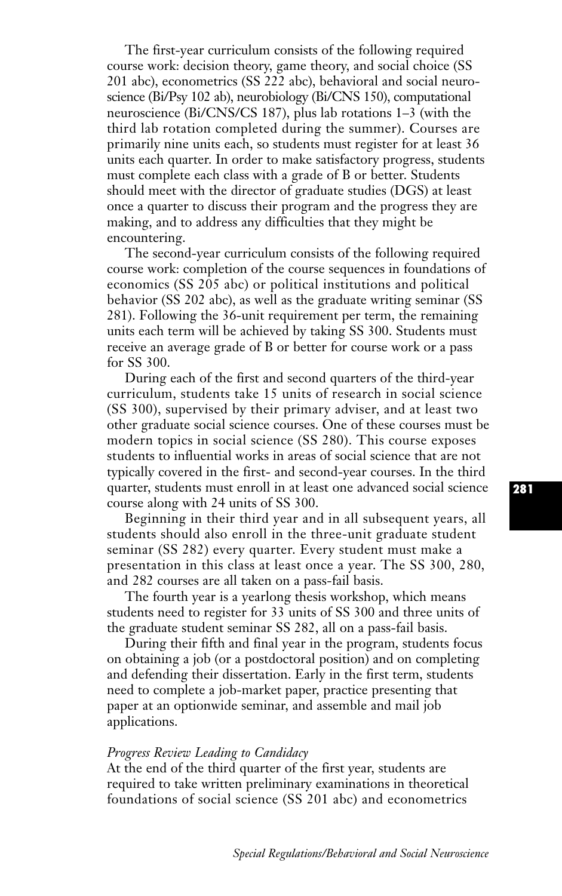The first-year curriculum consists of the following required course work: decision theory, game theory, and social choice (SS 201 abc), econometrics (SS 222 abc), behavioral and social neuroscience (Bi/Psy 102 ab), neurobiology (Bi/CNS 150), computational neuroscience (Bi/CNS/CS 187), plus lab rotations 1–3 (with the third lab rotation completed during the summer). Courses are primarily nine units each, so students must register for at least 36 units each quarter. In order to make satisfactory progress, students must complete each class with a grade of B or better. Students should meet with the director of graduate studies (DGS) at least once a quarter to discuss their program and the progress they are making, and to address any difficulties that they might be encountering.

The second-year curriculum consists of the following required course work: completion of the course sequences in foundations of economics (SS 205 abc) or political institutions and political behavior (SS 202 abc), as well as the graduate writing seminar (SS 281). Following the 36-unit requirement per term, the remaining units each term will be achieved by taking SS 300. Students must receive an average grade of B or better for course work or a pass for SS 300.

During each of the first and second quarters of the third-year curriculum, students take 15 units of research in social science (SS 300), supervised by their primary adviser, and at least two other graduate social science courses. One of these courses must be modern topics in social science (SS 280). This course exposes students to influential works in areas of social science that are not typically covered in the first- and second-year courses. In the third quarter, students must enroll in at least one advanced social science course along with 24 units of SS 300.

Beginning in their third year and in all subsequent years, all students should also enroll in the three-unit graduate student seminar (SS 282) every quarter. Every student must make a presentation in this class at least once a year. The SS 300, 280, and 282 courses are all taken on a pass-fail basis.

The fourth year is a yearlong thesis workshop, which means students need to register for 33 units of SS 300 and three units of the graduate student seminar SS 282, all on a pass-fail basis.

During their fifth and final year in the program, students focus on obtaining a job (or a postdoctoral position) and on completing and defending their dissertation. Early in the first term, students need to complete a job-market paper, practice presenting that paper at an optionwide seminar, and assemble and mail job applications.

*Progress Review Leading to Candidacy*

At the end of the third quarter of the first year, students are required to take written preliminary examinations in theoretical foundations of social science (SS 201 abc) and econometrics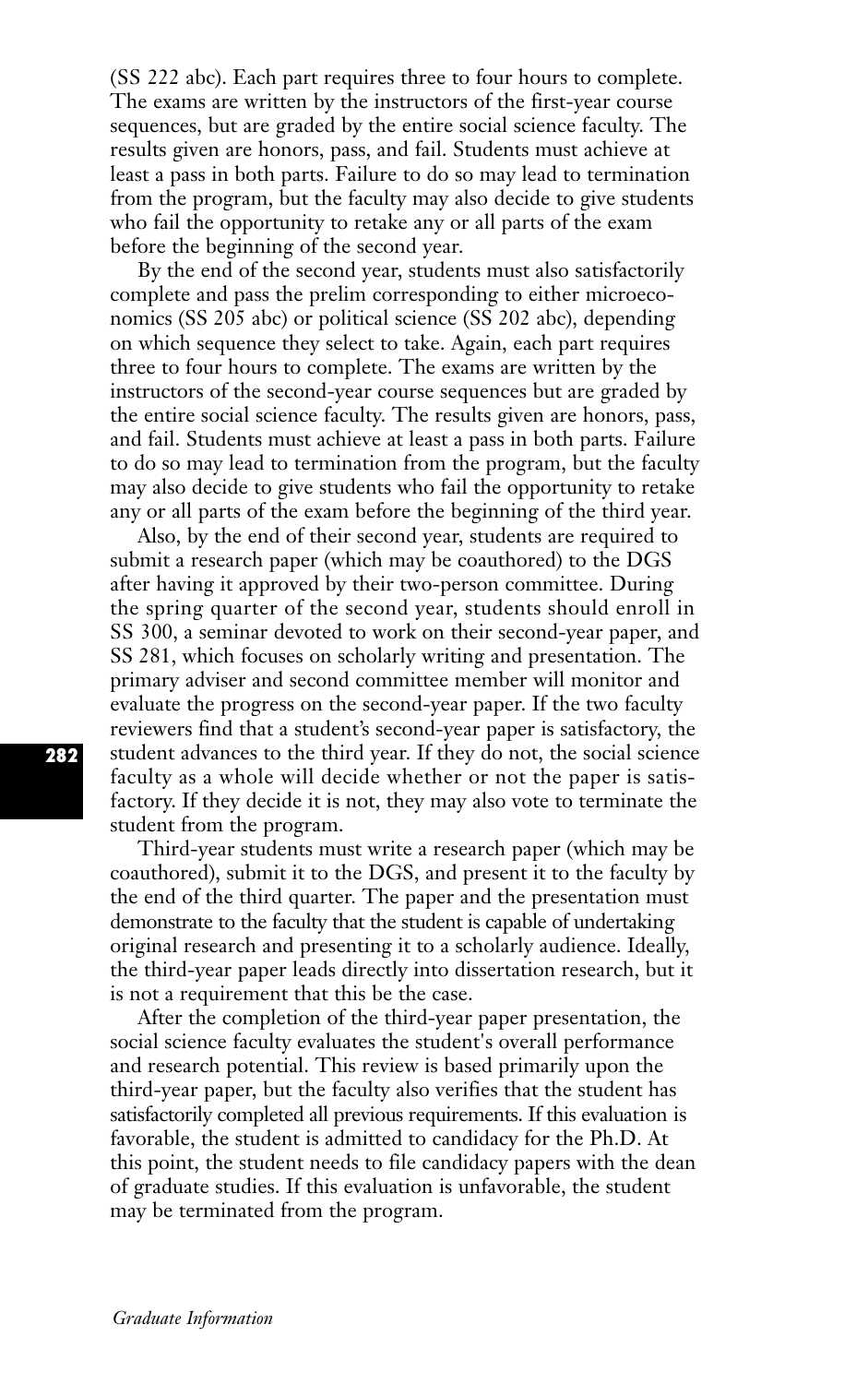(SS 222 abc). Each part requires three to four hours to complete. The exams are written by the instructors of the first-year course sequences, but are graded by the entire social science faculty. The results given are honors, pass, and fail. Students must achieve at least a pass in both parts. Failure to do so may lead to termination from the program, but the faculty may also decide to give students who fail the opportunity to retake any or all parts of the exam before the beginning of the second year.

By the end of the second year, students must also satisfactorily complete and pass the prelim corresponding to either microeconomics (SS 205 abc) or political science (SS 202 abc), depending on which sequence they select to take. Again, each part requires three to four hours to complete. The exams are written by the instructors of the second-year course sequences but are graded by the entire social science faculty. The results given are honors, pass, and fail. Students must achieve at least a pass in both parts. Failure to do so may lead to termination from the program, but the faculty may also decide to give students who fail the opportunity to retake any or all parts of the exam before the beginning of the third year.

Also, by the end of their second year, students are required to submit a research paper (which may be coauthored) to the DGS after having it approved by their two-person committee. During the spring quarter of the second year, students should enroll in SS 300, a seminar devoted to work on their second-year paper, and SS 281, which focuses on scholarly writing and presentation. The primary adviser and second committee member will monitor and evaluate the progress on the second-year paper. If the two faculty reviewers find that a student's second-year paper is satisfactory, the student advances to the third year. If they do not, the social science faculty as a whole will decide whether or not the paper is satisfactory. If they decide it is not, they may also vote to terminate the student from the program.

Third-year students must write a research paper (which may be coauthored), submit it to the DGS, and present it to the faculty by the end of the third quarter. The paper and the presentation must demonstrate to the faculty that the student is capable of undertaking original research and presenting it to a scholarly audience. Ideally, the third-year paper leads directly into dissertation research, but it is not a requirement that this be the case.

After the completion of the third-year paper presentation, the social science faculty evaluates the student's overall performance and research potential. This review is based primarily upon the third-year paper, but the faculty also verifies that the student has satisfactorily completed all previous requirements. If this evaluation is favorable, the student is admitted to candidacy for the Ph.D. At this point, the student needs to file candidacy papers with the dean of graduate studies. If this evaluation is unfavorable, the student may be terminated from the program.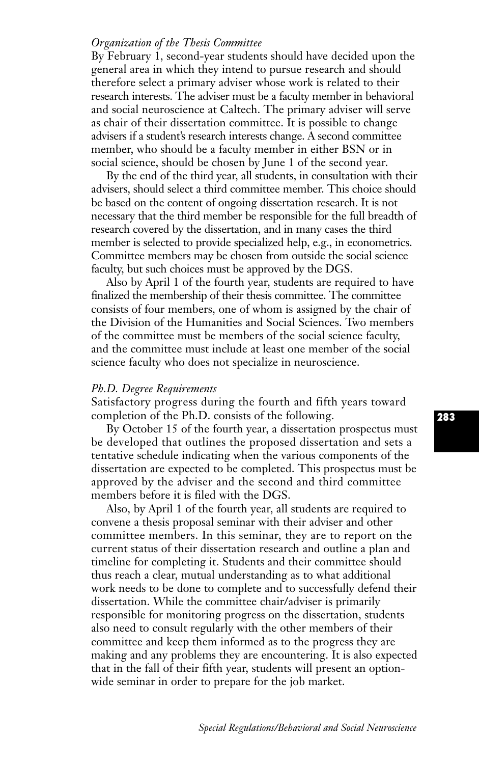*Organization of the Thesis Committee*

By February 1, second-year students should have decided upon the general area in which they intend to pursue research and should therefore select a primary adviser whose work is related to their research interests. The adviser must be a faculty member in behavioral and social neuroscience at Caltech. The primary adviser will serve as chair of their dissertation committee. It is possible to change advisers if a student's research interests change. A second committee member, who should be a faculty member in either BSN or in social science, should be chosen by June 1 of the second year.

By the end of the third year, all students, in consultation with their advisers, should select a third committee member. This choice should be based on the content of ongoing dissertation research. It is not necessary that the third member be responsible for the full breadth of research covered by the dissertation, and in many cases the third member is selected to provide specialized help, e.g., in econometrics. Committee members may be chosen from outside the social science faculty, but such choices must be approved by the DGS.

Also by April 1 of the fourth year, students are required to have finalized the membership of their thesis committee. The committee consists of four members, one of whom is assigned by the chair of the Division of the Humanities and Social Sciences. Two members of the committee must be members of the social science faculty, and the committee must include at least one member of the social science faculty who does not specialize in neuroscience.

*Ph.D. Degree Requirements*

Satisfactory progress during the fourth and fifth years toward completion of the Ph.D. consists of the following.

By October 15 of the fourth year, a dissertation prospectus must be developed that outlines the proposed dissertation and sets a tentative schedule indicating when the various components of the dissertation are expected to be completed. This prospectus must be approved by the adviser and the second and third committee members before it is filed with the DGS.

Also, by April 1 of the fourth year, all students are required to convene a thesis proposal seminar with their adviser and other committee members. In this seminar, they are to report on the current status of their dissertation research and outline a plan and timeline for completing it. Students and their committee should thus reach a clear, mutual understanding as to what additional work needs to be done to complete and to successfully defend their dissertation. While the committee chair/adviser is primarily responsible for monitoring progress on the dissertation, students also need to consult regularly with the other members of their committee and keep them informed as to the progress they are making and any problems they are encountering. It is also expected that in the fall of their fifth year, students will present an option-wide seminar in order to prepare for the job market.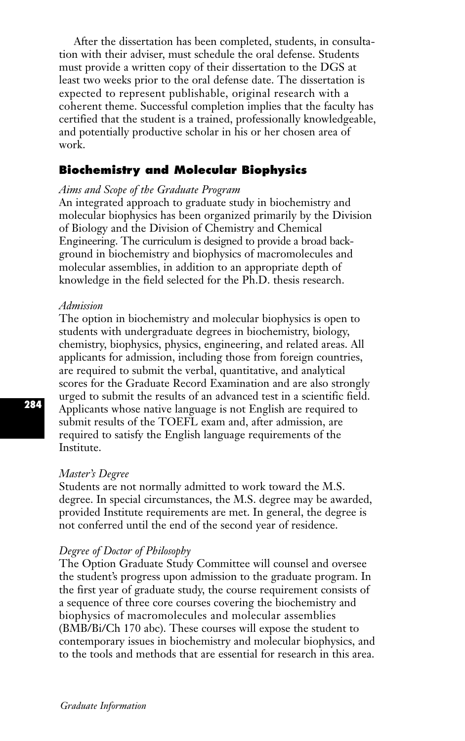After the dissertation has been completed, students, in consultation with their adviser, must schedule the oral defense. Students must provide a written copy of their dissertation to the DGS at least two weeks prior to the oral defense date. The dissertation is expected to represent publishable, original research with a coherent theme. Successful completion implies that the faculty has certified that the student is a trained, professionally knowledgeable, and potentially productive scholar in his or her chosen area of work.

## Biochemistry and Molecular Biophysics

*Aims and Scope of the Graduate Program*

An integrated approach to graduate study in biochemistry and molecular biophysics has been organized primarily by the Division of Biology and the Division of Chemistry and Chemical Engineering. The curriculum is designed to provide a broad background in biochemistry and biophysics of macromolecules and molecular assemblies, in addition to an appropriate depth of knowledge in the field selected for the Ph.D. thesis research.

*Admission*

The option in biochemistry and molecular biophysics is open to students with undergraduate degrees in biochemistry, biology, chemistry, biophysics, physics, engineering, and related areas. All applicants for admission, including those from foreign countries, are required to submit the verbal, quantitative, and analytical scores for the Graduate Record Examination and are also strongly urged to submit the results of an advanced test in a scientific field. Applicants whose native language is not English are required to submit results of the TOEFL exam and, after admission, are required to satisfy the English language requirements of the Institute.

*Master's Degree*

Students are not normally admitted to work toward the M.S. degree. In special circumstances, the M.S. degree may be awarded, provided Institute requirements are met. In general, the degree is not conferred until the end of the second year of residence.

*Degree of Doctor of Philosophy*

The Option Graduate Study Committee will counsel and oversee the student's progress upon admission to the graduate program. In the first year of graduate study, the course requirement consists of a sequence of three core courses covering the biochemistry and biophysics of macromolecules and molecular assemblies (BMB/Bi/Ch 170 abc). These courses will expose the student to contemporary issues in biochemistry and molecular biophysics, and to the tools and methods that are essential for research in this area.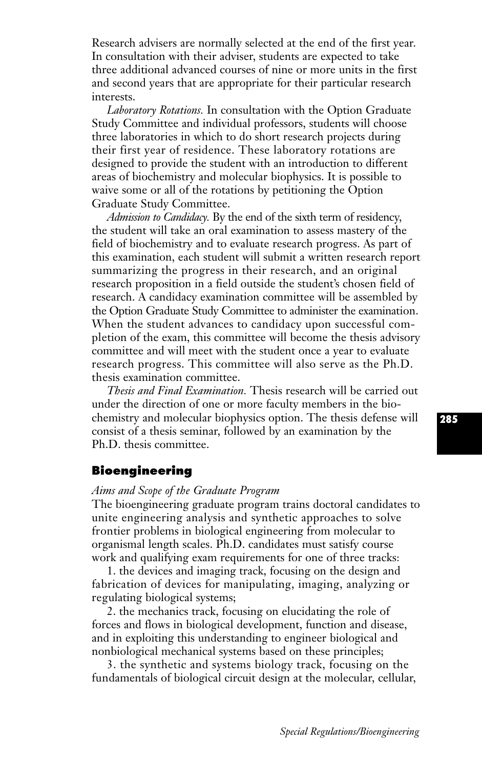Research advisers are normally selected at the end of the first year. In consultation with their adviser, students are expected to take three additional advanced courses of nine or more units in the first and second years that are appropriate for their particular research interests.

*Laboratory Rotations.* In consultation with the Option Graduate Study Committee and individual professors, students will choose three laboratories in which to do short research projects during their first year of residence. These laboratory rotations are designed to provide the student with an introduction to different areas of biochemistry and molecular biophysics. It is possible to waive some or all of the rotations by petitioning the Option Graduate Study Committee.

*Admission to Candidacy.* By the end of the sixth term of residency, the student will take an oral examination to assess mastery of the field of biochemistry and to evaluate research progress. As part of this examination, each student will submit a written research report summarizing the progress in their research, and an original research proposition in a field outside the student's chosen field of research. A candidacy examination committee will be assembled by the Option Graduate Study Committee to administer the examination. When the student advances to candidacy upon successful completion of the exam, this committee will become the thesis advisory committee and will meet with the student once a year to evaluate research progress. This committee will also serve as the Ph.D. thesis examination committee.

*Thesis and Final Examination.* Thesis research will be carried out under the direction of one or more faculty members in the biochemistry and molecular biophysics option. The thesis defense will consist of a thesis seminar, followed by an examination by the Ph.D. thesis committee.

## Bioengineering

*Aims and Scope of the Graduate Program*

The bioengineering graduate program trains doctoral candidates to unite engineering analysis and synthetic approaches to solve frontier problems in biological engineering from molecular to organismal length scales. Ph.D. candidates must satisfy course work and qualifying exam requirements for one of three tracks:

1. the devices and imaging track, focusing on the design and fabrication of devices for manipulating, imaging, analyzing or regulating biological systems;

2. the mechanics track, focusing on elucidating the role of forces and flows in biological development, function and disease, and in exploiting this understanding to engineer biological and nonbiological mechanical systems based on these principles;

3. the synthetic and systems biology track, focusing on the fundamentals of biological circuit design at the molecular, cellular,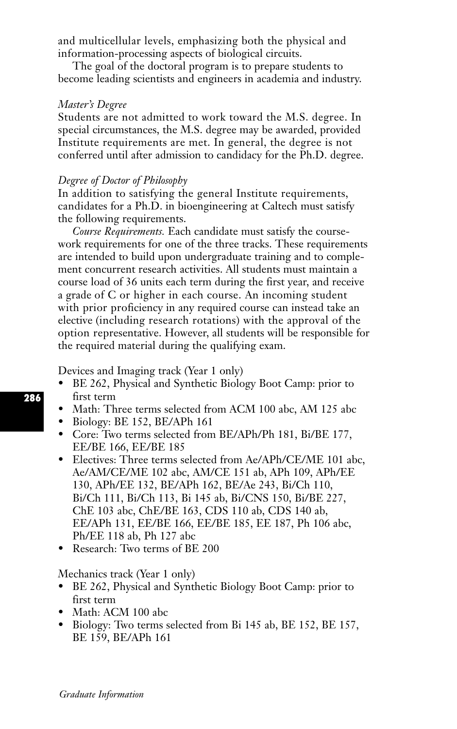and multicellular levels, emphasizing both the physical and information-processing aspects of biological circuits.

The goal of the doctoral program is to prepare students to become leading scientists and engineers in academia and industry.

*Master's Degree*

Students are not admitted to work toward the M.S. degree. In special circumstances, the M.S. degree may be awarded, provided Institute requirements are met. In general, the degree is not conferred until after admission to candidacy for the Ph.D. degree.

*Degree of Doctor of Philosophy*

In addition to satisfying the general Institute requirements, candidates for a Ph.D. in bioengineering at Caltech must satisfy the following requirements.

*Course Requirements.* Each candidate must satisfy the coursework requirements for one of the three tracks. These requirements are intended to build upon undergraduate training and to complement concurrent research activities. All students must maintain a course load of 36 units each term during the first year, and receive a grade of C or higher in each course. An incoming student with prior proficiency in any required course can instead take an elective (including research rotations) with the approval of the option representative. However, all students will be responsible for the required material during the qualifying exam.

Devices and Imaging track (Year 1 only)

- BE 262, Physical and Synthetic Biology Boot Camp: prior to first term
- Math: Three terms selected from ACM 100 abc, AM 125 abc
- Biology: BE 152, BE/APh 161
- Core: Two terms selected from BE/APh/Ph 181, Bi/BE 177, EE/BE 166, EE/BE 185
- Electives: Three terms selected from Ae/APh/CE/ME 101 abc, Ae/AM/CE/ME 102 abc, AM/CE 151 ab, APh 109, APh/EE 130, APh/EE 132, BE/APh 162, BE/Ae 243, Bi/Ch 110, Bi/Ch 111, Bi/Ch 113, Bi 145 ab, Bi/CNS 150, Bi/BE 227, ChE 103 abc, ChE/BE 163, CDS 110 ab, CDS 140 ab, EE/APh 131, EE/BE 166, EE/BE 185, EE 187, Ph 106 abc, Ph/EE 118 ab, Ph 127 abc
- Research: Two terms of BE 200

Mechanics track (Year 1 only)

- BE 262, Physical and Synthetic Biology Boot Camp: prior to first term
- Math: ACM 100 abc
- Biology: Two terms selected from Bi 145 ab, BE 152, BE 157, BE 159, BE/APh 161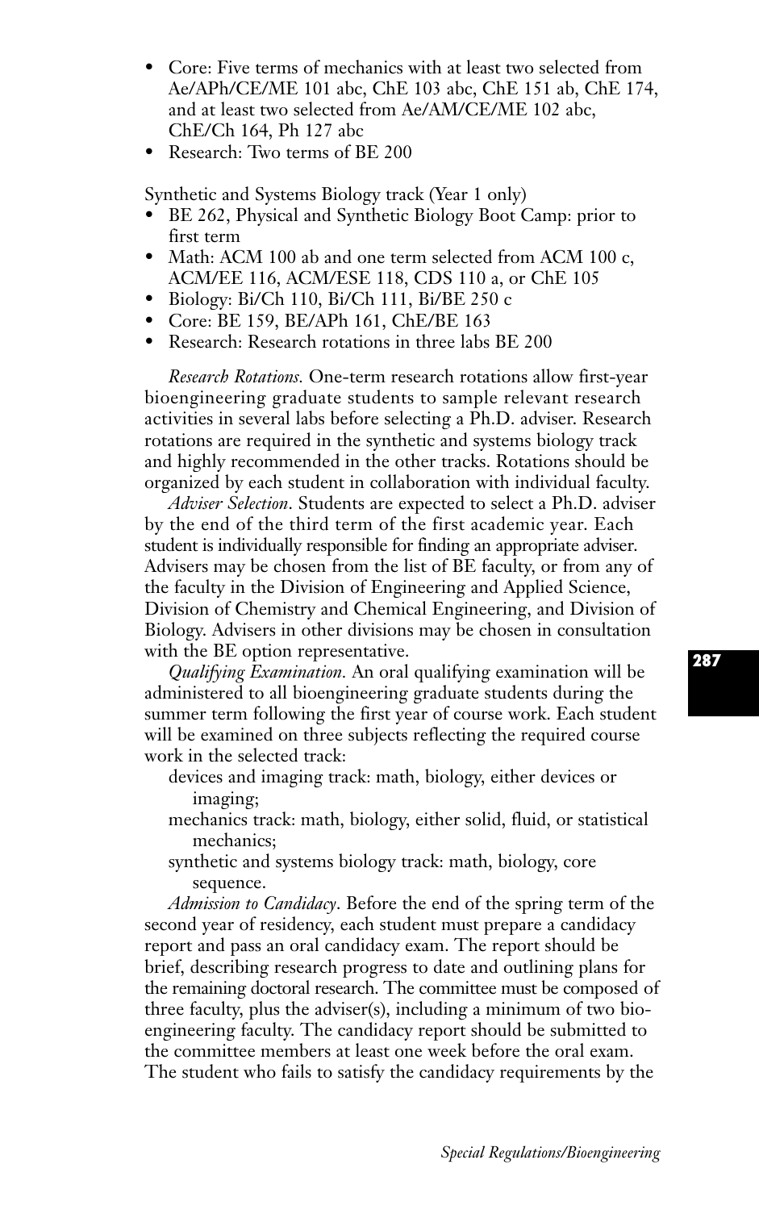- Core: Five terms of mechanics with at least two selected from Ae/APh/CE/ME 101 abc, ChE 103 abc, ChE 151 ab, ChE 174, and at least two selected from Ae/AM/CE/ME 102 abc, ChE/Ch 164, Ph 127 abc
- Research: Two terms of BE 200

Synthetic and Systems Biology track (Year 1 only)

- BE 262, Physical and Synthetic Biology Boot Camp: prior to first term
- Math: ACM 100 ab and one term selected from ACM 100 c, ACM/EE 116, ACM/ESE 118, CDS 110 a, or ChE 105
- Biology: Bi/Ch 110, Bi/Ch 111, Bi/BE 250 c
- Core: BE 159, BE/APh 161, ChE/BE 163
- Research: Research rotations in three labs BE 200

*Research Rotations.* One-term research rotations allow first-year bioengineering graduate students to sample relevant research activities in several labs before selecting a Ph.D. adviser. Research rotations are required in the synthetic and systems biology track and highly recommended in the other tracks. Rotations should be organized by each student in collaboration with individual faculty.

*Adviser Selection*. Students are expected to select a Ph.D. adviser by the end of the third term of the first academic year. Each student is individually responsible for finding an appropriate adviser. Advisers may be chosen from the list of BE faculty, or from any of the faculty in the Division of Engineering and Applied Science, Division of Chemistry and Chemical Engineering, and Division of Biology. Advisers in other divisions may be chosen in consultation with the BE option representative.

*Qualifying Examination.* An oral qualifying examination will be administered to all bioengineering graduate students during the summer term following the first year of course work. Each student will be examined on three subjects reflecting the required course work in the selected track:

devices and imaging track: math, biology, either devices or imaging;

mechanics track: math, biology, either solid, fluid, or statistical mechanics;

synthetic and systems biology track: math, biology, core sequence.

*Admission to Candidacy*. Before the end of the spring term of the second year of residency, each student must prepare a candidacy report and pass an oral candidacy exam. The report should be brief, describing research progress to date and outlining plans for the remaining doctoral research. The committee must be composed of three faculty, plus the adviser(s), including a minimum of two bioengineering faculty. The candidacy report should be submitted to the committee members at least one week before the oral exam. The student who fails to satisfy the candidacy requirements by the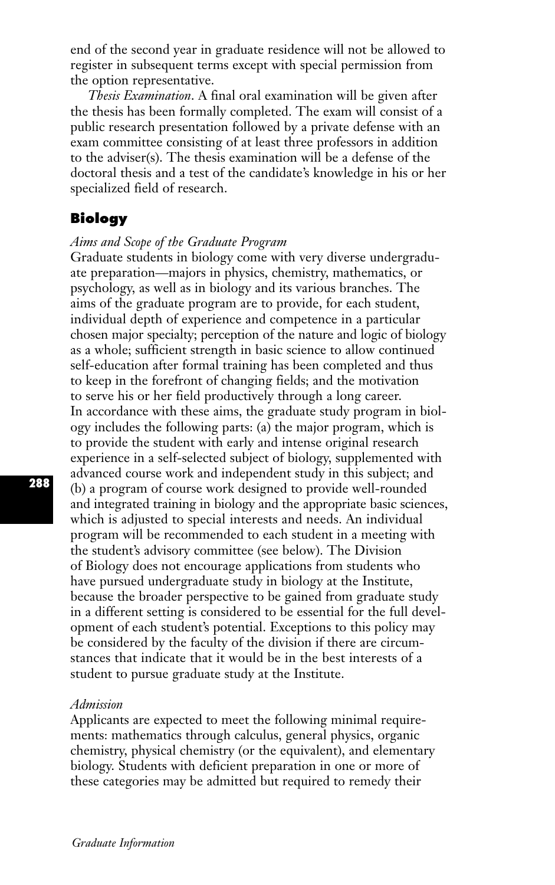end of the second year in graduate residence will not be allowed to register in subsequent terms except with special permission from the option representative.

*Thesis Examination*. A final oral examination will be given after the thesis has been formally completed. The exam will consist of a public research presentation followed by a private defense with an exam committee consisting of at least three professors in addition to the adviser(s). The thesis examination will be a defense of the doctoral thesis and a test of the candidate's knowledge in his or her specialized field of research.

## Biology

*Aims and Scope of the Graduate Program*

Graduate students in biology come with very diverse undergraduate preparation—majors in physics, chemistry, mathematics, or psychology, as well as in biology and its various branches. The aims of the graduate program are to provide, for each student, individual depth of experience and competence in a particular chosen major specialty; perception of the nature and logic of biology as a whole; sufficient strength in basic science to allow continued self-education after formal training has been completed and thus to keep in the forefront of changing fields; and the motivation to serve his or her field productively through a long career.
In accordance with these aims, the graduate study program in biology includes the following parts: (a) the major program, which is to provide the student with early and intense original research experience in a self-selected subject of biology, supplemented with advanced course work and independent study in this subject; and (b) a program of course work designed to provide well-rounded and integrated training in biology and the appropriate basic sciences, which is adjusted to special interests and needs. An individual program will be recommended to each student in a meeting with the student's advisory committee (see below). The Division of Biology does not encourage applications from students who have pursued undergraduate study in biology at the Institute, because the broader perspective to be gained from graduate study in a different setting is considered to be essential for the full development of each student's potential. Exceptions to this policy may be considered by the faculty of the division if there are circumstances that indicate that it would be in the best interests of a student to pursue graduate study at the Institute.

*Admission*

Applicants are expected to meet the following minimal requirements: mathematics through calculus, general physics, organic chemistry, physical chemistry (or the equivalent), and elementary biology. Students with deficient preparation in one or more of these categories may be admitted but required to remedy their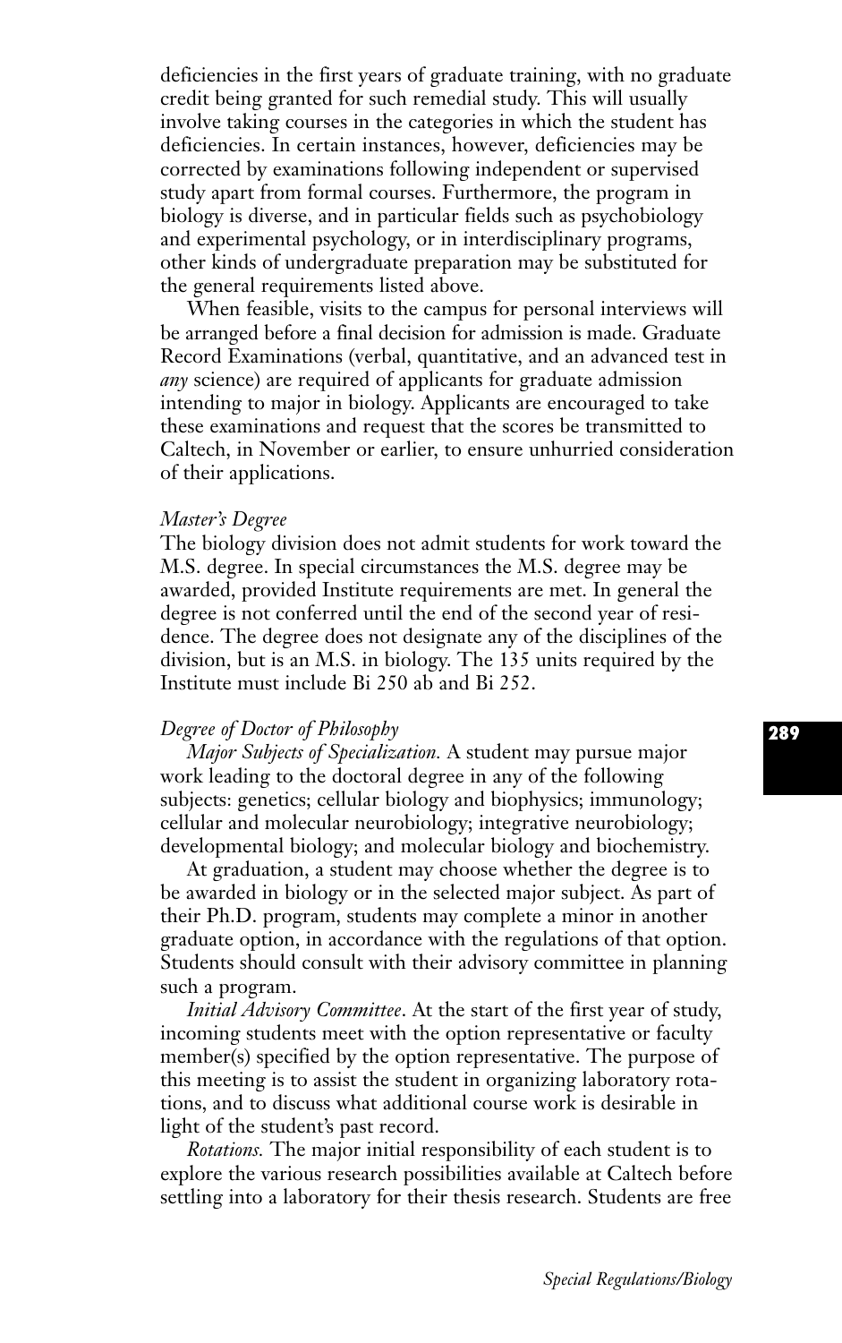deficiencies in the first years of graduate training, with no graduate credit being granted for such remedial study. This will usually involve taking courses in the categories in which the student has deficiencies. In certain instances, however, deficiencies may be corrected by examinations following independent or supervised study apart from formal courses. Furthermore, the program in biology is diverse, and in particular fields such as psychobiology and experimental psychology, or in interdisciplinary programs, other kinds of undergraduate preparation may be substituted for the general requirements listed above.

When feasible, visits to the campus for personal interviews will be arranged before a final decision for admission is made. Graduate Record Examinations (verbal, quantitative, and an advanced test in *any* science) are required of applicants for graduate admission intending to major in biology. Applicants are encouraged to take these examinations and request that the scores be transmitted to Caltech, in November or earlier, to ensure unhurried consideration of their applications.

*Master's Degree*

The biology division does not admit students for work toward the M.S. degree. In special circumstances the M.S. degree may be awarded, provided Institute requirements are met. In general the degree is not conferred until the end of the second year of residence. The degree does not designate any of the disciplines of the division, but is an M.S. in biology. The 135 units required by the Institute must include Bi 250 ab and Bi 252.

*Degree of Doctor of Philosophy*

*Major Subjects of Specialization.* A student may pursue major work leading to the doctoral degree in any of the following subjects: genetics; cellular biology and biophysics; immunology; cellular and molecular neurobiology; integrative neurobiology; developmental biology; and molecular biology and biochemistry.

At graduation, a student may choose whether the degree is to be awarded in biology or in the selected major subject. As part of their Ph.D. program, students may complete a minor in another graduate option, in accordance with the regulations of that option. Students should consult with their advisory committee in planning such a program.

*Initial Advisory Committee*. At the start of the first year of study, incoming students meet with the option representative or faculty member(s) specified by the option representative. The purpose of this meeting is to assist the student in organizing laboratory rotations, and to discuss what additional course work is desirable in light of the student's past record.

*Rotations.* The major initial responsibility of each student is to explore the various research possibilities available at Caltech before settling into a laboratory for their thesis research. Students are free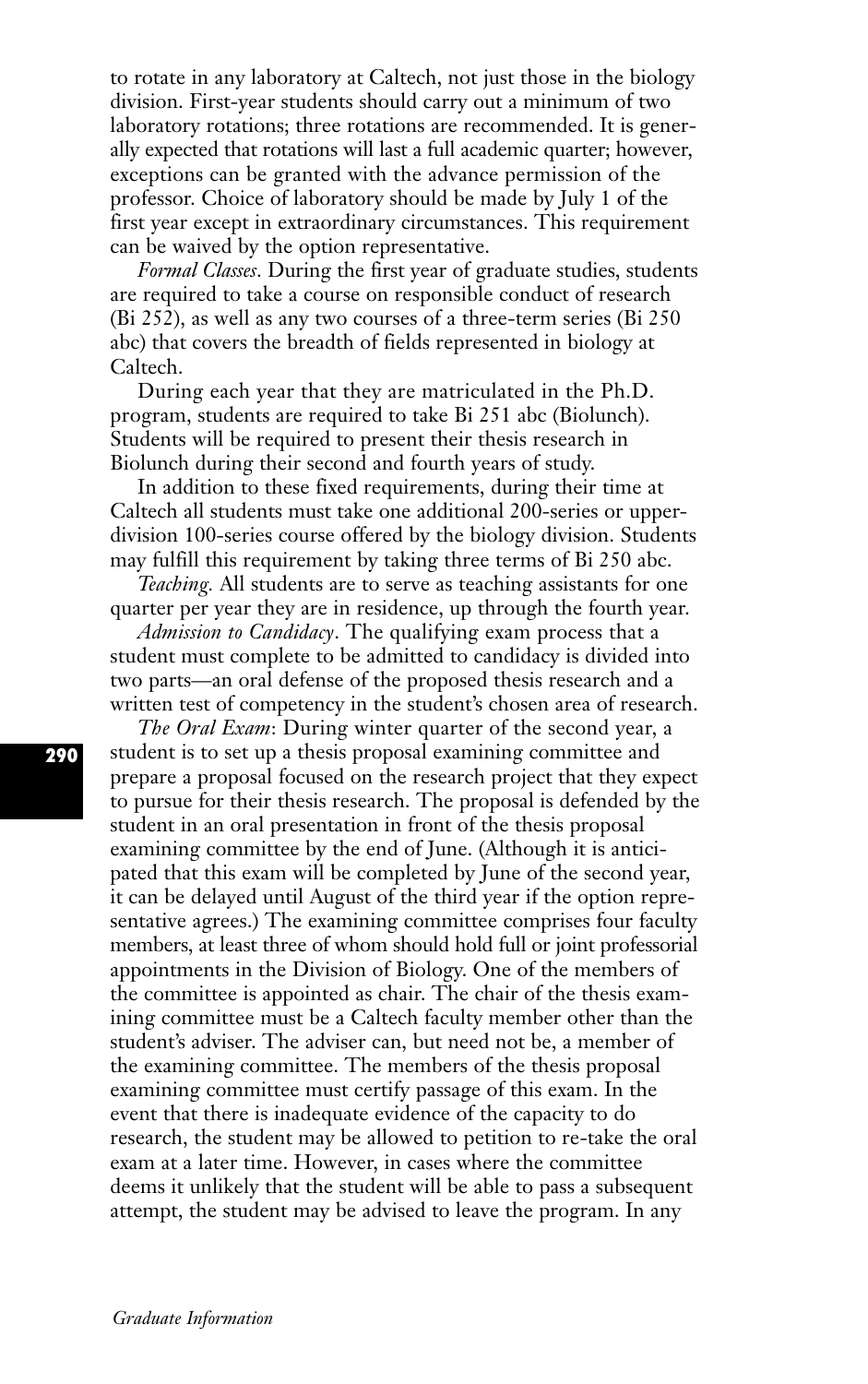to rotate in any laboratory at Caltech, not just those in the biology division. First-year students should carry out a minimum of two laboratory rotations; three rotations are recommended. It is generally expected that rotations will last a full academic quarter; however, exceptions can be granted with the advance permission of the professor. Choice of laboratory should be made by July 1 of the first year except in extraordinary circumstances. This requirement can be waived by the option representative.

*Formal Classes*. During the first year of graduate studies, students are required to take a course on responsible conduct of research (Bi 252), as well as any two courses of a three-term series (Bi 250 abc) that covers the breadth of fields represented in biology at Caltech.

During each year that they are matriculated in the Ph.D. program, students are required to take Bi 251 abc (Biolunch). Students will be required to present their thesis research in Biolunch during their second and fourth years of study.

In addition to these fixed requirements, during their time at Caltech all students must take one additional 200-series or upper-division 100-series course offered by the biology division. Students may fulfill this requirement by taking three terms of Bi 250 abc.

*Teaching*. All students are to serve as teaching assistants for one quarter per year they are in residence, up through the fourth year.

*Admission to Candidacy*. The qualifying exam process that a student must complete to be admitted to candidacy is divided into two parts—an oral defense of the proposed thesis research and a written test of competency in the student's chosen area of research.

*The Oral Exam*: During winter quarter of the second year, a student is to set up a thesis proposal examining committee and prepare a proposal focused on the research project that they expect to pursue for their thesis research. The proposal is defended by the student in an oral presentation in front of the thesis proposal examining committee by the end of June. (Although it is anticipated that this exam will be completed by June of the second year, it can be delayed until August of the third year if the option representative agrees.) The examining committee comprises four faculty members, at least three of whom should hold full or joint professorial appointments in the Division of Biology. One of the members of the committee is appointed as chair. The chair of the thesis examining committee must be a Caltech faculty member other than the student's adviser. The adviser can, but need not be, a member of the examining committee. The members of the thesis proposal examining committee must certify passage of this exam. In the event that there is inadequate evidence of the capacity to do research, the student may be allowed to petition to re-take the oral exam at a later time. However, in cases where the committee deems it unlikely that the student will be able to pass a subsequent attempt, the student may be advised to leave the program. In any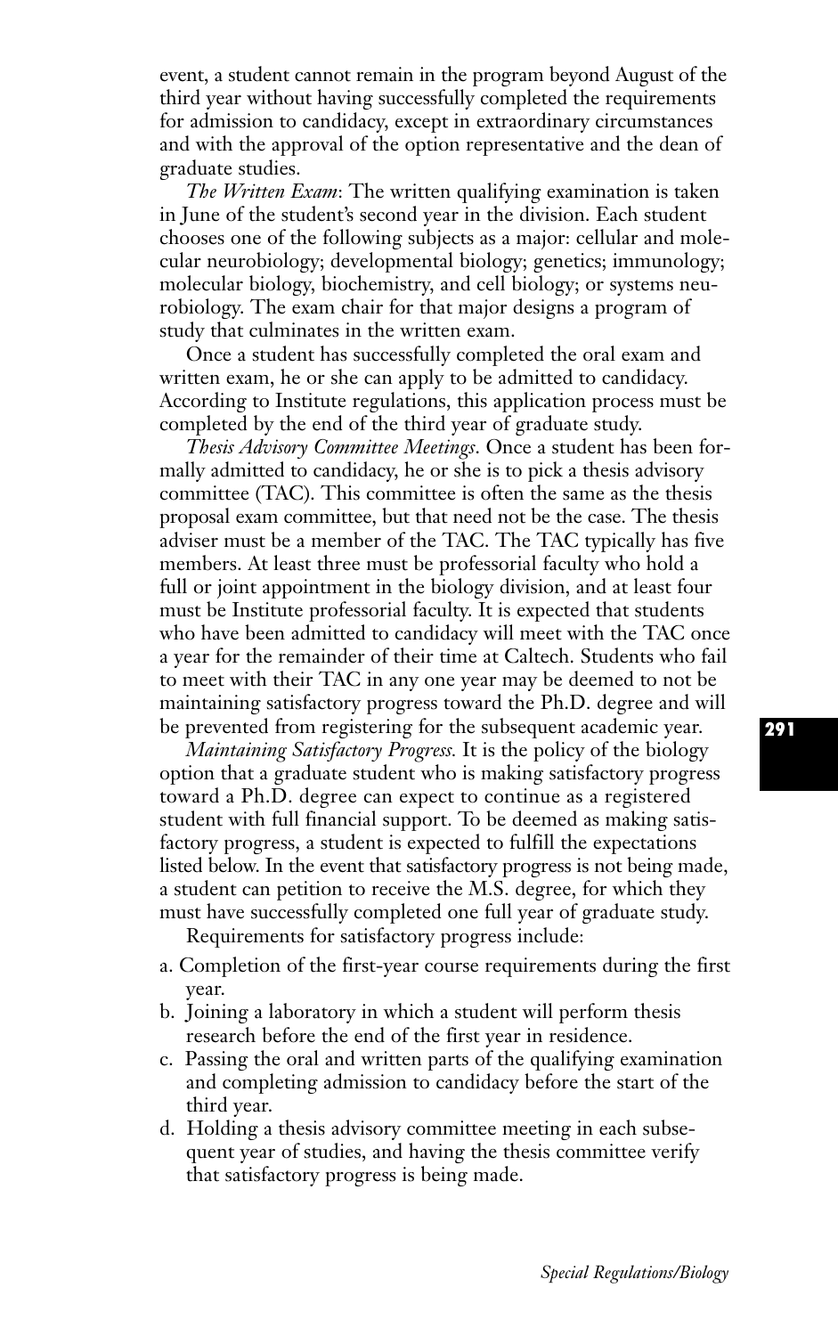event, a student cannot remain in the program beyond August of the third year without having successfully completed the requirements for admission to candidacy, except in extraordinary circumstances and with the approval of the option representative and the dean of graduate studies.

*The Written Exam*: The written qualifying examination is taken in June of the student's second year in the division. Each student chooses one of the following subjects as a major: cellular and molecular neurobiology; developmental biology; genetics; immunology; molecular biology, biochemistry, and cell biology; or systems neurobiology. The exam chair for that major designs a program of study that culminates in the written exam.

Once a student has successfully completed the oral exam and written exam, he or she can apply to be admitted to candidacy. According to Institute regulations, this application process must be completed by the end of the third year of graduate study.

*Thesis Advisory Committee Meetings*. Once a student has been formally admitted to candidacy, he or she is to pick a thesis advisory committee (TAC). This committee is often the same as the thesis proposal exam committee, but that need not be the case. The thesis adviser must be a member of the TAC. The TAC typically has five members. At least three must be professorial faculty who hold a full or joint appointment in the biology division, and at least four must be Institute professorial faculty. It is expected that students who have been admitted to candidacy will meet with the TAC once a year for the remainder of their time at Caltech. Students who fail to meet with their TAC in any one year may be deemed to not be maintaining satisfactory progress toward the Ph.D. degree and will be prevented from registering for the subsequent academic year.

*Maintaining Satisfactory Progress.* It is the policy of the biology option that a graduate student who is making satisfactory progress toward a Ph.D. degree can expect to continue as a registered student with full financial support. To be deemed as making satisfactory progress, a student is expected to fulfill the expectations listed below. In the event that satisfactory progress is not being made, a student can petition to receive the M.S. degree, for which they must have successfully completed one full year of graduate study.

Requirements for satisfactory progress include:

a. Completion of the first-year course requirements during the first year.
b. Joining a laboratory in which a student will perform thesis research before the end of the first year in residence.
c. Passing the oral and written parts of the qualifying examination and completing admission to candidacy before the start of the third year.
d. Holding a thesis advisory committee meeting in each subsequent year of studies, and having the thesis committee verify that satisfactory progress is being made.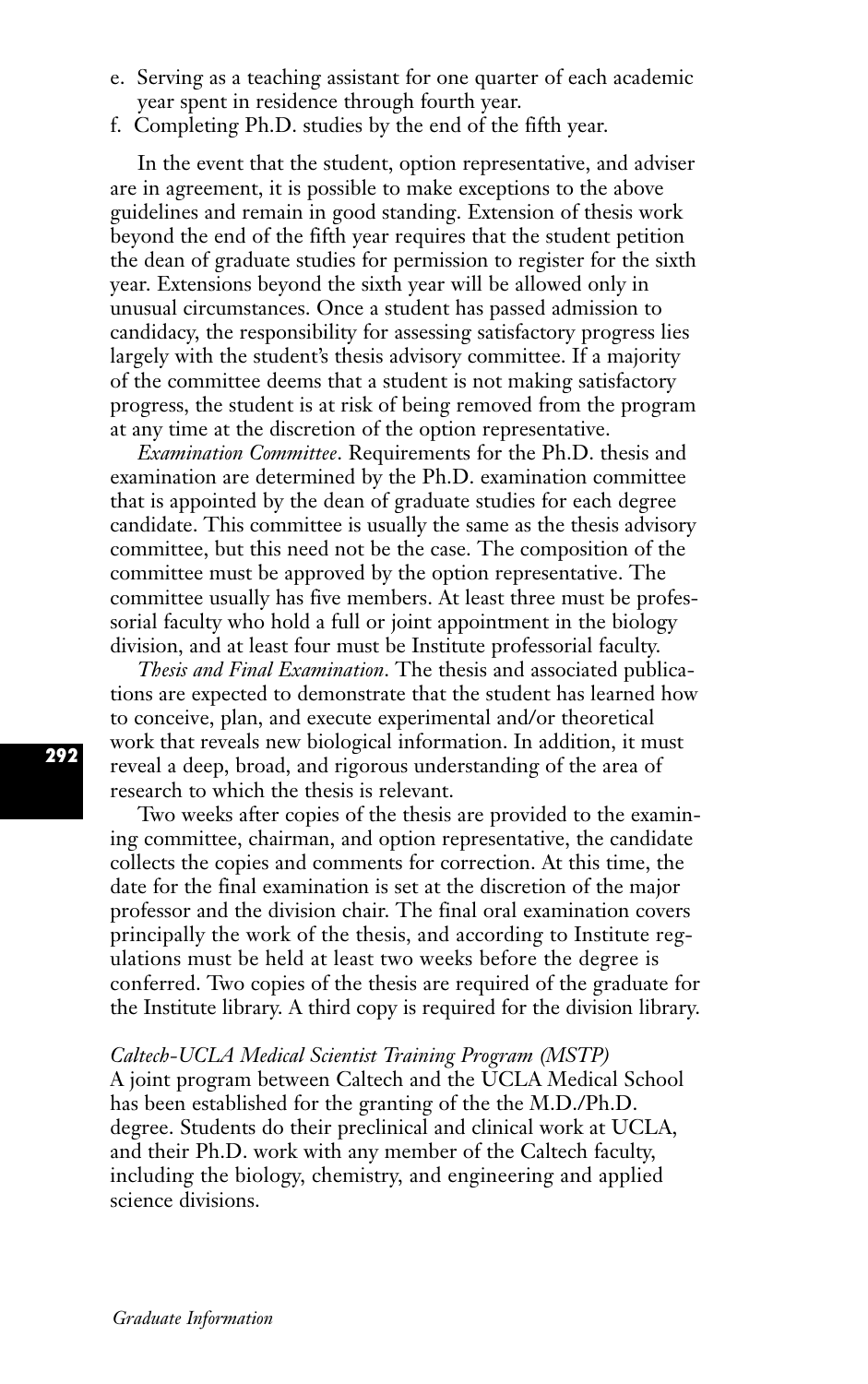e. Serving as a teaching assistant for one quarter of each academic year spent in residence through fourth year.
f. Completing Ph.D. studies by the end of the fifth year.

In the event that the student, option representative, and adviser are in agreement, it is possible to make exceptions to the above guidelines and remain in good standing. Extension of thesis work beyond the end of the fifth year requires that the student petition the dean of graduate studies for permission to register for the sixth year. Extensions beyond the sixth year will be allowed only in unusual circumstances. Once a student has passed admission to candidacy, the responsibility for assessing satisfactory progress lies largely with the student's thesis advisory committee. If a majority of the committee deems that a student is not making satisfactory progress, the student is at risk of being removed from the program at any time at the discretion of the option representative.

*Examination Committee*. Requirements for the Ph.D. thesis and examination are determined by the Ph.D. examination committee that is appointed by the dean of graduate studies for each degree candidate. This committee is usually the same as the thesis advisory committee, but this need not be the case. The composition of the committee must be approved by the option representative. The committee usually has five members. At least three must be professorial faculty who hold a full or joint appointment in the biology division, and at least four must be Institute professorial faculty.

*Thesis and Final Examination*. The thesis and associated publications are expected to demonstrate that the student has learned how to conceive, plan, and execute experimental and/or theoretical work that reveals new biological information. In addition, it must reveal a deep, broad, and rigorous understanding of the area of research to which the thesis is relevant.

Two weeks after copies of the thesis are provided to the examining committee, chairman, and option representative, the candidate collects the copies and comments for correction. At this time, the date for the final examination is set at the discretion of the major professor and the division chair. The final oral examination covers principally the work of the thesis, and according to Institute regulations must be held at least two weeks before the degree is conferred. Two copies of the thesis are required of the graduate for the Institute library. A third copy is required for the division library.

*Caltech-UCLA Medical Scientist Training Program (MSTP)*
A joint program between Caltech and the UCLA Medical School has been established for the granting of the the M.D./Ph.D. degree. Students do their preclinical and clinical work at UCLA, and their Ph.D. work with any member of the Caltech faculty, including the biology, chemistry, and engineering and applied science divisions.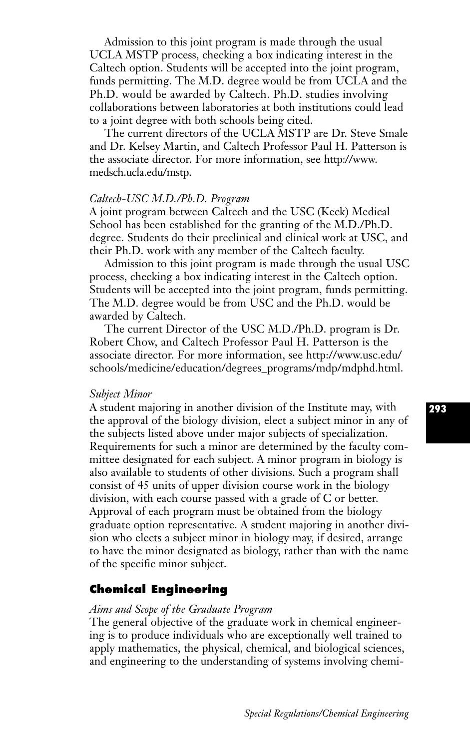Admission to this joint program is made through the usual UCLA MSTP process, checking a box indicating interest in the Caltech option. Students will be accepted into the joint program, funds permitting. The M.D. degree would be from UCLA and the Ph.D. would be awarded by Caltech. Ph.D. studies involving collaborations between laboratories at both institutions could lead to a joint degree with both schools being cited.

The current directors of the UCLA MSTP are Dr. Steve Smale and Dr. Kelsey Martin, and Caltech Professor Paul H. Patterson is the associate director. For more information, see http://www.medsch.ucla.edu/mstp.

*Caltech-USC M.D./Ph.D. Program*

A joint program between Caltech and the USC (Keck) Medical School has been established for the granting of the M.D./Ph.D. degree. Students do their preclinical and clinical work at USC, and their Ph.D. work with any member of the Caltech faculty.

Admission to this joint program is made through the usual USC process, checking a box indicating interest in the Caltech option. Students will be accepted into the joint program, funds permitting. The M.D. degree would be from USC and the Ph.D. would be awarded by Caltech.

The current Director of the USC M.D./Ph.D. program is Dr. Robert Chow, and Caltech Professor Paul H. Patterson is the associate director. For more information, see http://www.usc.edu/schools/medicine/education/degrees_programs/mdp/mdphd.html.

*Subject Minor*

A student majoring in another division of the Institute may, with the approval of the biology division, elect a subject minor in any of the subjects listed above under major subjects of specialization. Requirements for such a minor are determined by the faculty committee designated for each subject. A minor program in biology is also available to students of other divisions. Such a program shall consist of 45 units of upper division course work in the biology division, with each course passed with a grade of C or better. Approval of each program must be obtained from the biology graduate option representative. A student majoring in another division who elects a subject minor in biology may, if desired, arrange to have the minor designated as biology, rather than with the name of the specific minor subject.

## Chemical Engineering

*Aims and Scope of the Graduate Program*

The general objective of the graduate work in chemical engineering is to produce individuals who are exceptionally well trained to apply mathematics, the physical, chemical, and biological sciences, and engineering to the understanding of systems involving chemi-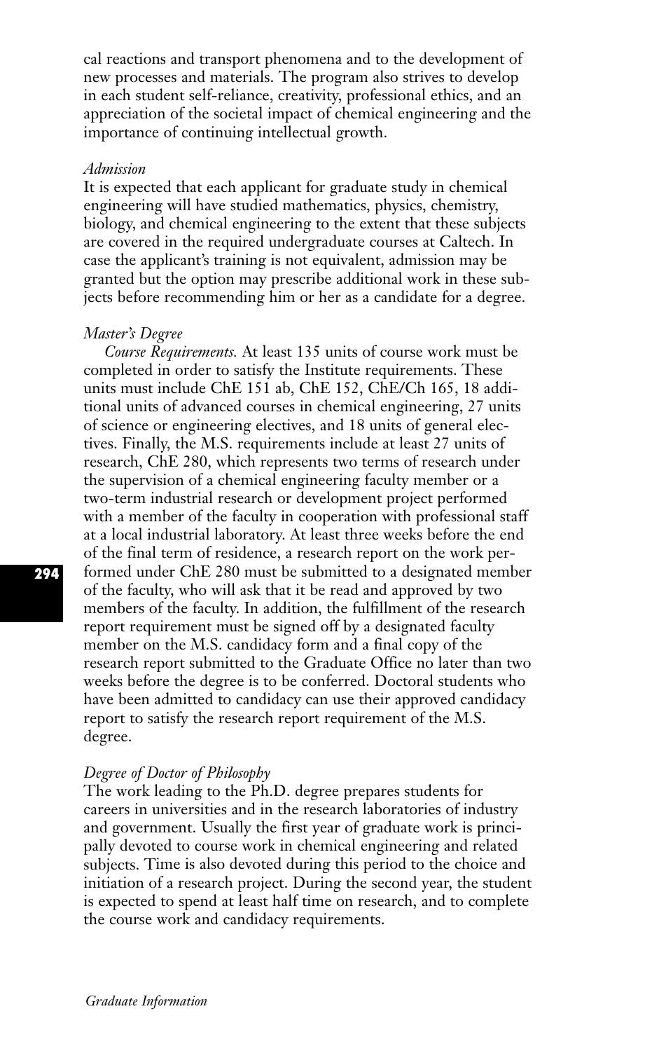cal reactions and transport phenomena and to the development of new processes and materials. The program also strives to develop in each student self-reliance, creativity, professional ethics, and an appreciation of the societal impact of chemical engineering and the importance of continuing intellectual growth.

### *Admission*

It is expected that each applicant for graduate study in chemical engineering will have studied mathematics, physics, chemistry, biology, and chemical engineering to the extent that these subjects are covered in the required undergraduate courses at Caltech. In case the applicant's training is not equivalent, admission may be granted but the option may prescribe additional work in these subjects before recommending him or her as a candidate for a degree.

### *Master's Degree*

*Course Requirements.* At least 135 units of course work must be completed in order to satisfy the Institute requirements. These units must include ChE 151 ab, ChE 152, ChE/Ch 165, 18 additional units of advanced courses in chemical engineering, 27 units of science or engineering electives, and 18 units of general electives. Finally, the M.S. requirements include at least 27 units of research, ChE 280, which represents two terms of research under the supervision of a chemical engineering faculty member or a two-term industrial research or development project performed with a member of the faculty in cooperation with professional staff at a local industrial laboratory. At least three weeks before the end of the final term of residence, a research report on the work performed under ChE 280 must be submitted to a designated member of the faculty, who will ask that it be read and approved by two members of the faculty. In addition, the fulfillment of the research report requirement must be signed off by a designated faculty member on the M.S. candidacy form and a final copy of the research report submitted to the Graduate Office no later than two weeks before the degree is to be conferred. Doctoral students who have been admitted to candidacy can use their approved candidacy report to satisfy the research report requirement of the M.S. degree.

### *Degree of Doctor of Philosophy*

The work leading to the Ph.D. degree prepares students for careers in universities and in the research laboratories of industry and government. Usually the first year of graduate work is principally devoted to course work in chemical engineering and related subjects. Time is also devoted during this period to the choice and initiation of a research project. During the second year, the student is expected to spend at least half time on research, and to complete the course work and candidacy requirements.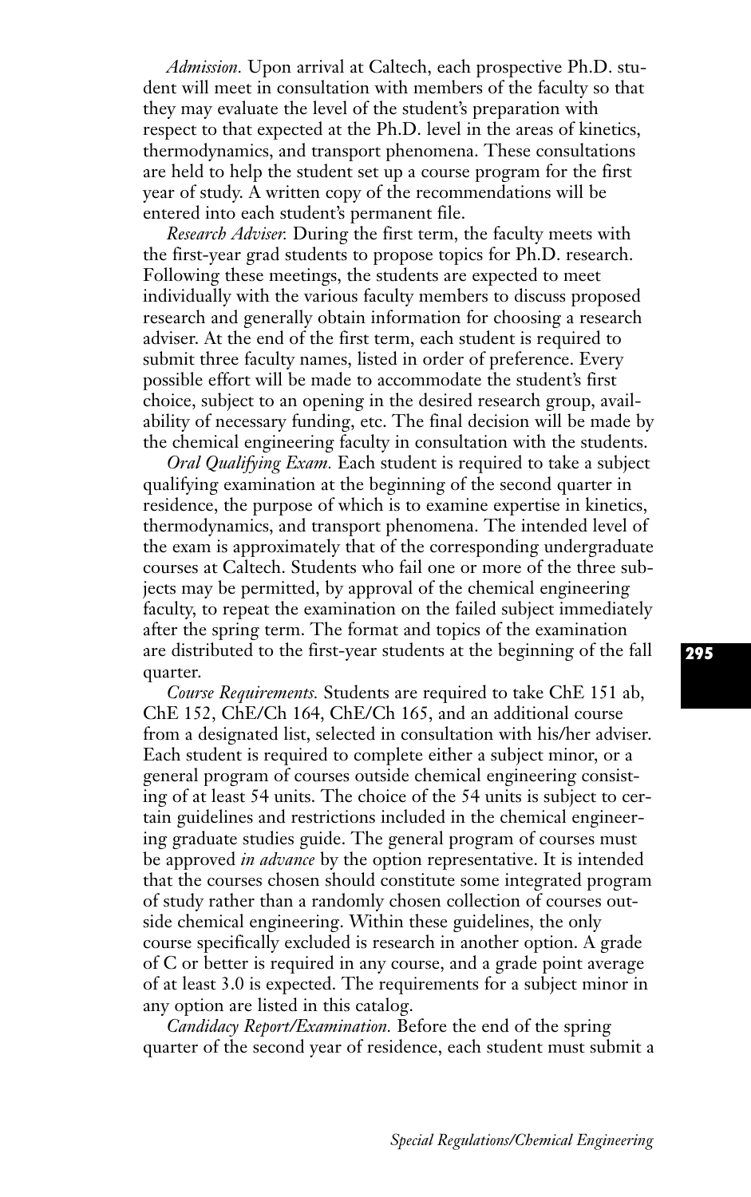*Admission.* Upon arrival at Caltech, each prospective Ph.D. student will meet in consultation with members of the faculty so that they may evaluate the level of the student's preparation with respect to that expected at the Ph.D. level in the areas of kinetics, thermodynamics, and transport phenomena. These consultations are held to help the student set up a course program for the first year of study. A written copy of the recommendations will be entered into each student's permanent file.

*Research Adviser.* During the first term, the faculty meets with the first-year grad students to propose topics for Ph.D. research. Following these meetings, the students are expected to meet individually with the various faculty members to discuss proposed research and generally obtain information for choosing a research adviser. At the end of the first term, each student is required to submit three faculty names, listed in order of preference. Every possible effort will be made to accommodate the student's first choice, subject to an opening in the desired research group, availability of necessary funding, etc. The final decision will be made by the chemical engineering faculty in consultation with the students.

*Oral Qualifying Exam.* Each student is required to take a subject qualifying examination at the beginning of the second quarter in residence, the purpose of which is to examine expertise in kinetics, thermodynamics, and transport phenomena. The intended level of the exam is approximately that of the corresponding undergraduate courses at Caltech. Students who fail one or more of the three subjects may be permitted, by approval of the chemical engineering faculty, to repeat the examination on the failed subject immediately after the spring term. The format and topics of the examination are distributed to the first-year students at the beginning of the fall quarter.

*Course Requirements.* Students are required to take ChE 151 ab, ChE 152, ChE/Ch 164, ChE/Ch 165, and an additional course from a designated list, selected in consultation with his/her adviser. Each student is required to complete either a subject minor, or a general program of courses outside chemical engineering consisting of at least 54 units. The choice of the 54 units is subject to certain guidelines and restrictions included in the chemical engineering graduate studies guide. The general program of courses must be approved *in advance* by the option representative. It is intended that the courses chosen should constitute some integrated program of study rather than a randomly chosen collection of courses outside chemical engineering. Within these guidelines, the only course specifically excluded is research in another option. A grade of C or better is required in any course, and a grade point average of at least 3.0 is expected. The requirements for a subject minor in any option are listed in this catalog.

*Candidacy Report/Examination.* Before the end of the spring quarter of the second year of residence, each student must submit a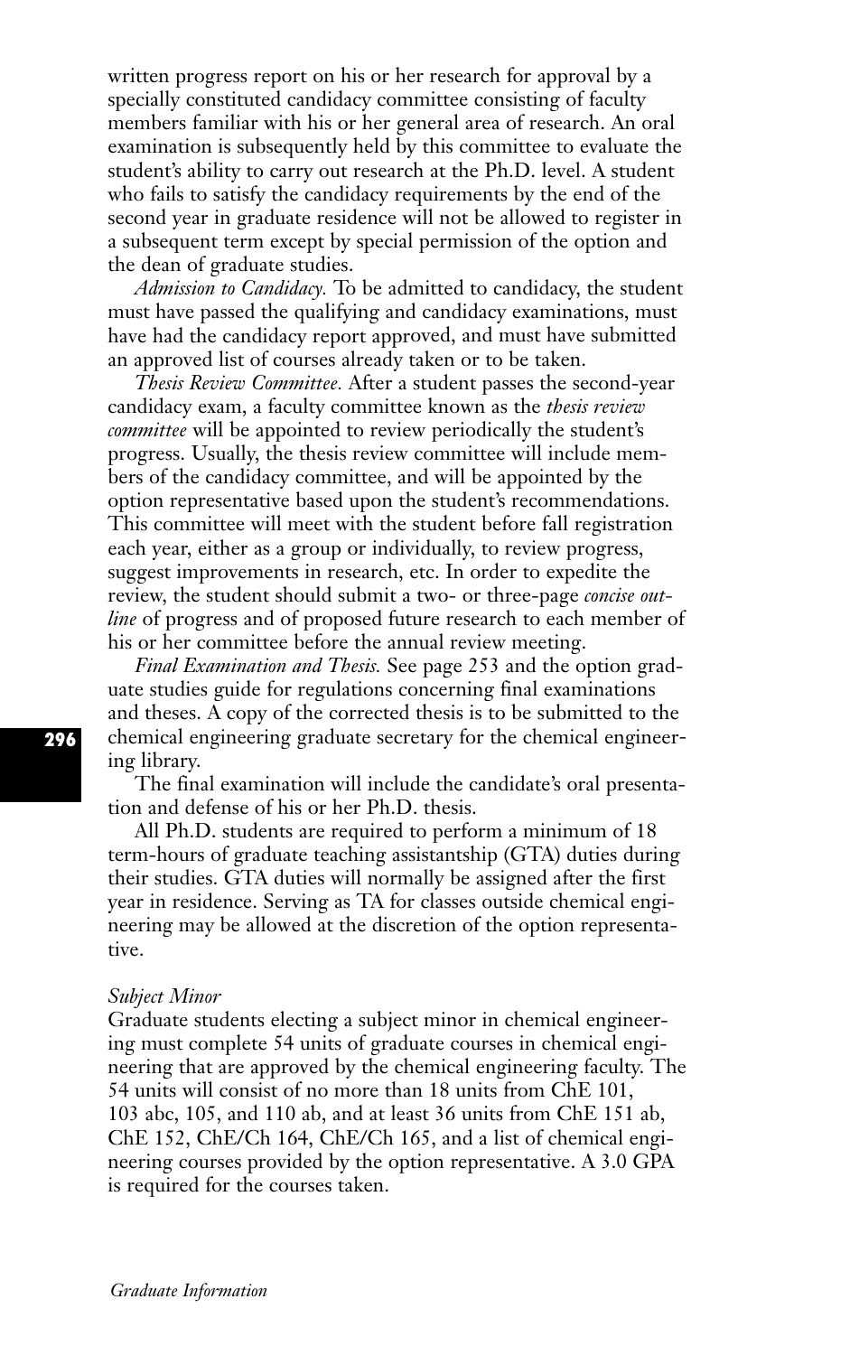written progress report on his or her research for approval by a specially constituted candidacy committee consisting of faculty members familiar with his or her general area of research. An oral examination is subsequently held by this committee to evaluate the student's ability to carry out research at the Ph.D. level. A student who fails to satisfy the candidacy requirements by the end of the second year in graduate residence will not be allowed to register in a subsequent term except by special permission of the option and the dean of graduate studies.

*Admission to Candidacy.* To be admitted to candidacy, the student must have passed the qualifying and candidacy examinations, must have had the candidacy report approved, and must have submitted an approved list of courses already taken or to be taken.

*Thesis Review Committee.* After a student passes the second-year candidacy exam, a faculty committee known as the *thesis review committee* will be appointed to review periodically the student's progress. Usually, the thesis review committee will include members of the candidacy committee, and will be appointed by the option representative based upon the student's recommendations. This committee will meet with the student before fall registration each year, either as a group or individually, to review progress, suggest improvements in research, etc. In order to expedite the review, the student should submit a two- or three-page *concise outline* of progress and of proposed future research to each member of his or her committee before the annual review meeting.

*Final Examination and Thesis.* See page 253 and the option graduate studies guide for regulations concerning final examinations and theses. A copy of the corrected thesis is to be submitted to the chemical engineering graduate secretary for the chemical engineering library.

The final examination will include the candidate's oral presentation and defense of his or her Ph.D. thesis.

All Ph.D. students are required to perform a minimum of 18 term-hours of graduate teaching assistantship (GTA) duties during their studies. GTA duties will normally be assigned after the first year in residence. Serving as TA for classes outside chemical engineering may be allowed at the discretion of the option representative.

*Subject Minor*

Graduate students electing a subject minor in chemical engineering must complete 54 units of graduate courses in chemical engineering that are approved by the chemical engineering faculty. The 54 units will consist of no more than 18 units from ChE 101, 103 abc, 105, and 110 ab, and at least 36 units from ChE 151 ab, ChE 152, ChE/Ch 164, ChE/Ch 165, and a list of chemical engineering courses provided by the option representative. A 3.0 GPA is required for the courses taken.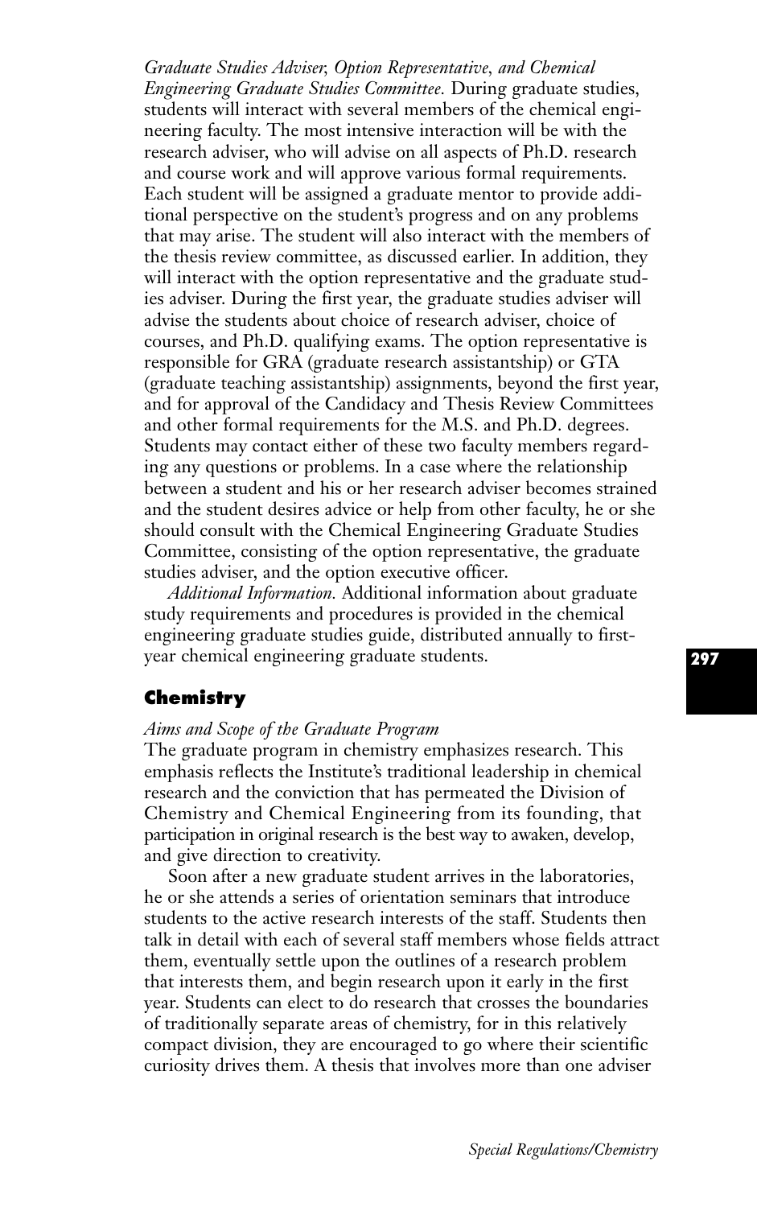*Graduate Studies Adviser, Option Representative, and Chemical Engineering Graduate Studies Committee.* During graduate studies, students will interact with several members of the chemical engineering faculty. The most intensive interaction will be with the research adviser, who will advise on all aspects of Ph.D. research and course work and will approve various formal requirements. Each student will be assigned a graduate mentor to provide additional perspective on the student's progress and on any problems that may arise. The student will also interact with the members of the thesis review committee, as discussed earlier. In addition, they will interact with the option representative and the graduate studies adviser. During the first year, the graduate studies adviser will advise the students about choice of research adviser, choice of courses, and Ph.D. qualifying exams. The option representative is responsible for GRA (graduate research assistantship) or GTA (graduate teaching assistantship) assignments, beyond the first year, and for approval of the Candidacy and Thesis Review Committees and other formal requirements for the M.S. and Ph.D. degrees. Students may contact either of these two faculty members regarding any questions or problems. In a case where the relationship between a student and his or her research adviser becomes strained and the student desires advice or help from other faculty, he or she should consult with the Chemical Engineering Graduate Studies Committee, consisting of the option representative, the graduate studies adviser, and the option executive officer.

*Additional Information.* Additional information about graduate study requirements and procedures is provided in the chemical engineering graduate studies guide, distributed annually to first-year chemical engineering graduate students.

## Chemistry

*Aims and Scope of the Graduate Program*

The graduate program in chemistry emphasizes research. This emphasis reflects the Institute's traditional leadership in chemical research and the conviction that has permeated the Division of Chemistry and Chemical Engineering from its founding, that participation in original research is the best way to awaken, develop, and give direction to creativity.

Soon after a new graduate student arrives in the laboratories, he or she attends a series of orientation seminars that introduce students to the active research interests of the staff. Students then talk in detail with each of several staff members whose fields attract them, eventually settle upon the outlines of a research problem that interests them, and begin research upon it early in the first year. Students can elect to do research that crosses the boundaries of traditionally separate areas of chemistry, for in this relatively compact division, they are encouraged to go where their scientific curiosity drives them. A thesis that involves more than one adviser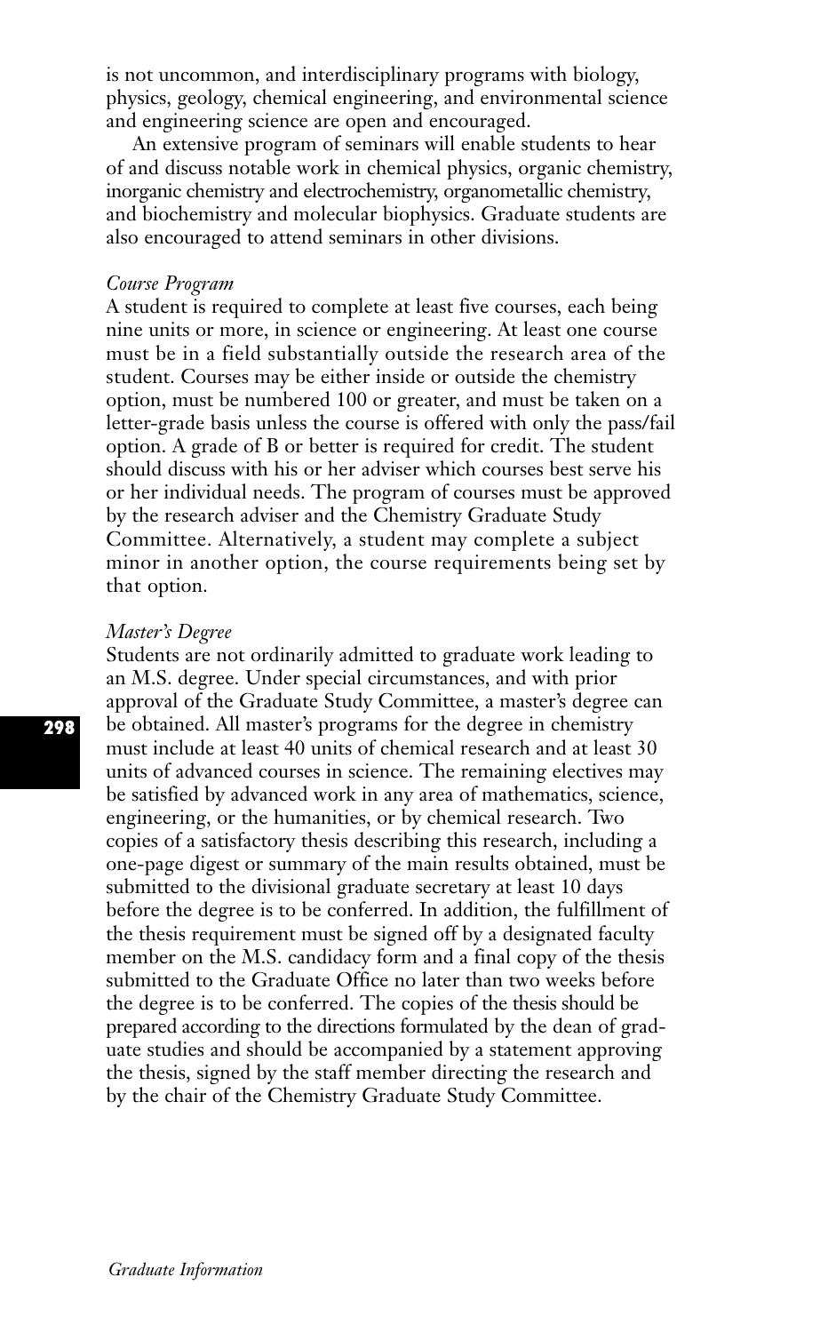is not uncommon, and interdisciplinary programs with biology, physics, geology, chemical engineering, and environmental science and engineering science are open and encouraged.

An extensive program of seminars will enable students to hear of and discuss notable work in chemical physics, organic chemistry, inorganic chemistry and electrochemistry, organometallic chemistry, and biochemistry and molecular biophysics. Graduate students are also encouraged to attend seminars in other divisions.

*Course Program*

A student is required to complete at least five courses, each being nine units or more, in science or engineering. At least one course must be in a field substantially outside the research area of the student. Courses may be either inside or outside the chemistry option, must be numbered 100 or greater, and must be taken on a letter-grade basis unless the course is offered with only the pass/fail option. A grade of B or better is required for credit. The student should discuss with his or her adviser which courses best serve his or her individual needs. The program of courses must be approved by the research adviser and the Chemistry Graduate Study Committee. Alternatively, a student may complete a subject minor in another option, the course requirements being set by that option.

*Master's Degree*

Students are not ordinarily admitted to graduate work leading to an M.S. degree. Under special circumstances, and with prior approval of the Graduate Study Committee, a master's degree can be obtained. All master's programs for the degree in chemistry must include at least 40 units of chemical research and at least 30 units of advanced courses in science. The remaining electives may be satisfied by advanced work in any area of mathematics, science, engineering, or the humanities, or by chemical research. Two copies of a satisfactory thesis describing this research, including a one-page digest or summary of the main results obtained, must be submitted to the divisional graduate secretary at least 10 days before the degree is to be conferred. In addition, the fulfillment of the thesis requirement must be signed off by a designated faculty member on the M.S. candidacy form and a final copy of the thesis submitted to the Graduate Office no later than two weeks before the degree is to be conferred. The copies of the thesis should be prepared according to the directions formulated by the dean of graduate studies and should be accompanied by a statement approving the thesis, signed by the staff member directing the research and by the chair of the Chemistry Graduate Study Committee.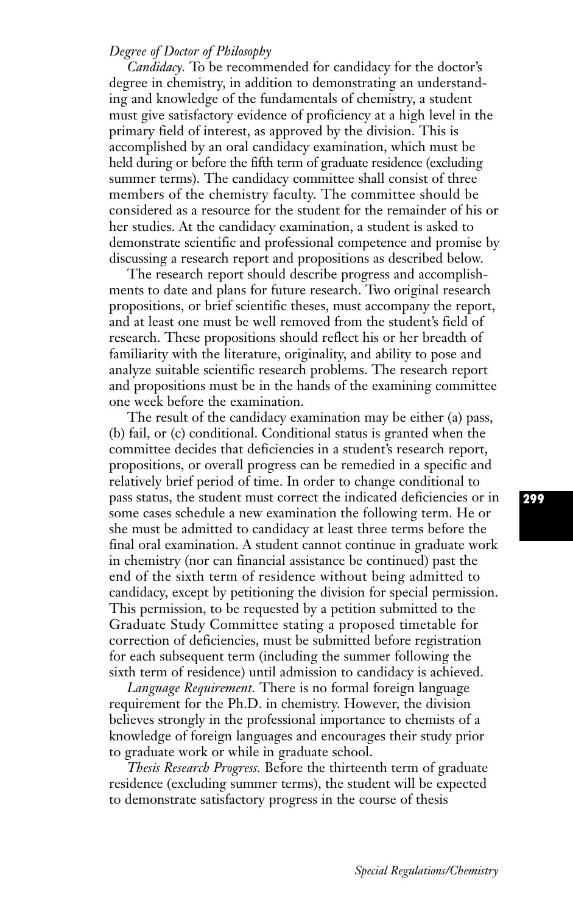*Degree of Doctor of Philosophy*

*Candidacy.* To be recommended for candidacy for the doctor's degree in chemistry, in addition to demonstrating an understanding and knowledge of the fundamentals of chemistry, a student must give satisfactory evidence of proficiency at a high level in the primary field of interest, as approved by the division. This is accomplished by an oral candidacy examination, which must be held during or before the fifth term of graduate residence (excluding summer terms). The candidacy committee shall consist of three members of the chemistry faculty. The committee should be considered as a resource for the student for the remainder of his or her studies. At the candidacy examination, a student is asked to demonstrate scientific and professional competence and promise by discussing a research report and propositions as described below.

The research report should describe progress and accomplishments to date and plans for future research. Two original research propositions, or brief scientific theses, must accompany the report, and at least one must be well removed from the student's field of research. These propositions should reflect his or her breadth of familiarity with the literature, originality, and ability to pose and analyze suitable scientific research problems. The research report and propositions must be in the hands of the examining committee one week before the examination.

The result of the candidacy examination may be either (a) pass, (b) fail, or (c) conditional. Conditional status is granted when the committee decides that deficiencies in a student's research report, propositions, or overall progress can be remedied in a specific and relatively brief period of time. In order to change conditional to pass status, the student must correct the indicated deficiencies or in some cases schedule a new examination the following term. He or she must be admitted to candidacy at least three terms before the final oral examination. A student cannot continue in graduate work in chemistry (nor can financial assistance be continued) past the end of the sixth term of residence without being admitted to candidacy, except by petitioning the division for special permission. This permission, to be requested by a petition submitted to the Graduate Study Committee stating a proposed timetable for correction of deficiencies, must be submitted before registration for each subsequent term (including the summer following the sixth term of residence) until admission to candidacy is achieved.

*Language Requirement.* There is no formal foreign language requirement for the Ph.D. in chemistry. However, the division believes strongly in the professional importance to chemists of a knowledge of foreign languages and encourages their study prior to graduate work or while in graduate school.

*Thesis Research Progress.* Before the thirteenth term of graduate residence (excluding summer terms), the student will be expected to demonstrate satisfactory progress in the course of thesis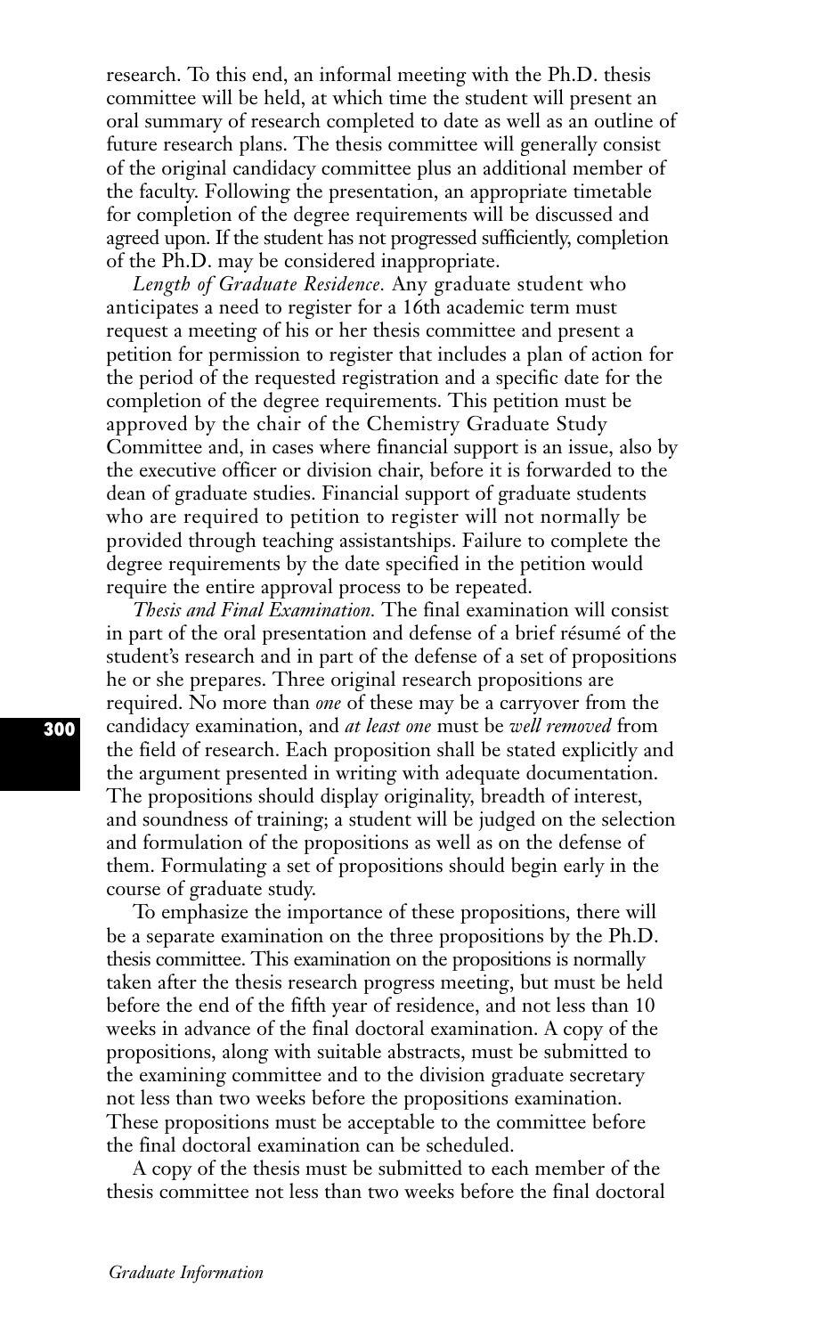research. To this end, an informal meeting with the Ph.D. thesis committee will be held, at which time the student will present an oral summary of research completed to date as well as an outline of future research plans. The thesis committee will generally consist of the original candidacy committee plus an additional member of the faculty. Following the presentation, an appropriate timetable for completion of the degree requirements will be discussed and agreed upon. If the student has not progressed sufficiently, completion of the Ph.D. may be considered inappropriate.

*Length of Graduate Residence.* Any graduate student who anticipates a need to register for a 16th academic term must request a meeting of his or her thesis committee and present a petition for permission to register that includes a plan of action for the period of the requested registration and a specific date for the completion of the degree requirements. This petition must be approved by the chair of the Chemistry Graduate Study Committee and, in cases where financial support is an issue, also by the executive officer or division chair, before it is forwarded to the dean of graduate studies. Financial support of graduate students who are required to petition to register will not normally be provided through teaching assistantships. Failure to complete the degree requirements by the date specified in the petition would require the entire approval process to be repeated.

*Thesis and Final Examination.* The final examination will consist in part of the oral presentation and defense of a brief résumé of the student's research and in part of the defense of a set of propositions he or she prepares. Three original research propositions are required. No more than *one* of these may be a carryover from the candidacy examination, and *at least one* must be *well removed* from the field of research. Each proposition shall be stated explicitly and the argument presented in writing with adequate documentation. The propositions should display originality, breadth of interest, and soundness of training; a student will be judged on the selection and formulation of the propositions as well as on the defense of them. Formulating a set of propositions should begin early in the course of graduate study.

To emphasize the importance of these propositions, there will be a separate examination on the three propositions by the Ph.D. thesis committee. This examination on the propositions is normally taken after the thesis research progress meeting, but must be held before the end of the fifth year of residence, and not less than 10 weeks in advance of the final doctoral examination. A copy of the propositions, along with suitable abstracts, must be submitted to the examining committee and to the division graduate secretary not less than two weeks before the propositions examination. These propositions must be acceptable to the committee before the final doctoral examination can be scheduled.

A copy of the thesis must be submitted to each member of the thesis committee not less than two weeks before the final doctoral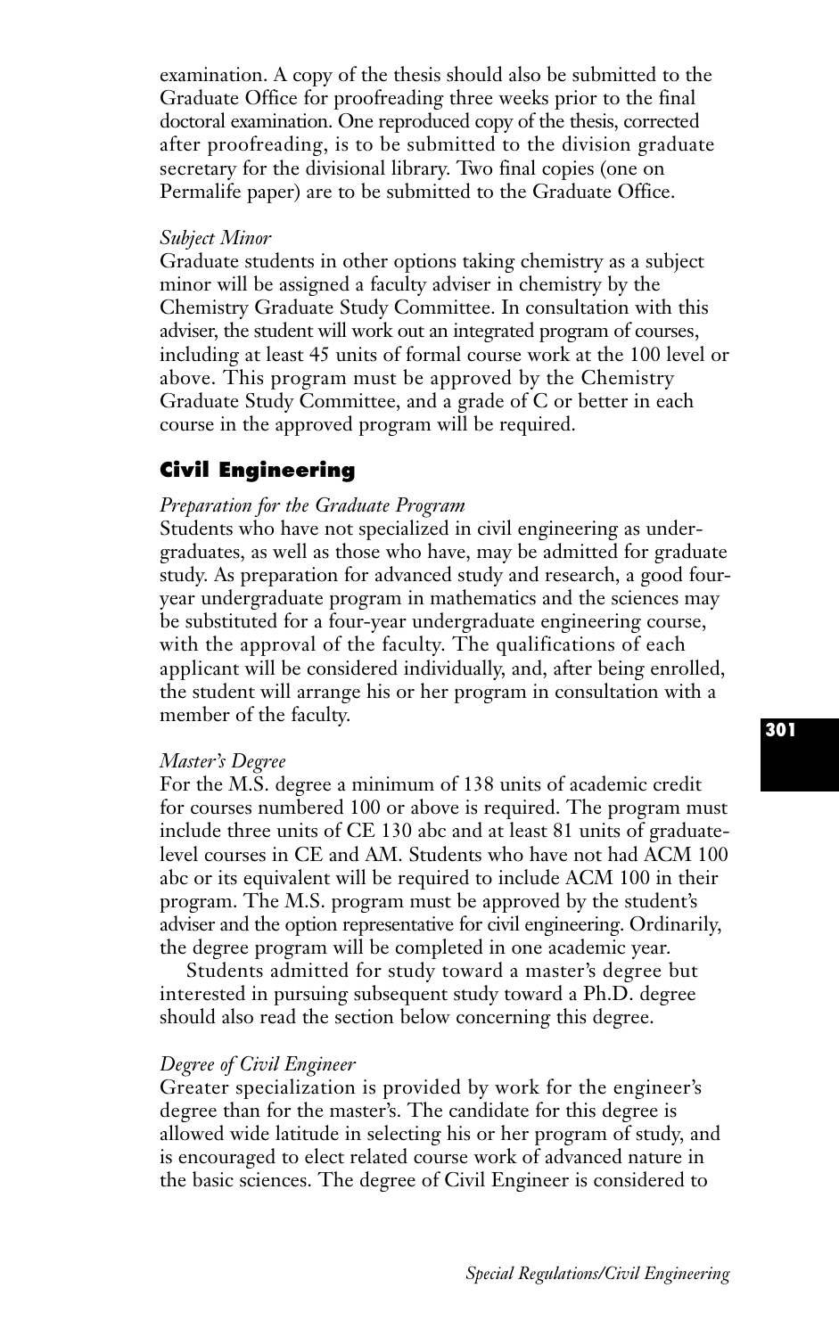examination. A copy of the thesis should also be submitted to the Graduate Office for proofreading three weeks prior to the final doctoral examination. One reproduced copy of the thesis, corrected after proofreading, is to be submitted to the division graduate secretary for the divisional library. Two final copies (one on Permalife paper) are to be submitted to the Graduate Office.

*Subject Minor*

Graduate students in other options taking chemistry as a subject minor will be assigned a faculty adviser in chemistry by the Chemistry Graduate Study Committee. In consultation with this adviser, the student will work out an integrated program of courses, including at least 45 units of formal course work at the 100 level or above. This program must be approved by the Chemistry Graduate Study Committee, and a grade of C or better in each course in the approved program will be required.

## Civil Engineering

*Preparation for the Graduate Program*

Students who have not specialized in civil engineering as undergraduates, as well as those who have, may be admitted for graduate study. As preparation for advanced study and research, a good four-year undergraduate program in mathematics and the sciences may be substituted for a four-year undergraduate engineering course, with the approval of the faculty. The qualifications of each applicant will be considered individually, and, after being enrolled, the student will arrange his or her program in consultation with a member of the faculty.

*Master's Degree*

For the M.S. degree a minimum of 138 units of academic credit for courses numbered 100 or above is required. The program must include three units of CE 130 abc and at least 81 units of graduate-level courses in CE and AM. Students who have not had ACM 100 abc or its equivalent will be required to include ACM 100 in their program. The M.S. program must be approved by the student's adviser and the option representative for civil engineering. Ordinarily, the degree program will be completed in one academic year.

Students admitted for study toward a master's degree but interested in pursuing subsequent study toward a Ph.D. degree should also read the section below concerning this degree.

*Degree of Civil Engineer*

Greater specialization is provided by work for the engineer's degree than for the master's. The candidate for this degree is allowed wide latitude in selecting his or her program of study, and is encouraged to elect related course work of advanced nature in the basic sciences. The degree of Civil Engineer is considered to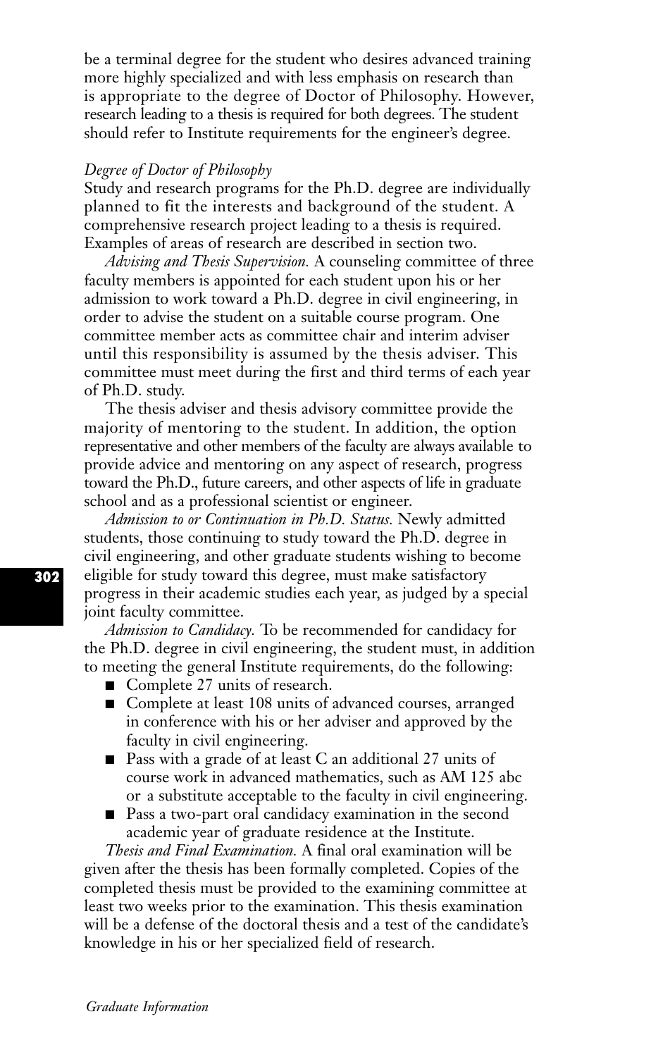be a terminal degree for the student who desires advanced training more highly specialized and with less emphasis on research than is appropriate to the degree of Doctor of Philosophy. However, research leading to a thesis is required for both degrees. The student should refer to Institute requirements for the engineer's degree.

### *Degree of Doctor of Philosophy*

Study and research programs for the Ph.D. degree are individually planned to fit the interests and background of the student. A comprehensive research project leading to a thesis is required. Examples of areas of research are described in section two.

*Advising and Thesis Supervision.* A counseling committee of three faculty members is appointed for each student upon his or her admission to work toward a Ph.D. degree in civil engineering, in order to advise the student on a suitable course program. One committee member acts as committee chair and interim adviser until this responsibility is assumed by the thesis adviser. This committee must meet during the first and third terms of each year of Ph.D. study.

The thesis adviser and thesis advisory committee provide the majority of mentoring to the student. In addition, the option representative and other members of the faculty are always available to provide advice and mentoring on any aspect of research, progress toward the Ph.D., future careers, and other aspects of life in graduate school and as a professional scientist or engineer.

*Admission to or Continuation in Ph.D. Status.* Newly admitted students, those continuing to study toward the Ph.D. degree in civil engineering, and other graduate students wishing to become eligible for study toward this degree, must make satisfactory progress in their academic studies each year, as judged by a special joint faculty committee.

*Admission to Candidacy.* To be recommended for candidacy for the Ph.D. degree in civil engineering, the student must, in addition to meeting the general Institute requirements, do the following:

- Complete 27 units of research.
- Complete at least 108 units of advanced courses, arranged in conference with his or her adviser and approved by the faculty in civil engineering.
- Pass with a grade of at least C an additional 27 units of course work in advanced mathematics, such as AM 125 abc or a substitute acceptable to the faculty in civil engineering.
- Pass a two-part oral candidacy examination in the second academic year of graduate residence at the Institute.

*Thesis and Final Examination.* A final oral examination will be given after the thesis has been formally completed. Copies of the completed thesis must be provided to the examining committee at least two weeks prior to the examination. This thesis examination will be a defense of the doctoral thesis and a test of the candidate's knowledge in his or her specialized field of research.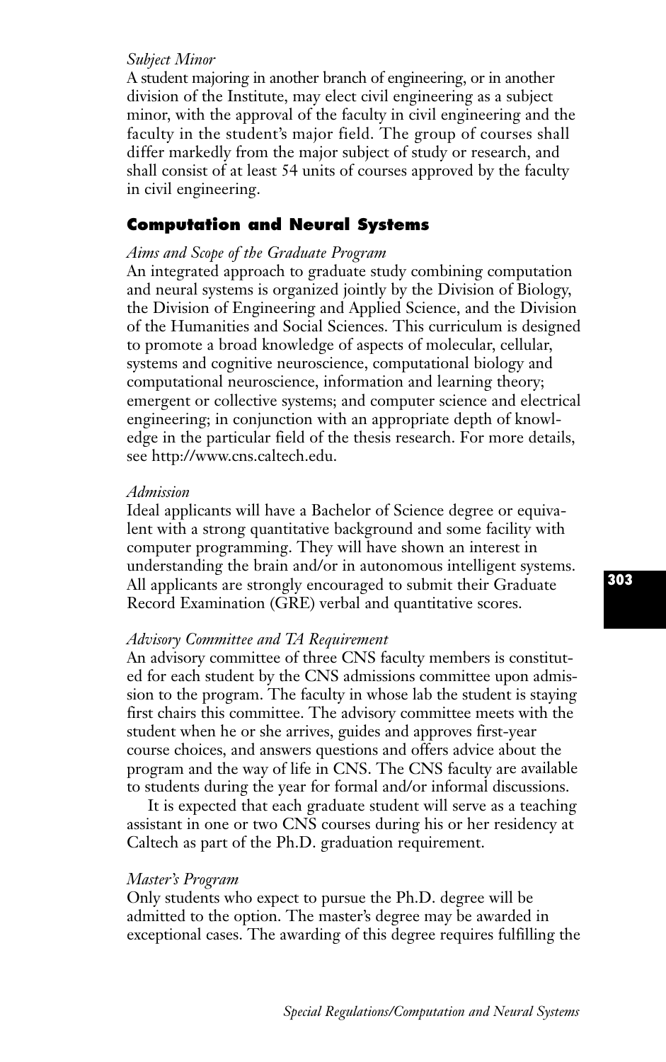*Subject Minor*
A student majoring in another branch of engineering, or in another division of the Institute, may elect civil engineering as a subject minor, with the approval of the faculty in civil engineering and the faculty in the student's major field. The group of courses shall differ markedly from the major subject of study or research, and shall consist of at least 54 units of courses approved by the faculty in civil engineering.

## Computation and Neural Systems

*Aims and Scope of the Graduate Program*
An integrated approach to graduate study combining computation and neural systems is organized jointly by the Division of Biology, the Division of Engineering and Applied Science, and the Division of the Humanities and Social Sciences. This curriculum is designed to promote a broad knowledge of aspects of molecular, cellular, systems and cognitive neuroscience, computational biology and computational neuroscience, information and learning theory; emergent or collective systems; and computer science and electrical engineering; in conjunction with an appropriate depth of knowledge in the particular field of the thesis research. For more details, see http://www.cns.caltech.edu.

*Admission*
Ideal applicants will have a Bachelor of Science degree or equivalent with a strong quantitative background and some facility with computer programming. They will have shown an interest in understanding the brain and/or in autonomous intelligent systems. All applicants are strongly encouraged to submit their Graduate Record Examination (GRE) verbal and quantitative scores.

*Advisory Committee and TA Requirement*
An advisory committee of three CNS faculty members is constituted for each student by the CNS admissions committee upon admission to the program. The faculty in whose lab the student is staying first chairs this committee. The advisory committee meets with the student when he or she arrives, guides and approves first-year course choices, and answers questions and offers advice about the program and the way of life in CNS. The CNS faculty are available to students during the year for formal and/or informal discussions.

It is expected that each graduate student will serve as a teaching assistant in one or two CNS courses during his or her residency at Caltech as part of the Ph.D. graduation requirement.

*Master's Program*
Only students who expect to pursue the Ph.D. degree will be admitted to the option. The master's degree may be awarded in exceptional cases. The awarding of this degree requires fulfilling the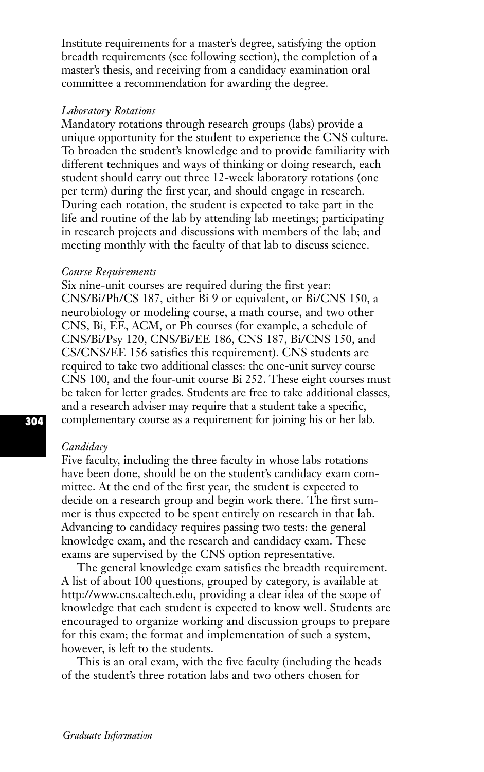Institute requirements for a master's degree, satisfying the option breadth requirements (see following section), the completion of a master's thesis, and receiving from a candidacy examination oral committee a recommendation for awarding the degree.

*Laboratory Rotations*

Mandatory rotations through research groups (labs) provide a unique opportunity for the student to experience the CNS culture. To broaden the student's knowledge and to provide familiarity with different techniques and ways of thinking or doing research, each student should carry out three 12-week laboratory rotations (one per term) during the first year, and should engage in research. During each rotation, the student is expected to take part in the life and routine of the lab by attending lab meetings; participating in research projects and discussions with members of the lab; and meeting monthly with the faculty of that lab to discuss science.

*Course Requirements*

Six nine-unit courses are required during the first year: CNS/Bi/Ph/CS 187, either Bi 9 or equivalent, or Bi/CNS 150, a neurobiology or modeling course, a math course, and two other CNS, Bi, EE, ACM, or Ph courses (for example, a schedule of CNS/Bi/Psy 120, CNS/Bi/EE 186, CNS 187, Bi/CNS 150, and CS/CNS/EE 156 satisfies this requirement). CNS students are required to take two additional classes: the one-unit survey course CNS 100, and the four-unit course Bi 252. These eight courses must be taken for letter grades. Students are free to take additional classes, and a research adviser may require that a student take a specific, complementary course as a requirement for joining his or her lab.

*Candidacy*

Five faculty, including the three faculty in whose labs rotations have been done, should be on the student's candidacy exam committee. At the end of the first year, the student is expected to decide on a research group and begin work there. The first summer is thus expected to be spent entirely on research in that lab. Advancing to candidacy requires passing two tests: the general knowledge exam, and the research and candidacy exam. These exams are supervised by the CNS option representative.

The general knowledge exam satisfies the breadth requirement. A list of about 100 questions, grouped by category, is available at http://www.cns.caltech.edu, providing a clear idea of the scope of knowledge that each student is expected to know well. Students are encouraged to organize working and discussion groups to prepare for this exam; the format and implementation of such a system, however, is left to the students.

This is an oral exam, with the five faculty (including the heads of the student's three rotation labs and two others chosen for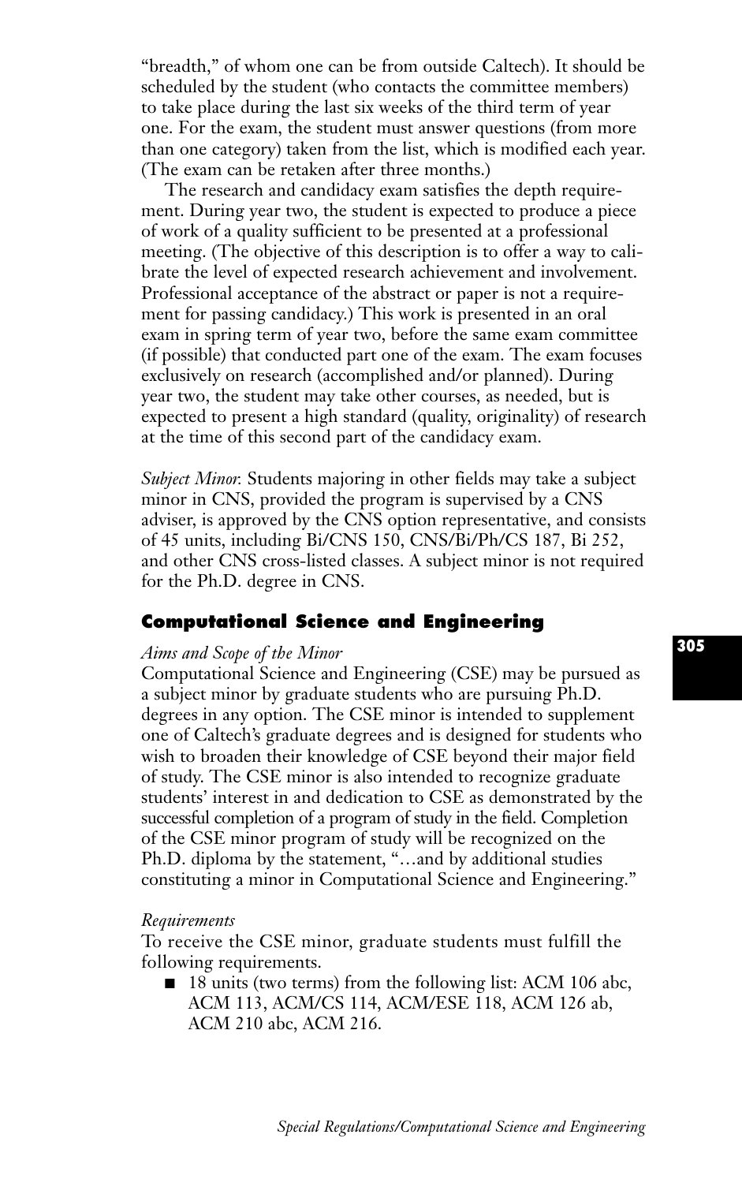"breadth," of whom one can be from outside Caltech). It should be scheduled by the student (who contacts the committee members) to take place during the last six weeks of the third term of year one. For the exam, the student must answer questions (from more than one category) taken from the list, which is modified each year. (The exam can be retaken after three months.)

The research and candidacy exam satisfies the depth requirement. During year two, the student is expected to produce a piece of work of a quality sufficient to be presented at a professional meeting. (The objective of this description is to offer a way to calibrate the level of expected research achievement and involvement. Professional acceptance of the abstract or paper is not a requirement for passing candidacy.) This work is presented in an oral exam in spring term of year two, before the same exam committee (if possible) that conducted part one of the exam. The exam focuses exclusively on research (accomplished and/or planned). During year two, the student may take other courses, as needed, but is expected to present a high standard (quality, originality) of research at the time of this second part of the candidacy exam.

*Subject Minor.* Students majoring in other fields may take a subject minor in CNS, provided the program is supervised by a CNS adviser, is approved by the CNS option representative, and consists of 45 units, including Bi/CNS 150, CNS/Bi/Ph/CS 187, Bi 252, and other CNS cross-listed classes. A subject minor is not required for the Ph.D. degree in CNS.

## Computational Science and Engineering

*Aims and Scope of the Minor*

Computational Science and Engineering (CSE) may be pursued as a subject minor by graduate students who are pursuing Ph.D. degrees in any option. The CSE minor is intended to supplement one of Caltech's graduate degrees and is designed for students who wish to broaden their knowledge of CSE beyond their major field of study. The CSE minor is also intended to recognize graduate students' interest in and dedication to CSE as demonstrated by the successful completion of a program of study in the field. Completion of the CSE minor program of study will be recognized on the Ph.D. diploma by the statement, "…and by additional studies constituting a minor in Computational Science and Engineering."

*Requirements*

To receive the CSE minor, graduate students must fulfill the following requirements.

- 18 units (two terms) from the following list: ACM 106 abc, ACM 113, ACM/CS 114, ACM/ESE 118, ACM 126 ab, ACM 210 abc, ACM 216.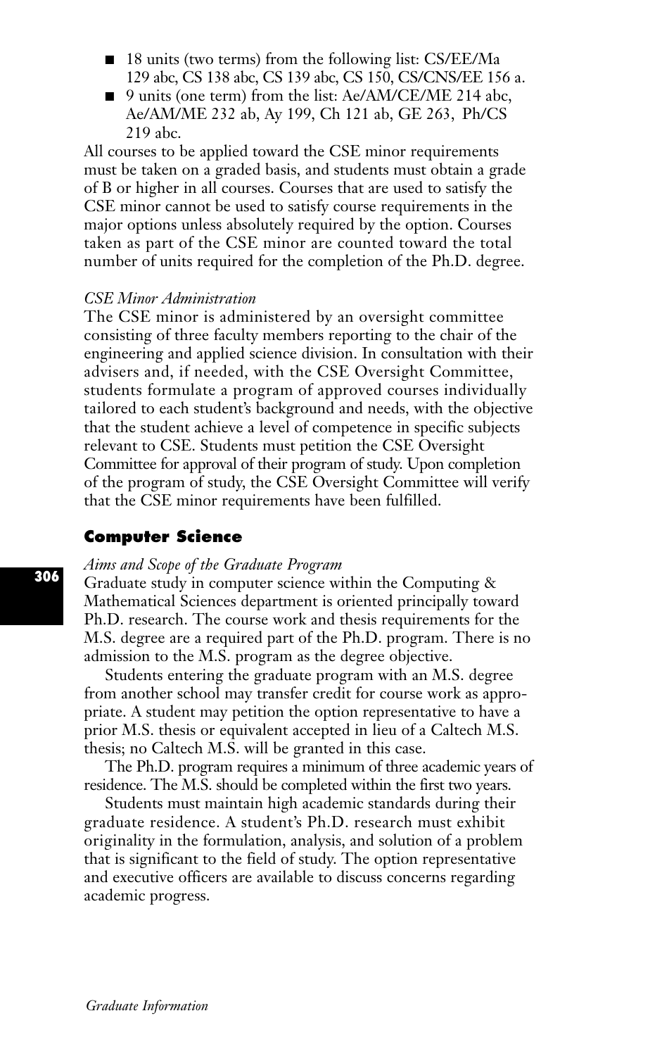- 18 units (two terms) from the following list: CS/EE/Ma 129 abc, CS 138 abc, CS 139 abc, CS 150, CS/CNS/EE 156 a.
- 9 units (one term) from the list: Ae/AM/CE/ME 214 abc, Ae/AM/ME 232 ab, Ay 199, Ch 121 ab, GE 263, Ph/CS 219 abc.

All courses to be applied toward the CSE minor requirements must be taken on a graded basis, and students must obtain a grade of B or higher in all courses. Courses that are used to satisfy the CSE minor cannot be used to satisfy course requirements in the major options unless absolutely required by the option. Courses taken as part of the CSE minor are counted toward the total number of units required for the completion of the Ph.D. degree.

*CSE Minor Administration*

The CSE minor is administered by an oversight committee consisting of three faculty members reporting to the chair of the engineering and applied science division. In consultation with their advisers and, if needed, with the CSE Oversight Committee, students formulate a program of approved courses individually tailored to each student's background and needs, with the objective that the student achieve a level of competence in specific subjects relevant to CSE. Students must petition the CSE Oversight Committee for approval of their program of study. Upon completion of the program of study, the CSE Oversight Committee will verify that the CSE minor requirements have been fulfilled.

## Computer Science

*Aims and Scope of the Graduate Program*

Graduate study in computer science within the Computing & Mathematical Sciences department is oriented principally toward Ph.D. research. The course work and thesis requirements for the M.S. degree are a required part of the Ph.D. program. There is no admission to the M.S. program as the degree objective.

Students entering the graduate program with an M.S. degree from another school may transfer credit for course work as appropriate. A student may petition the option representative to have a prior M.S. thesis or equivalent accepted in lieu of a Caltech M.S. thesis; no Caltech M.S. will be granted in this case.

The Ph.D. program requires a minimum of three academic years of residence. The M.S. should be completed within the first two years.

Students must maintain high academic standards during their graduate residence. A student's Ph.D. research must exhibit originality in the formulation, analysis, and solution of a problem that is significant to the field of study. The option representative and executive officers are available to discuss concerns regarding academic progress.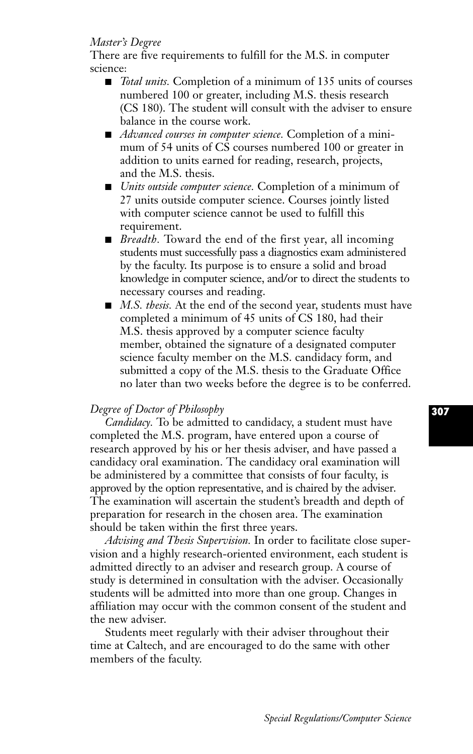*Master's Degree*

There are five requirements to fulfill for the M.S. in computer science:

- *Total units.* Completion of a minimum of 135 units of courses numbered 100 or greater, including M.S. thesis research (CS 180). The student will consult with the adviser to ensure balance in the course work.
- *Advanced courses in computer science.* Completion of a minimum of 54 units of CS courses numbered 100 or greater in addition to units earned for reading, research, projects, and the M.S. thesis.
- *Units outside computer science.* Completion of a minimum of 27 units outside computer science. Courses jointly listed with computer science cannot be used to fulfill this requirement.
- *Breadth.* Toward the end of the first year, all incoming students must successfully pass a diagnostics exam administered by the faculty. Its purpose is to ensure a solid and broad knowledge in computer science, and/or to direct the students to necessary courses and reading.
- *M.S. thesis.* At the end of the second year, students must have completed a minimum of 45 units of CS 180, had their M.S. thesis approved by a computer science faculty member, obtained the signature of a designated computer science faculty member on the M.S. candidacy form, and submitted a copy of the M.S. thesis to the Graduate Office no later than two weeks before the degree is to be conferred.

*Degree of Doctor of Philosophy*

*Candidacy.* To be admitted to candidacy, a student must have completed the M.S. program, have entered upon a course of research approved by his or her thesis adviser, and have passed a candidacy oral examination. The candidacy oral examination will be administered by a committee that consists of four faculty, is approved by the option representative, and is chaired by the adviser. The examination will ascertain the student's breadth and depth of preparation for research in the chosen area. The examination should be taken within the first three years.

*Advising and Thesis Supervision.* In order to facilitate close supervision and a highly research-oriented environment, each student is admitted directly to an adviser and research group. A course of study is determined in consultation with the adviser. Occasionally students will be admitted into more than one group. Changes in affiliation may occur with the common consent of the student and the new adviser.

Students meet regularly with their adviser throughout their time at Caltech, and are encouraged to do the same with other members of the faculty.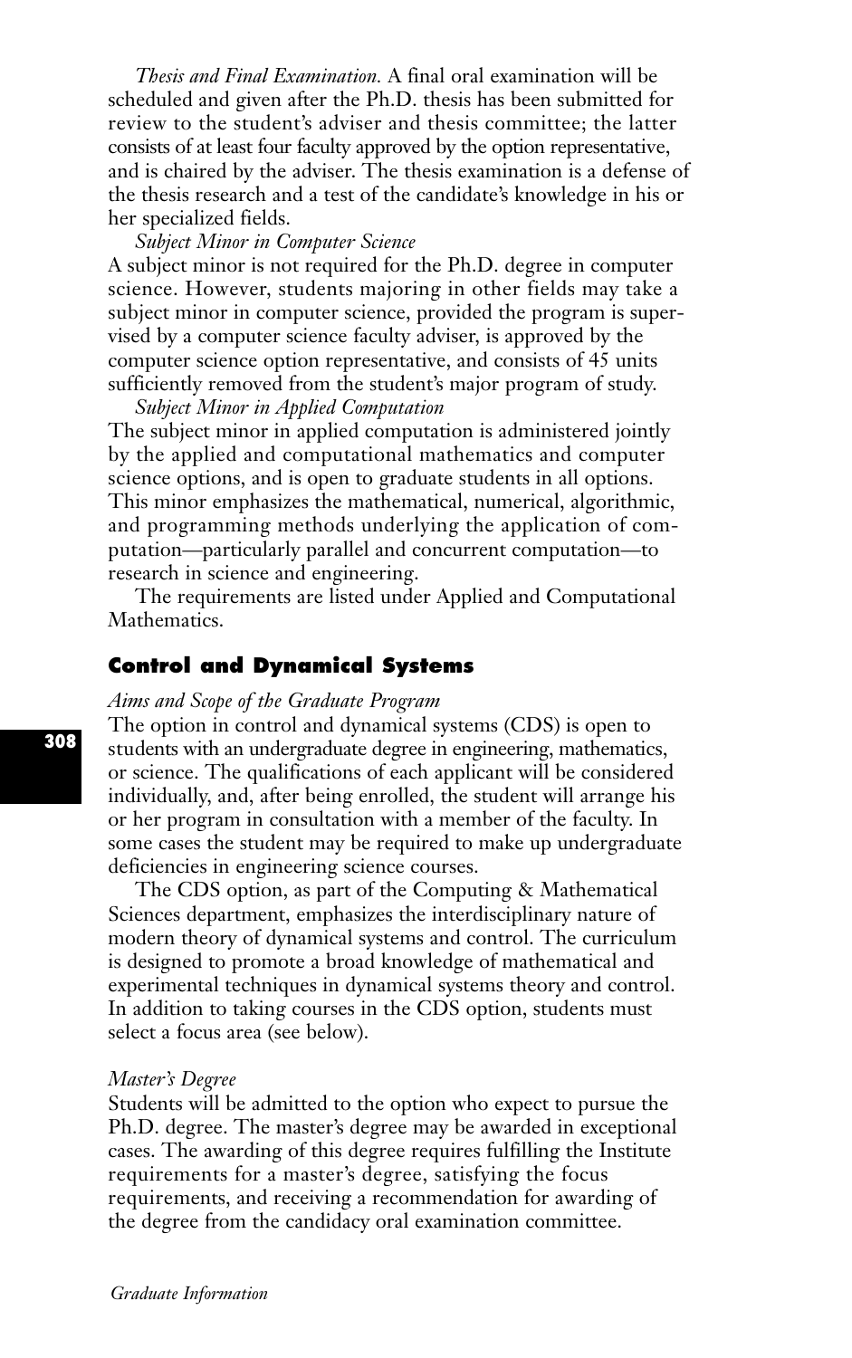*Thesis and Final Examination.* A final oral examination will be scheduled and given after the Ph.D. thesis has been submitted for review to the student's adviser and thesis committee; the latter consists of at least four faculty approved by the option representative, and is chaired by the adviser. The thesis examination is a defense of the thesis research and a test of the candidate's knowledge in his or her specialized fields.

*Subject Minor in Computer Science*

A subject minor is not required for the Ph.D. degree in computer science. However, students majoring in other fields may take a subject minor in computer science, provided the program is supervised by a computer science faculty adviser, is approved by the computer science option representative, and consists of 45 units sufficiently removed from the student's major program of study.

*Subject Minor in Applied Computation*

The subject minor in applied computation is administered jointly by the applied and computational mathematics and computer science options, and is open to graduate students in all options. This minor emphasizes the mathematical, numerical, algorithmic, and programming methods underlying the application of computation—particularly parallel and concurrent computation—to research in science and engineering.

The requirements are listed under Applied and Computational Mathematics.

## Control and Dynamical Systems

*Aims and Scope of the Graduate Program*

The option in control and dynamical systems (CDS) is open to students with an undergraduate degree in engineering, mathematics, or science. The qualifications of each applicant will be considered individually, and, after being enrolled, the student will arrange his or her program in consultation with a member of the faculty. In some cases the student may be required to make up undergraduate deficiencies in engineering science courses.

The CDS option, as part of the Computing & Mathematical Sciences department, emphasizes the interdisciplinary nature of modern theory of dynamical systems and control. The curriculum is designed to promote a broad knowledge of mathematical and experimental techniques in dynamical systems theory and control. In addition to taking courses in the CDS option, students must select a focus area (see below).

*Master's Degree*

Students will be admitted to the option who expect to pursue the Ph.D. degree. The master's degree may be awarded in exceptional cases. The awarding of this degree requires fulfilling the Institute requirements for a master's degree, satisfying the focus requirements, and receiving a recommendation for awarding of the degree from the candidacy oral examination committee.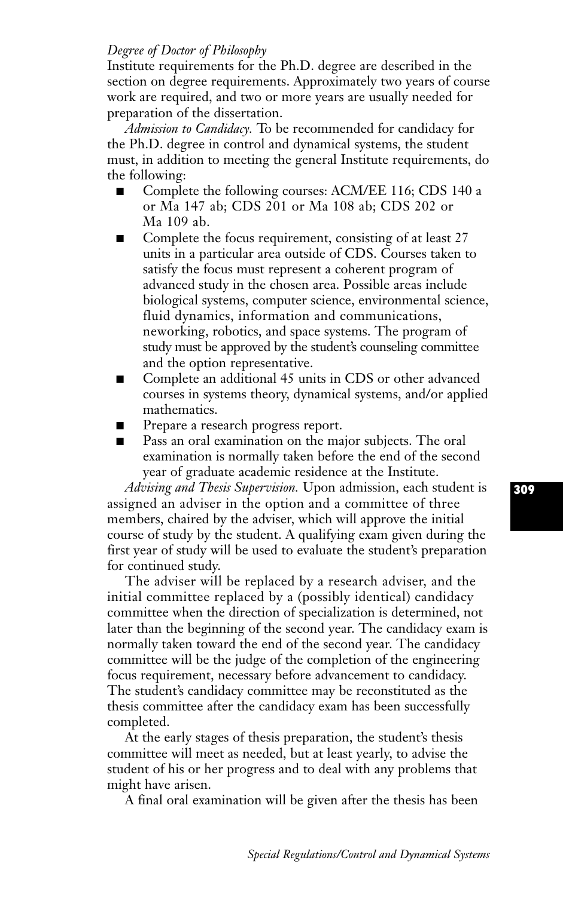*Degree of Doctor of Philosophy*

Institute requirements for the Ph.D. degree are described in the section on degree requirements. Approximately two years of course work are required, and two or more years are usually needed for preparation of the dissertation.

*Admission to Candidacy.* To be recommended for candidacy for the Ph.D. degree in control and dynamical systems, the student must, in addition to meeting the general Institute requirements, do the following:

- Complete the following courses: ACM/EE 116; CDS 140 a or Ma 147 ab; CDS 201 or Ma 108 ab; CDS 202 or Ma 109 ab.
- Complete the focus requirement, consisting of at least 27 units in a particular area outside of CDS. Courses taken to satisfy the focus must represent a coherent program of advanced study in the chosen area. Possible areas include biological systems, computer science, environmental science, fluid dynamics, information and communications, neworking, robotics, and space systems. The program of study must be approved by the student's counseling committee and the option representative.
- Complete an additional 45 units in CDS or other advanced courses in systems theory, dynamical systems, and/or applied mathematics.
- Prepare a research progress report.
- Pass an oral examination on the major subjects. The oral examination is normally taken before the end of the second year of graduate academic residence at the Institute.

*Advising and Thesis Supervision.* Upon admission, each student is assigned an adviser in the option and a committee of three members, chaired by the adviser, which will approve the initial course of study by the student. A qualifying exam given during the first year of study will be used to evaluate the student's preparation for continued study.

The adviser will be replaced by a research adviser, and the initial committee replaced by a (possibly identical) candidacy committee when the direction of specialization is determined, not later than the beginning of the second year. The candidacy exam is normally taken toward the end of the second year. The candidacy committee will be the judge of the completion of the engineering focus requirement, necessary before advancement to candidacy. The student's candidacy committee may be reconstituted as the thesis committee after the candidacy exam has been successfully completed.

At the early stages of thesis preparation, the student's thesis committee will meet as needed, but at least yearly, to advise the student of his or her progress and to deal with any problems that might have arisen.

A final oral examination will be given after the thesis has been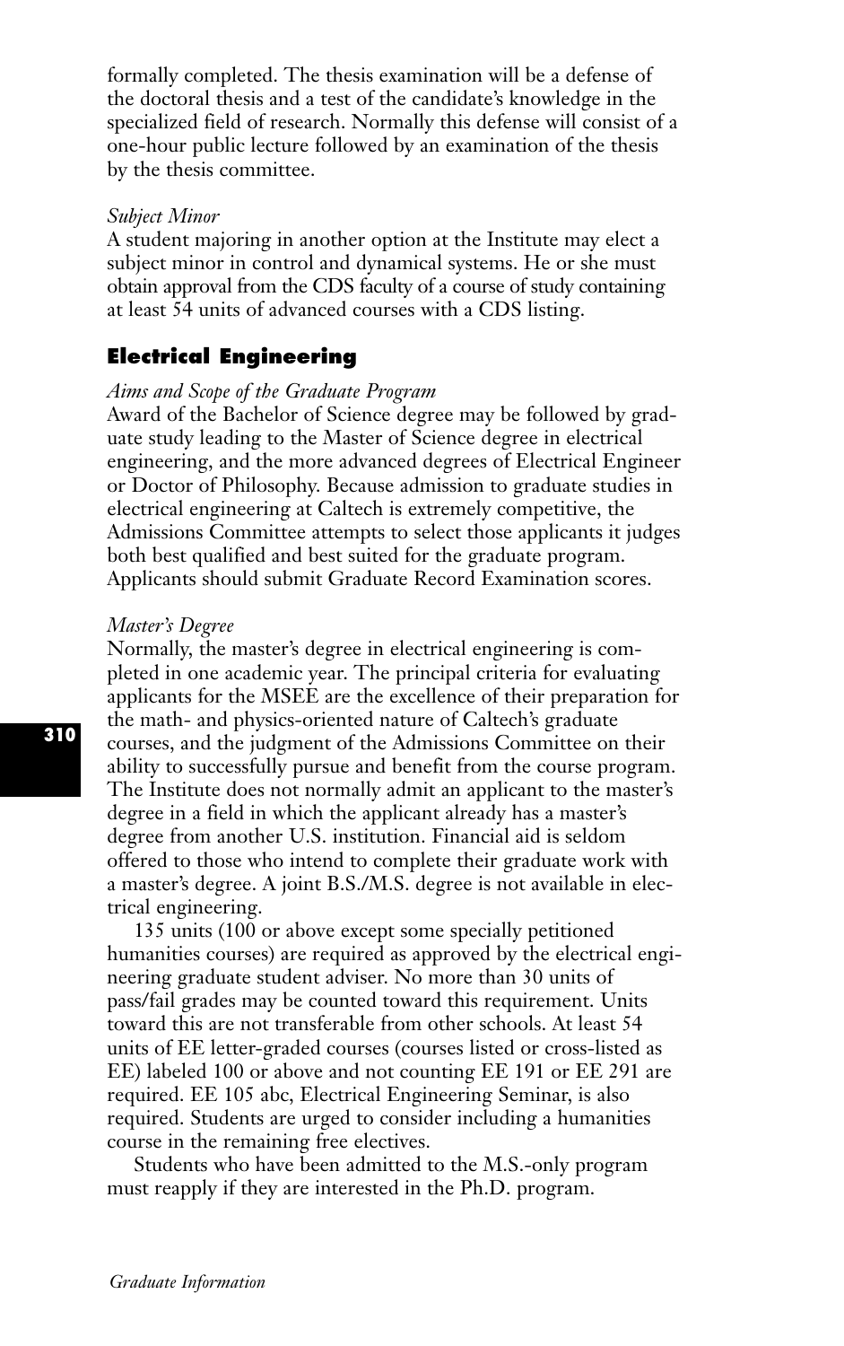formally completed. The thesis examination will be a defense of the doctoral thesis and a test of the candidate's knowledge in the specialized field of research. Normally this defense will consist of a one-hour public lecture followed by an examination of the thesis by the thesis committee.

*Subject Minor*

A student majoring in another option at the Institute may elect a subject minor in control and dynamical systems. He or she must obtain approval from the CDS faculty of a course of study containing at least 54 units of advanced courses with a CDS listing.

## Electrical Engineering

*Aims and Scope of the Graduate Program*

Award of the Bachelor of Science degree may be followed by graduate study leading to the Master of Science degree in electrical engineering, and the more advanced degrees of Electrical Engineer or Doctor of Philosophy. Because admission to graduate studies in electrical engineering at Caltech is extremely competitive, the Admissions Committee attempts to select those applicants it judges both best qualified and best suited for the graduate program. Applicants should submit Graduate Record Examination scores.

*Master's Degree*

Normally, the master's degree in electrical engineering is completed in one academic year. The principal criteria for evaluating applicants for the MSEE are the excellence of their preparation for the math- and physics-oriented nature of Caltech's graduate courses, and the judgment of the Admissions Committee on their ability to successfully pursue and benefit from the course program. The Institute does not normally admit an applicant to the master's degree in a field in which the applicant already has a master's degree from another U.S. institution. Financial aid is seldom offered to those who intend to complete their graduate work with a master's degree. A joint B.S./M.S. degree is not available in electrical engineering.

135 units (100 or above except some specially petitioned humanities courses) are required as approved by the electrical engineering graduate student adviser. No more than 30 units of pass/fail grades may be counted toward this requirement. Units toward this are not transferable from other schools. At least 54 units of EE letter-graded courses (courses listed or cross-listed as EE) labeled 100 or above and not counting EE 191 or EE 291 are required. EE 105 abc, Electrical Engineering Seminar, is also required. Students are urged to consider including a humanities course in the remaining free electives.

Students who have been admitted to the M.S.-only program must reapply if they are interested in the Ph.D. program.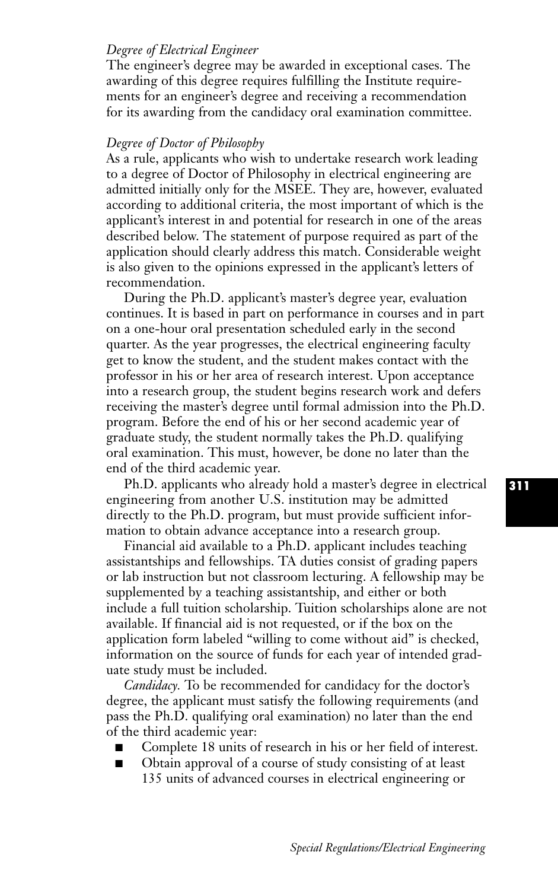*Degree of Electrical Engineer*

The engineer's degree may be awarded in exceptional cases. The awarding of this degree requires fulfilling the Institute requirements for an engineer's degree and receiving a recommendation for its awarding from the candidacy oral examination committee.

*Degree of Doctor of Philosophy*

As a rule, applicants who wish to undertake research work leading to a degree of Doctor of Philosophy in electrical engineering are admitted initially only for the MSEE. They are, however, evaluated according to additional criteria, the most important of which is the applicant's interest in and potential for research in one of the areas described below. The statement of purpose required as part of the application should clearly address this match. Considerable weight is also given to the opinions expressed in the applicant's letters of recommendation.

During the Ph.D. applicant's master's degree year, evaluation continues. It is based in part on performance in courses and in part on a one-hour oral presentation scheduled early in the second quarter. As the year progresses, the electrical engineering faculty get to know the student, and the student makes contact with the professor in his or her area of research interest. Upon acceptance into a research group, the student begins research work and defers receiving the master's degree until formal admission into the Ph.D. program. Before the end of his or her second academic year of graduate study, the student normally takes the Ph.D. qualifying oral examination. This must, however, be done no later than the end of the third academic year.

Ph.D. applicants who already hold a master's degree in electrical engineering from another U.S. institution may be admitted directly to the Ph.D. program, but must provide sufficient information to obtain advance acceptance into a research group.

Financial aid available to a Ph.D. applicant includes teaching assistantships and fellowships. TA duties consist of grading papers or lab instruction but not classroom lecturing. A fellowship may be supplemented by a teaching assistantship, and either or both include a full tuition scholarship. Tuition scholarships alone are not available. If financial aid is not requested, or if the box on the application form labeled "willing to come without aid" is checked, information on the source of funds for each year of intended graduate study must be included.

*Candidacy.* To be recommended for candidacy for the doctor's degree, the applicant must satisfy the following requirements (and pass the Ph.D. qualifying oral examination) no later than the end of the third academic year:

- Complete 18 units of research in his or her field of interest.
- Obtain approval of a course of study consisting of at least 135 units of advanced courses in electrical engineering or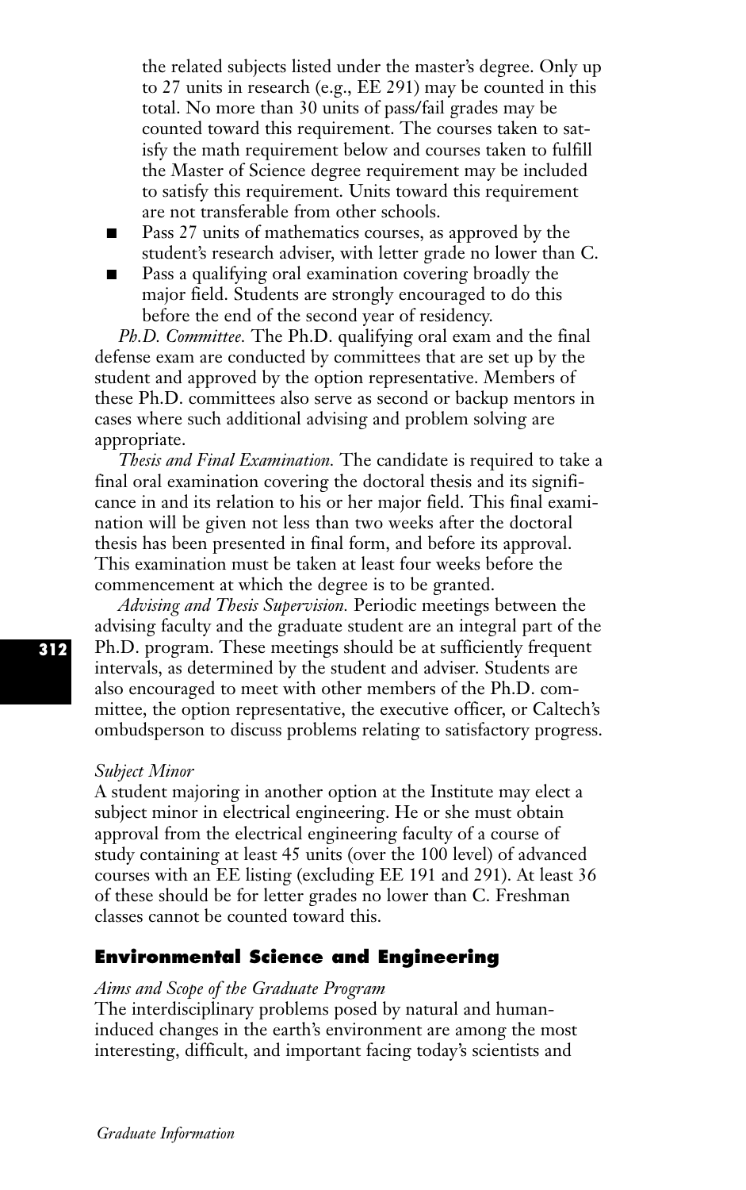the related subjects listed under the master's degree. Only up to 27 units in research (e.g., EE 291) may be counted in this total. No more than 30 units of pass/fail grades may be counted toward this requirement. The courses taken to satisfy the math requirement below and courses taken to fulfill the Master of Science degree requirement may be included to satisfy this requirement. Units toward this requirement are not transferable from other schools.

- Pass 27 units of mathematics courses, as approved by the student's research adviser, with letter grade no lower than C.
- Pass a qualifying oral examination covering broadly the major field. Students are strongly encouraged to do this before the end of the second year of residency.

*Ph.D. Committee.* The Ph.D. qualifying oral exam and the final defense exam are conducted by committees that are set up by the student and approved by the option representative. Members of these Ph.D. committees also serve as second or backup mentors in cases where such additional advising and problem solving are appropriate.

*Thesis and Final Examination.* The candidate is required to take a final oral examination covering the doctoral thesis and its significance in and its relation to his or her major field. This final examination will be given not less than two weeks after the doctoral thesis has been presented in final form, and before its approval. This examination must be taken at least four weeks before the commencement at which the degree is to be granted.

*Advising and Thesis Supervision.* Periodic meetings between the advising faculty and the graduate student are an integral part of the Ph.D. program. These meetings should be at sufficiently frequent intervals, as determined by the student and adviser. Students are also encouraged to meet with other members of the Ph.D. committee, the option representative, the executive officer, or Caltech's ombudsperson to discuss problems relating to satisfactory progress.

*Subject Minor*

A student majoring in another option at the Institute may elect a subject minor in electrical engineering. He or she must obtain approval from the electrical engineering faculty of a course of study containing at least 45 units (over the 100 level) of advanced courses with an EE listing (excluding EE 191 and 291). At least 36 of these should be for letter grades no lower than C. Freshman classes cannot be counted toward this.

## Environmental Science and Engineering

*Aims and Scope of the Graduate Program*

The interdisciplinary problems posed by natural and human-induced changes in the earth's environment are among the most interesting, difficult, and important facing today's scientists and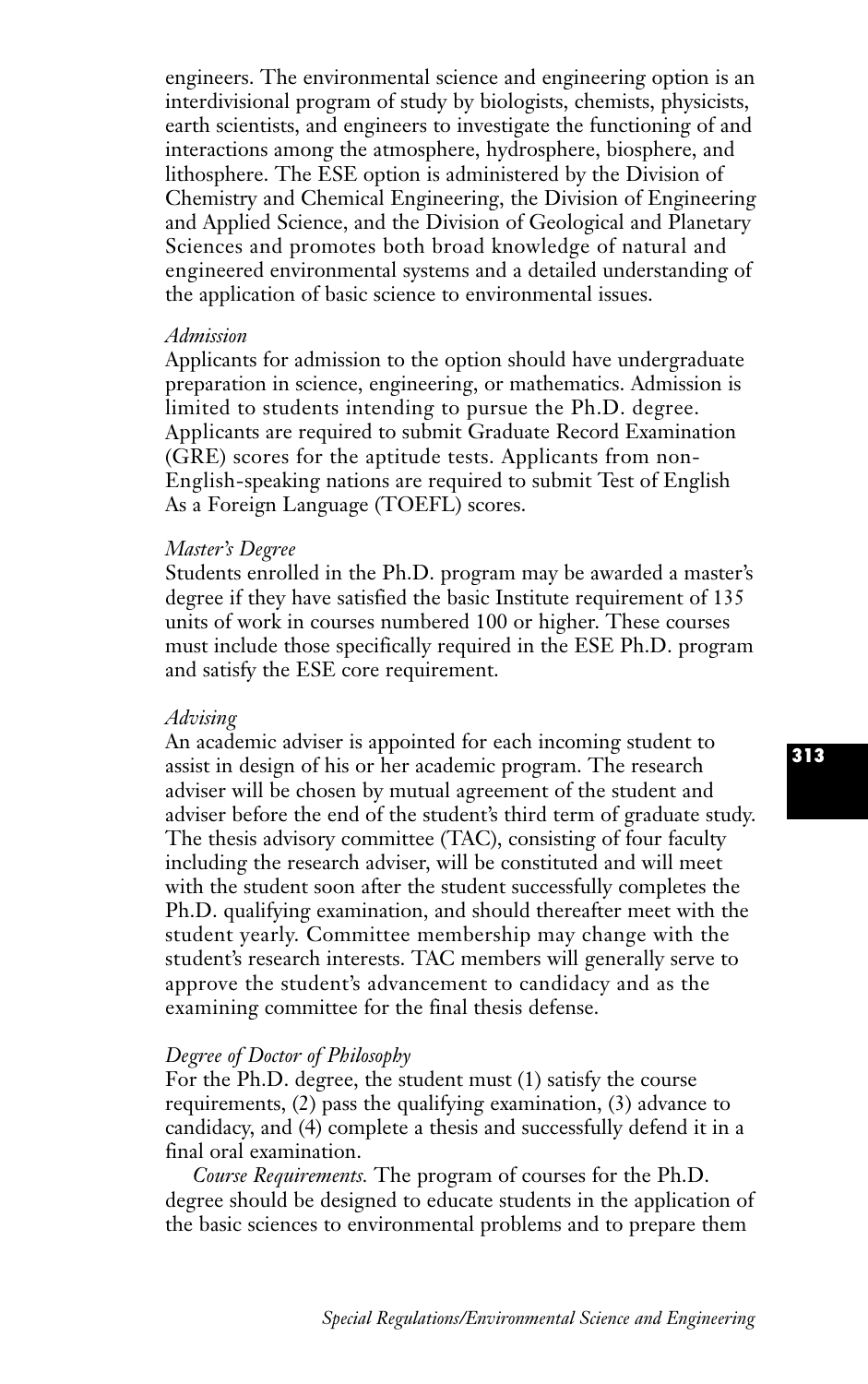engineers. The environmental science and engineering option is an interdivisional program of study by biologists, chemists, physicists, earth scientists, and engineers to investigate the functioning of and interactions among the atmosphere, hydrosphere, biosphere, and lithosphere. The ESE option is administered by the Division of Chemistry and Chemical Engineering, the Division of Engineering and Applied Science, and the Division of Geological and Planetary Sciences and promotes both broad knowledge of natural and engineered environmental systems and a detailed understanding of the application of basic science to environmental issues.

*Admission*

Applicants for admission to the option should have undergraduate preparation in science, engineering, or mathematics. Admission is limited to students intending to pursue the Ph.D. degree. Applicants are required to submit Graduate Record Examination (GRE) scores for the aptitude tests. Applicants from non-English-speaking nations are required to submit Test of English As a Foreign Language (TOEFL) scores.

*Master's Degree*

Students enrolled in the Ph.D. program may be awarded a master's degree if they have satisfied the basic Institute requirement of 135 units of work in courses numbered 100 or higher. These courses must include those specifically required in the ESE Ph.D. program and satisfy the ESE core requirement.

*Advising*

An academic adviser is appointed for each incoming student to assist in design of his or her academic program. The research adviser will be chosen by mutual agreement of the student and adviser before the end of the student's third term of graduate study. The thesis advisory committee (TAC), consisting of four faculty including the research adviser, will be constituted and will meet with the student soon after the student successfully completes the Ph.D. qualifying examination, and should thereafter meet with the student yearly. Committee membership may change with the student's research interests. TAC members will generally serve to approve the student's advancement to candidacy and as the examining committee for the final thesis defense.

*Degree of Doctor of Philosophy*

For the Ph.D. degree, the student must (1) satisfy the course requirements, (2) pass the qualifying examination, (3) advance to candidacy, and (4) complete a thesis and successfully defend it in a final oral examination.

*Course Requirements.* The program of courses for the Ph.D. degree should be designed to educate students in the application of the basic sciences to environmental problems and to prepare them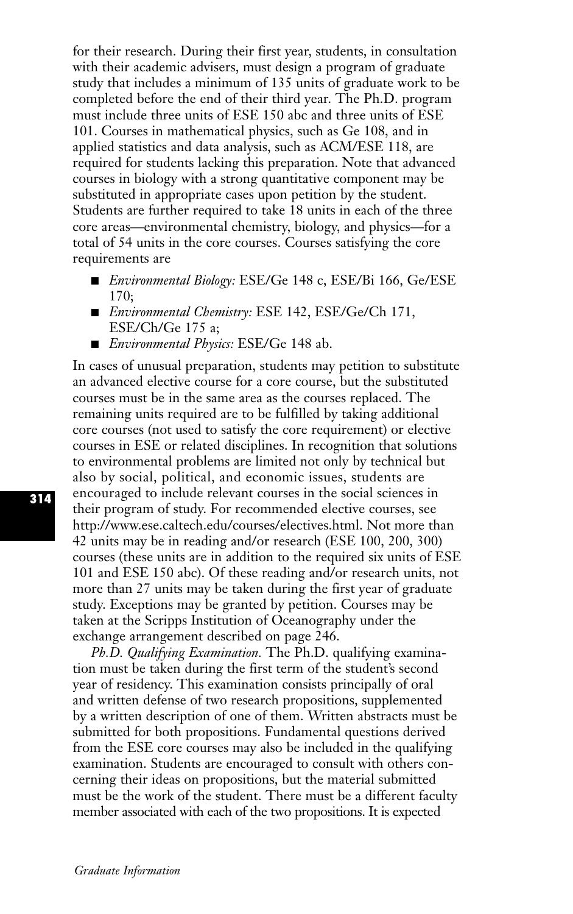for their research. During their first year, students, in consultation with their academic advisers, must design a program of graduate study that includes a minimum of 135 units of graduate work to be completed before the end of their third year. The Ph.D. program must include three units of ESE 150 abc and three units of ESE 101. Courses in mathematical physics, such as Ge 108, and in applied statistics and data analysis, such as ACM/ESE 118, are required for students lacking this preparation. Note that advanced courses in biology with a strong quantitative component may be substituted in appropriate cases upon petition by the student. Students are further required to take 18 units in each of the three core areas—environmental chemistry, biology, and physics—for a total of 54 units in the core courses. Courses satisfying the core requirements are

- *Environmental Biology:* ESE/Ge 148 c, ESE/Bi 166, Ge/ESE 170;
- *Environmental Chemistry:* ESE 142, ESE/Ge/Ch 171, ESE/Ch/Ge 175 a;
- *Environmental Physics:* ESE/Ge 148 ab.

In cases of unusual preparation, students may petition to substitute an advanced elective course for a core course, but the substituted courses must be in the same area as the courses replaced. The remaining units required are to be fulfilled by taking additional core courses (not used to satisfy the core requirement) or elective courses in ESE or related disciplines. In recognition that solutions to environmental problems are limited not only by technical but also by social, political, and economic issues, students are encouraged to include relevant courses in the social sciences in their program of study. For recommended elective courses, see http://www.ese.caltech.edu/courses/electives.html. Not more than 42 units may be in reading and/or research (ESE 100, 200, 300) courses (these units are in addition to the required six units of ESE 101 and ESE 150 abc). Of these reading and/or research units, not more than 27 units may be taken during the first year of graduate study. Exceptions may be granted by petition. Courses may be taken at the Scripps Institution of Oceanography under the exchange arrangement described on page 246.

*Ph.D. Qualifying Examination.* The Ph.D. qualifying examination must be taken during the first term of the student's second year of residency. This examination consists principally of oral and written defense of two research propositions, supplemented by a written description of one of them. Written abstracts must be submitted for both propositions. Fundamental questions derived from the ESE core courses may also be included in the qualifying examination. Students are encouraged to consult with others concerning their ideas on propositions, but the material submitted must be the work of the student. There must be a different faculty member associated with each of the two propositions. It is expected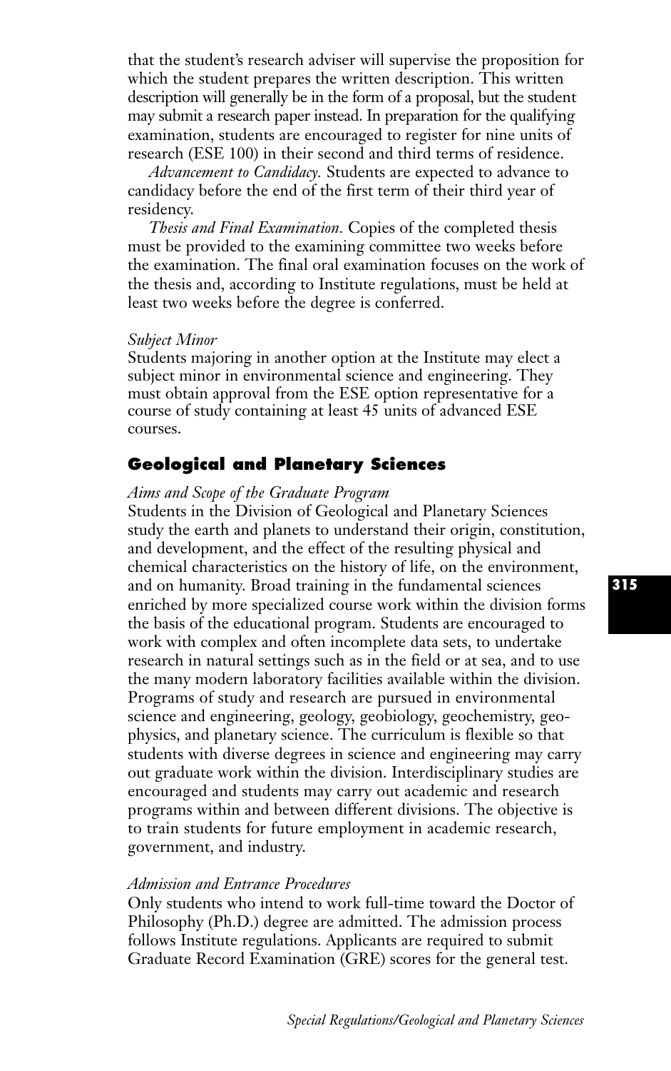that the student's research adviser will supervise the proposition for which the student prepares the written description. This written description will generally be in the form of a proposal, but the student may submit a research paper instead. In preparation for the qualifying examination, students are encouraged to register for nine units of research (ESE 100) in their second and third terms of residence.

*Advancement to Candidacy.* Students are expected to advance to candidacy before the end of the first term of their third year of residency.

*Thesis and Final Examination.* Copies of the completed thesis must be provided to the examining committee two weeks before the examination. The final oral examination focuses on the work of the thesis and, according to Institute regulations, must be held at least two weeks before the degree is conferred.

*Subject Minor*

Students majoring in another option at the Institute may elect a subject minor in environmental science and engineering. They must obtain approval from the ESE option representative for a course of study containing at least 45 units of advanced ESE courses.

## Geological and Planetary Sciences

*Aims and Scope of the Graduate Program*

Students in the Division of Geological and Planetary Sciences study the earth and planets to understand their origin, constitution, and development, and the effect of the resulting physical and chemical characteristics on the history of life, on the environment, and on humanity. Broad training in the fundamental sciences enriched by more specialized course work within the division forms the basis of the educational program. Students are encouraged to work with complex and often incomplete data sets, to undertake research in natural settings such as in the field or at sea, and to use the many modern laboratory facilities available within the division. Programs of study and research are pursued in environmental science and engineering, geology, geobiology, geochemistry, geophysics, and planetary science. The curriculum is flexible so that students with diverse degrees in science and engineering may carry out graduate work within the division. Interdisciplinary studies are encouraged and students may carry out academic and research programs within and between different divisions. The objective is to train students for future employment in academic research, government, and industry.

*Admission and Entrance Procedures*

Only students who intend to work full-time toward the Doctor of Philosophy (Ph.D.) degree are admitted. The admission process follows Institute regulations. Applicants are required to submit Graduate Record Examination (GRE) scores for the general test.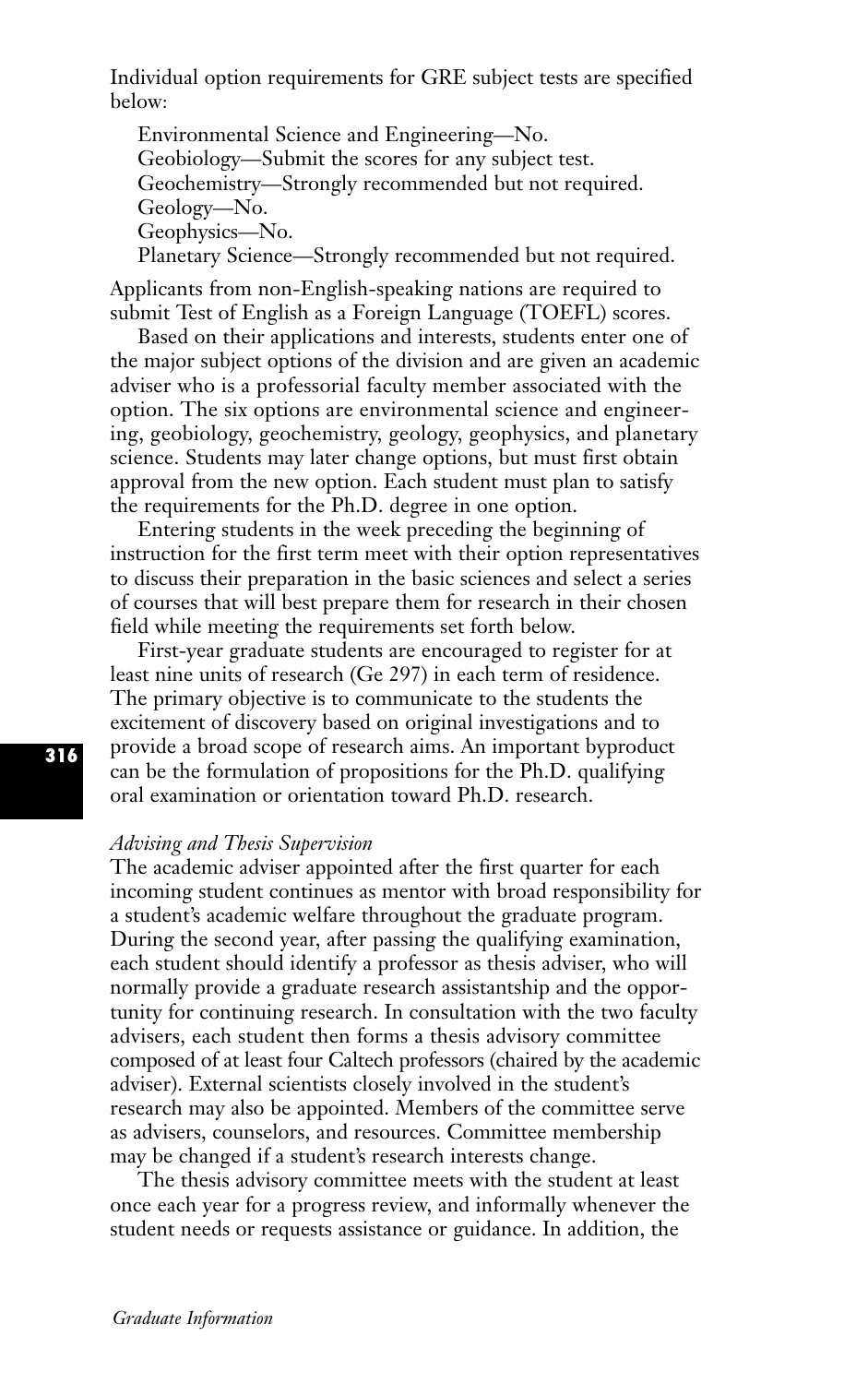Individual option requirements for GRE subject tests are specified below:

Environmental Science and Engineering—No.
Geobiology—Submit the scores for any subject test.
Geochemistry—Strongly recommended but not required.
Geology—No.
Geophysics—No.
Planetary Science—Strongly recommended but not required.

Applicants from non-English-speaking nations are required to submit Test of English as a Foreign Language (TOEFL) scores.

Based on their applications and interests, students enter one of the major subject options of the division and are given an academic adviser who is a professorial faculty member associated with the option. The six options are environmental science and engineering, geobiology, geochemistry, geology, geophysics, and planetary science. Students may later change options, but must first obtain approval from the new option. Each student must plan to satisfy the requirements for the Ph.D. degree in one option.

Entering students in the week preceding the beginning of instruction for the first term meet with their option representatives to discuss their preparation in the basic sciences and select a series of courses that will best prepare them for research in their chosen field while meeting the requirements set forth below.

First-year graduate students are encouraged to register for at least nine units of research (Ge 297) in each term of residence. The primary objective is to communicate to the students the excitement of discovery based on original investigations and to provide a broad scope of research aims. An important byproduct can be the formulation of propositions for the Ph.D. qualifying oral examination or orientation toward Ph.D. research.

*Advising and Thesis Supervision*

The academic adviser appointed after the first quarter for each incoming student continues as mentor with broad responsibility for a student's academic welfare throughout the graduate program. During the second year, after passing the qualifying examination, each student should identify a professor as thesis adviser, who will normally provide a graduate research assistantship and the opportunity for continuing research. In consultation with the two faculty advisers, each student then forms a thesis advisory committee composed of at least four Caltech professors (chaired by the academic adviser). External scientists closely involved in the student's research may also be appointed. Members of the committee serve as advisers, counselors, and resources. Committee membership may be changed if a student's research interests change.

The thesis advisory committee meets with the student at least once each year for a progress review, and informally whenever the student needs or requests assistance or guidance. In addition, the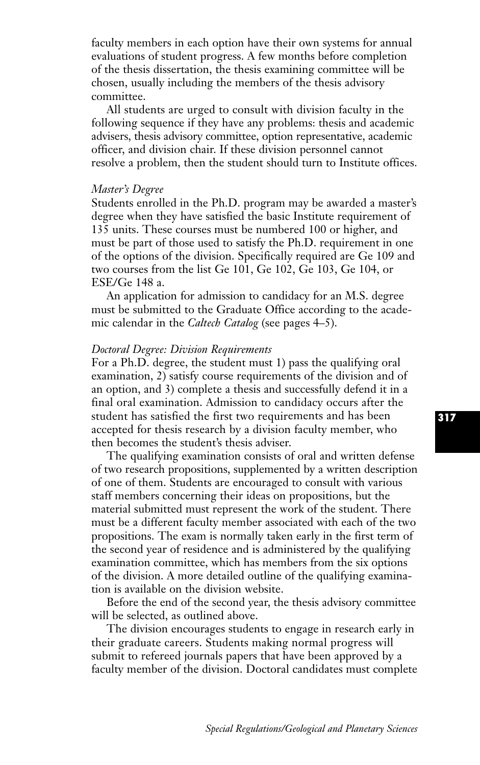faculty members in each option have their own systems for annual evaluations of student progress. A few months before completion of the thesis dissertation, the thesis examining committee will be chosen, usually including the members of the thesis advisory committee.

All students are urged to consult with division faculty in the following sequence if they have any problems: thesis and academic advisers, thesis advisory committee, option representative, academic officer, and division chair. If these division personnel cannot resolve a problem, then the student should turn to Institute offices.

*Master's Degree*

Students enrolled in the Ph.D. program may be awarded a master's degree when they have satisfied the basic Institute requirement of 135 units. These courses must be numbered 100 or higher, and must be part of those used to satisfy the Ph.D. requirement in one of the options of the division. Specifically required are Ge 109 and two courses from the list Ge 101, Ge 102, Ge 103, Ge 104, or ESE/Ge 148 a.

An application for admission to candidacy for an M.S. degree must be submitted to the Graduate Office according to the academic calendar in the *Caltech Catalog* (see pages 4–5).

*Doctoral Degree: Division Requirements*

For a Ph.D. degree, the student must 1) pass the qualifying oral examination, 2) satisfy course requirements of the division and of an option, and 3) complete a thesis and successfully defend it in a final oral examination. Admission to candidacy occurs after the student has satisfied the first two requirements and has been accepted for thesis research by a division faculty member, who then becomes the student's thesis adviser.

The qualifying examination consists of oral and written defense of two research propositions, supplemented by a written description of one of them. Students are encouraged to consult with various staff members concerning their ideas on propositions, but the material submitted must represent the work of the student. There must be a different faculty member associated with each of the two propositions. The exam is normally taken early in the first term of the second year of residence and is administered by the qualifying examination committee, which has members from the six options of the division. A more detailed outline of the qualifying examination is available on the division website.

Before the end of the second year, the thesis advisory committee will be selected, as outlined above.

The division encourages students to engage in research early in their graduate careers. Students making normal progress will submit to refereed journals papers that have been approved by a faculty member of the division. Doctoral candidates must complete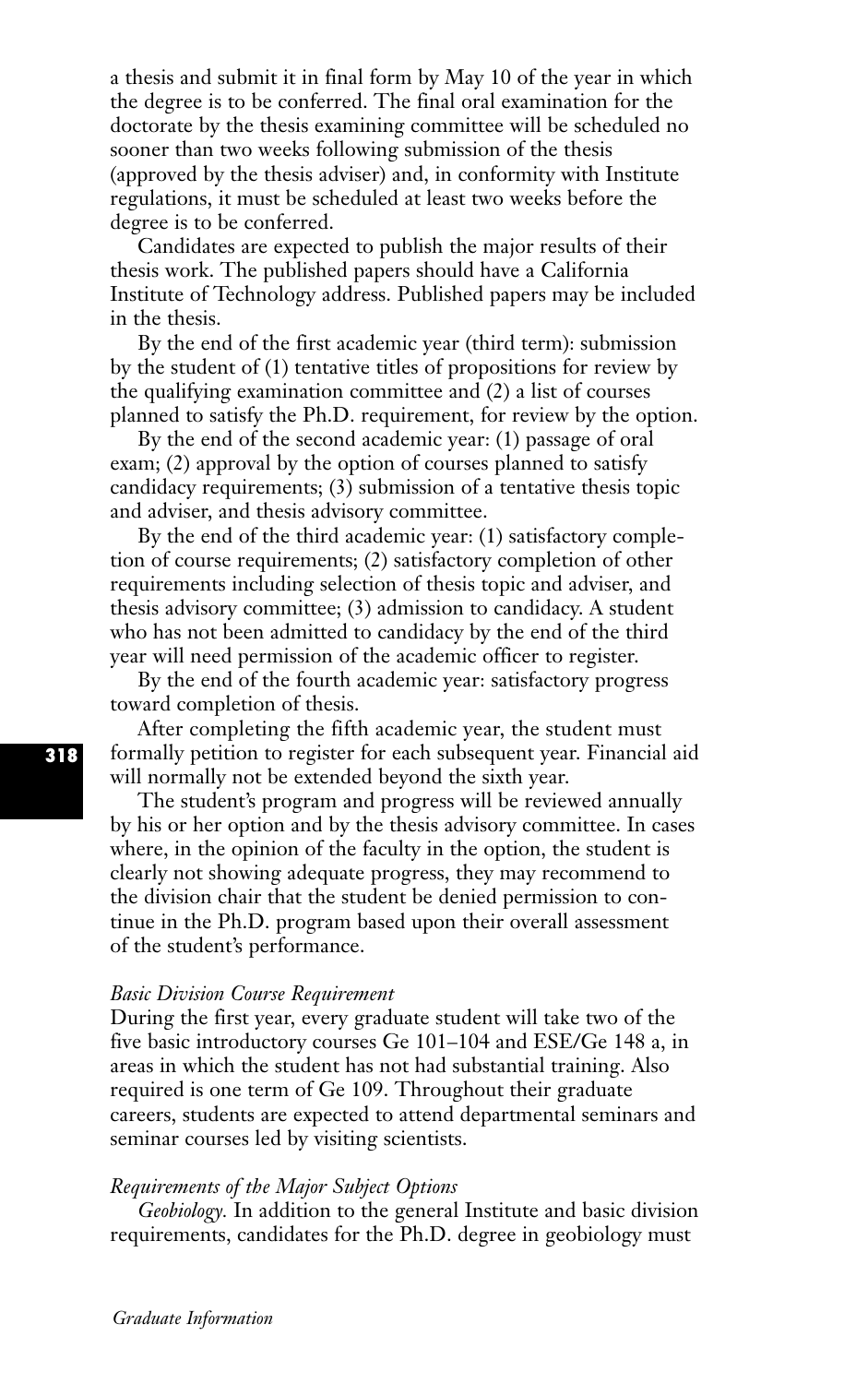a thesis and submit it in final form by May 10 of the year in which the degree is to be conferred. The final oral examination for the doctorate by the thesis examining committee will be scheduled no sooner than two weeks following submission of the thesis (approved by the thesis adviser) and, in conformity with Institute regulations, it must be scheduled at least two weeks before the degree is to be conferred.

Candidates are expected to publish the major results of their thesis work. The published papers should have a California Institute of Technology address. Published papers may be included in the thesis.

By the end of the first academic year (third term): submission by the student of (1) tentative titles of propositions for review by the qualifying examination committee and (2) a list of courses planned to satisfy the Ph.D. requirement, for review by the option.

By the end of the second academic year: (1) passage of oral exam; (2) approval by the option of courses planned to satisfy candidacy requirements; (3) submission of a tentative thesis topic and adviser, and thesis advisory committee.

By the end of the third academic year: (1) satisfactory completion of course requirements; (2) satisfactory completion of other requirements including selection of thesis topic and adviser, and thesis advisory committee; (3) admission to candidacy. A student who has not been admitted to candidacy by the end of the third year will need permission of the academic officer to register.

By the end of the fourth academic year: satisfactory progress toward completion of thesis.

After completing the fifth academic year, the student must formally petition to register for each subsequent year. Financial aid will normally not be extended beyond the sixth year.

The student's program and progress will be reviewed annually by his or her option and by the thesis advisory committee. In cases where, in the opinion of the faculty in the option, the student is clearly not showing adequate progress, they may recommend to the division chair that the student be denied permission to continue in the Ph.D. program based upon their overall assessment of the student's performance.

*Basic Division Course Requirement*

During the first year, every graduate student will take two of the five basic introductory courses Ge 101–104 and ESE/Ge 148 a, in areas in which the student has not had substantial training. Also required is one term of Ge 109. Throughout their graduate careers, students are expected to attend departmental seminars and seminar courses led by visiting scientists.

*Requirements of the Major Subject Options*

*Geobiology.* In addition to the general Institute and basic division requirements, candidates for the Ph.D. degree in geobiology must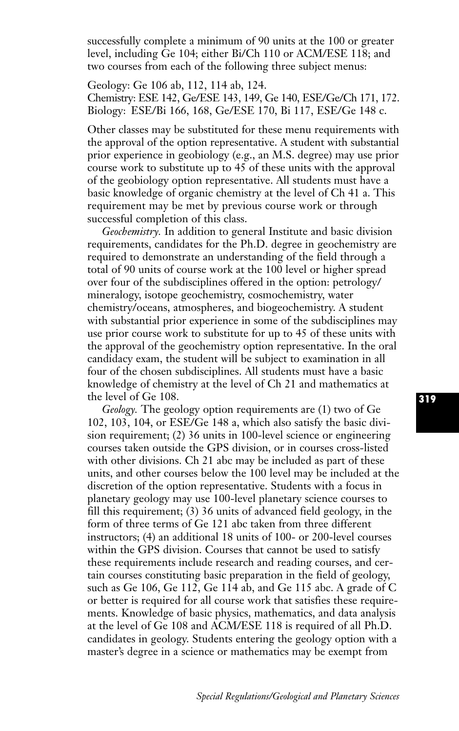successfully complete a minimum of 90 units at the 100 or greater level, including Ge 104; either Bi/Ch 110 or ACM/ESE 118; and two courses from each of the following three subject menus:

Geology: Ge 106 ab, 112, 114 ab, 124.
Chemistry: ESE 142, Ge/ESE 143, 149, Ge 140, ESE/Ge/Ch 171, 172.
Biology: ESE/Bi 166, 168, Ge/ESE 170, Bi 117, ESE/Ge 148 c.

Other classes may be substituted for these menu requirements with the approval of the option representative. A student with substantial prior experience in geobiology (e.g., an M.S. degree) may use prior course work to substitute up to 45 of these units with the approval of the geobiology option representative. All students must have a basic knowledge of organic chemistry at the level of Ch 41 a. This requirement may be met by previous course work or through successful completion of this class.

*Geochemistry.* In addition to general Institute and basic division requirements, candidates for the Ph.D. degree in geochemistry are required to demonstrate an understanding of the field through a total of 90 units of course work at the 100 level or higher spread over four of the subdisciplines offered in the option: petrology/mineralogy, isotope geochemistry, cosmochemistry, water chemistry/oceans, atmospheres, and biogeochemistry. A student with substantial prior experience in some of the subdisciplines may use prior course work to substitute for up to 45 of these units with the approval of the geochemistry option representative. In the oral candidacy exam, the student will be subject to examination in all four of the chosen subdisciplines. All students must have a basic knowledge of chemistry at the level of Ch 21 and mathematics at the level of Ge 108.

*Geology.* The geology option requirements are (1) two of Ge 102, 103, 104, or ESE/Ge 148 a, which also satisfy the basic division requirement; (2) 36 units in 100-level science or engineering courses taken outside the GPS division, or in courses cross-listed with other divisions. Ch 21 abc may be included as part of these units, and other courses below the 100 level may be included at the discretion of the option representative. Students with a focus in planetary geology may use 100-level planetary science courses to fill this requirement; (3) 36 units of advanced field geology, in the form of three terms of Ge 121 abc taken from three different instructors; (4) an additional 18 units of 100- or 200-level courses within the GPS division. Courses that cannot be used to satisfy these requirements include research and reading courses, and certain courses constituting basic preparation in the field of geology, such as Ge 106, Ge 112, Ge 114 ab, and Ge 115 abc. A grade of C or better is required for all course work that satisfies these requirements. Knowledge of basic physics, mathematics, and data analysis at the level of Ge 108 and ACM/ESE 118 is required of all Ph.D. candidates in geology. Students entering the geology option with a master's degree in a science or mathematics may be exempt from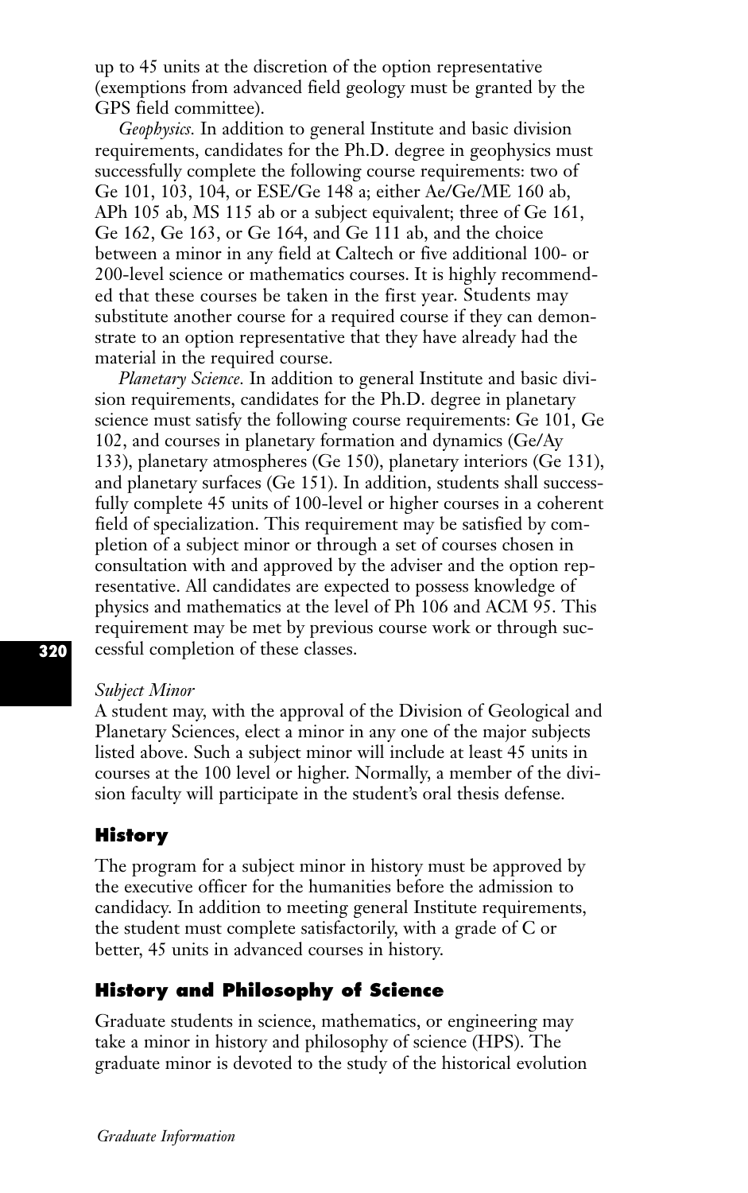up to 45 units at the discretion of the option representative (exemptions from advanced field geology must be granted by the GPS field committee).

*Geophysics.* In addition to general Institute and basic division requirements, candidates for the Ph.D. degree in geophysics must successfully complete the following course requirements: two of Ge 101, 103, 104, or ESE/Ge 148 a; either Ae/Ge/ME 160 ab, APh 105 ab, MS 115 ab or a subject equivalent; three of Ge 161, Ge 162, Ge 163, or Ge 164, and Ge 111 ab, and the choice between a minor in any field at Caltech or five additional 100- or 200-level science or mathematics courses. It is highly recommended that these courses be taken in the first year. Students may substitute another course for a required course if they can demonstrate to an option representative that they have already had the material in the required course.

*Planetary Science.* In addition to general Institute and basic division requirements, candidates for the Ph.D. degree in planetary science must satisfy the following course requirements: Ge 101, Ge 102, and courses in planetary formation and dynamics (Ge/Ay 133), planetary atmospheres (Ge 150), planetary interiors (Ge 131), and planetary surfaces (Ge 151). In addition, students shall successfully complete 45 units of 100-level or higher courses in a coherent field of specialization. This requirement may be satisfied by completion of a subject minor or through a set of courses chosen in consultation with and approved by the adviser and the option representative. All candidates are expected to possess knowledge of physics and mathematics at the level of Ph 106 and ACM 95. This requirement may be met by previous course work or through successful completion of these classes.

*Subject Minor*

A student may, with the approval of the Division of Geological and Planetary Sciences, elect a minor in any one of the major subjects listed above. Such a subject minor will include at least 45 units in courses at the 100 level or higher. Normally, a member of the division faculty will participate in the student's oral thesis defense.

## History

The program for a subject minor in history must be approved by the executive officer for the humanities before the admission to candidacy. In addition to meeting general Institute requirements, the student must complete satisfactorily, with a grade of C or better, 45 units in advanced courses in history.

## History and Philosophy of Science

Graduate students in science, mathematics, or engineering may take a minor in history and philosophy of science (HPS). The graduate minor is devoted to the study of the historical evolution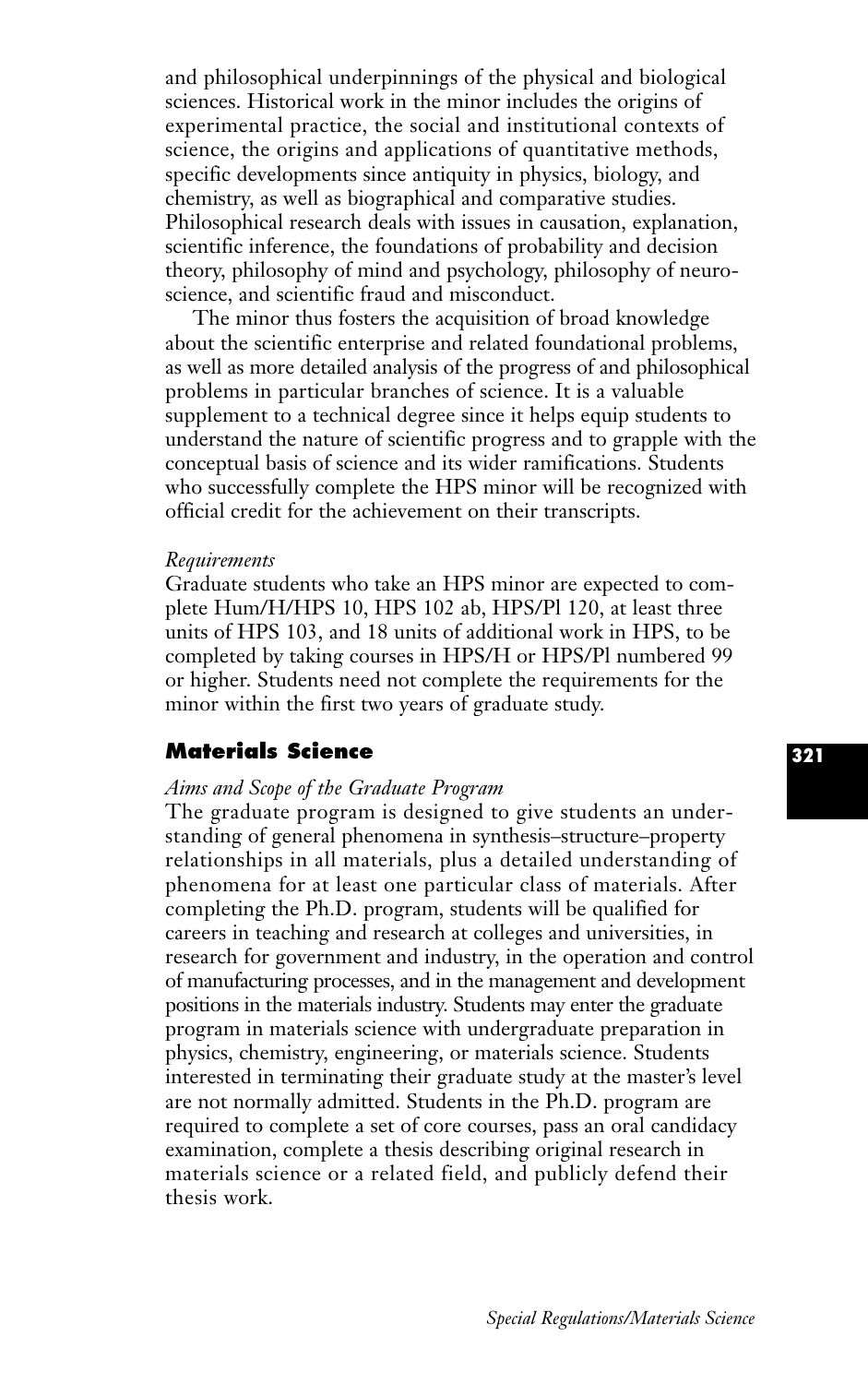and philosophical underpinnings of the physical and biological sciences. Historical work in the minor includes the origins of experimental practice, the social and institutional contexts of science, the origins and applications of quantitative methods, specific developments since antiquity in physics, biology, and chemistry, as well as biographical and comparative studies. Philosophical research deals with issues in causation, explanation, scientific inference, the foundations of probability and decision theory, philosophy of mind and psychology, philosophy of neuroscience, and scientific fraud and misconduct.

The minor thus fosters the acquisition of broad knowledge about the scientific enterprise and related foundational problems, as well as more detailed analysis of the progress of and philosophical problems in particular branches of science. It is a valuable supplement to a technical degree since it helps equip students to understand the nature of scientific progress and to grapple with the conceptual basis of science and its wider ramifications. Students who successfully complete the HPS minor will be recognized with official credit for the achievement on their transcripts.

*Requirements*

Graduate students who take an HPS minor are expected to complete Hum/H/HPS 10, HPS 102 ab, HPS/Pl 120, at least three units of HPS 103, and 18 units of additional work in HPS, to be completed by taking courses in HPS/H or HPS/Pl numbered 99 or higher. Students need not complete the requirements for the minor within the first two years of graduate study.

## Materials Science

*Aims and Scope of the Graduate Program*

The graduate program is designed to give students an understanding of general phenomena in synthesis–structure–property relationships in all materials, plus a detailed understanding of phenomena for at least one particular class of materials. After completing the Ph.D. program, students will be qualified for careers in teaching and research at colleges and universities, in research for government and industry, in the operation and control of manufacturing processes, and in the management and development positions in the materials industry. Students may enter the graduate program in materials science with undergraduate preparation in physics, chemistry, engineering, or materials science. Students interested in terminating their graduate study at the master's level are not normally admitted. Students in the Ph.D. program are required to complete a set of core courses, pass an oral candidacy examination, complete a thesis describing original research in materials science or a related field, and publicly defend their thesis work.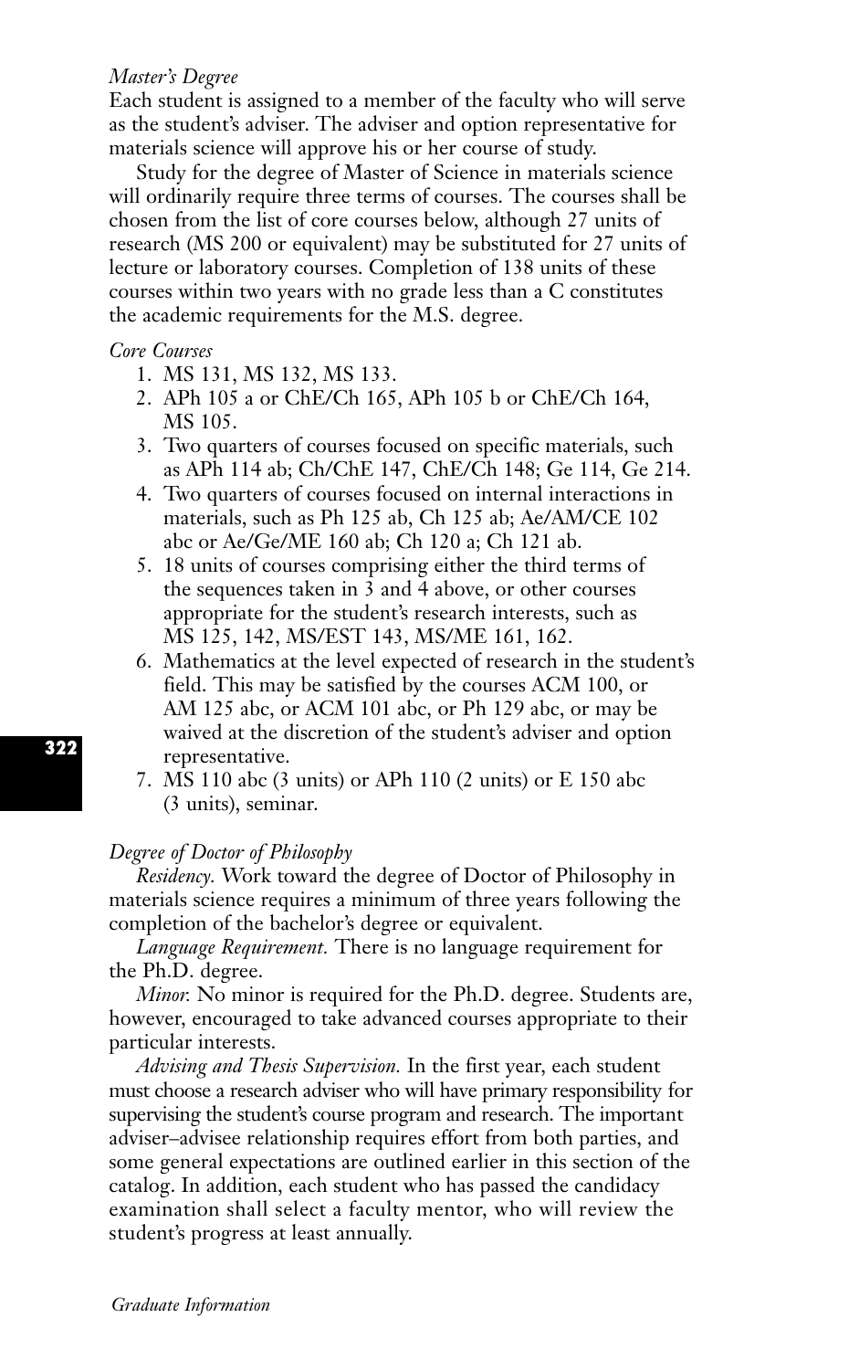*Master's Degree*

Each student is assigned to a member of the faculty who will serve as the student's adviser. The adviser and option representative for materials science will approve his or her course of study.

Study for the degree of Master of Science in materials science will ordinarily require three terms of courses. The courses shall be chosen from the list of core courses below, although 27 units of research (MS 200 or equivalent) may be substituted for 27 units of lecture or laboratory courses. Completion of 138 units of these courses within two years with no grade less than a C constitutes the academic requirements for the M.S. degree.

*Core Courses*

1. MS 131, MS 132, MS 133.
2. APh 105 a or ChE/Ch 165, APh 105 b or ChE/Ch 164, MS 105.
3. Two quarters of courses focused on specific materials, such as APh 114 ab; Ch/ChE 147, ChE/Ch 148; Ge 114, Ge 214.
4. Two quarters of courses focused on internal interactions in materials, such as Ph 125 ab, Ch 125 ab; Ae/AM/CE 102 abc or Ae/Ge/ME 160 ab; Ch 120 a; Ch 121 ab.
5. 18 units of courses comprising either the third terms of the sequences taken in 3 and 4 above, or other courses appropriate for the student's research interests, such as MS 125, 142, MS/EST 143, MS/ME 161, 162.
6. Mathematics at the level expected of research in the student's field. This may be satisfied by the courses ACM 100, or AM 125 abc, or ACM 101 abc, or Ph 129 abc, or may be waived at the discretion of the student's adviser and option representative.
7. MS 110 abc (3 units) or APh 110 (2 units) or E 150 abc (3 units), seminar.

*Degree of Doctor of Philosophy*

*Residency.* Work toward the degree of Doctor of Philosophy in materials science requires a minimum of three years following the completion of the bachelor's degree or equivalent.

*Language Requirement.* There is no language requirement for the Ph.D. degree.

*Minor.* No minor is required for the Ph.D. degree. Students are, however, encouraged to take advanced courses appropriate to their particular interests.

*Advising and Thesis Supervision.* In the first year, each student must choose a research adviser who will have primary responsibility for supervising the student's course program and research. The important adviser–advisee relationship requires effort from both parties, and some general expectations are outlined earlier in this section of the catalog. In addition, each student who has passed the candidacy examination shall select a faculty mentor, who will review the student's progress at least annually.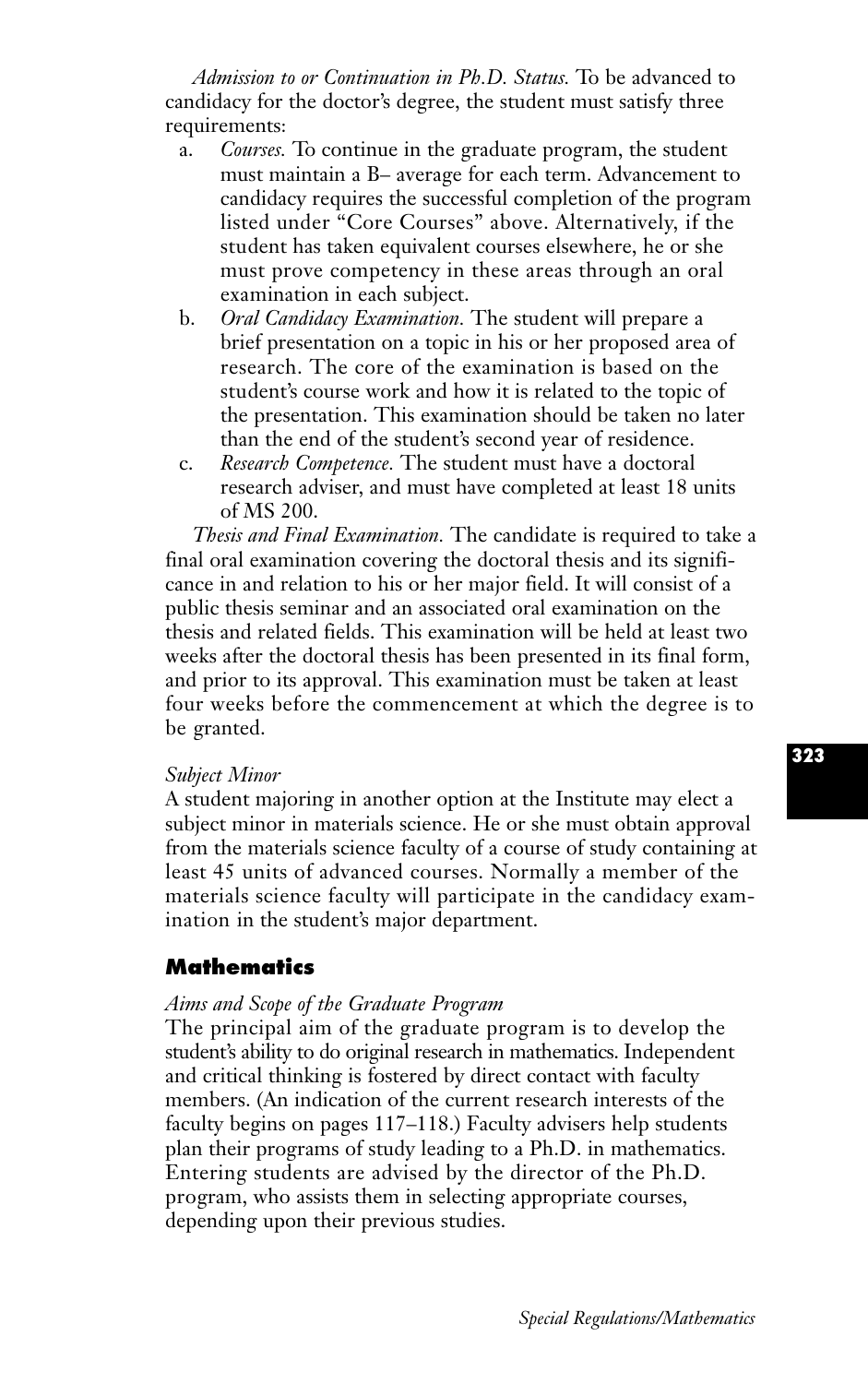*Admission to or Continuation in Ph.D. Status.* To be advanced to candidacy for the doctor's degree, the student must satisfy three requirements:

a. *Courses.* To continue in the graduate program, the student must maintain a B– average for each term. Advancement to candidacy requires the successful completion of the program listed under "Core Courses" above. Alternatively, if the student has taken equivalent courses elsewhere, he or she must prove competency in these areas through an oral examination in each subject.

b. *Oral Candidacy Examination.* The student will prepare a brief presentation on a topic in his or her proposed area of research. The core of the examination is based on the student's course work and how it is related to the topic of the presentation. This examination should be taken no later than the end of the student's second year of residence.

c. *Research Competence.* The student must have a doctoral research adviser, and must have completed at least 18 units of MS 200.

*Thesis and Final Examination.* The candidate is required to take a final oral examination covering the doctoral thesis and its significance in and relation to his or her major field. It will consist of a public thesis seminar and an associated oral examination on the thesis and related fields. This examination will be held at least two weeks after the doctoral thesis has been presented in its final form, and prior to its approval. This examination must be taken at least four weeks before the commencement at which the degree is to be granted.

*Subject Minor*

A student majoring in another option at the Institute may elect a subject minor in materials science. He or she must obtain approval from the materials science faculty of a course of study containing at least 45 units of advanced courses. Normally a member of the materials science faculty will participate in the candidacy examination in the student's major department.

## Mathematics

*Aims and Scope of the Graduate Program*

The principal aim of the graduate program is to develop the student's ability to do original research in mathematics. Independent and critical thinking is fostered by direct contact with faculty members. (An indication of the current research interests of the faculty begins on pages 117–118.) Faculty advisers help students plan their programs of study leading to a Ph.D. in mathematics. Entering students are advised by the director of the Ph.D. program, who assists them in selecting appropriate courses, depending upon their previous studies.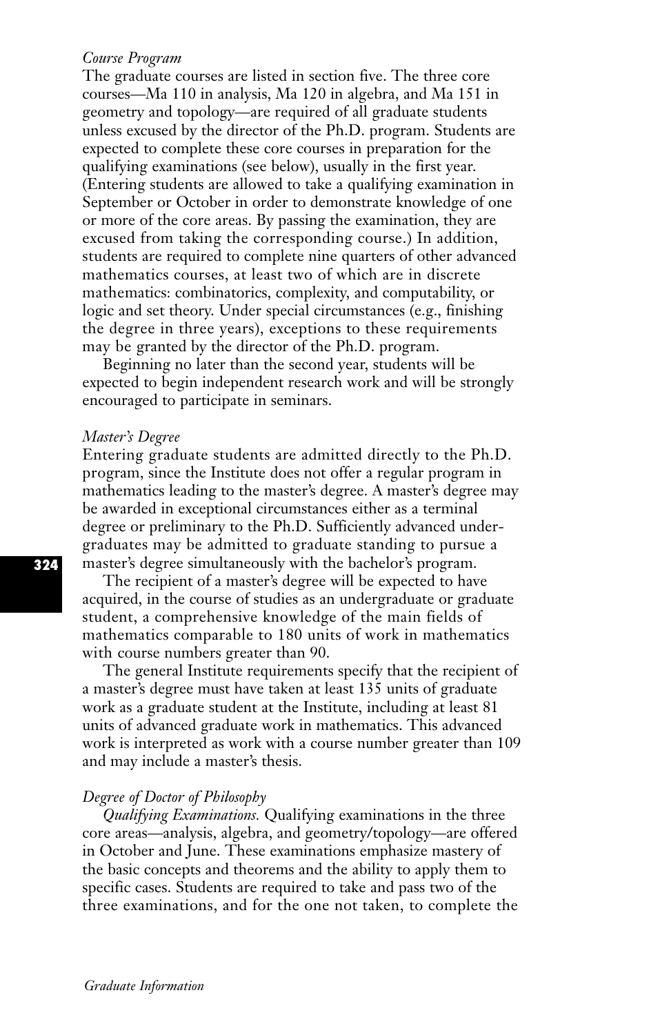*Course Program*

The graduate courses are listed in section five. The three core courses—Ma 110 in analysis, Ma 120 in algebra, and Ma 151 in geometry and topology—are required of all graduate students unless excused by the director of the Ph.D. program. Students are expected to complete these core courses in preparation for the qualifying examinations (see below), usually in the first year. (Entering students are allowed to take a qualifying examination in September or October in order to demonstrate knowledge of one or more of the core areas. By passing the examination, they are excused from taking the corresponding course.) In addition, students are required to complete nine quarters of other advanced mathematics courses, at least two of which are in discrete mathematics: combinatorics, complexity, and computability, or logic and set theory. Under special circumstances (e.g., finishing the degree in three years), exceptions to these requirements may be granted by the director of the Ph.D. program.

Beginning no later than the second year, students will be expected to begin independent research work and will be strongly encouraged to participate in seminars.

*Master's Degree*

Entering graduate students are admitted directly to the Ph.D. program, since the Institute does not offer a regular program in mathematics leading to the master's degree. A master's degree may be awarded in exceptional circumstances either as a terminal degree or preliminary to the Ph.D. Sufficiently advanced undergraduates may be admitted to graduate standing to pursue a master's degree simultaneously with the bachelor's program.

The recipient of a master's degree will be expected to have acquired, in the course of studies as an undergraduate or graduate student, a comprehensive knowledge of the main fields of mathematics comparable to 180 units of work in mathematics with course numbers greater than 90.

The general Institute requirements specify that the recipient of a master's degree must have taken at least 135 units of graduate work as a graduate student at the Institute, including at least 81 units of advanced graduate work in mathematics. This advanced work is interpreted as work with a course number greater than 109 and may include a master's thesis.

*Degree of Doctor of Philosophy*

*Qualifying Examinations.* Qualifying examinations in the three core areas—analysis, algebra, and geometry/topology—are offered in October and June. These examinations emphasize mastery of the basic concepts and theorems and the ability to apply them to specific cases. Students are required to take and pass two of the three examinations, and for the one not taken, to complete the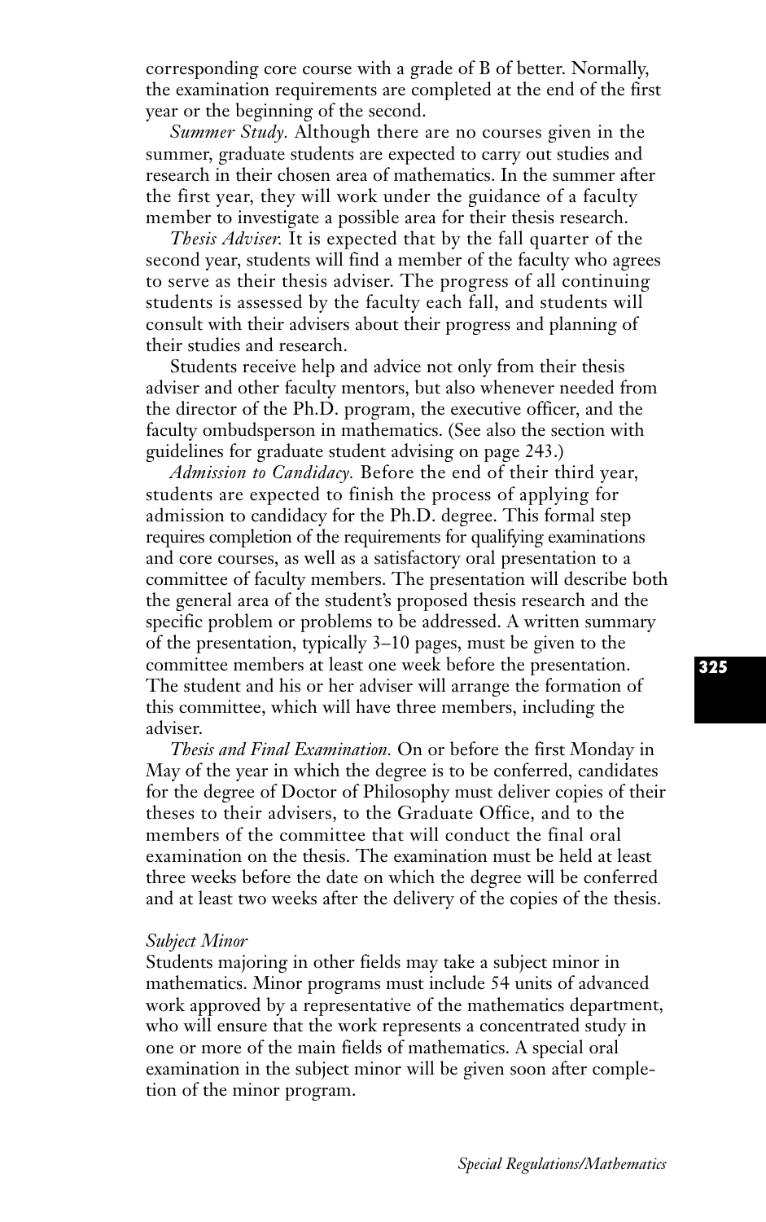corresponding core course with a grade of B of better. Normally, the examination requirements are completed at the end of the first year or the beginning of the second.

*Summer Study.* Although there are no courses given in the summer, graduate students are expected to carry out studies and research in their chosen area of mathematics. In the summer after the first year, they will work under the guidance of a faculty member to investigate a possible area for their thesis research.

*Thesis Adviser.* It is expected that by the fall quarter of the second year, students will find a member of the faculty who agrees to serve as their thesis adviser. The progress of all continuing students is assessed by the faculty each fall, and students will consult with their advisers about their progress and planning of their studies and research.

Students receive help and advice not only from their thesis adviser and other faculty mentors, but also whenever needed from the director of the Ph.D. program, the executive officer, and the faculty ombudsperson in mathematics. (See also the section with guidelines for graduate student advising on page 243.)

*Admission to Candidacy.* Before the end of their third year, students are expected to finish the process of applying for admission to candidacy for the Ph.D. degree. This formal step requires completion of the requirements for qualifying examinations and core courses, as well as a satisfactory oral presentation to a committee of faculty members. The presentation will describe both the general area of the student's proposed thesis research and the specific problem or problems to be addressed. A written summary of the presentation, typically 3–10 pages, must be given to the committee members at least one week before the presentation. The student and his or her adviser will arrange the formation of this committee, which will have three members, including the adviser.

*Thesis and Final Examination.* On or before the first Monday in May of the year in which the degree is to be conferred, candidates for the degree of Doctor of Philosophy must deliver copies of their theses to their advisers, to the Graduate Office, and to the members of the committee that will conduct the final oral examination on the thesis. The examination must be held at least three weeks before the date on which the degree will be conferred and at least two weeks after the delivery of the copies of the thesis.

*Subject Minor*

Students majoring in other fields may take a subject minor in mathematics. Minor programs must include 54 units of advanced work approved by a representative of the mathematics department, who will ensure that the work represents a concentrated study in one or more of the main fields of mathematics. A special oral examination in the subject minor will be given soon after completion of the minor program.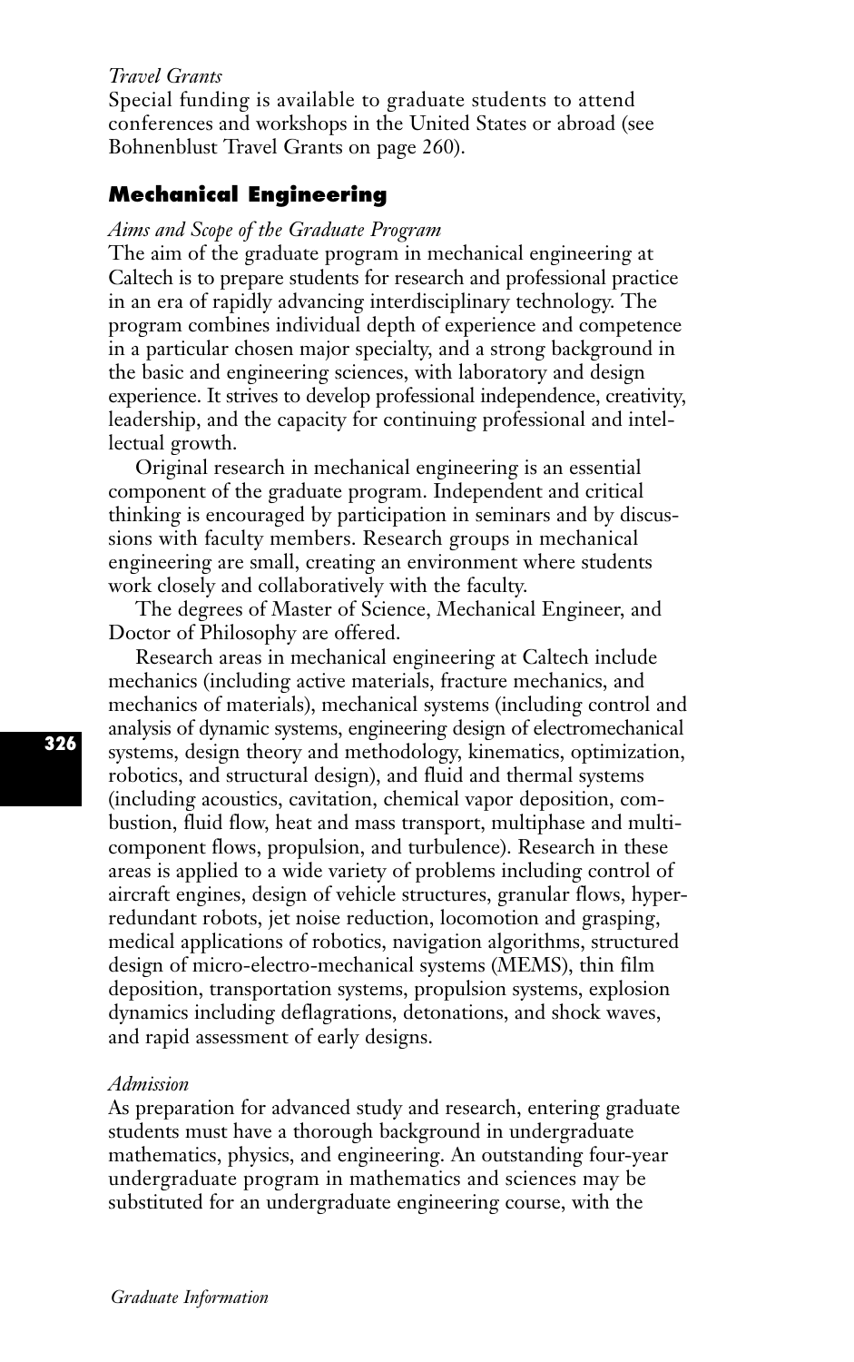*Travel Grants*

Special funding is available to graduate students to attend conferences and workshops in the United States or abroad (see Bohnenblust Travel Grants on page 260).

## Mechanical Engineering

*Aims and Scope of the Graduate Program*

The aim of the graduate program in mechanical engineering at Caltech is to prepare students for research and professional practice in an era of rapidly advancing interdisciplinary technology. The program combines individual depth of experience and competence in a particular chosen major specialty, and a strong background in the basic and engineering sciences, with laboratory and design experience. It strives to develop professional independence, creativity, leadership, and the capacity for continuing professional and intellectual growth.

Original research in mechanical engineering is an essential component of the graduate program. Independent and critical thinking is encouraged by participation in seminars and by discussions with faculty members. Research groups in mechanical engineering are small, creating an environment where students work closely and collaboratively with the faculty.

The degrees of Master of Science, Mechanical Engineer, and Doctor of Philosophy are offered.

Research areas in mechanical engineering at Caltech include mechanics (including active materials, fracture mechanics, and mechanics of materials), mechanical systems (including control and analysis of dynamic systems, engineering design of electromechanical systems, design theory and methodology, kinematics, optimization, robotics, and structural design), and fluid and thermal systems (including acoustics, cavitation, chemical vapor deposition, combustion, fluid flow, heat and mass transport, multiphase and multicomponent flows, propulsion, and turbulence). Research in these areas is applied to a wide variety of problems including control of aircraft engines, design of vehicle structures, granular flows, hyper-redundant robots, jet noise reduction, locomotion and grasping, medical applications of robotics, navigation algorithms, structured design of micro-electro-mechanical systems (MEMS), thin film deposition, transportation systems, propulsion systems, explosion dynamics including deflagrations, detonations, and shock waves, and rapid assessment of early designs.

*Admission*

As preparation for advanced study and research, entering graduate students must have a thorough background in undergraduate mathematics, physics, and engineering. An outstanding four-year undergraduate program in mathematics and sciences may be substituted for an undergraduate engineering course, with the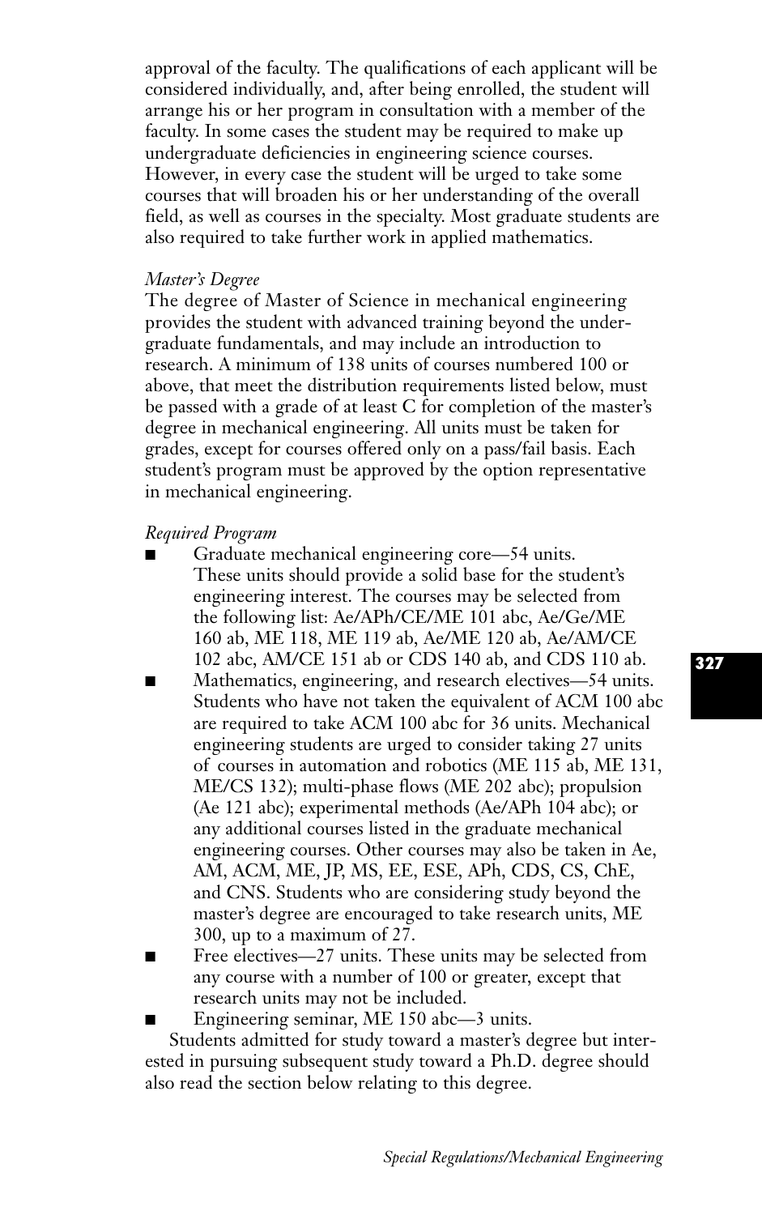approval of the faculty. The qualifications of each applicant will be considered individually, and, after being enrolled, the student will arrange his or her program in consultation with a member of the faculty. In some cases the student may be required to make up undergraduate deficiencies in engineering science courses. However, in every case the student will be urged to take some courses that will broaden his or her understanding of the overall field, as well as courses in the specialty. Most graduate students are also required to take further work in applied mathematics.

*Master's Degree*

The degree of Master of Science in mechanical engineering provides the student with advanced training beyond the undergraduate fundamentals, and may include an introduction to research. A minimum of 138 units of courses numbered 100 or above, that meet the distribution requirements listed below, must be passed with a grade of at least C for completion of the master's degree in mechanical engineering. All units must be taken for grades, except for courses offered only on a pass/fail basis. Each student's program must be approved by the option representative in mechanical engineering.

*Required Program*

- Graduate mechanical engineering core—54 units. These units should provide a solid base for the student's engineering interest. The courses may be selected from the following list: Ae/APh/CE/ME 101 abc, Ae/Ge/ME 160 ab, ME 118, ME 119 ab, Ae/ME 120 ab, Ae/AM/CE 102 abc, AM/CE 151 ab or CDS 140 ab, and CDS 110 ab.
- Mathematics, engineering, and research electives—54 units. Students who have not taken the equivalent of ACM 100 abc are required to take ACM 100 abc for 36 units. Mechanical engineering students are urged to consider taking 27 units of courses in automation and robotics (ME 115 ab, ME 131, ME/CS 132); multi-phase flows (ME 202 abc); propulsion (Ae 121 abc); experimental methods (Ae/APh 104 abc); or any additional courses listed in the graduate mechanical engineering courses. Other courses may also be taken in Ae, AM, ACM, ME, JP, MS, EE, ESE, APh, CDS, CS, ChE, and CNS. Students who are considering study beyond the master's degree are encouraged to take research units, ME 300, up to a maximum of 27.
- Free electives—27 units. These units may be selected from any course with a number of 100 or greater, except that research units may not be included.
- Engineering seminar, ME 150 abc—3 units.

Students admitted for study toward a master's degree but interested in pursuing subsequent study toward a Ph.D. degree should also read the section below relating to this degree.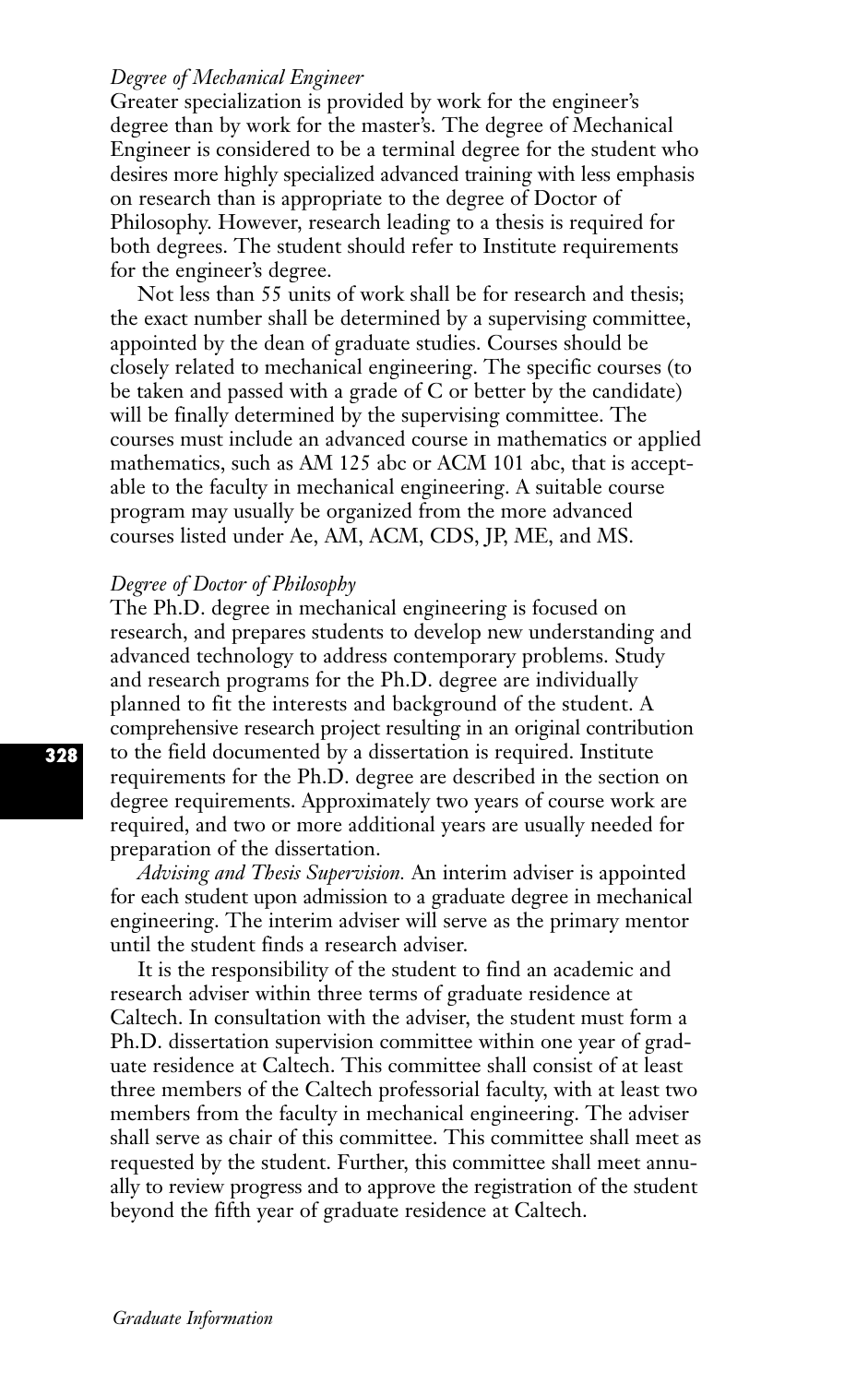*Degree of Mechanical Engineer*

Greater specialization is provided by work for the engineer's degree than by work for the master's. The degree of Mechanical Engineer is considered to be a terminal degree for the student who desires more highly specialized advanced training with less emphasis on research than is appropriate to the degree of Doctor of Philosophy. However, research leading to a thesis is required for both degrees. The student should refer to Institute requirements for the engineer's degree.

Not less than 55 units of work shall be for research and thesis; the exact number shall be determined by a supervising committee, appointed by the dean of graduate studies. Courses should be closely related to mechanical engineering. The specific courses (to be taken and passed with a grade of C or better by the candidate) will be finally determined by the supervising committee. The courses must include an advanced course in mathematics or applied mathematics, such as AM 125 abc or ACM 101 abc, that is acceptable to the faculty in mechanical engineering. A suitable course program may usually be organized from the more advanced courses listed under Ae, AM, ACM, CDS, JP, ME, and MS.

*Degree of Doctor of Philosophy*

The Ph.D. degree in mechanical engineering is focused on research, and prepares students to develop new understanding and advanced technology to address contemporary problems. Study and research programs for the Ph.D. degree are individually planned to fit the interests and background of the student. A comprehensive research project resulting in an original contribution to the field documented by a dissertation is required. Institute requirements for the Ph.D. degree are described in the section on degree requirements. Approximately two years of course work are required, and two or more additional years are usually needed for preparation of the dissertation.

*Advising and Thesis Supervision.* An interim adviser is appointed for each student upon admission to a graduate degree in mechanical engineering. The interim adviser will serve as the primary mentor until the student finds a research adviser.

It is the responsibility of the student to find an academic and research adviser within three terms of graduate residence at Caltech. In consultation with the adviser, the student must form a Ph.D. dissertation supervision committee within one year of graduate residence at Caltech. This committee shall consist of at least three members of the Caltech professorial faculty, with at least two members from the faculty in mechanical engineering. The adviser shall serve as chair of this committee. This committee shall meet as requested by the student. Further, this committee shall meet annually to review progress and to approve the registration of the student beyond the fifth year of graduate residence at Caltech.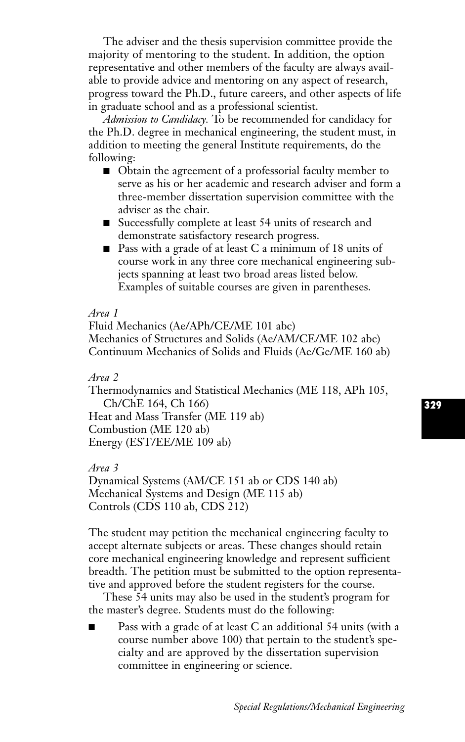The adviser and the thesis supervision committee provide the majority of mentoring to the student. In addition, the option representative and other members of the faculty are always available to provide advice and mentoring on any aspect of research, progress toward the Ph.D., future careers, and other aspects of life in graduate school and as a professional scientist.

*Admission to Candidacy.* To be recommended for candidacy for the Ph.D. degree in mechanical engineering, the student must, in addition to meeting the general Institute requirements, do the following:

- Obtain the agreement of a professorial faculty member to serve as his or her academic and research adviser and form a three-member dissertation supervision committee with the adviser as the chair.
- Successfully complete at least 54 units of research and demonstrate satisfactory research progress.
- Pass with a grade of at least C a minimum of 18 units of course work in any three core mechanical engineering subjects spanning at least two broad areas listed below. Examples of suitable courses are given in parentheses.

*Area 1*

Fluid Mechanics (Ae/APh/CE/ME 101 abc)
Mechanics of Structures and Solids (Ae/AM/CE/ME 102 abc)
Continuum Mechanics of Solids and Fluids (Ae/Ge/ME 160 ab)

*Area 2*

Thermodynamics and Statistical Mechanics (ME 118, APh 105, Ch/ChE 164, Ch 166)
Heat and Mass Transfer (ME 119 ab)
Combustion (ME 120 ab)
Energy (EST/EE/ME 109 ab)

*Area 3*

Dynamical Systems (AM/CE 151 ab or CDS 140 ab)
Mechanical Systems and Design (ME 115 ab)
Controls (CDS 110 ab, CDS 212)

The student may petition the mechanical engineering faculty to accept alternate subjects or areas. These changes should retain core mechanical engineering knowledge and represent sufficient breadth. The petition must be submitted to the option representative and approved before the student registers for the course.

These 54 units may also be used in the student's program for the master's degree. Students must do the following:

- Pass with a grade of at least C an additional 54 units (with a course number above 100) that pertain to the student's specialty and are approved by the dissertation supervision committee in engineering or science.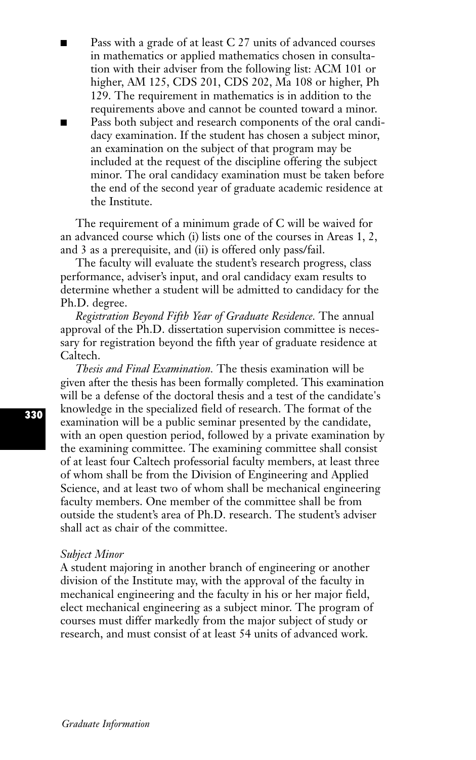- Pass with a grade of at least C 27 units of advanced courses in mathematics or applied mathematics chosen in consultation with their adviser from the following list: ACM 101 or higher, AM 125, CDS 201, CDS 202, Ma 108 or higher, Ph 129. The requirement in mathematics is in addition to the requirements above and cannot be counted toward a minor.
- Pass both subject and research components of the oral candidacy examination. If the student has chosen a subject minor, an examination on the subject of that program may be included at the request of the discipline offering the subject minor. The oral candidacy examination must be taken before the end of the second year of graduate academic residence at the Institute.

The requirement of a minimum grade of C will be waived for an advanced course which (i) lists one of the courses in Areas 1, 2, and 3 as a prerequisite, and (ii) is offered only pass/fail.

The faculty will evaluate the student's research progress, class performance, adviser's input, and oral candidacy exam results to determine whether a student will be admitted to candidacy for the Ph.D. degree.

*Registration Beyond Fifth Year of Graduate Residence.* The annual approval of the Ph.D. dissertation supervision committee is necessary for registration beyond the fifth year of graduate residence at Caltech.

*Thesis and Final Examination.* The thesis examination will be given after the thesis has been formally completed. This examination will be a defense of the doctoral thesis and a test of the candidate's knowledge in the specialized field of research. The format of the examination will be a public seminar presented by the candidate, with an open question period, followed by a private examination by the examining committee. The examining committee shall consist of at least four Caltech professorial faculty members, at least three of whom shall be from the Division of Engineering and Applied Science, and at least two of whom shall be mechanical engineering faculty members. One member of the committee shall be from outside the student's area of Ph.D. research. The student's adviser shall act as chair of the committee.

*Subject Minor*

A student majoring in another branch of engineering or another division of the Institute may, with the approval of the faculty in mechanical engineering and the faculty in his or her major field, elect mechanical engineering as a subject minor. The program of courses must differ markedly from the major subject of study or research, and must consist of at least 54 units of advanced work.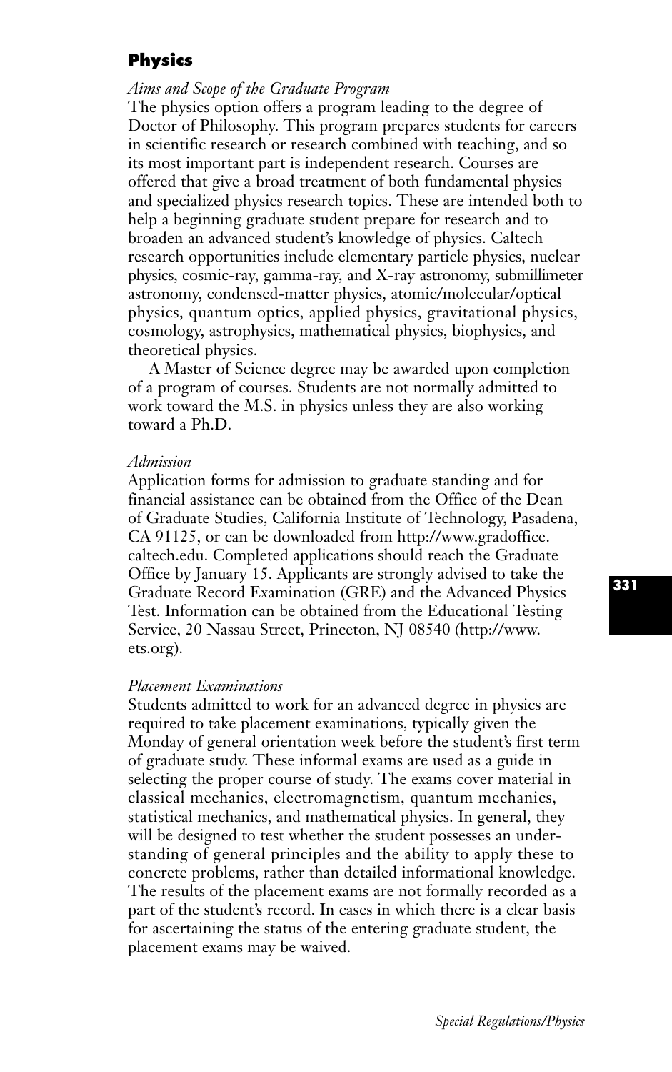## Physics

*Aims and Scope of the Graduate Program*

The physics option offers a program leading to the degree of Doctor of Philosophy. This program prepares students for careers in scientific research or research combined with teaching, and so its most important part is independent research. Courses are offered that give a broad treatment of both fundamental physics and specialized physics research topics. These are intended both to help a beginning graduate student prepare for research and to broaden an advanced student's knowledge of physics. Caltech research opportunities include elementary particle physics, nuclear physics, cosmic-ray, gamma-ray, and X-ray astronomy, submillimeter astronomy, condensed-matter physics, atomic/molecular/optical physics, quantum optics, applied physics, gravitational physics, cosmology, astrophysics, mathematical physics, biophysics, and theoretical physics.

A Master of Science degree may be awarded upon completion of a program of courses. Students are not normally admitted to work toward the M.S. in physics unless they are also working toward a Ph.D.

*Admission*

Application forms for admission to graduate standing and for financial assistance can be obtained from the Office of the Dean of Graduate Studies, California Institute of Technology, Pasadena, CA 91125, or can be downloaded from http://www.gradoffice.caltech.edu. Completed applications should reach the Graduate Office by January 15. Applicants are strongly advised to take the Graduate Record Examination (GRE) and the Advanced Physics Test. Information can be obtained from the Educational Testing Service, 20 Nassau Street, Princeton, NJ 08540 (http://www.ets.org).

*Placement Examinations*

Students admitted to work for an advanced degree in physics are required to take placement examinations, typically given the Monday of general orientation week before the student's first term of graduate study. These informal exams are used as a guide in selecting the proper course of study. The exams cover material in classical mechanics, electromagnetism, quantum mechanics, statistical mechanics, and mathematical physics. In general, they will be designed to test whether the student possesses an understanding of general principles and the ability to apply these to concrete problems, rather than detailed informational knowledge. The results of the placement exams are not formally recorded as a part of the student's record. In cases in which there is a clear basis for ascertaining the status of the entering graduate student, the placement exams may be waived.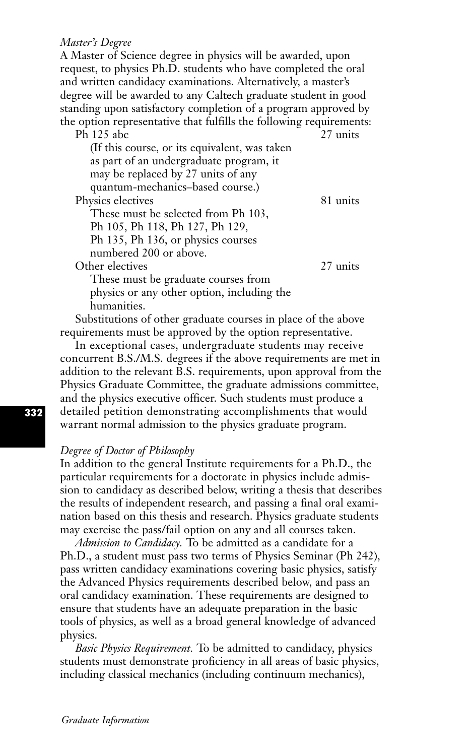*Master's Degree*

A Master of Science degree in physics will be awarded, upon request, to physics Ph.D. students who have completed the oral and written candidacy examinations. Alternatively, a master's degree will be awarded to any Caltech graduate student in good standing upon satisfactory completion of a program approved by the option representative that fulfills the following requirements:

| | |
|---|---|
| Ph 125 abc | 27 units |
| (If this course, or its equivalent, was taken as part of an undergraduate program, it may be replaced by 27 units of any quantum-mechanics–based course.) | |
| Physics electives | 81 units |
| These must be selected from Ph 103, Ph 105, Ph 118, Ph 127, Ph 129, Ph 135, Ph 136, or physics courses numbered 200 or above. | |
| Other electives | 27 units |
| These must be graduate courses from physics or any other option, including the humanities. | |

Substitutions of other graduate courses in place of the above requirements must be approved by the option representative.

In exceptional cases, undergraduate students may receive concurrent B.S./M.S. degrees if the above requirements are met in addition to the relevant B.S. requirements, upon approval from the Physics Graduate Committee, the graduate admissions committee, and the physics executive officer. Such students must produce a detailed petition demonstrating accomplishments that would warrant normal admission to the physics graduate program.

*Degree of Doctor of Philosophy*

In addition to the general Institute requirements for a Ph.D., the particular requirements for a doctorate in physics include admission to candidacy as described below, writing a thesis that describes the results of independent research, and passing a final oral examination based on this thesis and research. Physics graduate students may exercise the pass/fail option on any and all courses taken.

*Admission to Candidacy.* To be admitted as a candidate for a Ph.D., a student must pass two terms of Physics Seminar (Ph 242), pass written candidacy examinations covering basic physics, satisfy the Advanced Physics requirements described below, and pass an oral candidacy examination. These requirements are designed to ensure that students have an adequate preparation in the basic tools of physics, as well as a broad general knowledge of advanced physics.

*Basic Physics Requirement.* To be admitted to candidacy, physics students must demonstrate proficiency in all areas of basic physics, including classical mechanics (including continuum mechanics),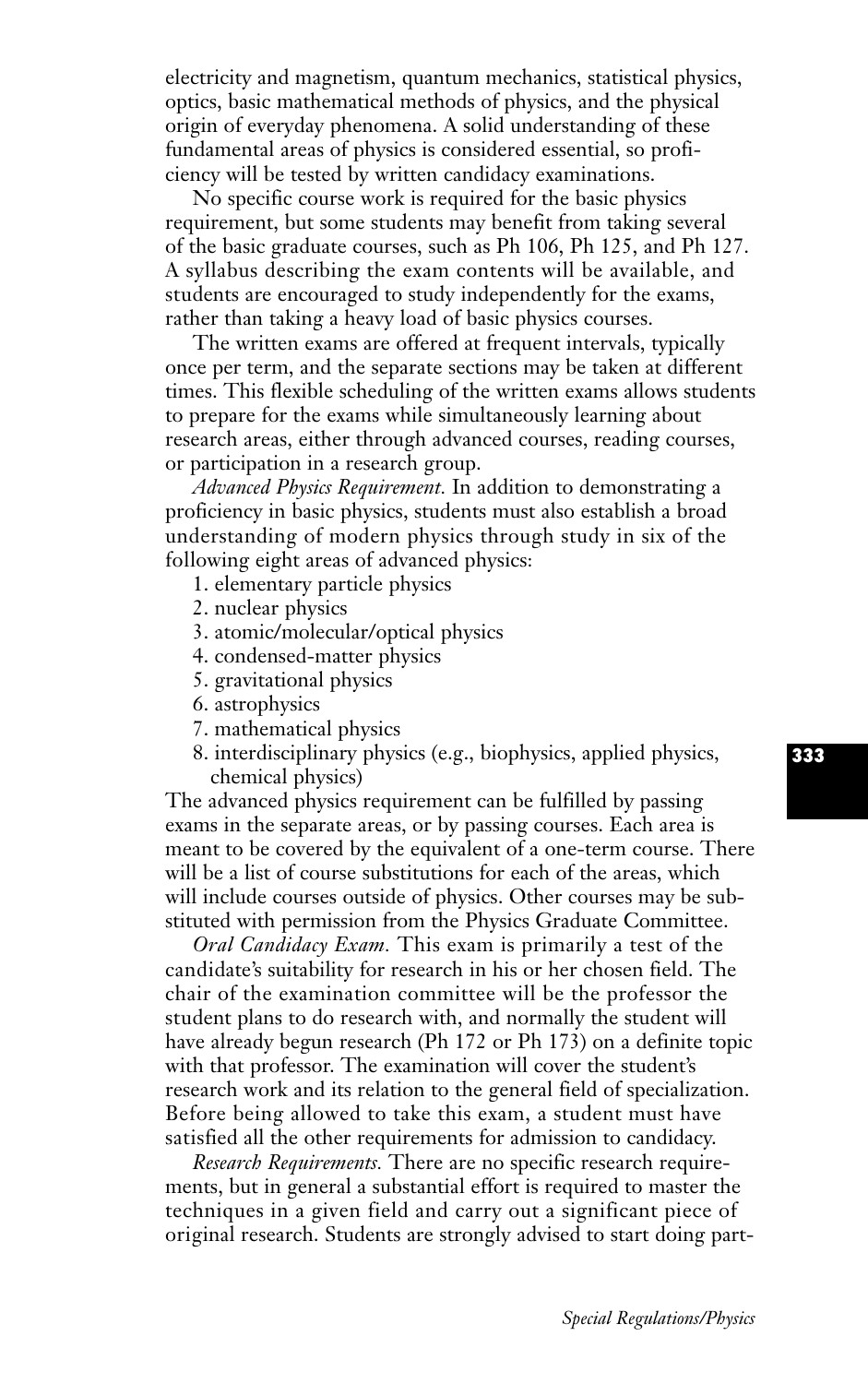electricity and magnetism, quantum mechanics, statistical physics, optics, basic mathematical methods of physics, and the physical origin of everyday phenomena. A solid understanding of these fundamental areas of physics is considered essential, so proficiency will be tested by written candidacy examinations.

No specific course work is required for the basic physics requirement, but some students may benefit from taking several of the basic graduate courses, such as Ph 106, Ph 125, and Ph 127. A syllabus describing the exam contents will be available, and students are encouraged to study independently for the exams, rather than taking a heavy load of basic physics courses.

The written exams are offered at frequent intervals, typically once per term, and the separate sections may be taken at different times. This flexible scheduling of the written exams allows students to prepare for the exams while simultaneously learning about research areas, either through advanced courses, reading courses, or participation in a research group.

*Advanced Physics Requirement.* In addition to demonstrating a proficiency in basic physics, students must also establish a broad understanding of modern physics through study in six of the following eight areas of advanced physics:

1. elementary particle physics
2. nuclear physics
3. atomic/molecular/optical physics
4. condensed-matter physics
5. gravitational physics
6. astrophysics
7. mathematical physics
8. interdisciplinary physics (e.g., biophysics, applied physics, chemical physics)

The advanced physics requirement can be fulfilled by passing exams in the separate areas, or by passing courses. Each area is meant to be covered by the equivalent of a one-term course. There will be a list of course substitutions for each of the areas, which will include courses outside of physics. Other courses may be substituted with permission from the Physics Graduate Committee.

*Oral Candidacy Exam.* This exam is primarily a test of the candidate's suitability for research in his or her chosen field. The chair of the examination committee will be the professor the student plans to do research with, and normally the student will have already begun research (Ph 172 or Ph 173) on a definite topic with that professor. The examination will cover the student's research work and its relation to the general field of specialization. Before being allowed to take this exam, a student must have satisfied all the other requirements for admission to candidacy.

*Research Requirements.* There are no specific research requirements, but in general a substantial effort is required to master the techniques in a given field and carry out a significant piece of original research. Students are strongly advised to start doing part-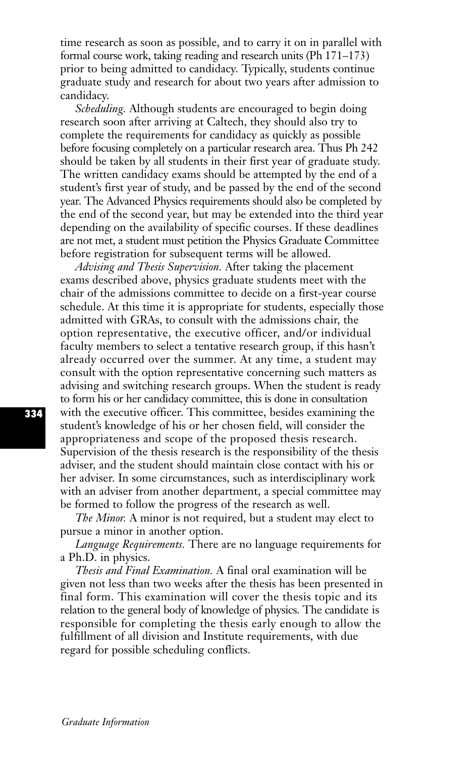time research as soon as possible, and to carry it on in parallel with formal course work, taking reading and research units (Ph 171–173) prior to being admitted to candidacy. Typically, students continue graduate study and research for about two years after admission to candidacy.

*Scheduling.* Although students are encouraged to begin doing research soon after arriving at Caltech, they should also try to complete the requirements for candidacy as quickly as possible before focusing completely on a particular research area. Thus Ph 242 should be taken by all students in their first year of graduate study. The written candidacy exams should be attempted by the end of a student's first year of study, and be passed by the end of the second year. The Advanced Physics requirements should also be completed by the end of the second year, but may be extended into the third year depending on the availability of specific courses. If these deadlines are not met, a student must petition the Physics Graduate Committee before registration for subsequent terms will be allowed.

*Advising and Thesis Supervision.* After taking the placement exams described above, physics graduate students meet with the chair of the admissions committee to decide on a first-year course schedule. At this time it is appropriate for students, especially those admitted with GRAs, to consult with the admissions chair, the option representative, the executive officer, and/or individual faculty members to select a tentative research group, if this hasn't already occurred over the summer. At any time, a student may consult with the option representative concerning such matters as advising and switching research groups. When the student is ready to form his or her candidacy committee, this is done in consultation with the executive officer. This committee, besides examining the student's knowledge of his or her chosen field, will consider the appropriateness and scope of the proposed thesis research. Supervision of the thesis research is the responsibility of the thesis adviser, and the student should maintain close contact with his or her adviser. In some circumstances, such as interdisciplinary work with an adviser from another department, a special committee may be formed to follow the progress of the research as well.

*The Minor.* A minor is not required, but a student may elect to pursue a minor in another option.

*Language Requirements.* There are no language requirements for a Ph.D. in physics.

*Thesis and Final Examination.* A final oral examination will be given not less than two weeks after the thesis has been presented in final form. This examination will cover the thesis topic and its relation to the general body of knowledge of physics. The candidate is responsible for completing the thesis early enough to allow the fulfillment of all division and Institute requirements, with due regard for possible scheduling conflicts.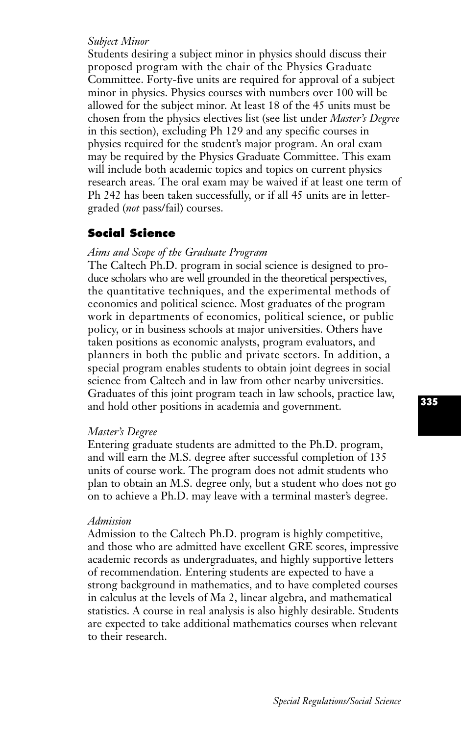*Subject Minor*

Students desiring a subject minor in physics should discuss their proposed program with the chair of the Physics Graduate Committee. Forty-five units are required for approval of a subject minor in physics. Physics courses with numbers over 100 will be allowed for the subject minor. At least 18 of the 45 units must be chosen from the physics electives list (see list under *Master's Degree* in this section), excluding Ph 129 and any specific courses in physics required for the student's major program. An oral exam may be required by the Physics Graduate Committee. This exam will include both academic topics and topics on current physics research areas. The oral exam may be waived if at least one term of Ph 242 has been taken successfully, or if all 45 units are in letter-graded (*not* pass/fail) courses.

## Social Science

*Aims and Scope of the Graduate Program*

The Caltech Ph.D. program in social science is designed to produce scholars who are well grounded in the theoretical perspectives, the quantitative techniques, and the experimental methods of economics and political science. Most graduates of the program work in departments of economics, political science, or public policy, or in business schools at major universities. Others have taken positions as economic analysts, program evaluators, and planners in both the public and private sectors. In addition, a special program enables students to obtain joint degrees in social science from Caltech and in law from other nearby universities. Graduates of this joint program teach in law schools, practice law, and hold other positions in academia and government.

*Master's Degree*

Entering graduate students are admitted to the Ph.D. program, and will earn the M.S. degree after successful completion of 135 units of course work. The program does not admit students who plan to obtain an M.S. degree only, but a student who does not go on to achieve a Ph.D. may leave with a terminal master's degree.

*Admission*

Admission to the Caltech Ph.D. program is highly competitive, and those who are admitted have excellent GRE scores, impressive academic records as undergraduates, and highly supportive letters of recommendation. Entering students are expected to have a strong background in mathematics, and to have completed courses in calculus at the levels of Ma 2, linear algebra, and mathematical statistics. A course in real analysis is also highly desirable. Students are expected to take additional mathematics courses when relevant to their research.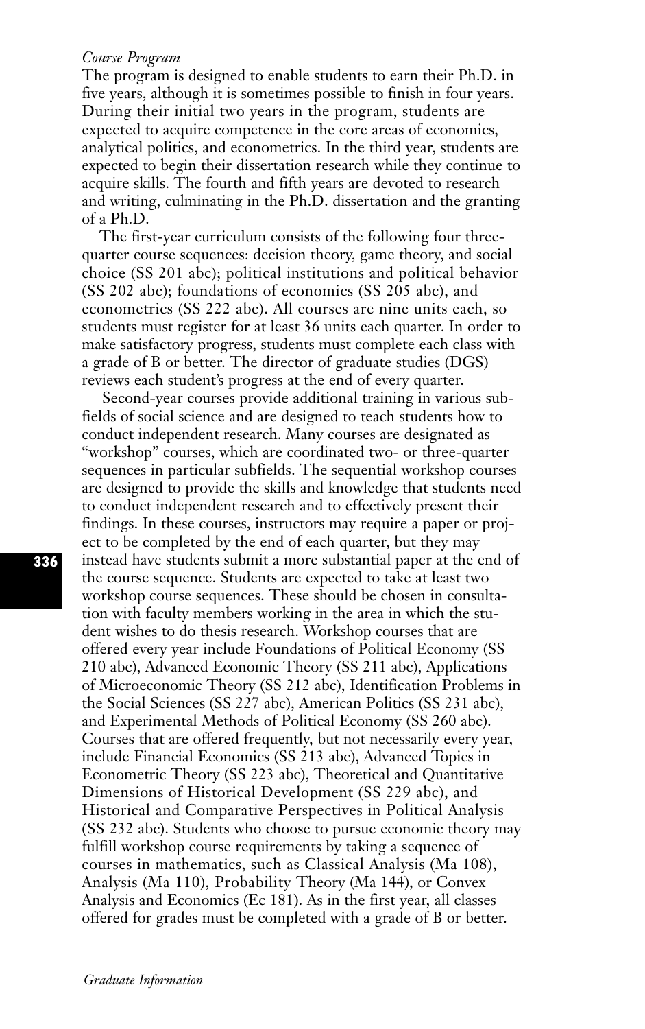*Course Program*

The program is designed to enable students to earn their Ph.D. in five years, although it is sometimes possible to finish in four years. During their initial two years in the program, students are expected to acquire competence in the core areas of economics, analytical politics, and econometrics. In the third year, students are expected to begin their dissertation research while they continue to acquire skills. The fourth and fifth years are devoted to research and writing, culminating in the Ph.D. dissertation and the granting of a Ph.D.

The first-year curriculum consists of the following four three-quarter course sequences: decision theory, game theory, and social choice (SS 201 abc); political institutions and political behavior (SS 202 abc); foundations of economics (SS 205 abc), and econometrics (SS 222 abc). All courses are nine units each, so students must register for at least 36 units each quarter. In order to make satisfactory progress, students must complete each class with a grade of B or better. The director of graduate studies (DGS) reviews each student's progress at the end of every quarter.

Second-year courses provide additional training in various subfields of social science and are designed to teach students how to conduct independent research. Many courses are designated as "workshop" courses, which are coordinated two- or three-quarter sequences in particular subfields. The sequential workshop courses are designed to provide the skills and knowledge that students need to conduct independent research and to effectively present their findings. In these courses, instructors may require a paper or project to be completed by the end of each quarter, but they may instead have students submit a more substantial paper at the end of the course sequence. Students are expected to take at least two workshop course sequences. These should be chosen in consultation with faculty members working in the area in which the student wishes to do thesis research. Workshop courses that are offered every year include Foundations of Political Economy (SS 210 abc), Advanced Economic Theory (SS 211 abc), Applications of Microeconomic Theory (SS 212 abc), Identification Problems in the Social Sciences (SS 227 abc), American Politics (SS 231 abc), and Experimental Methods of Political Economy (SS 260 abc). Courses that are offered frequently, but not necessarily every year, include Financial Economics (SS 213 abc), Advanced Topics in Econometric Theory (SS 223 abc), Theoretical and Quantitative Dimensions of Historical Development (SS 229 abc), and Historical and Comparative Perspectives in Political Analysis (SS 232 abc). Students who choose to pursue economic theory may fulfill workshop course requirements by taking a sequence of courses in mathematics, such as Classical Analysis (Ma 108), Analysis (Ma 110), Probability Theory (Ma 144), or Convex Analysis and Economics (Ec 181). As in the first year, all classes offered for grades must be completed with a grade of B or better.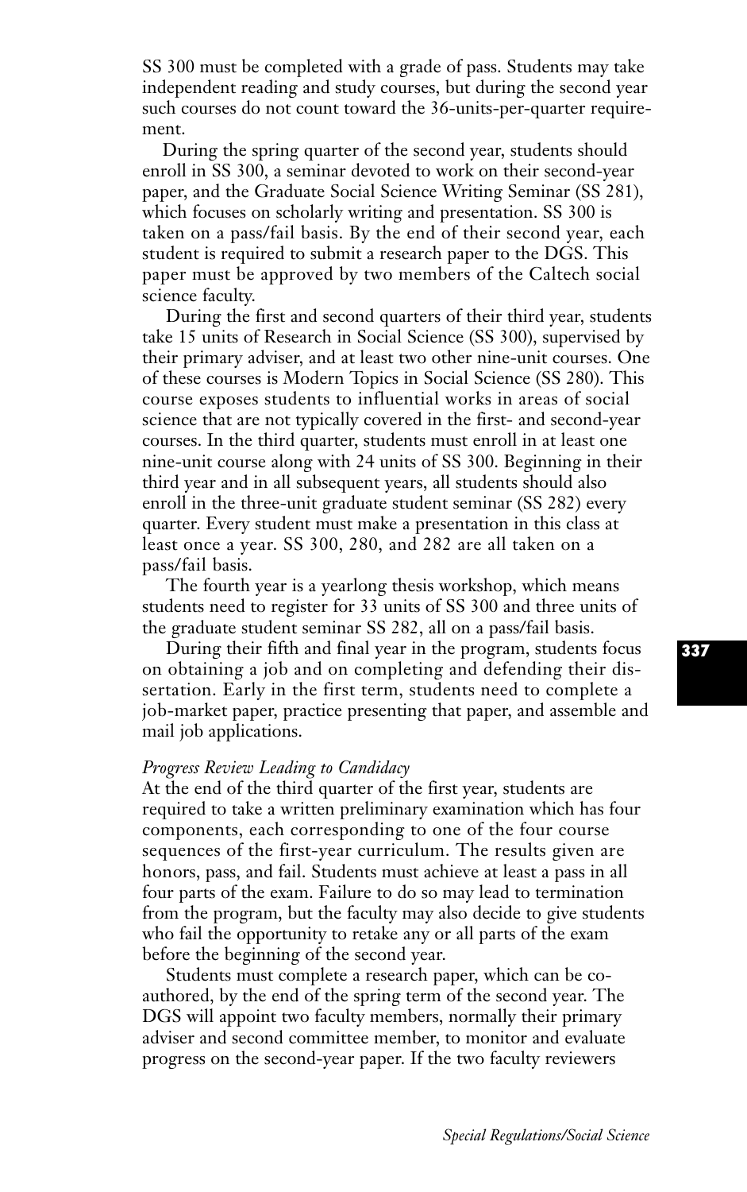SS 300 must be completed with a grade of pass. Students may take independent reading and study courses, but during the second year such courses do not count toward the 36-units-per-quarter requirement.

During the spring quarter of the second year, students should enroll in SS 300, a seminar devoted to work on their second-year paper, and the Graduate Social Science Writing Seminar (SS 281), which focuses on scholarly writing and presentation. SS 300 is taken on a pass/fail basis. By the end of their second year, each student is required to submit a research paper to the DGS. This paper must be approved by two members of the Caltech social science faculty.

During the first and second quarters of their third year, students take 15 units of Research in Social Science (SS 300), supervised by their primary adviser, and at least two other nine-unit courses. One of these courses is Modern Topics in Social Science (SS 280). This course exposes students to influential works in areas of social science that are not typically covered in the first- and second-year courses. In the third quarter, students must enroll in at least one nine-unit course along with 24 units of SS 300. Beginning in their third year and in all subsequent years, all students should also enroll in the three-unit graduate student seminar (SS 282) every quarter. Every student must make a presentation in this class at least once a year. SS 300, 280, and 282 are all taken on a pass/fail basis.

The fourth year is a yearlong thesis workshop, which means students need to register for 33 units of SS 300 and three units of the graduate student seminar SS 282, all on a pass/fail basis.

During their fifth and final year in the program, students focus on obtaining a job and on completing and defending their dissertation. Early in the first term, students need to complete a job-market paper, practice presenting that paper, and assemble and mail job applications.

*Progress Review Leading to Candidacy*

At the end of the third quarter of the first year, students are required to take a written preliminary examination which has four components, each corresponding to one of the four course sequences of the first-year curriculum. The results given are honors, pass, and fail. Students must achieve at least a pass in all four parts of the exam. Failure to do so may lead to termination from the program, but the faculty may also decide to give students who fail the opportunity to retake any or all parts of the exam before the beginning of the second year.

Students must complete a research paper, which can be coauthored, by the end of the spring term of the second year. The DGS will appoint two faculty members, normally their primary adviser and second committee member, to monitor and evaluate progress on the second-year paper. If the two faculty reviewers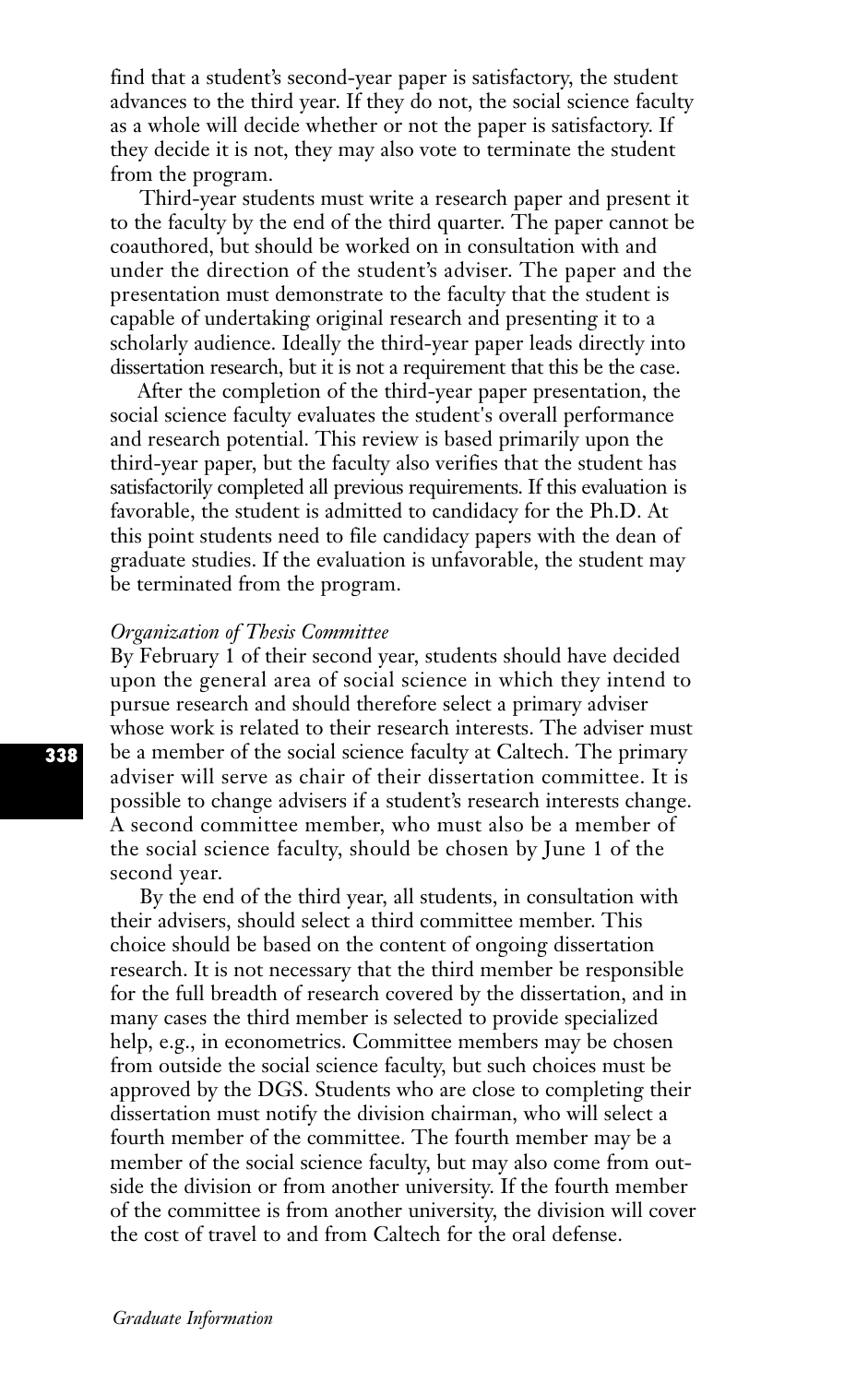find that a student's second-year paper is satisfactory, the student advances to the third year. If they do not, the social science faculty as a whole will decide whether or not the paper is satisfactory. If they decide it is not, they may also vote to terminate the student from the program.

Third-year students must write a research paper and present it to the faculty by the end of the third quarter. The paper cannot be coauthored, but should be worked on in consultation with and under the direction of the student's adviser. The paper and the presentation must demonstrate to the faculty that the student is capable of undertaking original research and presenting it to a scholarly audience. Ideally the third-year paper leads directly into dissertation research, but it is not a requirement that this be the case.

After the completion of the third-year paper presentation, the social science faculty evaluates the student's overall performance and research potential. This review is based primarily upon the third-year paper, but the faculty also verifies that the student has satisfactorily completed all previous requirements. If this evaluation is favorable, the student is admitted to candidacy for the Ph.D. At this point students need to file candidacy papers with the dean of graduate studies. If the evaluation is unfavorable, the student may be terminated from the program.

*Organization of Thesis Committee*

By February 1 of their second year, students should have decided upon the general area of social science in which they intend to pursue research and should therefore select a primary adviser whose work is related to their research interests. The adviser must be a member of the social science faculty at Caltech. The primary adviser will serve as chair of their dissertation committee. It is possible to change advisers if a student's research interests change. A second committee member, who must also be a member of the social science faculty, should be chosen by June 1 of the second year.

By the end of the third year, all students, in consultation with their advisers, should select a third committee member. This choice should be based on the content of ongoing dissertation research. It is not necessary that the third member be responsible for the full breadth of research covered by the dissertation, and in many cases the third member is selected to provide specialized help, e.g., in econometrics. Committee members may be chosen from outside the social science faculty, but such choices must be approved by the DGS. Students who are close to completing their dissertation must notify the division chairman, who will select a fourth member of the committee. The fourth member may be a member of the social science faculty, but may also come from outside the division or from another university. If the fourth member of the committee is from another university, the division will cover the cost of travel to and from Caltech for the oral defense.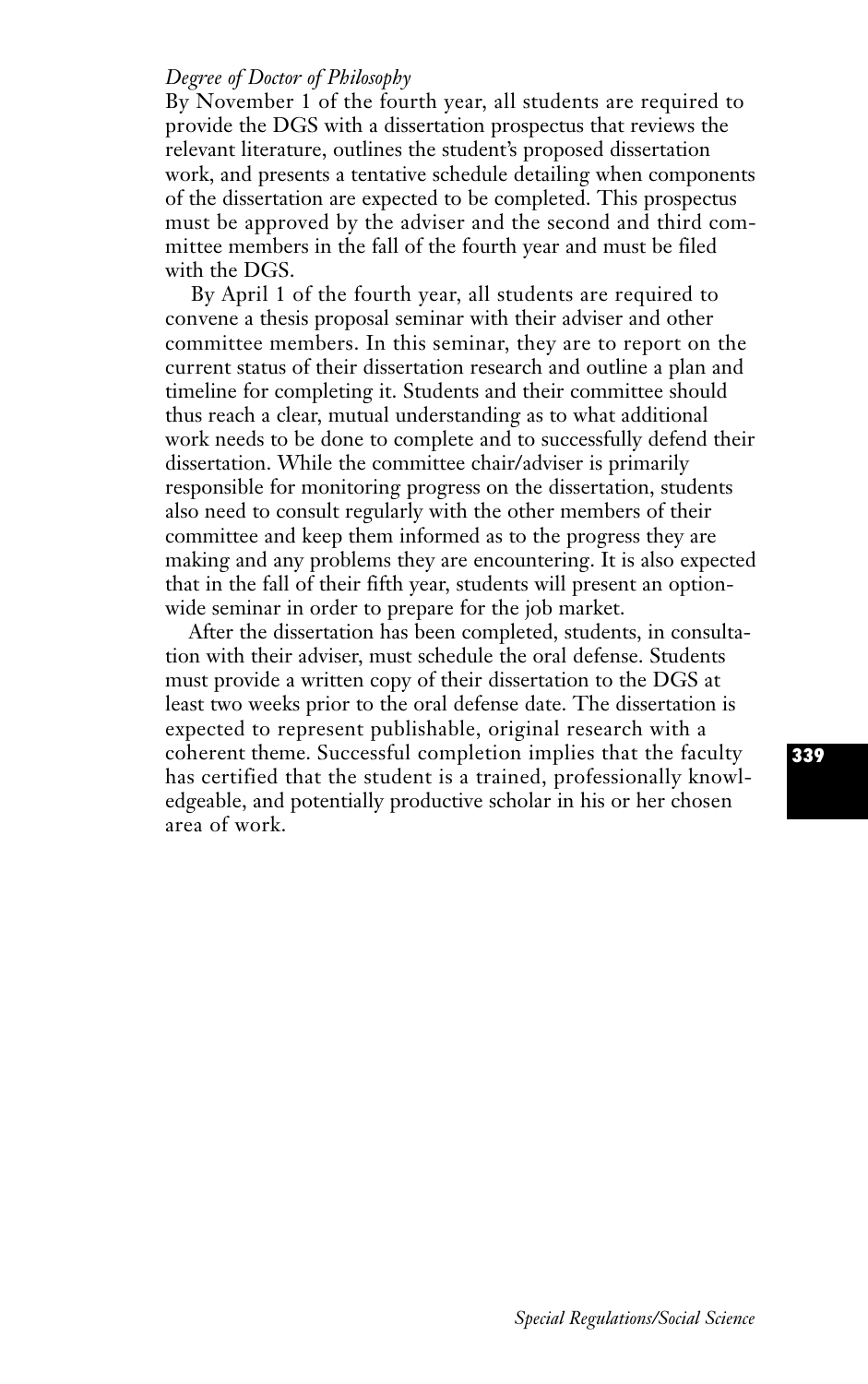*Degree of Doctor of Philosophy*

By November 1 of the fourth year, all students are required to provide the DGS with a dissertation prospectus that reviews the relevant literature, outlines the student's proposed dissertation work, and presents a tentative schedule detailing when components of the dissertation are expected to be completed. This prospectus must be approved by the adviser and the second and third committee members in the fall of the fourth year and must be filed with the DGS.

By April 1 of the fourth year, all students are required to convene a thesis proposal seminar with their adviser and other committee members. In this seminar, they are to report on the current status of their dissertation research and outline a plan and timeline for completing it. Students and their committee should thus reach a clear, mutual understanding as to what additional work needs to be done to complete and to successfully defend their dissertation. While the committee chair/adviser is primarily responsible for monitoring progress on the dissertation, students also need to consult regularly with the other members of their committee and keep them informed as to the progress they are making and any problems they are encountering. It is also expected that in the fall of their fifth year, students will present an option-wide seminar in order to prepare for the job market.

After the dissertation has been completed, students, in consultation with their adviser, must schedule the oral defense. Students must provide a written copy of their dissertation to the DGS at least two weeks prior to the oral defense date. The dissertation is expected to represent publishable, original research with a coherent theme. Successful completion implies that the faculty has certified that the student is a trained, professionally knowledgeable, and potentially productive scholar in his or her chosen area of work.